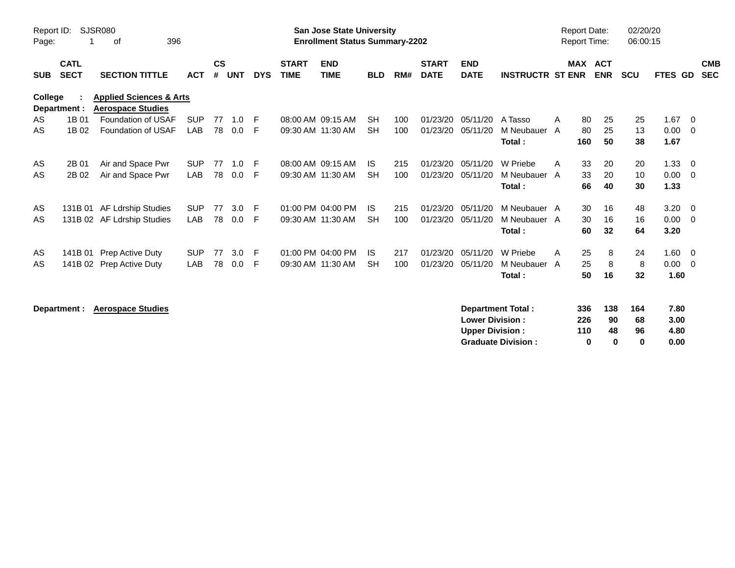Report ID: SJSR080
San Jose State University
Enrollment Status Summary-2202
Report Date: 02/20/20
Report Time: 06:00:15

| SUB | CATL SECT | SECTION TITTLE | ACT | CS # | UNT | DYS | START TIME | END TIME | BLD | RM# | START DATE | END DATE | INSTRUCTR | ST | MAX ENR | ACT ENR | SCU | FTES | GD | CMB SEC |
|---|---|---|---|---|---|---|---|---|---|---|---|---|---|---|---|---|---|---|---|---|
| **College** | **:** | **Applied Sciences & Arts** | | | | | | | | | | | | | | | | | | |
| **Department :** | | **Aerospace Studies** | | | | | | | | | | | | | | | | | | |
| AS | 1B 01 | Foundation of USAF | SUP | 77 | 1.0 | F | 08:00 AM | 09:15 AM | SH | 100 | 01/23/20 | 05/11/20 | A Tasso | A | 80 | 25 | 25 | 1.67 | 0 | |
| AS | 1B 02 | Foundation of USAF | LAB | 78 | 0.0 | F | 09:30 AM | 11:30 AM | SH | 100 | 01/23/20 | 05/11/20 | M Neubauer | A | 80 | 25 | 13 | 0.00 | 0 | |
| | | | | | | | | | | | | | **Total :** | | **160** | **50** | **38** | **1.67** | | |
| AS | 2B 01 | Air and Space Pwr | SUP | 77 | 1.0 | F | 08:00 AM | 09:15 AM | IS | 215 | 01/23/20 | 05/11/20 | W Priebe | A | 33 | 20 | 20 | 1.33 | 0 | |
| AS | 2B 02 | Air and Space Pwr | LAB | 78 | 0.0 | F | 09:30 AM | 11:30 AM | SH | 100 | 01/23/20 | 05/11/20 | M Neubauer | A | 33 | 20 | 10 | 0.00 | 0 | |
| | | | | | | | | | | | | | **Total :** | | **66** | **40** | **30** | **1.33** | | |
| AS | 131B 01 | AF Ldrship Studies | SUP | 77 | 3.0 | F | 01:00 PM | 04:00 PM | IS | 215 | 01/23/20 | 05/11/20 | M Neubauer | A | 30 | 16 | 48 | 3.20 | 0 | |
| AS | 131B 02 | AF Ldrship Studies | LAB | 78 | 0.0 | F | 09:30 AM | 11:30 AM | SH | 100 | 01/23/20 | 05/11/20 | M Neubauer | A | 30 | 16 | 16 | 0.00 | 0 | |
| | | | | | | | | | | | | | **Total :** | | **60** | **32** | **64** | **3.20** | | |
| AS | 141B 01 | Prep Active Duty | SUP | 77 | 3.0 | F | 01:00 PM | 04:00 PM | IS | 217 | 01/23/20 | 05/11/20 | W Priebe | A | 25 | 8 | 24 | 1.60 | 0 | |
| AS | 141B 02 | Prep Active Duty | LAB | 78 | 0.0 | F | 09:30 AM | 11:30 AM | SH | 100 | 01/23/20 | 05/11/20 | M Neubauer | A | 25 | 8 | 8 | 0.00 | 0 | |
| | | | | | | | | | | | | | **Total :** | | **50** | **16** | **32** | **1.60** | | |

**Department : Aerospace Studies**

| | MAX ENR | ACT ENR | SCU | FTES |
|---|---|---|---|---|
| **Department Total :** | **336** | **138** | **164** | **7.80** |
| **Lower Division :** | **226** | **90** | **68** | **3.00** |
| **Upper Division :** | **110** | **48** | **96** | **4.80** |
| **Graduate Division :** | **0** | **0** | **0** | **0.00** |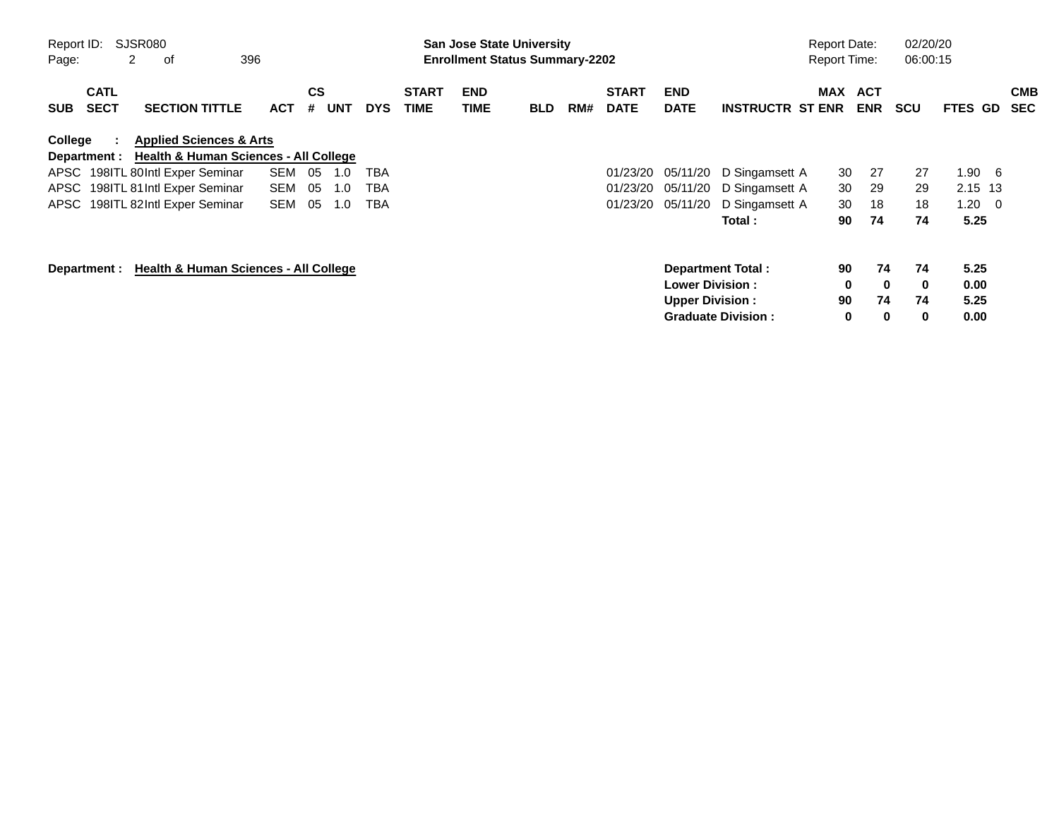**San Jose State University**
**Enrollment Status Summary-2202**

Report ID: SJSR080

Report Date: 02/20/20
Report Time: 06:00:15

| SUB | CATL SECT | SECTION TITTLE | ACT | CS # | UNT | DYS | START TIME | END TIME | BLD | RM# | START DATE | END DATE | INSTRUCTR | ST | MAX ENR | ACT ENR | SCU | FTES | GD | CMB SEC |
|---|---|---|---|---|---|---|---|---|---|---|---|---|---|---|---|---|---|---|---|---|
| **College :** | | **Applied Sciences & Arts** | | | | | | | | | | | | | | | | | | |
| **Department :** | | **Health & Human Sciences - All College** | | | | | | | | | | | | | | | | | | |
| APSC | 198ITL 80 | Intl Exper Seminar | SEM | 05 | 1.0 | TBA | | | | | 01/23/20 | 05/11/20 | D Singamsett | A | 30 | 27 | 27 | 1.90 | 6 | |
| APSC | 198ITL 81 | Intl Exper Seminar | SEM | 05 | 1.0 | TBA | | | | | 01/23/20 | 05/11/20 | D Singamsett | A | 30 | 29 | 29 | 2.15 | 13 | |
| APSC | 198ITL 82 | Intl Exper Seminar | SEM | 05 | 1.0 | TBA | | | | | 01/23/20 | 05/11/20 | D Singamsett | A | 30 | 18 | 18 | 1.20 | 0 | |
| | | | | | | | | | | | | | **Total :** | | **90** | **74** | **74** | **5.25** | | |

**Department : Health & Human Sciences - All College**

| | MAX ENR | ACT ENR | SCU | FTES |
|---|---|---|---|---|
| **Department Total :** | **90** | **74** | **74** | **5.25** |
| **Lower Division :** | **0** | **0** | **0** | **0.00** |
| **Upper Division :** | **90** | **74** | **74** | **5.25** |
| **Graduate Division :** | **0** | **0** | **0** | **0.00** |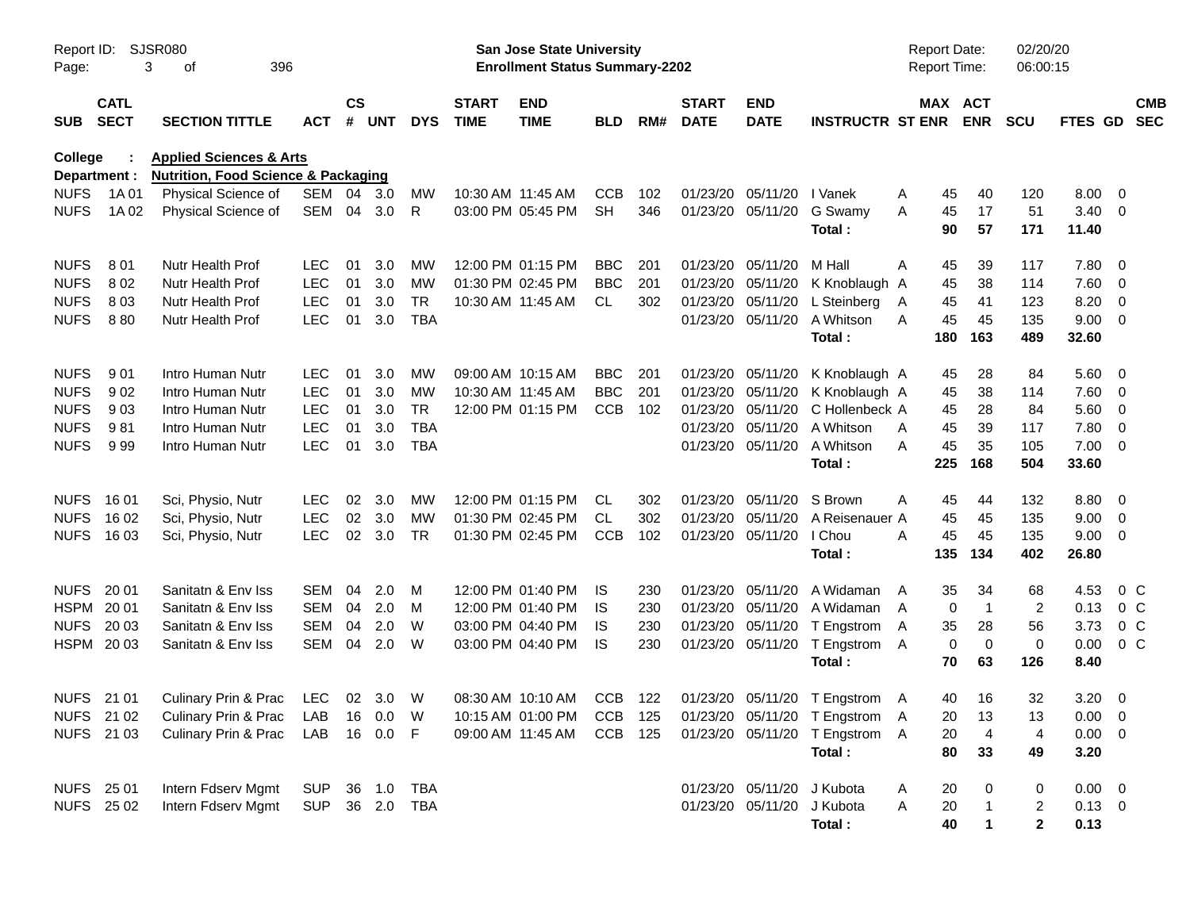Report ID: SJSR080

**San Jose State University**
**Enrollment Status Summary-2202**

Report Date: 02/20/20
Report Time: 06:00:15

| SUB | CATL SECT | SECTION TITTLE | ACT | CS # | UNT | DYS | START TIME | END TIME | BLD | RM# | START DATE | END DATE | INSTRUCTR | ST | MAX ENR | ACT ENR | SCU | FTES | GD | CMB SEC |
|---|---|---|---|---|---|---|---|---|---|---|---|---|---|---|---|---|---|---|---|---|
| **College** | : | **Applied Sciences & Arts** | | | | | | | | | | | | | | | | | | |
| **Department :** | | **Nutrition, Food Science & Packaging** | | | | | | | | | | | | | | | | | | |
| NUFS | 1A 01 | Physical Science of | SEM | 04 | 3.0 | MW | 10:30 AM | 11:45 AM | CCB | 102 | 01/23/20 | 05/11/20 | I Vanek | A | 45 | 40 | 120 | 8.00 | 0 | |
| NUFS | 1A 02 | Physical Science of | SEM | 04 | 3.0 | R | 03:00 PM | 05:45 PM | SH | 346 | 01/23/20 | 05/11/20 | G Swamy | A | 45 | 17 | 51 | 3.40 | 0 | |
| | | | | | | | | | | | | | **Total :** | | **90** | **57** | **171** | **11.40** | | |
| NUFS | 8 01 | Nutr Health Prof | LEC | 01 | 3.0 | MW | 12:00 PM | 01:15 PM | BBC | 201 | 01/23/20 | 05/11/20 | M Hall | A | 45 | 39 | 117 | 7.80 | 0 | |
| NUFS | 8 02 | Nutr Health Prof | LEC | 01 | 3.0 | MW | 01:30 PM | 02:45 PM | BBC | 201 | 01/23/20 | 05/11/20 | K Knoblaugh | A | 45 | 38 | 114 | 7.60 | 0 | |
| NUFS | 8 03 | Nutr Health Prof | LEC | 01 | 3.0 | TR | 10:30 AM | 11:45 AM | CL | 302 | 01/23/20 | 05/11/20 | L Steinberg | A | 45 | 41 | 123 | 8.20 | 0 | |
| NUFS | 8 80 | Nutr Health Prof | LEC | 01 | 3.0 | TBA | | | | | 01/23/20 | 05/11/20 | A Whitson | A | 45 | 45 | 135 | 9.00 | 0 | |
| | | | | | | | | | | | | | **Total :** | | **180** | **163** | **489** | **32.60** | | |
| NUFS | 9 01 | Intro Human Nutr | LEC | 01 | 3.0 | MW | 09:00 AM | 10:15 AM | BBC | 201 | 01/23/20 | 05/11/20 | K Knoblaugh | A | 45 | 28 | 84 | 5.60 | 0 | |
| NUFS | 9 02 | Intro Human Nutr | LEC | 01 | 3.0 | MW | 10:30 AM | 11:45 AM | BBC | 201 | 01/23/20 | 05/11/20 | K Knoblaugh | A | 45 | 38 | 114 | 7.60 | 0 | |
| NUFS | 9 03 | Intro Human Nutr | LEC | 01 | 3.0 | TR | 12:00 PM | 01:15 PM | CCB | 102 | 01/23/20 | 05/11/20 | C Hollenbeck | A | 45 | 28 | 84 | 5.60 | 0 | |
| NUFS | 9 81 | Intro Human Nutr | LEC | 01 | 3.0 | TBA | | | | | 01/23/20 | 05/11/20 | A Whitson | A | 45 | 39 | 117 | 7.80 | 0 | |
| NUFS | 9 99 | Intro Human Nutr | LEC | 01 | 3.0 | TBA | | | | | 01/23/20 | 05/11/20 | A Whitson | A | 45 | 35 | 105 | 7.00 | 0 | |
| | | | | | | | | | | | | | **Total :** | | **225** | **168** | **504** | **33.60** | | |
| NUFS | 16 01 | Sci, Physio, Nutr | LEC | 02 | 3.0 | MW | 12:00 PM | 01:15 PM | CL | 302 | 01/23/20 | 05/11/20 | S Brown | A | 45 | 44 | 132 | 8.80 | 0 | |
| NUFS | 16 02 | Sci, Physio, Nutr | LEC | 02 | 3.0 | MW | 01:30 PM | 02:45 PM | CL | 302 | 01/23/20 | 05/11/20 | A Reisenauer | A | 45 | 45 | 135 | 9.00 | 0 | |
| NUFS | 16 03 | Sci, Physio, Nutr | LEC | 02 | 3.0 | TR | 01:30 PM | 02:45 PM | CCB | 102 | 01/23/20 | 05/11/20 | I Chou | A | 45 | 45 | 135 | 9.00 | 0 | |
| | | | | | | | | | | | | | **Total :** | | **135** | **134** | **402** | **26.80** | | |
| NUFS | 20 01 | Sanitatn & Env Iss | SEM | 04 | 2.0 | M | 12:00 PM | 01:40 PM | IS | 230 | 01/23/20 | 05/11/20 | A Widaman | A | 35 | 34 | 68 | 4.53 | 0 | C |
| HSPM | 20 01 | Sanitatn & Env Iss | SEM | 04 | 2.0 | M | 12:00 PM | 01:40 PM | IS | 230 | 01/23/20 | 05/11/20 | A Widaman | A | 0 | 1 | 2 | 0.13 | 0 | C |
| NUFS | 20 03 | Sanitatn & Env Iss | SEM | 04 | 2.0 | W | 03:00 PM | 04:40 PM | IS | 230 | 01/23/20 | 05/11/20 | T Engstrom | A | 35 | 28 | 56 | 3.73 | 0 | C |
| HSPM | 20 03 | Sanitatn & Env Iss | SEM | 04 | 2.0 | W | 03:00 PM | 04:40 PM | IS | 230 | 01/23/20 | 05/11/20 | T Engstrom | A | 0 | 0 | 0 | 0.00 | 0 | C |
| | | | | | | | | | | | | | **Total :** | | **70** | **63** | **126** | **8.40** | | |
| NUFS | 21 01 | Culinary Prin & Prac | LEC | 02 | 3.0 | W | 08:30 AM | 10:10 AM | CCB | 122 | 01/23/20 | 05/11/20 | T Engstrom | A | 40 | 16 | 32 | 3.20 | 0 | |
| NUFS | 21 02 | Culinary Prin & Prac | LAB | 16 | 0.0 | W | 10:15 AM | 01:00 PM | CCB | 125 | 01/23/20 | 05/11/20 | T Engstrom | A | 20 | 13 | 13 | 0.00 | 0 | |
| NUFS | 21 03 | Culinary Prin & Prac | LAB | 16 | 0.0 | F | 09:00 AM | 11:45 AM | CCB | 125 | 01/23/20 | 05/11/20 | T Engstrom | A | 20 | 4 | 4 | 0.00 | 0 | |
| | | | | | | | | | | | | | **Total :** | | **80** | **33** | **49** | **3.20** | | |
| NUFS | 25 01 | Intern Fdserv Mgmt | SUP | 36 | 1.0 | TBA | | | | | 01/23/20 | 05/11/20 | J Kubota | A | 20 | 0 | 0 | 0.00 | 0 | |
| NUFS | 25 02 | Intern Fdserv Mgmt | SUP | 36 | 2.0 | TBA | | | | | 01/23/20 | 05/11/20 | J Kubota | A | 20 | 1 | 2 | 0.13 | 0 | |
| | | | | | | | | | | | | | **Total :** | | **40** | **1** | **2** | **0.13** | | |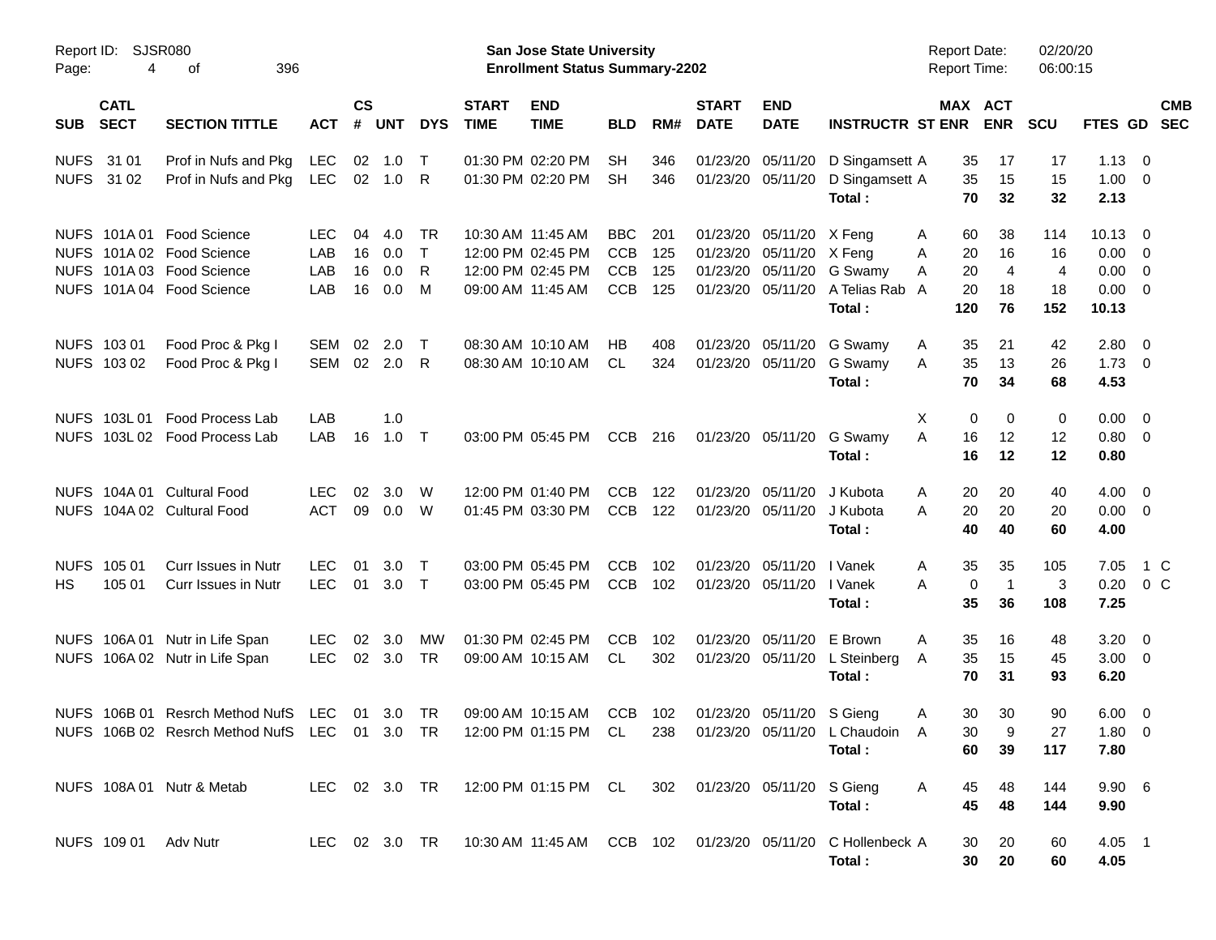Report ID: SJSR080  
San Jose State University  
Enrollment Status Summary-2202  
Report Date: 02/20/20  
Report Time: 06:00:15

| SUB | CATL SECT | SECTION TITTLE | ACT | CS # | UNT | DYS | START TIME | END TIME | BLD | RM# | START DATE | END DATE | INSTRUCTR | ST | MAX ENR | ACT ENR | SCU | FTES | GD | CMB SEC |
|---|---|---|---|---|---|---|---|---|---|---|---|---|---|---|---|---|---|---|---|---|
| NUFS | 31 01 | Prof in Nufs and Pkg | LEC | 02 | 1.0 | T | 01:30 PM | 02:20 PM | SH | 346 | 01/23/20 | 05/11/20 | D Singamsett | A | 35 | 17 | 17 | 1.13 | 0 | |
| NUFS | 31 02 | Prof in Nufs and Pkg | LEC | 02 | 1.0 | R | 01:30 PM | 02:20 PM | SH | 346 | 01/23/20 | 05/11/20 | D Singamsett | A | 35 | 15 | 15 | 1.00 | 0 | |
| | | | | | | | | | | | | | **Total :** | | **70** | **32** | **32** | **2.13** | | |
| NUFS | 101A 01 | Food Science | LEC | 04 | 4.0 | TR | 10:30 AM | 11:45 AM | BBC | 201 | 01/23/20 | 05/11/20 | X Feng | A | 60 | 38 | 114 | 10.13 | 0 | |
| NUFS | 101A 02 | Food Science | LAB | 16 | 0.0 | T | 12:00 PM | 02:45 PM | CCB | 125 | 01/23/20 | 05/11/20 | X Feng | A | 20 | 16 | 16 | 0.00 | 0 | |
| NUFS | 101A 03 | Food Science | LAB | 16 | 0.0 | R | 12:00 PM | 02:45 PM | CCB | 125 | 01/23/20 | 05/11/20 | G Swamy | A | 20 | 4 | 4 | 0.00 | 0 | |
| NUFS | 101A 04 | Food Science | LAB | 16 | 0.0 | M | 09:00 AM | 11:45 AM | CCB | 125 | 01/23/20 | 05/11/20 | A Telias Rab | A | 20 | 18 | 18 | 0.00 | 0 | |
| | | | | | | | | | | | | | **Total :** | | **120** | **76** | **152** | **10.13** | | |
| NUFS | 103 01 | Food Proc & Pkg I | SEM | 02 | 2.0 | T | 08:30 AM | 10:10 AM | HB | 408 | 01/23/20 | 05/11/20 | G Swamy | A | 35 | 21 | 42 | 2.80 | 0 | |
| NUFS | 103 02 | Food Proc & Pkg I | SEM | 02 | 2.0 | R | 08:30 AM | 10:10 AM | CL | 324 | 01/23/20 | 05/11/20 | G Swamy | A | 35 | 13 | 26 | 1.73 | 0 | |
| | | | | | | | | | | | | | **Total :** | | **70** | **34** | **68** | **4.53** | | |
| NUFS | 103L 01 | Food Process Lab | LAB | | 1.0 | | | | | | | | | X | 0 | 0 | 0 | 0.00 | 0 | |
| NUFS | 103L 02 | Food Process Lab | LAB | 16 | 1.0 | T | 03:00 PM | 05:45 PM | CCB | 216 | 01/23/20 | 05/11/20 | G Swamy | A | 16 | 12 | 12 | 0.80 | 0 | |
| | | | | | | | | | | | | | **Total :** | | **16** | **12** | **12** | **0.80** | | |
| NUFS | 104A 01 | Cultural Food | LEC | 02 | 3.0 | W | 12:00 PM | 01:40 PM | CCB | 122 | 01/23/20 | 05/11/20 | J Kubota | A | 20 | 20 | 40 | 4.00 | 0 | |
| NUFS | 104A 02 | Cultural Food | ACT | 09 | 0.0 | W | 01:45 PM | 03:30 PM | CCB | 122 | 01/23/20 | 05/11/20 | J Kubota | A | 20 | 20 | 20 | 0.00 | 0 | |
| | | | | | | | | | | | | | **Total :** | | **40** | **40** | **60** | **4.00** | | |
| NUFS | 105 01 | Curr Issues in Nutr | LEC | 01 | 3.0 | T | 03:00 PM | 05:45 PM | CCB | 102 | 01/23/20 | 05/11/20 | I Vanek | A | 35 | 35 | 105 | 7.05 | 1 | C |
| HS | 105 01 | Curr Issues in Nutr | LEC | 01 | 3.0 | T | 03:00 PM | 05:45 PM | CCB | 102 | 01/23/20 | 05/11/20 | I Vanek | A | 0 | 1 | 3 | 0.20 | 0 | C |
| | | | | | | | | | | | | | **Total :** | | **35** | **36** | **108** | **7.25** | | |
| NUFS | 106A 01 | Nutr in Life Span | LEC | 02 | 3.0 | MW | 01:30 PM | 02:45 PM | CCB | 102 | 01/23/20 | 05/11/20 | E Brown | A | 35 | 16 | 48 | 3.20 | 0 | |
| NUFS | 106A 02 | Nutr in Life Span | LEC | 02 | 3.0 | TR | 09:00 AM | 10:15 AM | CL | 302 | 01/23/20 | 05/11/20 | L Steinberg | A | 35 | 15 | 45 | 3.00 | 0 | |
| | | | | | | | | | | | | | **Total :** | | **70** | **31** | **93** | **6.20** | | |
| NUFS | 106B 01 | Resrch Method NufS | LEC | 01 | 3.0 | TR | 09:00 AM | 10:15 AM | CCB | 102 | 01/23/20 | 05/11/20 | S Gieng | A | 30 | 30 | 90 | 6.00 | 0 | |
| NUFS | 106B 02 | Resrch Method NufS | LEC | 01 | 3.0 | TR | 12:00 PM | 01:15 PM | CL | 238 | 01/23/20 | 05/11/20 | L Chaudoin | A | 30 | 9 | 27 | 1.80 | 0 | |
| | | | | | | | | | | | | | **Total :** | | **60** | **39** | **117** | **7.80** | | |
| NUFS | 108A 01 | Nutr & Metab | LEC | 02 | 3.0 | TR | 12:00 PM | 01:15 PM | CL | 302 | 01/23/20 | 05/11/20 | S Gieng | A | 45 | 48 | 144 | 9.90 | 6 | |
| | | | | | | | | | | | | | **Total :** | | **45** | **48** | **144** | **9.90** | | |
| NUFS | 109 01 | Adv Nutr | LEC | 02 | 3.0 | TR | 10:30 AM | 11:45 AM | CCB | 102 | 01/23/20 | 05/11/20 | C Hollenbeck | A | 30 | 20 | 60 | 4.05 | 1 | |
| | | | | | | | | | | | | | **Total :** | | **30** | **20** | **60** | **4.05** | | |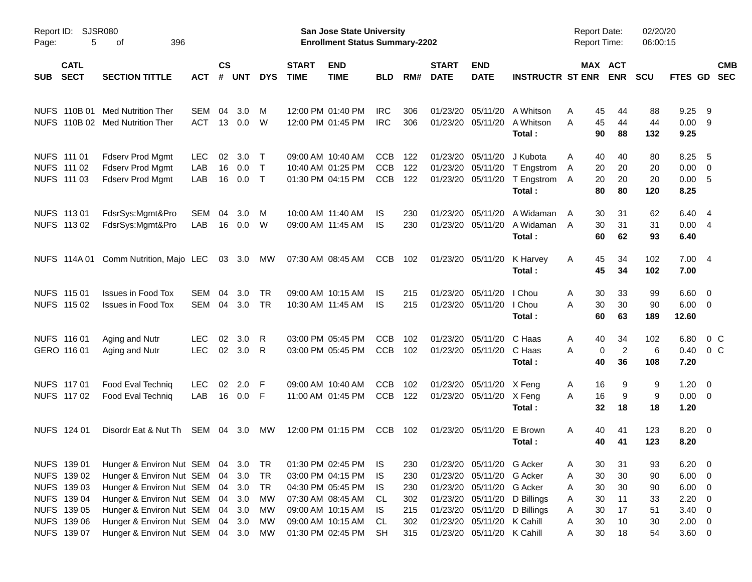Report ID: SJSR080

**San Jose State University**
**Enrollment Status Summary-2202**

Report Date: 02/20/20
Report Time: 06:00:15

| SUB | CATL SECT | SECTION TITTLE | ACT | CS # | UNT | DYS | START TIME | END TIME | BLD | RM# | START DATE | END DATE | INSTRUCTR | ST | MAX ENR | ACT ENR | SCU | FTES | GD | CMB SEC |
|---|---|---|---|---|---|---|---|---|---|---|---|---|---|---|---|---|---|---|---|---|
| NUFS | 110B 01 | Med Nutrition Ther | SEM | 04 | 3.0 | M | 12:00 PM | 01:40 PM | IRC | 306 | 01/23/20 | 05/11/20 | A Whitson | A | 45 | 44 | 88 | 9.25 | 9 | |
| NUFS | 110B 02 | Med Nutrition Ther | ACT | 13 | 0.0 | W | 12:00 PM | 01:45 PM | IRC | 306 | 01/23/20 | 05/11/20 | A Whitson | A | 45 | 44 | 44 | 0.00 | 9 | |
| | | | | | | | | | | | | | **Total :** | | **90** | **88** | **132** | **9.25** | | |
| NUFS | 111 01 | Fdserv Prod Mgmt | LEC | 02 | 3.0 | T | 09:00 AM | 10:40 AM | CCB | 122 | 01/23/20 | 05/11/20 | J Kubota | A | 40 | 40 | 80 | 8.25 | 5 | |
| NUFS | 111 02 | Fdserv Prod Mgmt | LAB | 16 | 0.0 | T | 10:40 AM | 01:25 PM | CCB | 122 | 01/23/20 | 05/11/20 | T Engstrom | A | 20 | 20 | 20 | 0.00 | 0 | |
| NUFS | 111 03 | Fdserv Prod Mgmt | LAB | 16 | 0.0 | T | 01:30 PM | 04:15 PM | CCB | 122 | 01/23/20 | 05/11/20 | T Engstrom | A | 20 | 20 | 20 | 0.00 | 5 | |
| | | | | | | | | | | | | | **Total :** | | **80** | **80** | **120** | **8.25** | | |
| NUFS | 113 01 | FdsrSys:Mgmt&Pro | SEM | 04 | 3.0 | M | 10:00 AM | 11:40 AM | IS | 230 | 01/23/20 | 05/11/20 | A Widaman | A | 30 | 31 | 62 | 6.40 | 4 | |
| NUFS | 113 02 | FdsrSys:Mgmt&Pro | LAB | 16 | 0.0 | W | 09:00 AM | 11:45 AM | IS | 230 | 01/23/20 | 05/11/20 | A Widaman | A | 30 | 31 | 31 | 0.00 | 4 | |
| | | | | | | | | | | | | | **Total :** | | **60** | **62** | **93** | **6.40** | | |
| NUFS | 114A 01 | Comm Nutrition, Majo | LEC | 03 | 3.0 | MW | 07:30 AM | 08:45 AM | CCB | 102 | 01/23/20 | 05/11/20 | K Harvey | A | 45 | 34 | 102 | 7.00 | 4 | |
| | | | | | | | | | | | | | **Total :** | | **45** | **34** | **102** | **7.00** | | |
| NUFS | 115 01 | Issues in Food Tox | SEM | 04 | 3.0 | TR | 09:00 AM | 10:15 AM | IS | 215 | 01/23/20 | 05/11/20 | I Chou | A | 30 | 33 | 99 | 6.60 | 0 | |
| NUFS | 115 02 | Issues in Food Tox | SEM | 04 | 3.0 | TR | 10:30 AM | 11:45 AM | IS | 215 | 01/23/20 | 05/11/20 | I Chou | A | 30 | 30 | 90 | 6.00 | 0 | |
| | | | | | | | | | | | | | **Total :** | | **60** | **63** | **189** | **12.60** | | |
| NUFS | 116 01 | Aging and Nutr | LEC | 02 | 3.0 | R | 03:00 PM | 05:45 PM | CCB | 102 | 01/23/20 | 05/11/20 | C Haas | A | 40 | 34 | 102 | 6.80 | 0 | C |
| GERO | 116 01 | Aging and Nutr | LEC | 02 | 3.0 | R | 03:00 PM | 05:45 PM | CCB | 102 | 01/23/20 | 05/11/20 | C Haas | A | 0 | 2 | 6 | 0.40 | 0 | C |
| | | | | | | | | | | | | | **Total :** | | **40** | **36** | **108** | **7.20** | | |
| NUFS | 117 01 | Food Eval Techniq | LEC | 02 | 2.0 | F | 09:00 AM | 10:40 AM | CCB | 102 | 01/23/20 | 05/11/20 | X Feng | A | 16 | 9 | 9 | 1.20 | 0 | |
| NUFS | 117 02 | Food Eval Techniq | LAB | 16 | 0.0 | F | 11:00 AM | 01:45 PM | CCB | 122 | 01/23/20 | 05/11/20 | X Feng | A | 16 | 9 | 9 | 0.00 | 0 | |
| | | | | | | | | | | | | | **Total :** | | **32** | **18** | **18** | **1.20** | | |
| NUFS | 124 01 | Disordr Eat & Nut Th | SEM | 04 | 3.0 | MW | 12:00 PM | 01:15 PM | CCB | 102 | 01/23/20 | 05/11/20 | E Brown | A | 40 | 41 | 123 | 8.20 | 0 | |
| | | | | | | | | | | | | | **Total :** | | **40** | **41** | **123** | **8.20** | | |
| NUFS | 139 01 | Hunger & Environ Nut | SEM | 04 | 3.0 | TR | 01:30 PM | 02:45 PM | IS | 230 | 01/23/20 | 05/11/20 | G Acker | A | 30 | 31 | 93 | 6.20 | 0 | |
| NUFS | 139 02 | Hunger & Environ Nut | SEM | 04 | 3.0 | TR | 03:00 PM | 04:15 PM | IS | 230 | 01/23/20 | 05/11/20 | G Acker | A | 30 | 30 | 90 | 6.00 | 0 | |
| NUFS | 139 03 | Hunger & Environ Nut | SEM | 04 | 3.0 | TR | 04:30 PM | 05:45 PM | IS | 230 | 01/23/20 | 05/11/20 | G Acker | A | 30 | 30 | 90 | 6.00 | 0 | |
| NUFS | 139 04 | Hunger & Environ Nut | SEM | 04 | 3.0 | MW | 07:30 AM | 08:45 AM | CL | 302 | 01/23/20 | 05/11/20 | D Billings | A | 30 | 11 | 33 | 2.20 | 0 | |
| NUFS | 139 05 | Hunger & Environ Nut | SEM | 04 | 3.0 | MW | 09:00 AM | 10:15 AM | IS | 215 | 01/23/20 | 05/11/20 | D Billings | A | 30 | 17 | 51 | 3.40 | 0 | |
| NUFS | 139 06 | Hunger & Environ Nut | SEM | 04 | 3.0 | MW | 09:00 AM | 10:15 AM | CL | 302 | 01/23/20 | 05/11/20 | K Cahill | A | 30 | 10 | 30 | 2.00 | 0 | |
| NUFS | 139 07 | Hunger & Environ Nut | SEM | 04 | 3.0 | MW | 01:30 PM | 02:45 PM | SH | 315 | 01/23/20 | 05/11/20 | K Cahill | A | 30 | 18 | 54 | 3.60 | 0 | |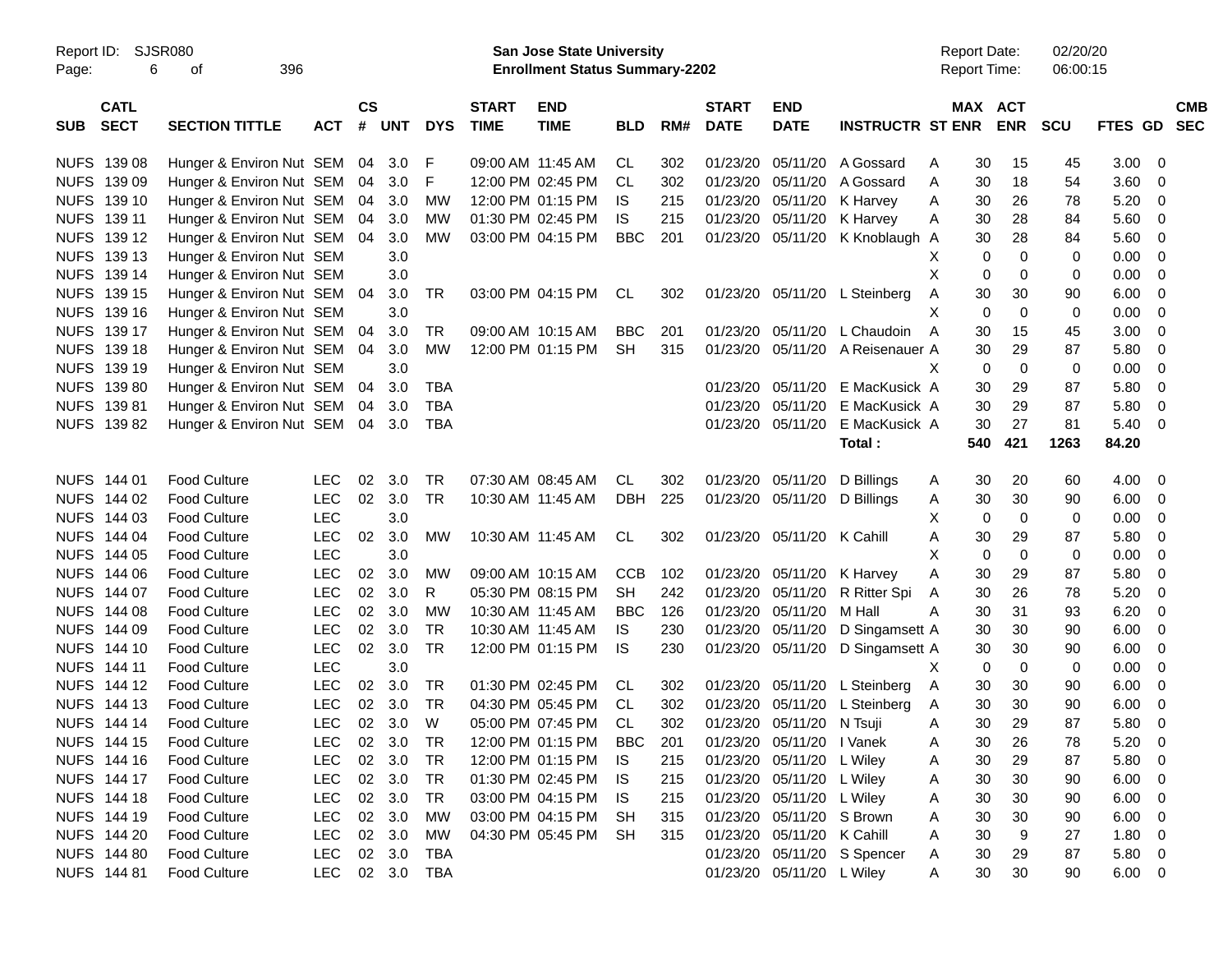Report ID: SJSR080

**San Jose State University**
**Enrollment Status Summary-2202**

Report Date: 02/20/20
Report Time: 06:00:15

| SUB | CATL SECT | SECTION TITTLE | ACT | CS # | UNT | DYS | START TIME | END TIME | BLD | RM# | START DATE | END DATE | INSTRUCTR | ST | MAX ENR | ACT ENR | SCU | FTES | GD | CMB SEC |
|---|---|---|---|---|---|---|---|---|---|---|---|---|---|---|---|---|---|---|---|---|
| NUFS | 139 08 | Hunger & Environ Nut | SEM | 04 | 3.0 | F | 09:00 AM | 11:45 AM | CL | 302 | 01/23/20 | 05/11/20 | A Gossard | A | 30 | 15 | 45 | 3.00 | 0 | |
| NUFS | 139 09 | Hunger & Environ Nut | SEM | 04 | 3.0 | F | 12:00 PM | 02:45 PM | CL | 302 | 01/23/20 | 05/11/20 | A Gossard | A | 30 | 18 | 54 | 3.60 | 0 | |
| NUFS | 139 10 | Hunger & Environ Nut | SEM | 04 | 3.0 | MW | 12:00 PM | 01:15 PM | IS | 215 | 01/23/20 | 05/11/20 | K Harvey | A | 30 | 26 | 78 | 5.20 | 0 | |
| NUFS | 139 11 | Hunger & Environ Nut | SEM | 04 | 3.0 | MW | 01:30 PM | 02:45 PM | IS | 215 | 01/23/20 | 05/11/20 | K Harvey | A | 30 | 28 | 84 | 5.60 | 0 | |
| NUFS | 139 12 | Hunger & Environ Nut | SEM | 04 | 3.0 | MW | 03:00 PM | 04:15 PM | BBC | 201 | 01/23/20 | 05/11/20 | K Knoblaugh | A | 30 | 28 | 84 | 5.60 | 0 | |
| NUFS | 139 13 | Hunger & Environ Nut | SEM | | 3.0 | | | | | | | | | X | 0 | 0 | 0 | 0.00 | 0 | |
| NUFS | 139 14 | Hunger & Environ Nut | SEM | | 3.0 | | | | | | | | | X | 0 | 0 | 0 | 0.00 | 0 | |
| NUFS | 139 15 | Hunger & Environ Nut | SEM | 04 | 3.0 | TR | 03:00 PM | 04:15 PM | CL | 302 | 01/23/20 | 05/11/20 | L Steinberg | A | 30 | 30 | 90 | 6.00 | 0 | |
| NUFS | 139 16 | Hunger & Environ Nut | SEM | | 3.0 | | | | | | | | | X | 0 | 0 | 0 | 0.00 | 0 | |
| NUFS | 139 17 | Hunger & Environ Nut | SEM | 04 | 3.0 | TR | 09:00 AM | 10:15 AM | BBC | 201 | 01/23/20 | 05/11/20 | L Chaudoin | A | 30 | 15 | 45 | 3.00 | 0 | |
| NUFS | 139 18 | Hunger & Environ Nut | SEM | 04 | 3.0 | MW | 12:00 PM | 01:15 PM | SH | 315 | 01/23/20 | 05/11/20 | A Reisenauer | A | 30 | 29 | 87 | 5.80 | 0 | |
| NUFS | 139 19 | Hunger & Environ Nut | SEM | | 3.0 | | | | | | | | | X | 0 | 0 | 0 | 0.00 | 0 | |
| NUFS | 139 80 | Hunger & Environ Nut | SEM | 04 | 3.0 | TBA | | | | | 01/23/20 | 05/11/20 | E MacKusick | A | 30 | 29 | 87 | 5.80 | 0 | |
| NUFS | 139 81 | Hunger & Environ Nut | SEM | 04 | 3.0 | TBA | | | | | 01/23/20 | 05/11/20 | E MacKusick | A | 30 | 29 | 87 | 5.80 | 0 | |
| NUFS | 139 82 | Hunger & Environ Nut | SEM | 04 | 3.0 | TBA | | | | | 01/23/20 | 05/11/20 | E MacKusick | A | 30 | 27 | 81 | 5.40 | 0 | |
| | | | | | | | | | | | | | **Total :** | | **540** | **421** | **1263** | **84.20** | | |
| NUFS | 144 01 | Food Culture | LEC | 02 | 3.0 | TR | 07:30 AM | 08:45 AM | CL | 302 | 01/23/20 | 05/11/20 | D Billings | A | 30 | 20 | 60 | 4.00 | 0 | |
| NUFS | 144 02 | Food Culture | LEC | 02 | 3.0 | TR | 10:30 AM | 11:45 AM | DBH | 225 | 01/23/20 | 05/11/20 | D Billings | A | 30 | 30 | 90 | 6.00 | 0 | |
| NUFS | 144 03 | Food Culture | LEC | | 3.0 | | | | | | | | | X | 0 | 0 | 0 | 0.00 | 0 | |
| NUFS | 144 04 | Food Culture | LEC | 02 | 3.0 | MW | 10:30 AM | 11:45 AM | CL | 302 | 01/23/20 | 05/11/20 | K Cahill | A | 30 | 29 | 87 | 5.80 | 0 | |
| NUFS | 144 05 | Food Culture | LEC | | 3.0 | | | | | | | | | X | 0 | 0 | 0 | 0.00 | 0 | |
| NUFS | 144 06 | Food Culture | LEC | 02 | 3.0 | MW | 09:00 AM | 10:15 AM | CCB | 102 | 01/23/20 | 05/11/20 | K Harvey | A | 30 | 29 | 87 | 5.80 | 0 | |
| NUFS | 144 07 | Food Culture | LEC | 02 | 3.0 | R | 05:30 PM | 08:15 PM | SH | 242 | 01/23/20 | 05/11/20 | R Ritter Spi | A | 30 | 26 | 78 | 5.20 | 0 | |
| NUFS | 144 08 | Food Culture | LEC | 02 | 3.0 | MW | 10:30 AM | 11:45 AM | BBC | 126 | 01/23/20 | 05/11/20 | M Hall | A | 30 | 31 | 93 | 6.20 | 0 | |
| NUFS | 144 09 | Food Culture | LEC | 02 | 3.0 | TR | 10:30 AM | 11:45 AM | IS | 230 | 01/23/20 | 05/11/20 | D Singamsett | A | 30 | 30 | 90 | 6.00 | 0 | |
| NUFS | 144 10 | Food Culture | LEC | 02 | 3.0 | TR | 12:00 PM | 01:15 PM | IS | 230 | 01/23/20 | 05/11/20 | D Singamsett | A | 30 | 30 | 90 | 6.00 | 0 | |
| NUFS | 144 11 | Food Culture | LEC | | 3.0 | | | | | | | | | X | 0 | 0 | 0 | 0.00 | 0 | |
| NUFS | 144 12 | Food Culture | LEC | 02 | 3.0 | TR | 01:30 PM | 02:45 PM | CL | 302 | 01/23/20 | 05/11/20 | L Steinberg | A | 30 | 30 | 90 | 6.00 | 0 | |
| NUFS | 144 13 | Food Culture | LEC | 02 | 3.0 | TR | 04:30 PM | 05:45 PM | CL | 302 | 01/23/20 | 05/11/20 | L Steinberg | A | 30 | 30 | 90 | 6.00 | 0 | |
| NUFS | 144 14 | Food Culture | LEC | 02 | 3.0 | W | 05:00 PM | 07:45 PM | CL | 302 | 01/23/20 | 05/11/20 | N Tsuji | A | 30 | 29 | 87 | 5.80 | 0 | |
| NUFS | 144 15 | Food Culture | LEC | 02 | 3.0 | TR | 12:00 PM | 01:15 PM | BBC | 201 | 01/23/20 | 05/11/20 | I Vanek | A | 30 | 26 | 78 | 5.20 | 0 | |
| NUFS | 144 16 | Food Culture | LEC | 02 | 3.0 | TR | 12:00 PM | 01:15 PM | IS | 215 | 01/23/20 | 05/11/20 | L Wiley | A | 30 | 29 | 87 | 5.80 | 0 | |
| NUFS | 144 17 | Food Culture | LEC | 02 | 3.0 | TR | 01:30 PM | 02:45 PM | IS | 215 | 01/23/20 | 05/11/20 | L Wiley | A | 30 | 30 | 90 | 6.00 | 0 | |
| NUFS | 144 18 | Food Culture | LEC | 02 | 3.0 | TR | 03:00 PM | 04:15 PM | IS | 215 | 01/23/20 | 05/11/20 | L Wiley | A | 30 | 30 | 90 | 6.00 | 0 | |
| NUFS | 144 19 | Food Culture | LEC | 02 | 3.0 | MW | 03:00 PM | 04:15 PM | SH | 315 | 01/23/20 | 05/11/20 | S Brown | A | 30 | 30 | 90 | 6.00 | 0 | |
| NUFS | 144 20 | Food Culture | LEC | 02 | 3.0 | MW | 04:30 PM | 05:45 PM | SH | 315 | 01/23/20 | 05/11/20 | K Cahill | A | 30 | 9 | 27 | 1.80 | 0 | |
| NUFS | 144 80 | Food Culture | LEC | 02 | 3.0 | TBA | | | | | 01/23/20 | 05/11/20 | S Spencer | A | 30 | 29 | 87 | 5.80 | 0 | |
| NUFS | 144 81 | Food Culture | LEC | 02 | 3.0 | TBA | | | | | 01/23/20 | 05/11/20 | L Wiley | A | 30 | 30 | 90 | 6.00 | 0 | |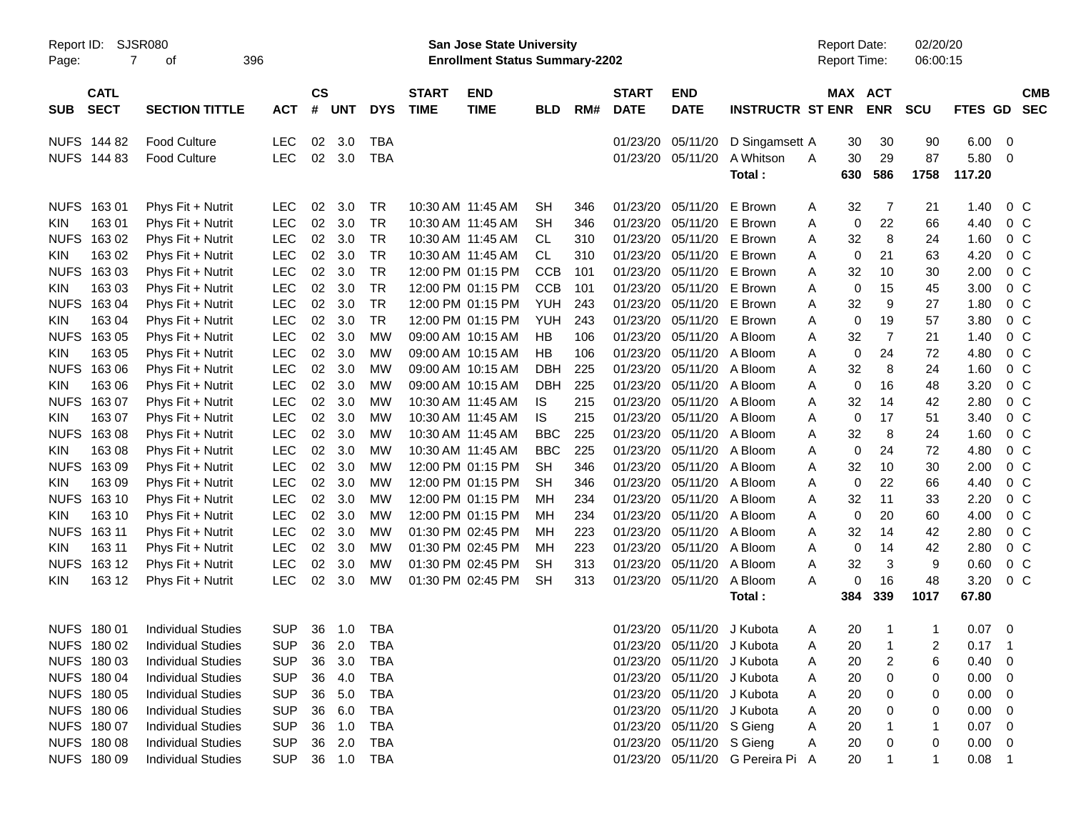Report ID: SJSR080

**San Jose State University**
**Enrollment Status Summary-2202**

Report Date: 02/20/20
Report Time: 06:00:15

| SUB | CATL SECT | SECTION TITTLE | ACT | CS # | UNT | DYS | START TIME | END TIME | BLD | RM# | START DATE | END DATE | INSTRUCTR | ST | MAX ENR | ACT ENR | SCU | FTES | GD | CMB SEC |
|---|---|---|---|---|---|---|---|---|---|---|---|---|---|---|---|---|---|---|---|---|
| NUFS | 144 82 | Food Culture | LEC | 02 | 3.0 | TBA | | | | | 01/23/20 | 05/11/20 | D Singamsett | A | 30 | 30 | 90 | 6.00 | 0 | |
| NUFS | 144 83 | Food Culture | LEC | 02 | 3.0 | TBA | | | | | 01/23/20 | 05/11/20 | A Whitson | A | 30 | 29 | 87 | 5.80 | 0 | |
| | | | | | | | | | | | | | **Total :** | | **630** | **586** | **1758** | **117.20** | | |
| NUFS | 163 01 | Phys Fit + Nutrit | LEC | 02 | 3.0 | TR | 10:30 AM | 11:45 AM | SH | 346 | 01/23/20 | 05/11/20 | E Brown | A | 32 | 7 | 21 | 1.40 | 0 | C |
| KIN | 163 01 | Phys Fit + Nutrit | LEC | 02 | 3.0 | TR | 10:30 AM | 11:45 AM | SH | 346 | 01/23/20 | 05/11/20 | E Brown | A | 0 | 22 | 66 | 4.40 | 0 | C |
| NUFS | 163 02 | Phys Fit + Nutrit | LEC | 02 | 3.0 | TR | 10:30 AM | 11:45 AM | CL | 310 | 01/23/20 | 05/11/20 | E Brown | A | 32 | 8 | 24 | 1.60 | 0 | C |
| KIN | 163 02 | Phys Fit + Nutrit | LEC | 02 | 3.0 | TR | 10:30 AM | 11:45 AM | CL | 310 | 01/23/20 | 05/11/20 | E Brown | A | 0 | 21 | 63 | 4.20 | 0 | C |
| NUFS | 163 03 | Phys Fit + Nutrit | LEC | 02 | 3.0 | TR | 12:00 PM | 01:15 PM | CCB | 101 | 01/23/20 | 05/11/20 | E Brown | A | 32 | 10 | 30 | 2.00 | 0 | C |
| KIN | 163 03 | Phys Fit + Nutrit | LEC | 02 | 3.0 | TR | 12:00 PM | 01:15 PM | CCB | 101 | 01/23/20 | 05/11/20 | E Brown | A | 0 | 15 | 45 | 3.00 | 0 | C |
| NUFS | 163 04 | Phys Fit + Nutrit | LEC | 02 | 3.0 | TR | 12:00 PM | 01:15 PM | YUH | 243 | 01/23/20 | 05/11/20 | E Brown | A | 32 | 9 | 27 | 1.80 | 0 | C |
| KIN | 163 04 | Phys Fit + Nutrit | LEC | 02 | 3.0 | TR | 12:00 PM | 01:15 PM | YUH | 243 | 01/23/20 | 05/11/20 | E Brown | A | 0 | 19 | 57 | 3.80 | 0 | C |
| NUFS | 163 05 | Phys Fit + Nutrit | LEC | 02 | 3.0 | MW | 09:00 AM | 10:15 AM | HB | 106 | 01/23/20 | 05/11/20 | A Bloom | A | 32 | 7 | 21 | 1.40 | 0 | C |
| KIN | 163 05 | Phys Fit + Nutrit | LEC | 02 | 3.0 | MW | 09:00 AM | 10:15 AM | HB | 106 | 01/23/20 | 05/11/20 | A Bloom | A | 0 | 24 | 72 | 4.80 | 0 | C |
| NUFS | 163 06 | Phys Fit + Nutrit | LEC | 02 | 3.0 | MW | 09:00 AM | 10:15 AM | DBH | 225 | 01/23/20 | 05/11/20 | A Bloom | A | 32 | 8 | 24 | 1.60 | 0 | C |
| KIN | 163 06 | Phys Fit + Nutrit | LEC | 02 | 3.0 | MW | 09:00 AM | 10:15 AM | DBH | 225 | 01/23/20 | 05/11/20 | A Bloom | A | 0 | 16 | 48 | 3.20 | 0 | C |
| NUFS | 163 07 | Phys Fit + Nutrit | LEC | 02 | 3.0 | MW | 10:30 AM | 11:45 AM | IS | 215 | 01/23/20 | 05/11/20 | A Bloom | A | 32 | 14 | 42 | 2.80 | 0 | C |
| KIN | 163 07 | Phys Fit + Nutrit | LEC | 02 | 3.0 | MW | 10:30 AM | 11:45 AM | IS | 215 | 01/23/20 | 05/11/20 | A Bloom | A | 0 | 17 | 51 | 3.40 | 0 | C |
| NUFS | 163 08 | Phys Fit + Nutrit | LEC | 02 | 3.0 | MW | 10:30 AM | 11:45 AM | BBC | 225 | 01/23/20 | 05/11/20 | A Bloom | A | 32 | 8 | 24 | 1.60 | 0 | C |
| KIN | 163 08 | Phys Fit + Nutrit | LEC | 02 | 3.0 | MW | 10:30 AM | 11:45 AM | BBC | 225 | 01/23/20 | 05/11/20 | A Bloom | A | 0 | 24 | 72 | 4.80 | 0 | C |
| NUFS | 163 09 | Phys Fit + Nutrit | LEC | 02 | 3.0 | MW | 12:00 PM | 01:15 PM | SH | 346 | 01/23/20 | 05/11/20 | A Bloom | A | 32 | 10 | 30 | 2.00 | 0 | C |
| KIN | 163 09 | Phys Fit + Nutrit | LEC | 02 | 3.0 | MW | 12:00 PM | 01:15 PM | SH | 346 | 01/23/20 | 05/11/20 | A Bloom | A | 0 | 22 | 66 | 4.40 | 0 | C |
| NUFS | 163 10 | Phys Fit + Nutrit | LEC | 02 | 3.0 | MW | 12:00 PM | 01:15 PM | MH | 234 | 01/23/20 | 05/11/20 | A Bloom | A | 32 | 11 | 33 | 2.20 | 0 | C |
| KIN | 163 10 | Phys Fit + Nutrit | LEC | 02 | 3.0 | MW | 12:00 PM | 01:15 PM | MH | 234 | 01/23/20 | 05/11/20 | A Bloom | A | 0 | 20 | 60 | 4.00 | 0 | C |
| NUFS | 163 11 | Phys Fit + Nutrit | LEC | 02 | 3.0 | MW | 01:30 PM | 02:45 PM | MH | 223 | 01/23/20 | 05/11/20 | A Bloom | A | 32 | 14 | 42 | 2.80 | 0 | C |
| KIN | 163 11 | Phys Fit + Nutrit | LEC | 02 | 3.0 | MW | 01:30 PM | 02:45 PM | MH | 223 | 01/23/20 | 05/11/20 | A Bloom | A | 0 | 14 | 42 | 2.80 | 0 | C |
| NUFS | 163 12 | Phys Fit + Nutrit | LEC | 02 | 3.0 | MW | 01:30 PM | 02:45 PM | SH | 313 | 01/23/20 | 05/11/20 | A Bloom | A | 32 | 3 | 9 | 0.60 | 0 | C |
| KIN | 163 12 | Phys Fit + Nutrit | LEC | 02 | 3.0 | MW | 01:30 PM | 02:45 PM | SH | 313 | 01/23/20 | 05/11/20 | A Bloom | A | 0 | 16 | 48 | 3.20 | 0 | C |
| | | | | | | | | | | | | | **Total :** | | **384** | **339** | **1017** | **67.80** | | |
| NUFS | 180 01 | Individual Studies | SUP | 36 | 1.0 | TBA | | | | | 01/23/20 | 05/11/20 | J Kubota | A | 20 | 1 | 1 | 0.07 | 0 | |
| NUFS | 180 02 | Individual Studies | SUP | 36 | 2.0 | TBA | | | | | 01/23/20 | 05/11/20 | J Kubota | A | 20 | 1 | 2 | 0.17 | 1 | |
| NUFS | 180 03 | Individual Studies | SUP | 36 | 3.0 | TBA | | | | | 01/23/20 | 05/11/20 | J Kubota | A | 20 | 2 | 6 | 0.40 | 0 | |
| NUFS | 180 04 | Individual Studies | SUP | 36 | 4.0 | TBA | | | | | 01/23/20 | 05/11/20 | J Kubota | A | 20 | 0 | 0 | 0.00 | 0 | |
| NUFS | 180 05 | Individual Studies | SUP | 36 | 5.0 | TBA | | | | | 01/23/20 | 05/11/20 | J Kubota | A | 20 | 0 | 0 | 0.00 | 0 | |
| NUFS | 180 06 | Individual Studies | SUP | 36 | 6.0 | TBA | | | | | 01/23/20 | 05/11/20 | J Kubota | A | 20 | 0 | 0 | 0.00 | 0 | |
| NUFS | 180 07 | Individual Studies | SUP | 36 | 1.0 | TBA | | | | | 01/23/20 | 05/11/20 | S Gieng | A | 20 | 1 | 1 | 0.07 | 0 | |
| NUFS | 180 08 | Individual Studies | SUP | 36 | 2.0 | TBA | | | | | 01/23/20 | 05/11/20 | S Gieng | A | 20 | 0 | 0 | 0.00 | 0 | |
| NUFS | 180 09 | Individual Studies | SUP | 36 | 1.0 | TBA | | | | | 01/23/20 | 05/11/20 | G Pereira Pi | A | 20 | 1 | 1 | 0.08 | 1 | |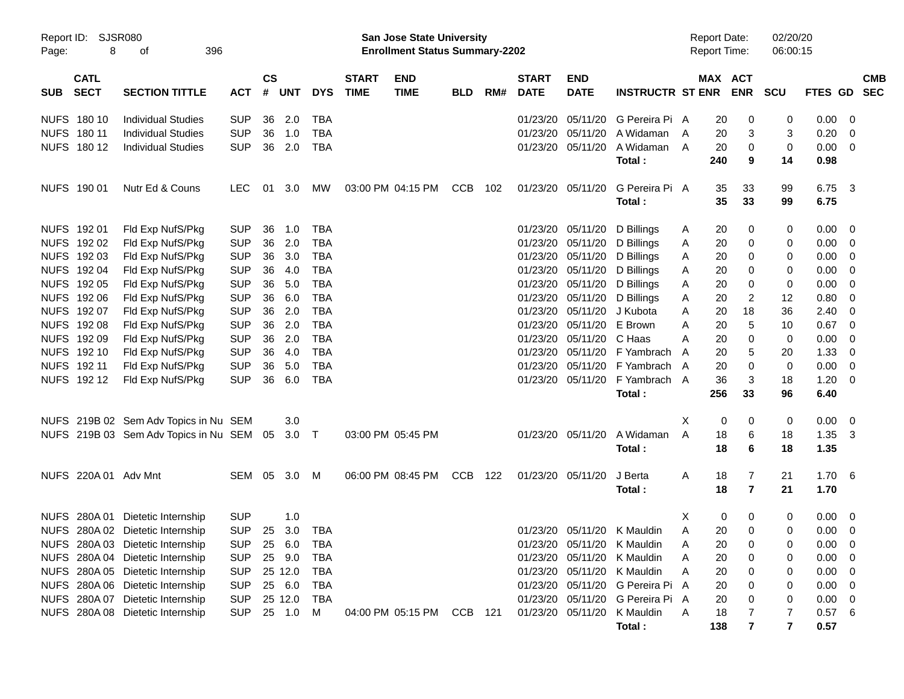Report ID: SJSR080

**San Jose State University**
**Enrollment Status Summary-2202**

Report Date: 02/20/20
Report Time: 06:00:15

| SUB | CATL SECT | SECTION TITTLE | ACT | CS # | UNT | DYS | START TIME | END TIME | BLD | RM# | START DATE | END DATE | INSTRUCTR | ST | MAX ENR | ACT ENR | SCU | FTES | GD | CMB SEC |
|---|---|---|---|---|---|---|---|---|---|---|---|---|---|---|---|---|---|---|---|---|
| NUFS | 180 10 | Individual Studies | SUP | 36 | 2.0 | TBA | | | | | 01/23/20 | 05/11/20 | G Pereira Pi | A | 20 | 0 | 0 | 0.00 | 0 | |
| NUFS | 180 11 | Individual Studies | SUP | 36 | 1.0 | TBA | | | | | 01/23/20 | 05/11/20 | A Widaman | A | 20 | 3 | 3 | 0.20 | 0 | |
| NUFS | 180 12 | Individual Studies | SUP | 36 | 2.0 | TBA | | | | | 01/23/20 | 05/11/20 | A Widaman | A | 20 | 0 | 0 | 0.00 | 0 | |
| | | | | | | | | | | | | | **Total :** | | **240** | **9** | **14** | **0.98** | | |
| NUFS | 190 01 | Nutr Ed & Couns | LEC | 01 | 3.0 | MW | 03:00 PM | 04:15 PM | CCB | 102 | 01/23/20 | 05/11/20 | G Pereira Pi | A | 35 | 33 | 99 | 6.75 | 3 | |
| | | | | | | | | | | | | | **Total :** | | **35** | **33** | **99** | **6.75** | | |
| NUFS | 192 01 | Fld Exp NufS/Pkg | SUP | 36 | 1.0 | TBA | | | | | 01/23/20 | 05/11/20 | D Billings | A | 20 | 0 | 0 | 0.00 | 0 | |
| NUFS | 192 02 | Fld Exp NufS/Pkg | SUP | 36 | 2.0 | TBA | | | | | 01/23/20 | 05/11/20 | D Billings | A | 20 | 0 | 0 | 0.00 | 0 | |
| NUFS | 192 03 | Fld Exp NufS/Pkg | SUP | 36 | 3.0 | TBA | | | | | 01/23/20 | 05/11/20 | D Billings | A | 20 | 0 | 0 | 0.00 | 0 | |
| NUFS | 192 04 | Fld Exp NufS/Pkg | SUP | 36 | 4.0 | TBA | | | | | 01/23/20 | 05/11/20 | D Billings | A | 20 | 0 | 0 | 0.00 | 0 | |
| NUFS | 192 05 | Fld Exp NufS/Pkg | SUP | 36 | 5.0 | TBA | | | | | 01/23/20 | 05/11/20 | D Billings | A | 20 | 0 | 0 | 0.00 | 0 | |
| NUFS | 192 06 | Fld Exp NufS/Pkg | SUP | 36 | 6.0 | TBA | | | | | 01/23/20 | 05/11/20 | D Billings | A | 20 | 2 | 12 | 0.80 | 0 | |
| NUFS | 192 07 | Fld Exp NufS/Pkg | SUP | 36 | 2.0 | TBA | | | | | 01/23/20 | 05/11/20 | J Kubota | A | 20 | 18 | 36 | 2.40 | 0 | |
| NUFS | 192 08 | Fld Exp NufS/Pkg | SUP | 36 | 2.0 | TBA | | | | | 01/23/20 | 05/11/20 | E Brown | A | 20 | 5 | 10 | 0.67 | 0 | |
| NUFS | 192 09 | Fld Exp NufS/Pkg | SUP | 36 | 2.0 | TBA | | | | | 01/23/20 | 05/11/20 | C Haas | A | 20 | 0 | 0 | 0.00 | 0 | |
| NUFS | 192 10 | Fld Exp NufS/Pkg | SUP | 36 | 4.0 | TBA | | | | | 01/23/20 | 05/11/20 | F Yambrach | A | 20 | 5 | 20 | 1.33 | 0 | |
| NUFS | 192 11 | Fld Exp NufS/Pkg | SUP | 36 | 5.0 | TBA | | | | | 01/23/20 | 05/11/20 | F Yambrach | A | 20 | 0 | 0 | 0.00 | 0 | |
| NUFS | 192 12 | Fld Exp NufS/Pkg | SUP | 36 | 6.0 | TBA | | | | | 01/23/20 | 05/11/20 | F Yambrach | A | 36 | 3 | 18 | 1.20 | 0 | |
| | | | | | | | | | | | | | **Total :** | | **256** | **33** | **96** | **6.40** | | |
| NUFS | 219B 02 | Sem Adv Topics in Nu | SEM | | 3.0 | | | | | | | | | X | 0 | 0 | 0 | 0.00 | 0 | |
| NUFS | 219B 03 | Sem Adv Topics in Nu | SEM | 05 | 3.0 | T | 03:00 PM | 05:45 PM | | | 01/23/20 | 05/11/20 | A Widaman | A | 18 | 6 | 18 | 1.35 | 3 | |
| | | | | | | | | | | | | | **Total :** | | **18** | **6** | **18** | **1.35** | | |
| NUFS | 220A 01 | Adv Mnt | SEM | 05 | 3.0 | M | 06:00 PM | 08:45 PM | CCB | 122 | 01/23/20 | 05/11/20 | J Berta | A | 18 | 7 | 21 | 1.70 | 6 | |
| | | | | | | | | | | | | | **Total :** | | **18** | **7** | **21** | **1.70** | | |
| NUFS | 280A 01 | Dietetic Internship | SUP | | 1.0 | | | | | | | | | X | 0 | 0 | 0 | 0.00 | 0 | |
| NUFS | 280A 02 | Dietetic Internship | SUP | 25 | 3.0 | TBA | | | | | 01/23/20 | 05/11/20 | K Mauldin | A | 20 | 0 | 0 | 0.00 | 0 | |
| NUFS | 280A 03 | Dietetic Internship | SUP | 25 | 6.0 | TBA | | | | | 01/23/20 | 05/11/20 | K Mauldin | A | 20 | 0 | 0 | 0.00 | 0 | |
| NUFS | 280A 04 | Dietetic Internship | SUP | 25 | 9.0 | TBA | | | | | 01/23/20 | 05/11/20 | K Mauldin | A | 20 | 0 | 0 | 0.00 | 0 | |
| NUFS | 280A 05 | Dietetic Internship | SUP | 25 | 12.0 | TBA | | | | | 01/23/20 | 05/11/20 | K Mauldin | A | 20 | 0 | 0 | 0.00 | 0 | |
| NUFS | 280A 06 | Dietetic Internship | SUP | 25 | 6.0 | TBA | | | | | 01/23/20 | 05/11/20 | G Pereira Pi | A | 20 | 0 | 0 | 0.00 | 0 | |
| NUFS | 280A 07 | Dietetic Internship | SUP | 25 | 12.0 | TBA | | | | | 01/23/20 | 05/11/20 | G Pereira Pi | A | 20 | 0 | 0 | 0.00 | 0 | |
| NUFS | 280A 08 | Dietetic Internship | SUP | 25 | 1.0 | M | 04:00 PM | 05:15 PM | CCB | 121 | 01/23/20 | 05/11/20 | K Mauldin | A | 18 | 7 | 7 | 0.57 | 6 | |
| | | | | | | | | | | | | | **Total :** | | **138** | **7** | **7** | **0.57** | | |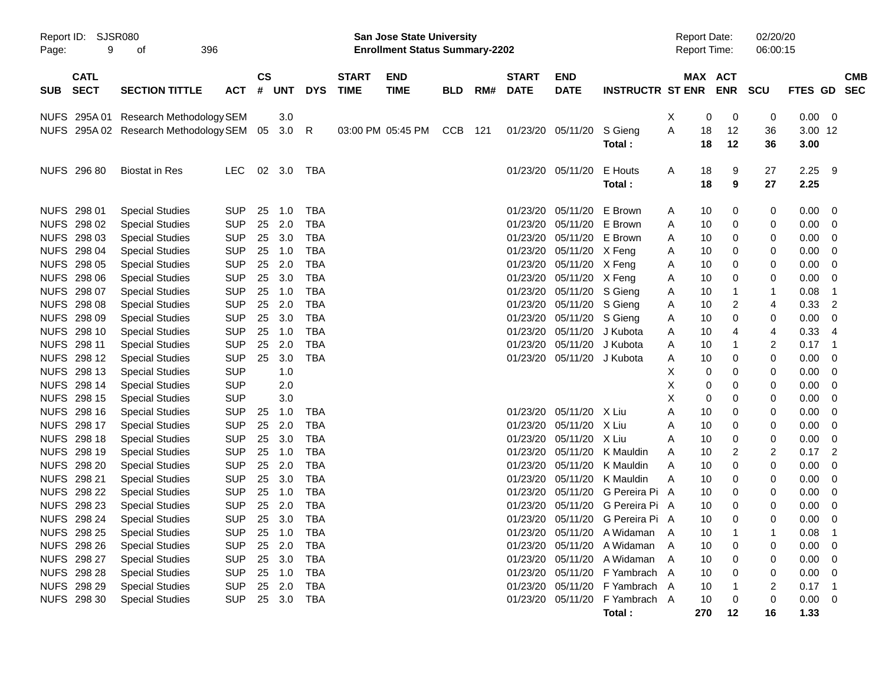Report ID: SJSR080
Page: 9 of 396

**San Jose State University**
**Enrollment Status Summary-2202**

Report Date: 02/20/20
Report Time: 06:00:15

| SUB | CATL SECT | SECTION TITTLE | ACT | CS # | UNT | DYS | START TIME | END TIME | BLD | RM# | START DATE | END DATE | INSTRUCTR | ST | MAX ENR | ACT ENR | SCU | FTES | GD | CMB SEC |
|---|---|---|---|---|---|---|---|---|---|---|---|---|---|---|---|---|---|---|---|---|
| NUFS | 295A 01 | Research Methodology | SEM | | 3.0 | | | | | | | | | X | 0 | 0 | 0 | 0.00 | 0 | |
| NUFS | 295A 02 | Research Methodology | SEM | 05 | 3.0 | R | 03:00 PM | 05:45 PM | CCB | 121 | 01/23/20 | 05/11/20 | S Gieng | A | 18 | 12 | 36 | 3.00 | 12 | |
| | | | | | | | | | | | | | **Total :** | | **18** | **12** | **36** | **3.00** | | |
| NUFS | 296 80 | Biostat in Res | LEC | 02 | 3.0 | TBA | | | | | 01/23/20 | 05/11/20 | E Houts | A | 18 | 9 | 27 | 2.25 | 9 | |
| | | | | | | | | | | | | | **Total :** | | **18** | **9** | **27** | **2.25** | | |
| NUFS | 298 01 | Special Studies | SUP | 25 | 1.0 | TBA | | | | | 01/23/20 | 05/11/20 | E Brown | A | 10 | 0 | 0 | 0.00 | 0 | |
| NUFS | 298 02 | Special Studies | SUP | 25 | 2.0 | TBA | | | | | 01/23/20 | 05/11/20 | E Brown | A | 10 | 0 | 0 | 0.00 | 0 | |
| NUFS | 298 03 | Special Studies | SUP | 25 | 3.0 | TBA | | | | | 01/23/20 | 05/11/20 | E Brown | A | 10 | 0 | 0 | 0.00 | 0 | |
| NUFS | 298 04 | Special Studies | SUP | 25 | 1.0 | TBA | | | | | 01/23/20 | 05/11/20 | X Feng | A | 10 | 0 | 0 | 0.00 | 0 | |
| NUFS | 298 05 | Special Studies | SUP | 25 | 2.0 | TBA | | | | | 01/23/20 | 05/11/20 | X Feng | A | 10 | 0 | 0 | 0.00 | 0 | |
| NUFS | 298 06 | Special Studies | SUP | 25 | 3.0 | TBA | | | | | 01/23/20 | 05/11/20 | X Feng | A | 10 | 0 | 0 | 0.00 | 0 | |
| NUFS | 298 07 | Special Studies | SUP | 25 | 1.0 | TBA | | | | | 01/23/20 | 05/11/20 | S Gieng | A | 10 | 1 | 1 | 0.08 | 1 | |
| NUFS | 298 08 | Special Studies | SUP | 25 | 2.0 | TBA | | | | | 01/23/20 | 05/11/20 | S Gieng | A | 10 | 2 | 4 | 0.33 | 2 | |
| NUFS | 298 09 | Special Studies | SUP | 25 | 3.0 | TBA | | | | | 01/23/20 | 05/11/20 | S Gieng | A | 10 | 0 | 0 | 0.00 | 0 | |
| NUFS | 298 10 | Special Studies | SUP | 25 | 1.0 | TBA | | | | | 01/23/20 | 05/11/20 | J Kubota | A | 10 | 4 | 4 | 0.33 | 4 | |
| NUFS | 298 11 | Special Studies | SUP | 25 | 2.0 | TBA | | | | | 01/23/20 | 05/11/20 | J Kubota | A | 10 | 1 | 2 | 0.17 | 1 | |
| NUFS | 298 12 | Special Studies | SUP | 25 | 3.0 | TBA | | | | | 01/23/20 | 05/11/20 | J Kubota | A | 10 | 0 | 0 | 0.00 | 0 | |
| NUFS | 298 13 | Special Studies | SUP | | 1.0 | | | | | | | | | X | 0 | 0 | 0 | 0.00 | 0 | |
| NUFS | 298 14 | Special Studies | SUP | | 2.0 | | | | | | | | | X | 0 | 0 | 0 | 0.00 | 0 | |
| NUFS | 298 15 | Special Studies | SUP | | 3.0 | | | | | | | | | X | 0 | 0 | 0 | 0.00 | 0 | |
| NUFS | 298 16 | Special Studies | SUP | 25 | 1.0 | TBA | | | | | 01/23/20 | 05/11/20 | X Liu | A | 10 | 0 | 0 | 0.00 | 0 | |
| NUFS | 298 17 | Special Studies | SUP | 25 | 2.0 | TBA | | | | | 01/23/20 | 05/11/20 | X Liu | A | 10 | 0 | 0 | 0.00 | 0 | |
| NUFS | 298 18 | Special Studies | SUP | 25 | 3.0 | TBA | | | | | 01/23/20 | 05/11/20 | X Liu | A | 10 | 0 | 0 | 0.00 | 0 | |
| NUFS | 298 19 | Special Studies | SUP | 25 | 1.0 | TBA | | | | | 01/23/20 | 05/11/20 | K Mauldin | A | 10 | 2 | 2 | 0.17 | 2 | |
| NUFS | 298 20 | Special Studies | SUP | 25 | 2.0 | TBA | | | | | 01/23/20 | 05/11/20 | K Mauldin | A | 10 | 0 | 0 | 0.00 | 0 | |
| NUFS | 298 21 | Special Studies | SUP | 25 | 3.0 | TBA | | | | | 01/23/20 | 05/11/20 | K Mauldin | A | 10 | 0 | 0 | 0.00 | 0 | |
| NUFS | 298 22 | Special Studies | SUP | 25 | 1.0 | TBA | | | | | 01/23/20 | 05/11/20 | G Pereira Pi | A | 10 | 0 | 0 | 0.00 | 0 | |
| NUFS | 298 23 | Special Studies | SUP | 25 | 2.0 | TBA | | | | | 01/23/20 | 05/11/20 | G Pereira Pi | A | 10 | 0 | 0 | 0.00 | 0 | |
| NUFS | 298 24 | Special Studies | SUP | 25 | 3.0 | TBA | | | | | 01/23/20 | 05/11/20 | G Pereira Pi | A | 10 | 0 | 0 | 0.00 | 0 | |
| NUFS | 298 25 | Special Studies | SUP | 25 | 1.0 | TBA | | | | | 01/23/20 | 05/11/20 | A Widaman | A | 10 | 1 | 1 | 0.08 | 1 | |
| NUFS | 298 26 | Special Studies | SUP | 25 | 2.0 | TBA | | | | | 01/23/20 | 05/11/20 | A Widaman | A | 10 | 0 | 0 | 0.00 | 0 | |
| NUFS | 298 27 | Special Studies | SUP | 25 | 3.0 | TBA | | | | | 01/23/20 | 05/11/20 | A Widaman | A | 10 | 0 | 0 | 0.00 | 0 | |
| NUFS | 298 28 | Special Studies | SUP | 25 | 1.0 | TBA | | | | | 01/23/20 | 05/11/20 | F Yambrach | A | 10 | 0 | 0 | 0.00 | 0 | |
| NUFS | 298 29 | Special Studies | SUP | 25 | 2.0 | TBA | | | | | 01/23/20 | 05/11/20 | F Yambrach | A | 10 | 1 | 2 | 0.17 | 1 | |
| NUFS | 298 30 | Special Studies | SUP | 25 | 3.0 | TBA | | | | | 01/23/20 | 05/11/20 | F Yambrach | A | 10 | 0 | 0 | 0.00 | 0 | |
| | | | | | | | | | | | | | **Total :** | | **270** | **12** | **16** | **1.33** | | |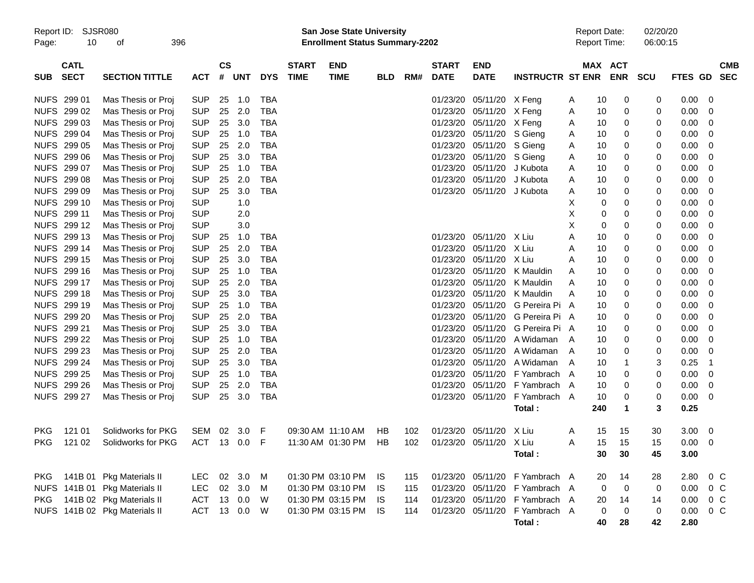Report ID: SJSR080
Page: 10 of 396

**San Jose State University**
**Enrollment Status Summary-2202**

Report Date: 02/20/20
Report Time: 06:00:15

| SUB | CATL SECT | SECTION TITTLE | ACT | CS # | UNT | DYS | START TIME | END TIME | BLD | RM# | START DATE | END DATE | INSTRUCTR | ST | MAX ENR | ACT ENR | SCU | FTES | GD | CMB SEC |
|---|---|---|---|---|---|---|---|---|---|---|---|---|---|---|---|---|---|---|---|---|
| NUFS | 299 01 | Mas Thesis or Proj | SUP | 25 | 1.0 | TBA | | | | | 01/23/20 | 05/11/20 | X Feng | A | 10 | 0 | 0 | 0.00 | 0 | |
| NUFS | 299 02 | Mas Thesis or Proj | SUP | 25 | 2.0 | TBA | | | | | 01/23/20 | 05/11/20 | X Feng | A | 10 | 0 | 0 | 0.00 | 0 | |
| NUFS | 299 03 | Mas Thesis or Proj | SUP | 25 | 3.0 | TBA | | | | | 01/23/20 | 05/11/20 | X Feng | A | 10 | 0 | 0 | 0.00 | 0 | |
| NUFS | 299 04 | Mas Thesis or Proj | SUP | 25 | 1.0 | TBA | | | | | 01/23/20 | 05/11/20 | S Gieng | A | 10 | 0 | 0 | 0.00 | 0 | |
| NUFS | 299 05 | Mas Thesis or Proj | SUP | 25 | 2.0 | TBA | | | | | 01/23/20 | 05/11/20 | S Gieng | A | 10 | 0 | 0 | 0.00 | 0 | |
| NUFS | 299 06 | Mas Thesis or Proj | SUP | 25 | 3.0 | TBA | | | | | 01/23/20 | 05/11/20 | S Gieng | A | 10 | 0 | 0 | 0.00 | 0 | |
| NUFS | 299 07 | Mas Thesis or Proj | SUP | 25 | 1.0 | TBA | | | | | 01/23/20 | 05/11/20 | J Kubota | A | 10 | 0 | 0 | 0.00 | 0 | |
| NUFS | 299 08 | Mas Thesis or Proj | SUP | 25 | 2.0 | TBA | | | | | 01/23/20 | 05/11/20 | J Kubota | A | 10 | 0 | 0 | 0.00 | 0 | |
| NUFS | 299 09 | Mas Thesis or Proj | SUP | 25 | 3.0 | TBA | | | | | 01/23/20 | 05/11/20 | J Kubota | A | 10 | 0 | 0 | 0.00 | 0 | |
| NUFS | 299 10 | Mas Thesis or Proj | SUP | | 1.0 | | | | | | | | | X | 0 | 0 | 0 | 0.00 | 0 | |
| NUFS | 299 11 | Mas Thesis or Proj | SUP | | 2.0 | | | | | | | | | X | 0 | 0 | 0 | 0.00 | 0 | |
| NUFS | 299 12 | Mas Thesis or Proj | SUP | | 3.0 | | | | | | | | | X | 0 | 0 | 0 | 0.00 | 0 | |
| NUFS | 299 13 | Mas Thesis or Proj | SUP | 25 | 1.0 | TBA | | | | | 01/23/20 | 05/11/20 | X Liu | A | 10 | 0 | 0 | 0.00 | 0 | |
| NUFS | 299 14 | Mas Thesis or Proj | SUP | 25 | 2.0 | TBA | | | | | 01/23/20 | 05/11/20 | X Liu | A | 10 | 0 | 0 | 0.00 | 0 | |
| NUFS | 299 15 | Mas Thesis or Proj | SUP | 25 | 3.0 | TBA | | | | | 01/23/20 | 05/11/20 | X Liu | A | 10 | 0 | 0 | 0.00 | 0 | |
| NUFS | 299 16 | Mas Thesis or Proj | SUP | 25 | 1.0 | TBA | | | | | 01/23/20 | 05/11/20 | K Mauldin | A | 10 | 0 | 0 | 0.00 | 0 | |
| NUFS | 299 17 | Mas Thesis or Proj | SUP | 25 | 2.0 | TBA | | | | | 01/23/20 | 05/11/20 | K Mauldin | A | 10 | 0 | 0 | 0.00 | 0 | |
| NUFS | 299 18 | Mas Thesis or Proj | SUP | 25 | 3.0 | TBA | | | | | 01/23/20 | 05/11/20 | K Mauldin | A | 10 | 0 | 0 | 0.00 | 0 | |
| NUFS | 299 19 | Mas Thesis or Proj | SUP | 25 | 1.0 | TBA | | | | | 01/23/20 | 05/11/20 | G Pereira Pi | A | 10 | 0 | 0 | 0.00 | 0 | |
| NUFS | 299 20 | Mas Thesis or Proj | SUP | 25 | 2.0 | TBA | | | | | 01/23/20 | 05/11/20 | G Pereira Pi | A | 10 | 0 | 0 | 0.00 | 0 | |
| NUFS | 299 21 | Mas Thesis or Proj | SUP | 25 | 3.0 | TBA | | | | | 01/23/20 | 05/11/20 | G Pereira Pi | A | 10 | 0 | 0 | 0.00 | 0 | |
| NUFS | 299 22 | Mas Thesis or Proj | SUP | 25 | 1.0 | TBA | | | | | 01/23/20 | 05/11/20 | A Widaman | A | 10 | 0 | 0 | 0.00 | 0 | |
| NUFS | 299 23 | Mas Thesis or Proj | SUP | 25 | 2.0 | TBA | | | | | 01/23/20 | 05/11/20 | A Widaman | A | 10 | 0 | 0 | 0.00 | 0 | |
| NUFS | 299 24 | Mas Thesis or Proj | SUP | 25 | 3.0 | TBA | | | | | 01/23/20 | 05/11/20 | A Widaman | A | 10 | 1 | 3 | 0.25 | 1 | |
| NUFS | 299 25 | Mas Thesis or Proj | SUP | 25 | 1.0 | TBA | | | | | 01/23/20 | 05/11/20 | F Yambrach | A | 10 | 0 | 0 | 0.00 | 0 | |
| NUFS | 299 26 | Mas Thesis or Proj | SUP | 25 | 2.0 | TBA | | | | | 01/23/20 | 05/11/20 | F Yambrach | A | 10 | 0 | 0 | 0.00 | 0 | |
| NUFS | 299 27 | Mas Thesis or Proj | SUP | 25 | 3.0 | TBA | | | | | 01/23/20 | 05/11/20 | F Yambrach | A | 10 | 0 | 0 | 0.00 | 0 | |
| | | | | | | | | | | | | | **Total :** | | **240** | **1** | **3** | **0.25** | | |
| PKG | 121 01 | Solidworks for PKG | SEM | 02 | 3.0 | F | 09:30 AM | 11:10 AM | HB | 102 | 01/23/20 | 05/11/20 | X Liu | A | 15 | 15 | 30 | 3.00 | 0 | |
| PKG | 121 02 | Solidworks for PKG | ACT | 13 | 0.0 | F | 11:30 AM | 01:30 PM | HB | 102 | 01/23/20 | 05/11/20 | X Liu | A | 15 | 15 | 15 | 0.00 | 0 | |
| | | | | | | | | | | | | | **Total :** | | **30** | **30** | **45** | **3.00** | | |
| PKG | 141B 01 | Pkg Materials II | LEC | 02 | 3.0 | M | 01:30 PM | 03:10 PM | IS | 115 | 01/23/20 | 05/11/20 | F Yambrach | A | 20 | 14 | 28 | 2.80 | 0 | C |
| NUFS | 141B 01 | Pkg Materials II | LEC | 02 | 3.0 | M | 01:30 PM | 03:10 PM | IS | 115 | 01/23/20 | 05/11/20 | F Yambrach | A | 0 | 0 | 0 | 0.00 | 0 | C |
| PKG | 141B 02 | Pkg Materials II | ACT | 13 | 0.0 | W | 01:30 PM | 03:15 PM | IS | 114 | 01/23/20 | 05/11/20 | F Yambrach | A | 20 | 14 | 14 | 0.00 | 0 | C |
| NUFS | 141B 02 | Pkg Materials II | ACT | 13 | 0.0 | W | 01:30 PM | 03:15 PM | IS | 114 | 01/23/20 | 05/11/20 | F Yambrach | A | 0 | 0 | 0 | 0.00 | 0 | C |
| | | | | | | | | | | | | | **Total :** | | **40** | **28** | **42** | **2.80** | | |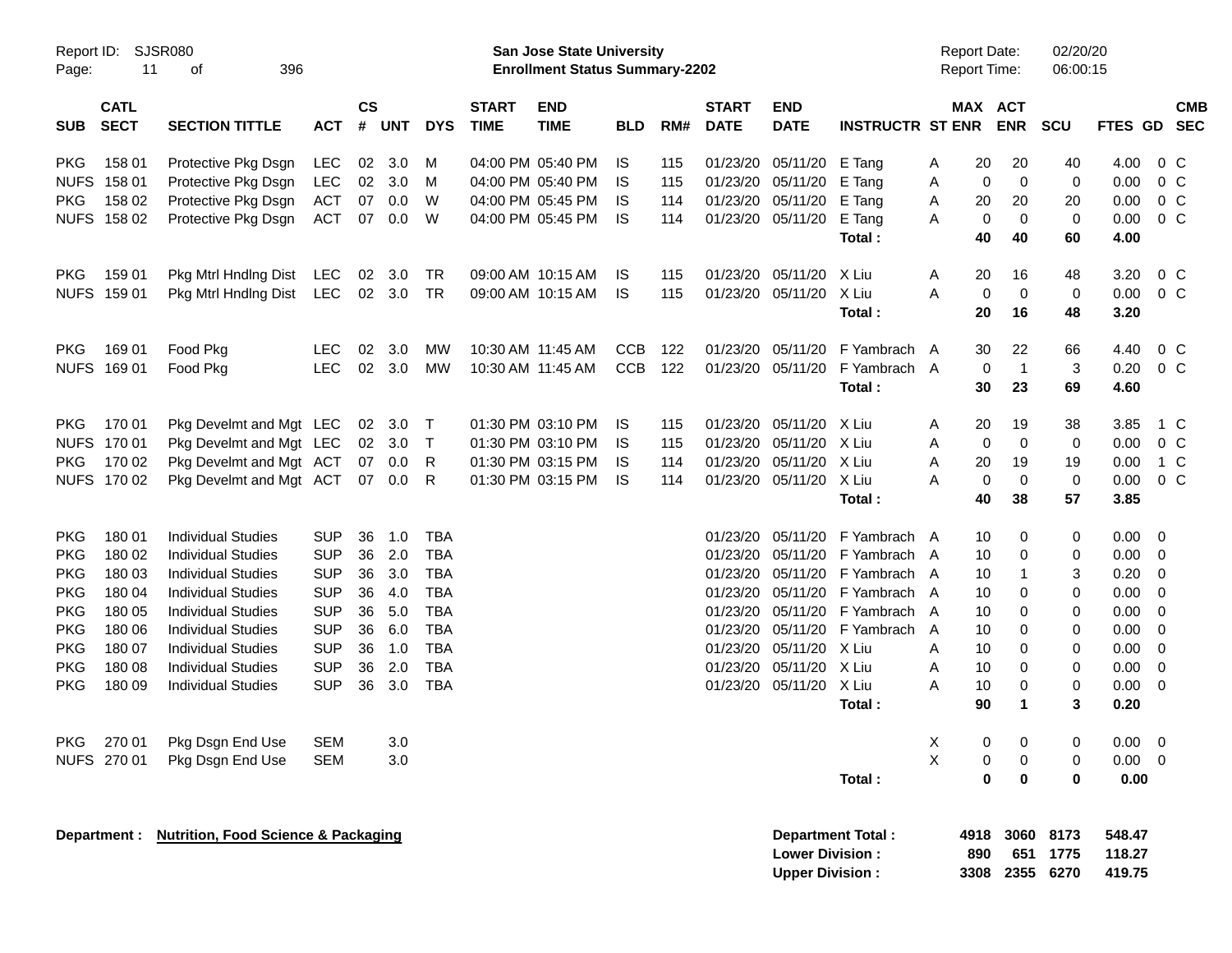| SUB | CATL SECT | SECTION TITTLE | ACT | CS # | UNT | DYS | START TIME | END TIME | BLD | RM# | START DATE | END DATE | INSTRUCTR | ST | MAX ENR | ACT ENR | SCU | FTES | GD | CMB SEC |
|---|---|---|---|---|---|---|---|---|---|---|---|---|---|---|---|---|---|---|---|---|
| PKG | 158 01 | Protective Pkg Dsgn | LEC | 02 | 3.0 | M | 04:00 PM | 05:40 PM | IS | 115 | 01/23/20 | 05/11/20 | E Tang | A | 20 | 20 | 40 | 4.00 | 0 | C |
| NUFS | 158 01 | Protective Pkg Dsgn | LEC | 02 | 3.0 | M | 04:00 PM | 05:40 PM | IS | 115 | 01/23/20 | 05/11/20 | E Tang | A | 0 | 0 | 0 | 0.00 | 0 | C |
| PKG | 158 02 | Protective Pkg Dsgn | ACT | 07 | 0.0 | W | 04:00 PM | 05:45 PM | IS | 114 | 01/23/20 | 05/11/20 | E Tang | A | 20 | 20 | 20 | 0.00 | 0 | C |
| NUFS | 158 02 | Protective Pkg Dsgn | ACT | 07 | 0.0 | W | 04:00 PM | 05:45 PM | IS | 114 | 01/23/20 | 05/11/20 | E Tang | A | 0 | 0 | 0 | 0.00 | 0 | C |
| | | | | | | | | | | | | | **Total :** | | **40** | **40** | **60** | **4.00** | | |
| PKG | 159 01 | Pkg Mtrl Hndlng Dist | LEC | 02 | 3.0 | TR | 09:00 AM | 10:15 AM | IS | 115 | 01/23/20 | 05/11/20 | X Liu | A | 20 | 16 | 48 | 3.20 | 0 | C |
| NUFS | 159 01 | Pkg Mtrl Hndlng Dist | LEC | 02 | 3.0 | TR | 09:00 AM | 10:15 AM | IS | 115 | 01/23/20 | 05/11/20 | X Liu | A | 0 | 0 | 0 | 0.00 | 0 | C |
| | | | | | | | | | | | | | **Total :** | | **20** | **16** | **48** | **3.20** | | |
| PKG | 169 01 | Food Pkg | LEC | 02 | 3.0 | MW | 10:30 AM | 11:45 AM | CCB | 122 | 01/23/20 | 05/11/20 | F Yambrach | A | 30 | 22 | 66 | 4.40 | 0 | C |
| NUFS | 169 01 | Food Pkg | LEC | 02 | 3.0 | MW | 10:30 AM | 11:45 AM | CCB | 122 | 01/23/20 | 05/11/20 | F Yambrach | A | 0 | 1 | 3 | 0.20 | 0 | C |
| | | | | | | | | | | | | | **Total :** | | **30** | **23** | **69** | **4.60** | | |
| PKG | 170 01 | Pkg Develmt and Mgt | LEC | 02 | 3.0 | T | 01:30 PM | 03:10 PM | IS | 115 | 01/23/20 | 05/11/20 | X Liu | A | 20 | 19 | 38 | 3.85 | 1 | C |
| NUFS | 170 01 | Pkg Develmt and Mgt | LEC | 02 | 3.0 | T | 01:30 PM | 03:10 PM | IS | 115 | 01/23/20 | 05/11/20 | X Liu | A | 0 | 0 | 0 | 0.00 | 0 | C |
| PKG | 170 02 | Pkg Develmt and Mgt | ACT | 07 | 0.0 | R | 01:30 PM | 03:15 PM | IS | 114 | 01/23/20 | 05/11/20 | X Liu | A | 20 | 19 | 19 | 0.00 | 1 | C |
| NUFS | 170 02 | Pkg Develmt and Mgt | ACT | 07 | 0.0 | R | 01:30 PM | 03:15 PM | IS | 114 | 01/23/20 | 05/11/20 | X Liu | A | 0 | 0 | 0 | 0.00 | 0 | C |
| | | | | | | | | | | | | | **Total :** | | **40** | **38** | **57** | **3.85** | | |
| PKG | 180 01 | Individual Studies | SUP | 36 | 1.0 | TBA | | | | | 01/23/20 | 05/11/20 | F Yambrach | A | 10 | 0 | 0 | 0.00 | 0 | |
| PKG | 180 02 | Individual Studies | SUP | 36 | 2.0 | TBA | | | | | 01/23/20 | 05/11/20 | F Yambrach | A | 10 | 0 | 0 | 0.00 | 0 | |
| PKG | 180 03 | Individual Studies | SUP | 36 | 3.0 | TBA | | | | | 01/23/20 | 05/11/20 | F Yambrach | A | 10 | 1 | 3 | 0.20 | 0 | |
| PKG | 180 04 | Individual Studies | SUP | 36 | 4.0 | TBA | | | | | 01/23/20 | 05/11/20 | F Yambrach | A | 10 | 0 | 0 | 0.00 | 0 | |
| PKG | 180 05 | Individual Studies | SUP | 36 | 5.0 | TBA | | | | | 01/23/20 | 05/11/20 | F Yambrach | A | 10 | 0 | 0 | 0.00 | 0 | |
| PKG | 180 06 | Individual Studies | SUP | 36 | 6.0 | TBA | | | | | 01/23/20 | 05/11/20 | F Yambrach | A | 10 | 0 | 0 | 0.00 | 0 | |
| PKG | 180 07 | Individual Studies | SUP | 36 | 1.0 | TBA | | | | | 01/23/20 | 05/11/20 | X Liu | A | 10 | 0 | 0 | 0.00 | 0 | |
| PKG | 180 08 | Individual Studies | SUP | 36 | 2.0 | TBA | | | | | 01/23/20 | 05/11/20 | X Liu | A | 10 | 0 | 0 | 0.00 | 0 | |
| PKG | 180 09 | Individual Studies | SUP | 36 | 3.0 | TBA | | | | | 01/23/20 | 05/11/20 | X Liu | A | 10 | 0 | 0 | 0.00 | 0 | |
| | | | | | | | | | | | | | **Total :** | | **90** | **1** | **3** | **0.20** | | |
| PKG | 270 01 | Pkg Dsgn End Use | SEM | | 3.0 | | | | | | | | | X | 0 | 0 | 0 | 0.00 | 0 | |
| NUFS | 270 01 | Pkg Dsgn End Use | SEM | | 3.0 | | | | | | | | | X | 0 | 0 | 0 | 0.00 | 0 | |
| | | | | | | | | | | | | | **Total :** | | **0** | **0** | **0** | **0.00** | | |

**Department : Nutrition, Food Science & Packaging**

| | MAX ENR | ACT ENR | SCU | FTES |
|---|---|---|---|---|
| **Department Total :** | **4918** | **3060** | **8173** | **548.47** |
| **Lower Division :** | **890** | **651** | **1775** | **118.27** |
| **Upper Division :** | **3308** | **2355** | **6270** | **419.75** |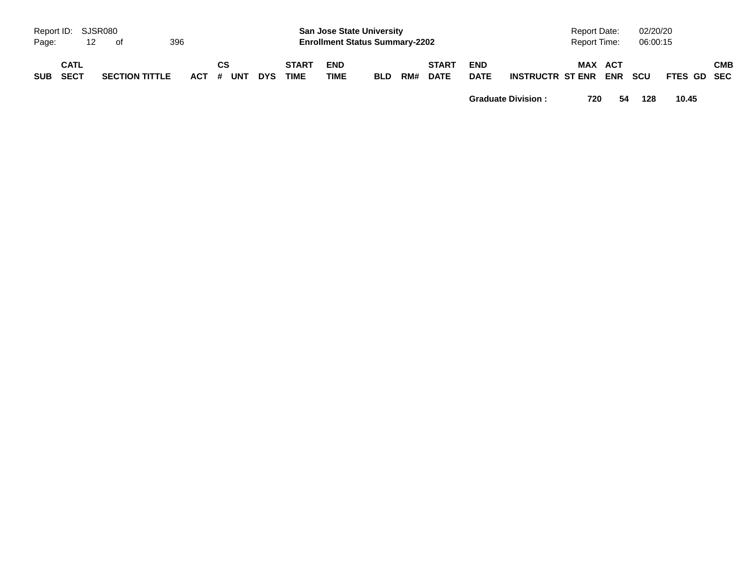| SUB | CATL SECT | SECTION TITTLE | ACT | CS # | UNT | DYS | START TIME | END TIME | BLD | RM# | START DATE | END DATE | INSTRUCTR | ST | MAX ENR | ACT ENR | SCU | FTES | GD | CMB SEC |
|---|---|---|---|---|---|---|---|---|---|---|---|---|---|---|---|---|---|---|---|---|
| | | | | | | | | | | | | **Graduate Division :** | | | **720** | **54** | **128** | **10.45** | | |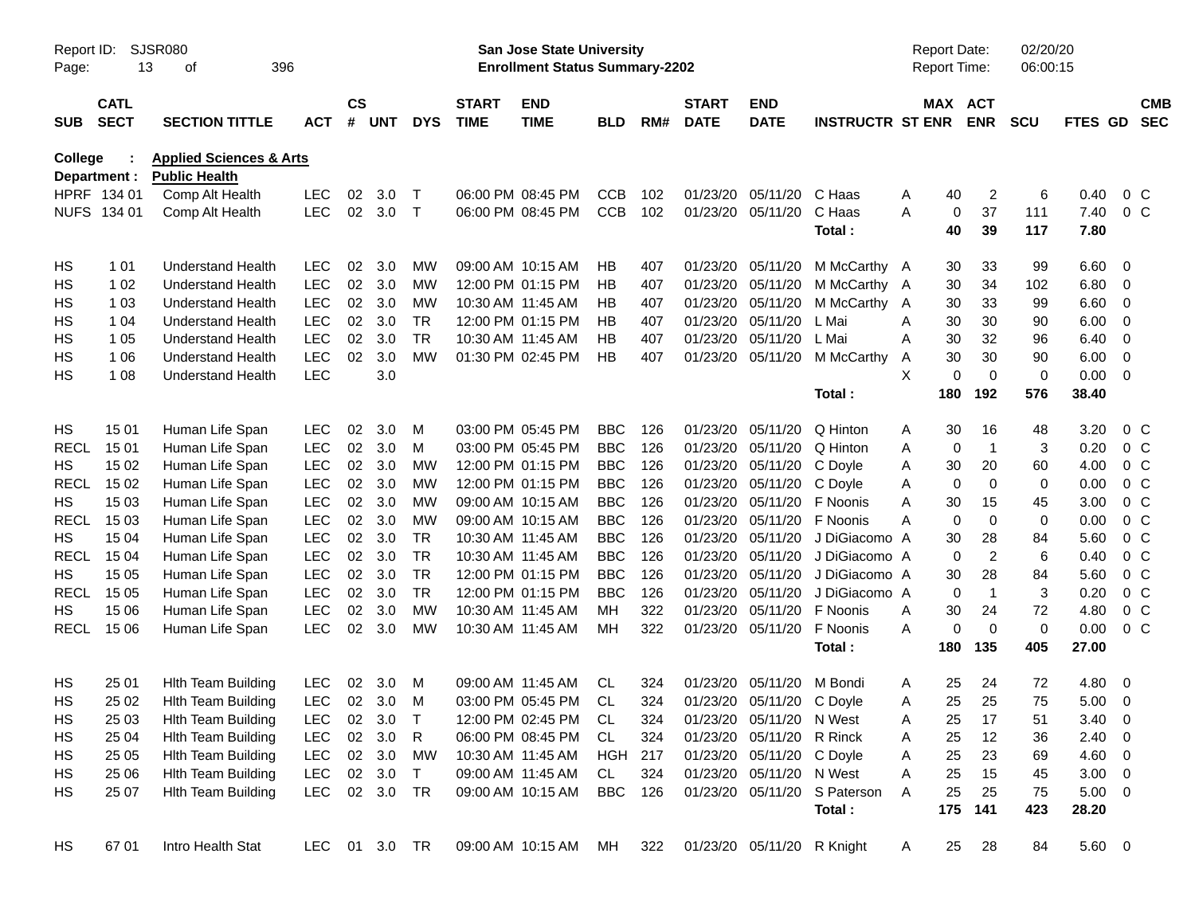Report ID: SJSR080

**San Jose State University**
**Enrollment Status Summary-2202**

Report Date: 02/20/20
Report Time: 06:00:15

**College : Applied Sciences & Arts**
**Department : Public Health**

| SUB | CATL SECT | SECTION TITTLE | ACT | CS # | UNT | DYS | START TIME | END TIME | BLD | RM# | START DATE | END DATE | INSTRUCTR | ST | MAX ENR | ACT ENR | SCU | FTES | GD | CMB SEC |
|---|---|---|---|---|---|---|---|---|---|---|---|---|---|---|---|---|---|---|---|---|
| HPRF | 134 01 | Comp Alt Health | LEC | 02 | 3.0 | T | 06:00 PM | 08:45 PM | CCB | 102 | 01/23/20 | 05/11/20 | C Haas | A | 40 | 2 | 6 | 0.40 | 0 | C |
| NUFS | 134 01 | Comp Alt Health | LEC | 02 | 3.0 | T | 06:00 PM | 08:45 PM | CCB | 102 | 01/23/20 | 05/11/20 | C Haas | A | 0 | 37 | 111 | 7.40 | 0 | C |
| | | | | | | | | | | | | | **Total :** | | **40** | **39** | **117** | **7.80** | | |
| HS | 1 01 | Understand Health | LEC | 02 | 3.0 | MW | 09:00 AM | 10:15 AM | HB | 407 | 01/23/20 | 05/11/20 | M McCarthy | A | 30 | 33 | 99 | 6.60 | 0 | |
| HS | 1 02 | Understand Health | LEC | 02 | 3.0 | MW | 12:00 PM | 01:15 PM | HB | 407 | 01/23/20 | 05/11/20 | M McCarthy | A | 30 | 34 | 102 | 6.80 | 0 | |
| HS | 1 03 | Understand Health | LEC | 02 | 3.0 | MW | 10:30 AM | 11:45 AM | HB | 407 | 01/23/20 | 05/11/20 | M McCarthy | A | 30 | 33 | 99 | 6.60 | 0 | |
| HS | 1 04 | Understand Health | LEC | 02 | 3.0 | TR | 12:00 PM | 01:15 PM | HB | 407 | 01/23/20 | 05/11/20 | L Mai | A | 30 | 30 | 90 | 6.00 | 0 | |
| HS | 1 05 | Understand Health | LEC | 02 | 3.0 | TR | 10:30 AM | 11:45 AM | HB | 407 | 01/23/20 | 05/11/20 | L Mai | A | 30 | 32 | 96 | 6.40 | 0 | |
| HS | 1 06 | Understand Health | LEC | 02 | 3.0 | MW | 01:30 PM | 02:45 PM | HB | 407 | 01/23/20 | 05/11/20 | M McCarthy | A | 30 | 30 | 90 | 6.00 | 0 | |
| HS | 1 08 | Understand Health | LEC | | 3.0 | | | | | | | | | X | 0 | 0 | 0 | 0.00 | 0 | |
| | | | | | | | | | | | | | **Total :** | | **180** | **192** | **576** | **38.40** | | |
| HS | 15 01 | Human Life Span | LEC | 02 | 3.0 | M | 03:00 PM | 05:45 PM | BBC | 126 | 01/23/20 | 05/11/20 | Q Hinton | A | 30 | 16 | 48 | 3.20 | 0 | C |
| RECL | 15 01 | Human Life Span | LEC | 02 | 3.0 | M | 03:00 PM | 05:45 PM | BBC | 126 | 01/23/20 | 05/11/20 | Q Hinton | A | 0 | 1 | 3 | 0.20 | 0 | C |
| HS | 15 02 | Human Life Span | LEC | 02 | 3.0 | MW | 12:00 PM | 01:15 PM | BBC | 126 | 01/23/20 | 05/11/20 | C Doyle | A | 30 | 20 | 60 | 4.00 | 0 | C |
| RECL | 15 02 | Human Life Span | LEC | 02 | 3.0 | MW | 12:00 PM | 01:15 PM | BBC | 126 | 01/23/20 | 05/11/20 | C Doyle | A | 0 | 0 | 0 | 0.00 | 0 | C |
| HS | 15 03 | Human Life Span | LEC | 02 | 3.0 | MW | 09:00 AM | 10:15 AM | BBC | 126 | 01/23/20 | 05/11/20 | F Noonis | A | 30 | 15 | 45 | 3.00 | 0 | C |
| RECL | 15 03 | Human Life Span | LEC | 02 | 3.0 | MW | 09:00 AM | 10:15 AM | BBC | 126 | 01/23/20 | 05/11/20 | F Noonis | A | 0 | 0 | 0 | 0.00 | 0 | C |
| HS | 15 04 | Human Life Span | LEC | 02 | 3.0 | TR | 10:30 AM | 11:45 AM | BBC | 126 | 01/23/20 | 05/11/20 | J DiGiacomo | A | 30 | 28 | 84 | 5.60 | 0 | C |
| RECL | 15 04 | Human Life Span | LEC | 02 | 3.0 | TR | 10:30 AM | 11:45 AM | BBC | 126 | 01/23/20 | 05/11/20 | J DiGiacomo | A | 0 | 2 | 6 | 0.40 | 0 | C |
| HS | 15 05 | Human Life Span | LEC | 02 | 3.0 | TR | 12:00 PM | 01:15 PM | BBC | 126 | 01/23/20 | 05/11/20 | J DiGiacomo | A | 30 | 28 | 84 | 5.60 | 0 | C |
| RECL | 15 05 | Human Life Span | LEC | 02 | 3.0 | TR | 12:00 PM | 01:15 PM | BBC | 126 | 01/23/20 | 05/11/20 | J DiGiacomo | A | 0 | 1 | 3 | 0.20 | 0 | C |
| HS | 15 06 | Human Life Span | LEC | 02 | 3.0 | MW | 10:30 AM | 11:45 AM | MH | 322 | 01/23/20 | 05/11/20 | F Noonis | A | 30 | 24 | 72 | 4.80 | 0 | C |
| RECL | 15 06 | Human Life Span | LEC | 02 | 3.0 | MW | 10:30 AM | 11:45 AM | MH | 322 | 01/23/20 | 05/11/20 | F Noonis | A | 0 | 0 | 0 | 0.00 | 0 | C |
| | | | | | | | | | | | | | **Total :** | | **180** | **135** | **405** | **27.00** | | |
| HS | 25 01 | Hlth Team Building | LEC | 02 | 3.0 | M | 09:00 AM | 11:45 AM | CL | 324 | 01/23/20 | 05/11/20 | M Bondi | A | 25 | 24 | 72 | 4.80 | 0 | |
| HS | 25 02 | Hlth Team Building | LEC | 02 | 3.0 | M | 03:00 PM | 05:45 PM | CL | 324 | 01/23/20 | 05/11/20 | C Doyle | A | 25 | 25 | 75 | 5.00 | 0 | |
| HS | 25 03 | Hlth Team Building | LEC | 02 | 3.0 | T | 12:00 PM | 02:45 PM | CL | 324 | 01/23/20 | 05/11/20 | N West | A | 25 | 17 | 51 | 3.40 | 0 | |
| HS | 25 04 | Hlth Team Building | LEC | 02 | 3.0 | R | 06:00 PM | 08:45 PM | CL | 324 | 01/23/20 | 05/11/20 | R Rinck | A | 25 | 12 | 36 | 2.40 | 0 | |
| HS | 25 05 | Hlth Team Building | LEC | 02 | 3.0 | MW | 10:30 AM | 11:45 AM | HGH | 217 | 01/23/20 | 05/11/20 | C Doyle | A | 25 | 23 | 69 | 4.60 | 0 | |
| HS | 25 06 | Hlth Team Building | LEC | 02 | 3.0 | T | 09:00 AM | 11:45 AM | CL | 324 | 01/23/20 | 05/11/20 | N West | A | 25 | 15 | 45 | 3.00 | 0 | |
| HS | 25 07 | Hlth Team Building | LEC | 02 | 3.0 | TR | 09:00 AM | 10:15 AM | BBC | 126 | 01/23/20 | 05/11/20 | S Paterson | A | 25 | 25 | 75 | 5.00 | 0 | |
| | | | | | | | | | | | | | **Total :** | | **175** | **141** | **423** | **28.20** | | |
| HS | 67 01 | Intro Health Stat | LEC | 01 | 3.0 | TR | 09:00 AM | 10:15 AM | MH | 322 | 01/23/20 | 05/11/20 | R Knight | A | 25 | 28 | 84 | 5.60 | 0 | |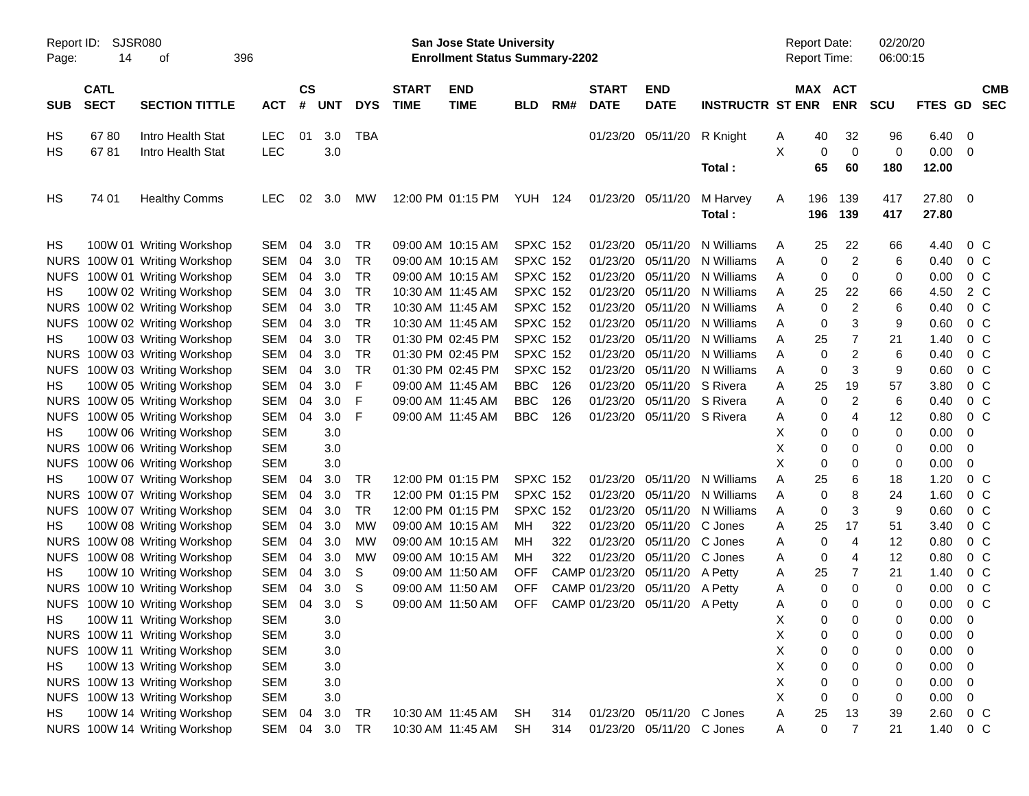Report ID: SJSR080

**San Jose State University**
**Enrollment Status Summary-2202**

Report Date: 02/20/20
Report Time: 06:00:15

| SUB | CATL SECT | SECTION TITTLE | ACT | CS # | UNT | DYS | START TIME | END TIME | BLD | RM# | START DATE | END DATE | INSTRUCTR | ST | MAX ENR | ACT ENR | SCU | FTES | GD | CMB SEC |
|---|---|---|---|---|---|---|---|---|---|---|---|---|---|---|---|---|---|---|---|---|
| HS | 67 80 | Intro Health Stat | LEC | 01 | 3.0 | TBA | | | | | 01/23/20 | 05/11/20 | R Knight | A | 40 | 32 | 96 | 6.40 | 0 | |
| HS | 67 81 | Intro Health Stat | LEC | | 3.0 | | | | | | | | | X | 0 | 0 | 0 | 0.00 | 0 | |
| | | | | | | | | | | | | | **Total :** | | **65** | **60** | **180** | **12.00** | | |
| HS | 74 01 | Healthy Comms | LEC | 02 | 3.0 | MW | 12:00 PM | 01:15 PM | YUH | 124 | 01/23/20 | 05/11/20 | M Harvey | A | 196 | 139 | 417 | 27.80 | 0 | |
| | | | | | | | | | | | | | **Total :** | | **196** | **139** | **417** | **27.80** | | |
| HS | 100W 01 | Writing Workshop | SEM | 04 | 3.0 | TR | 09:00 AM | 10:15 AM | SPXC | 152 | 01/23/20 | 05/11/20 | N Williams | A | 25 | 22 | 66 | 4.40 | 0 | C |
| NURS | 100W 01 | Writing Workshop | SEM | 04 | 3.0 | TR | 09:00 AM | 10:15 AM | SPXC | 152 | 01/23/20 | 05/11/20 | N Williams | A | 0 | 2 | 6 | 0.40 | 0 | C |
| NUFS | 100W 01 | Writing Workshop | SEM | 04 | 3.0 | TR | 09:00 AM | 10:15 AM | SPXC | 152 | 01/23/20 | 05/11/20 | N Williams | A | 0 | 0 | 0 | 0.00 | 0 | C |
| HS | 100W 02 | Writing Workshop | SEM | 04 | 3.0 | TR | 10:30 AM | 11:45 AM | SPXC | 152 | 01/23/20 | 05/11/20 | N Williams | A | 25 | 22 | 66 | 4.50 | 2 | C |
| NURS | 100W 02 | Writing Workshop | SEM | 04 | 3.0 | TR | 10:30 AM | 11:45 AM | SPXC | 152 | 01/23/20 | 05/11/20 | N Williams | A | 0 | 2 | 6 | 0.40 | 0 | C |
| NUFS | 100W 02 | Writing Workshop | SEM | 04 | 3.0 | TR | 10:30 AM | 11:45 AM | SPXC | 152 | 01/23/20 | 05/11/20 | N Williams | A | 0 | 3 | 9 | 0.60 | 0 | C |
| HS | 100W 03 | Writing Workshop | SEM | 04 | 3.0 | TR | 01:30 PM | 02:45 PM | SPXC | 152 | 01/23/20 | 05/11/20 | N Williams | A | 25 | 7 | 21 | 1.40 | 0 | C |
| NURS | 100W 03 | Writing Workshop | SEM | 04 | 3.0 | TR | 01:30 PM | 02:45 PM | SPXC | 152 | 01/23/20 | 05/11/20 | N Williams | A | 0 | 2 | 6 | 0.40 | 0 | C |
| NUFS | 100W 03 | Writing Workshop | SEM | 04 | 3.0 | TR | 01:30 PM | 02:45 PM | SPXC | 152 | 01/23/20 | 05/11/20 | N Williams | A | 0 | 3 | 9 | 0.60 | 0 | C |
| HS | 100W 05 | Writing Workshop | SEM | 04 | 3.0 | F | 09:00 AM | 11:45 AM | BBC | 126 | 01/23/20 | 05/11/20 | S Rivera | A | 25 | 19 | 57 | 3.80 | 0 | C |
| NURS | 100W 05 | Writing Workshop | SEM | 04 | 3.0 | F | 09:00 AM | 11:45 AM | BBC | 126 | 01/23/20 | 05/11/20 | S Rivera | A | 0 | 2 | 6 | 0.40 | 0 | C |
| NUFS | 100W 05 | Writing Workshop | SEM | 04 | 3.0 | F | 09:00 AM | 11:45 AM | BBC | 126 | 01/23/20 | 05/11/20 | S Rivera | A | 0 | 4 | 12 | 0.80 | 0 | C |
| HS | 100W 06 | Writing Workshop | SEM | | 3.0 | | | | | | | | | X | 0 | 0 | 0 | 0.00 | 0 | |
| NURS | 100W 06 | Writing Workshop | SEM | | 3.0 | | | | | | | | | X | 0 | 0 | 0 | 0.00 | 0 | |
| NUFS | 100W 06 | Writing Workshop | SEM | | 3.0 | | | | | | | | | X | 0 | 0 | 0 | 0.00 | 0 | |
| HS | 100W 07 | Writing Workshop | SEM | 04 | 3.0 | TR | 12:00 PM | 01:15 PM | SPXC | 152 | 01/23/20 | 05/11/20 | N Williams | A | 25 | 6 | 18 | 1.20 | 0 | C |
| NURS | 100W 07 | Writing Workshop | SEM | 04 | 3.0 | TR | 12:00 PM | 01:15 PM | SPXC | 152 | 01/23/20 | 05/11/20 | N Williams | A | 0 | 8 | 24 | 1.60 | 0 | C |
| NUFS | 100W 07 | Writing Workshop | SEM | 04 | 3.0 | TR | 12:00 PM | 01:15 PM | SPXC | 152 | 01/23/20 | 05/11/20 | N Williams | A | 0 | 3 | 9 | 0.60 | 0 | C |
| HS | 100W 08 | Writing Workshop | SEM | 04 | 3.0 | MW | 09:00 AM | 10:15 AM | MH | 322 | 01/23/20 | 05/11/20 | C Jones | A | 25 | 17 | 51 | 3.40 | 0 | C |
| NURS | 100W 08 | Writing Workshop | SEM | 04 | 3.0 | MW | 09:00 AM | 10:15 AM | MH | 322 | 01/23/20 | 05/11/20 | C Jones | A | 0 | 4 | 12 | 0.80 | 0 | C |
| NUFS | 100W 08 | Writing Workshop | SEM | 04 | 3.0 | MW | 09:00 AM | 10:15 AM | MH | 322 | 01/23/20 | 05/11/20 | C Jones | A | 0 | 4 | 12 | 0.80 | 0 | C |
| HS | 100W 10 | Writing Workshop | SEM | 04 | 3.0 | S | 09:00 AM | 11:50 AM | OFF | CAMP | 01/23/20 | 05/11/20 | A Petty | A | 25 | 7 | 21 | 1.40 | 0 | C |
| NURS | 100W 10 | Writing Workshop | SEM | 04 | 3.0 | S | 09:00 AM | 11:50 AM | OFF | CAMP | 01/23/20 | 05/11/20 | A Petty | A | 0 | 0 | 0 | 0.00 | 0 | C |
| NUFS | 100W 10 | Writing Workshop | SEM | 04 | 3.0 | S | 09:00 AM | 11:50 AM | OFF | CAMP | 01/23/20 | 05/11/20 | A Petty | A | 0 | 0 | 0 | 0.00 | 0 | C |
| HS | 100W 11 | Writing Workshop | SEM | | 3.0 | | | | | | | | | X | 0 | 0 | 0 | 0.00 | 0 | |
| NURS | 100W 11 | Writing Workshop | SEM | | 3.0 | | | | | | | | | X | 0 | 0 | 0 | 0.00 | 0 | |
| NUFS | 100W 11 | Writing Workshop | SEM | | 3.0 | | | | | | | | | X | 0 | 0 | 0 | 0.00 | 0 | |
| HS | 100W 13 | Writing Workshop | SEM | | 3.0 | | | | | | | | | X | 0 | 0 | 0 | 0.00 | 0 | |
| NURS | 100W 13 | Writing Workshop | SEM | | 3.0 | | | | | | | | | X | 0 | 0 | 0 | 0.00 | 0 | |
| NUFS | 100W 13 | Writing Workshop | SEM | | 3.0 | | | | | | | | | X | 0 | 0 | 0 | 0.00 | 0 | |
| HS | 100W 14 | Writing Workshop | SEM | 04 | 3.0 | TR | 10:30 AM | 11:45 AM | SH | 314 | 01/23/20 | 05/11/20 | C Jones | A | 25 | 13 | 39 | 2.60 | 0 | C |
| NURS | 100W 14 | Writing Workshop | SEM | 04 | 3.0 | TR | 10:30 AM | 11:45 AM | SH | 314 | 01/23/20 | 05/11/20 | C Jones | A | 0 | 7 | 21 | 1.40 | 0 | C |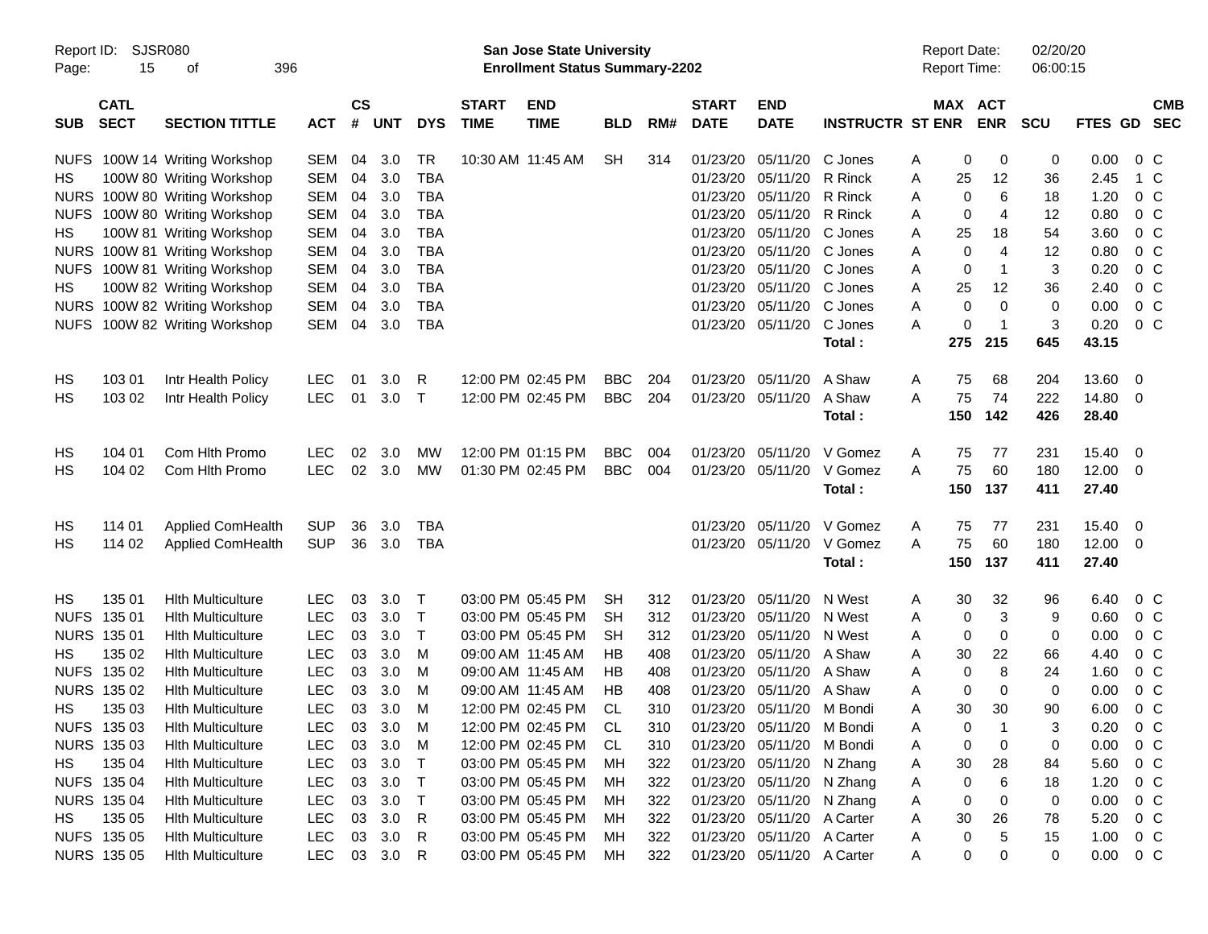Report ID: SJSR080

**San Jose State University**
**Enrollment Status Summary-2202**

Report Date: 02/20/20
Report Time: 06:00:15

| SUB | CATL SECT | SECTION TITTLE | ACT | CS # | UNT | DYS | START TIME | END TIME | BLD | RM# | START DATE | END DATE | INSTRUCTR | ST | MAX ENR | ACT ENR | SCU | FTES | GD | CMB SEC |
|---|---|---|---|---|---|---|---|---|---|---|---|---|---|---|---|---|---|---|---|---|
| NUFS | 100W 14 | Writing Workshop | SEM | 04 | 3.0 | TR | 10:30 AM | 11:45 AM | SH | 314 | 01/23/20 | 05/11/20 | C Jones | A | 0 | 0 | 0 | 0.00 | 0 | C |
| HS | 100W 80 | Writing Workshop | SEM | 04 | 3.0 | TBA | | | | | 01/23/20 | 05/11/20 | R Rinck | A | 25 | 12 | 36 | 2.45 | 1 | C |
| NURS | 100W 80 | Writing Workshop | SEM | 04 | 3.0 | TBA | | | | | 01/23/20 | 05/11/20 | R Rinck | A | 0 | 6 | 18 | 1.20 | 0 | C |
| NUFS | 100W 80 | Writing Workshop | SEM | 04 | 3.0 | TBA | | | | | 01/23/20 | 05/11/20 | R Rinck | A | 0 | 4 | 12 | 0.80 | 0 | C |
| HS | 100W 81 | Writing Workshop | SEM | 04 | 3.0 | TBA | | | | | 01/23/20 | 05/11/20 | C Jones | A | 25 | 18 | 54 | 3.60 | 0 | C |
| NURS | 100W 81 | Writing Workshop | SEM | 04 | 3.0 | TBA | | | | | 01/23/20 | 05/11/20 | C Jones | A | 0 | 4 | 12 | 0.80 | 0 | C |
| NUFS | 100W 81 | Writing Workshop | SEM | 04 | 3.0 | TBA | | | | | 01/23/20 | 05/11/20 | C Jones | A | 0 | 1 | 3 | 0.20 | 0 | C |
| HS | 100W 82 | Writing Workshop | SEM | 04 | 3.0 | TBA | | | | | 01/23/20 | 05/11/20 | C Jones | A | 25 | 12 | 36 | 2.40 | 0 | C |
| NURS | 100W 82 | Writing Workshop | SEM | 04 | 3.0 | TBA | | | | | 01/23/20 | 05/11/20 | C Jones | A | 0 | 0 | 0 | 0.00 | 0 | C |
| NUFS | 100W 82 | Writing Workshop | SEM | 04 | 3.0 | TBA | | | | | 01/23/20 | 05/11/20 | C Jones | A | 0 | 1 | 3 | 0.20 | 0 | C |
| | | | | | | | | | | | | | **Total :** | | **275** | **215** | **645** | **43.15** | | |
| HS | 103 01 | Intr Health Policy | LEC | 01 | 3.0 | R | 12:00 PM | 02:45 PM | BBC | 204 | 01/23/20 | 05/11/20 | A Shaw | A | 75 | 68 | 204 | 13.60 | 0 | |
| HS | 103 02 | Intr Health Policy | LEC | 01 | 3.0 | T | 12:00 PM | 02:45 PM | BBC | 204 | 01/23/20 | 05/11/20 | A Shaw | A | 75 | 74 | 222 | 14.80 | 0 | |
| | | | | | | | | | | | | | **Total :** | | **150** | **142** | **426** | **28.40** | | |
| HS | 104 01 | Com Hlth Promo | LEC | 02 | 3.0 | MW | 12:00 PM | 01:15 PM | BBC | 004 | 01/23/20 | 05/11/20 | V Gomez | A | 75 | 77 | 231 | 15.40 | 0 | |
| HS | 104 02 | Com Hlth Promo | LEC | 02 | 3.0 | MW | 01:30 PM | 02:45 PM | BBC | 004 | 01/23/20 | 05/11/20 | V Gomez | A | 75 | 60 | 180 | 12.00 | 0 | |
| | | | | | | | | | | | | | **Total :** | | **150** | **137** | **411** | **27.40** | | |
| HS | 114 01 | Applied ComHealth | SUP | 36 | 3.0 | TBA | | | | | 01/23/20 | 05/11/20 | V Gomez | A | 75 | 77 | 231 | 15.40 | 0 | |
| HS | 114 02 | Applied ComHealth | SUP | 36 | 3.0 | TBA | | | | | 01/23/20 | 05/11/20 | V Gomez | A | 75 | 60 | 180 | 12.00 | 0 | |
| | | | | | | | | | | | | | **Total :** | | **150** | **137** | **411** | **27.40** | | |
| HS | 135 01 | Hlth Multiculture | LEC | 03 | 3.0 | T | 03:00 PM | 05:45 PM | SH | 312 | 01/23/20 | 05/11/20 | N West | A | 30 | 32 | 96 | 6.40 | 0 | C |
| NUFS | 135 01 | Hlth Multiculture | LEC | 03 | 3.0 | T | 03:00 PM | 05:45 PM | SH | 312 | 01/23/20 | 05/11/20 | N West | A | 0 | 3 | 9 | 0.60 | 0 | C |
| NURS | 135 01 | Hlth Multiculture | LEC | 03 | 3.0 | T | 03:00 PM | 05:45 PM | SH | 312 | 01/23/20 | 05/11/20 | N West | A | 0 | 0 | 0 | 0.00 | 0 | C |
| HS | 135 02 | Hlth Multiculture | LEC | 03 | 3.0 | M | 09:00 AM | 11:45 AM | HB | 408 | 01/23/20 | 05/11/20 | A Shaw | A | 30 | 22 | 66 | 4.40 | 0 | C |
| NUFS | 135 02 | Hlth Multiculture | LEC | 03 | 3.0 | M | 09:00 AM | 11:45 AM | HB | 408 | 01/23/20 | 05/11/20 | A Shaw | A | 0 | 8 | 24 | 1.60 | 0 | C |
| NURS | 135 02 | Hlth Multiculture | LEC | 03 | 3.0 | M | 09:00 AM | 11:45 AM | HB | 408 | 01/23/20 | 05/11/20 | A Shaw | A | 0 | 0 | 0 | 0.00 | 0 | C |
| HS | 135 03 | Hlth Multiculture | LEC | 03 | 3.0 | M | 12:00 PM | 02:45 PM | CL | 310 | 01/23/20 | 05/11/20 | M Bondi | A | 30 | 30 | 90 | 6.00 | 0 | C |
| NUFS | 135 03 | Hlth Multiculture | LEC | 03 | 3.0 | M | 12:00 PM | 02:45 PM | CL | 310 | 01/23/20 | 05/11/20 | M Bondi | A | 0 | 1 | 3 | 0.20 | 0 | C |
| NURS | 135 03 | Hlth Multiculture | LEC | 03 | 3.0 | M | 12:00 PM | 02:45 PM | CL | 310 | 01/23/20 | 05/11/20 | M Bondi | A | 0 | 0 | 0 | 0.00 | 0 | C |
| HS | 135 04 | Hlth Multiculture | LEC | 03 | 3.0 | T | 03:00 PM | 05:45 PM | MH | 322 | 01/23/20 | 05/11/20 | N Zhang | A | 30 | 28 | 84 | 5.60 | 0 | C |
| NUFS | 135 04 | Hlth Multiculture | LEC | 03 | 3.0 | T | 03:00 PM | 05:45 PM | MH | 322 | 01/23/20 | 05/11/20 | N Zhang | A | 0 | 6 | 18 | 1.20 | 0 | C |
| NURS | 135 04 | Hlth Multiculture | LEC | 03 | 3.0 | T | 03:00 PM | 05:45 PM | MH | 322 | 01/23/20 | 05/11/20 | N Zhang | A | 0 | 0 | 0 | 0.00 | 0 | C |
| HS | 135 05 | Hlth Multiculture | LEC | 03 | 3.0 | R | 03:00 PM | 05:45 PM | MH | 322 | 01/23/20 | 05/11/20 | A Carter | A | 30 | 26 | 78 | 5.20 | 0 | C |
| NUFS | 135 05 | Hlth Multiculture | LEC | 03 | 3.0 | R | 03:00 PM | 05:45 PM | MH | 322 | 01/23/20 | 05/11/20 | A Carter | A | 0 | 5 | 15 | 1.00 | 0 | C |
| NURS | 135 05 | Hlth Multiculture | LEC | 03 | 3.0 | R | 03:00 PM | 05:45 PM | MH | 322 | 01/23/20 | 05/11/20 | A Carter | A | 0 | 0 | 0 | 0.00 | 0 | C |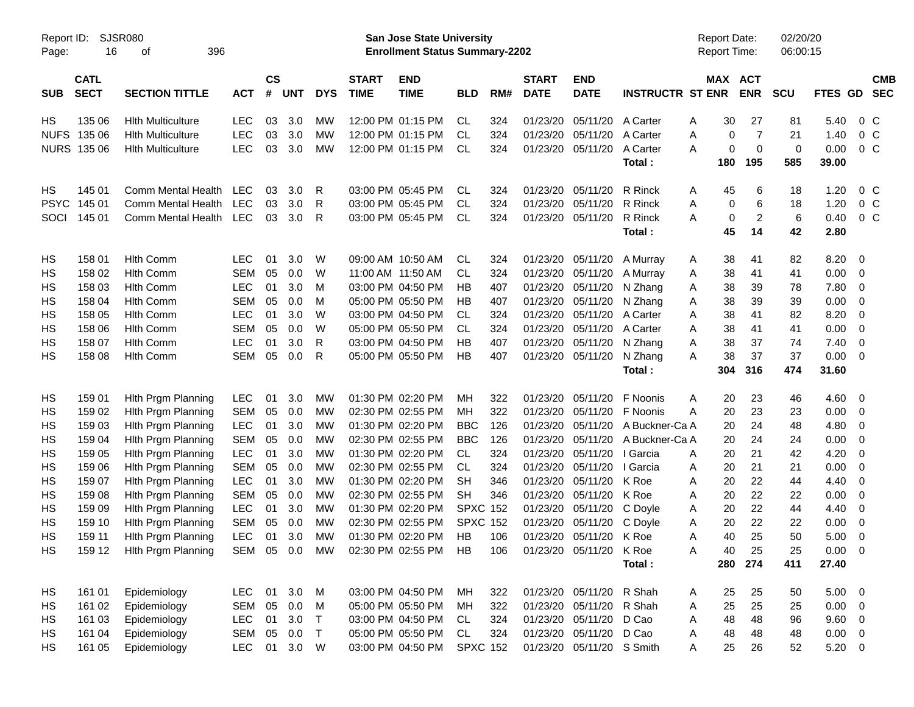Report ID: SJSR080 | San Jose State University | Report Date: 02/20/20
Page: 16 of 396 | Enrollment Status Summary-2202 | Report Time: 06:00:15

| SUB | CATL SECT | SECTION TITTLE | ACT | CS # | UNT | DYS | START TIME | END TIME | BLD | RM# | START DATE | END DATE | INSTRUCTR | ST | MAX ENR | ACT ENR | SCU | FTES | GD | CMB SEC |
|---|---|---|---|---|---|---|---|---|---|---|---|---|---|---|---|---|---|---|---|---|
| HS | 135 06 | Hlth Multiculture | LEC | 03 | 3.0 | MW | 12:00 PM | 01:15 PM | CL | 324 | 01/23/20 | 05/11/20 | A Carter | A | 30 | 27 | 81 | 5.40 | 0 | C |
| NUFS | 135 06 | Hlth Multiculture | LEC | 03 | 3.0 | MW | 12:00 PM | 01:15 PM | CL | 324 | 01/23/20 | 05/11/20 | A Carter | A | 0 | 7 | 21 | 1.40 | 0 | C |
| NURS | 135 06 | Hlth Multiculture | LEC | 03 | 3.0 | MW | 12:00 PM | 01:15 PM | CL | 324 | 01/23/20 | 05/11/20 | A Carter | A | 0 | 0 | 0 | 0.00 | 0 | C |
| | | | | | | | | | | | | | **Total :** | | **180** | **195** | **585** | **39.00** | | |
| HS | 145 01 | Comm Mental Health | LEC | 03 | 3.0 | R | 03:00 PM | 05:45 PM | CL | 324 | 01/23/20 | 05/11/20 | R Rinck | A | 45 | 6 | 18 | 1.20 | 0 | C |
| PSYC | 145 01 | Comm Mental Health | LEC | 03 | 3.0 | R | 03:00 PM | 05:45 PM | CL | 324 | 01/23/20 | 05/11/20 | R Rinck | A | 0 | 6 | 18 | 1.20 | 0 | C |
| SOCI | 145 01 | Comm Mental Health | LEC | 03 | 3.0 | R | 03:00 PM | 05:45 PM | CL | 324 | 01/23/20 | 05/11/20 | R Rinck | A | 0 | 2 | 6 | 0.40 | 0 | C |
| | | | | | | | | | | | | | **Total :** | | **45** | **14** | **42** | **2.80** | | |
| HS | 158 01 | Hlth Comm | LEC | 01 | 3.0 | W | 09:00 AM | 10:50 AM | CL | 324 | 01/23/20 | 05/11/20 | A Murray | A | 38 | 41 | 82 | 8.20 | 0 | |
| HS | 158 02 | Hlth Comm | SEM | 05 | 0.0 | W | 11:00 AM | 11:50 AM | CL | 324 | 01/23/20 | 05/11/20 | A Murray | A | 38 | 41 | 41 | 0.00 | 0 | |
| HS | 158 03 | Hlth Comm | LEC | 01 | 3.0 | M | 03:00 PM | 04:50 PM | HB | 407 | 01/23/20 | 05/11/20 | N Zhang | A | 38 | 39 | 78 | 7.80 | 0 | |
| HS | 158 04 | Hlth Comm | SEM | 05 | 0.0 | M | 05:00 PM | 05:50 PM | HB | 407 | 01/23/20 | 05/11/20 | N Zhang | A | 38 | 39 | 39 | 0.00 | 0 | |
| HS | 158 05 | Hlth Comm | LEC | 01 | 3.0 | W | 03:00 PM | 04:50 PM | CL | 324 | 01/23/20 | 05/11/20 | A Carter | A | 38 | 41 | 82 | 8.20 | 0 | |
| HS | 158 06 | Hlth Comm | SEM | 05 | 0.0 | W | 05:00 PM | 05:50 PM | CL | 324 | 01/23/20 | 05/11/20 | A Carter | A | 38 | 41 | 41 | 0.00 | 0 | |
| HS | 158 07 | Hlth Comm | LEC | 01 | 3.0 | R | 03:00 PM | 04:50 PM | HB | 407 | 01/23/20 | 05/11/20 | N Zhang | A | 38 | 37 | 74 | 7.40 | 0 | |
| HS | 158 08 | Hlth Comm | SEM | 05 | 0.0 | R | 05:00 PM | 05:50 PM | HB | 407 | 01/23/20 | 05/11/20 | N Zhang | A | 38 | 37 | 37 | 0.00 | 0 | |
| | | | | | | | | | | | | | **Total :** | | **304** | **316** | **474** | **31.60** | | |
| HS | 159 01 | Hlth Prgm Planning | LEC | 01 | 3.0 | MW | 01:30 PM | 02:20 PM | MH | 322 | 01/23/20 | 05/11/20 | F Noonis | A | 20 | 23 | 46 | 4.60 | 0 | |
| HS | 159 02 | Hlth Prgm Planning | SEM | 05 | 0.0 | MW | 02:30 PM | 02:55 PM | MH | 322 | 01/23/20 | 05/11/20 | F Noonis | A | 20 | 23 | 23 | 0.00 | 0 | |
| HS | 159 03 | Hlth Prgm Planning | LEC | 01 | 3.0 | MW | 01:30 PM | 02:20 PM | BBC | 126 | 01/23/20 | 05/11/20 | A Buckner-Ca | A | 20 | 24 | 48 | 4.80 | 0 | |
| HS | 159 04 | Hlth Prgm Planning | SEM | 05 | 0.0 | MW | 02:30 PM | 02:55 PM | BBC | 126 | 01/23/20 | 05/11/20 | A Buckner-Ca | A | 20 | 24 | 24 | 0.00 | 0 | |
| HS | 159 05 | Hlth Prgm Planning | LEC | 01 | 3.0 | MW | 01:30 PM | 02:20 PM | CL | 324 | 01/23/20 | 05/11/20 | I Garcia | A | 20 | 21 | 42 | 4.20 | 0 | |
| HS | 159 06 | Hlth Prgm Planning | SEM | 05 | 0.0 | MW | 02:30 PM | 02:55 PM | CL | 324 | 01/23/20 | 05/11/20 | I Garcia | A | 20 | 21 | 21 | 0.00 | 0 | |
| HS | 159 07 | Hlth Prgm Planning | LEC | 01 | 3.0 | MW | 01:30 PM | 02:20 PM | SH | 346 | 01/23/20 | 05/11/20 | K Roe | A | 20 | 22 | 44 | 4.40 | 0 | |
| HS | 159 08 | Hlth Prgm Planning | SEM | 05 | 0.0 | MW | 02:30 PM | 02:55 PM | SH | 346 | 01/23/20 | 05/11/20 | K Roe | A | 20 | 22 | 22 | 0.00 | 0 | |
| HS | 159 09 | Hlth Prgm Planning | LEC | 01 | 3.0 | MW | 01:30 PM | 02:20 PM | SPXC | 152 | 01/23/20 | 05/11/20 | C Doyle | A | 20 | 22 | 44 | 4.40 | 0 | |
| HS | 159 10 | Hlth Prgm Planning | SEM | 05 | 0.0 | MW | 02:30 PM | 02:55 PM | SPXC | 152 | 01/23/20 | 05/11/20 | C Doyle | A | 20 | 22 | 22 | 0.00 | 0 | |
| HS | 159 11 | Hlth Prgm Planning | LEC | 01 | 3.0 | MW | 01:30 PM | 02:20 PM | HB | 106 | 01/23/20 | 05/11/20 | K Roe | A | 40 | 25 | 50 | 5.00 | 0 | |
| HS | 159 12 | Hlth Prgm Planning | SEM | 05 | 0.0 | MW | 02:30 PM | 02:55 PM | HB | 106 | 01/23/20 | 05/11/20 | K Roe | A | 40 | 25 | 25 | 0.00 | 0 | |
| | | | | | | | | | | | | | **Total :** | | **280** | **274** | **411** | **27.40** | | |
| HS | 161 01 | Epidemiology | LEC | 01 | 3.0 | M | 03:00 PM | 04:50 PM | MH | 322 | 01/23/20 | 05/11/20 | R Shah | A | 25 | 25 | 50 | 5.00 | 0 | |
| HS | 161 02 | Epidemiology | SEM | 05 | 0.0 | M | 05:00 PM | 05:50 PM | MH | 322 | 01/23/20 | 05/11/20 | R Shah | A | 25 | 25 | 25 | 0.00 | 0 | |
| HS | 161 03 | Epidemiology | LEC | 01 | 3.0 | T | 03:00 PM | 04:50 PM | CL | 324 | 01/23/20 | 05/11/20 | D Cao | A | 48 | 48 | 96 | 9.60 | 0 | |
| HS | 161 04 | Epidemiology | SEM | 05 | 0.0 | T | 05:00 PM | 05:50 PM | CL | 324 | 01/23/20 | 05/11/20 | D Cao | A | 48 | 48 | 48 | 0.00 | 0 | |
| HS | 161 05 | Epidemiology | LEC | 01 | 3.0 | W | 03:00 PM | 04:50 PM | SPXC | 152 | 01/23/20 | 05/11/20 | S Smith | A | 25 | 26 | 52 | 5.20 | 0 | |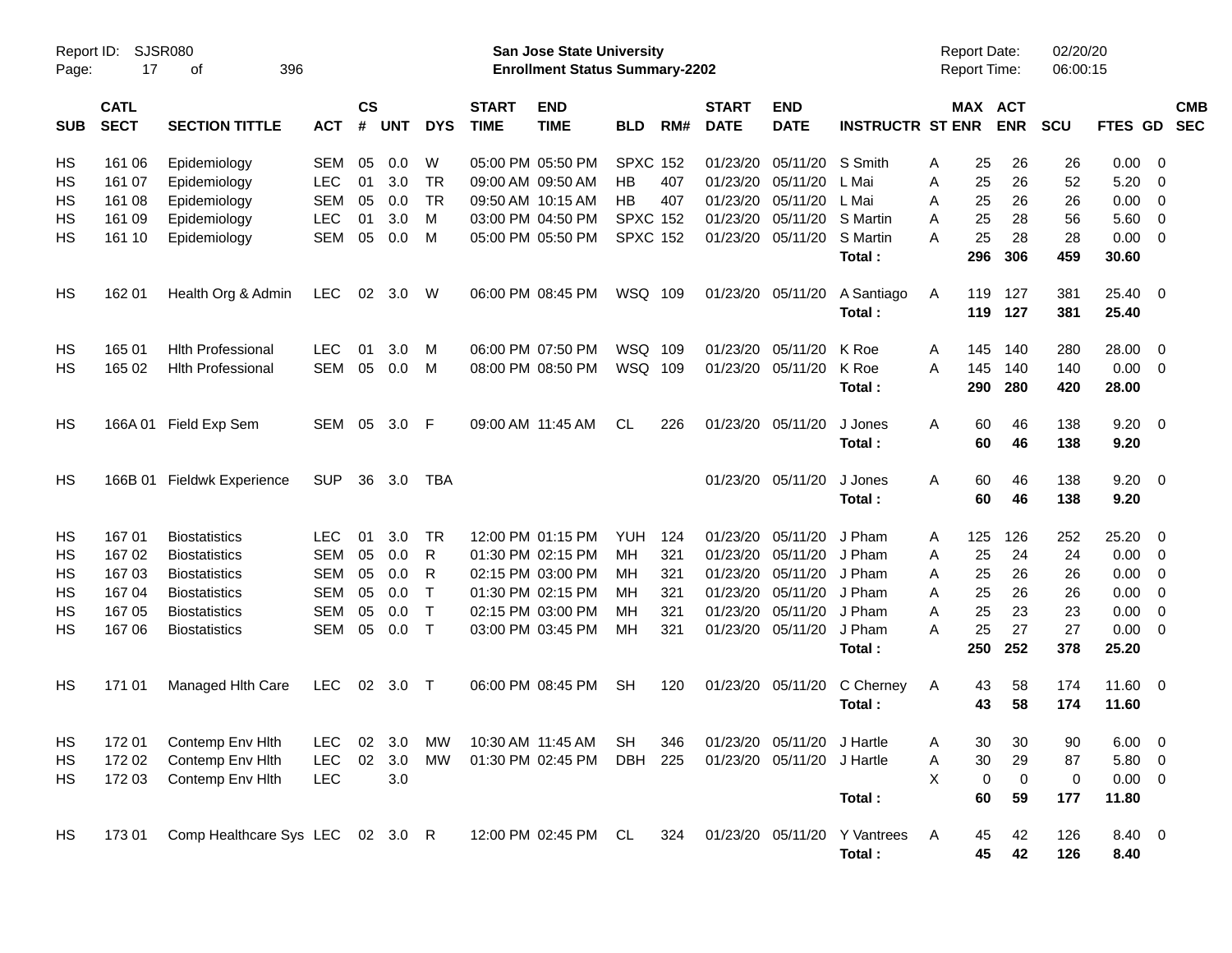Report ID: SJSR080 
Page: 17 of 396

**San Jose State University**
**Enrollment Status Summary-2202**

Report Date: 02/20/20
Report Time: 06:00:15

| SUB | CATL SECT | SECTION TITTLE | ACT | CS # | UNT | DYS | START TIME | END TIME | BLD | RM# | START DATE | END DATE | INSTRUCTR | ST | MAX ENR | ACT ENR | SCU | FTES | GD | CMB SEC |
|---|---|---|---|---|---|---|---|---|---|---|---|---|---|---|---|---|---|---|---|---|
| HS | 161 06 | Epidemiology | SEM | 05 | 0.0 | W | 05:00 PM | 05:50 PM | SPXC | 152 | 01/23/20 | 05/11/20 | S Smith | A | 25 | 26 | 26 | 0.00 | 0 | |
| HS | 161 07 | Epidemiology | LEC | 01 | 3.0 | TR | 09:00 AM | 09:50 AM | HB | 407 | 01/23/20 | 05/11/20 | L Mai | A | 25 | 26 | 52 | 5.20 | 0 | |
| HS | 161 08 | Epidemiology | SEM | 05 | 0.0 | TR | 09:50 AM | 10:15 AM | HB | 407 | 01/23/20 | 05/11/20 | L Mai | A | 25 | 26 | 26 | 0.00 | 0 | |
| HS | 161 09 | Epidemiology | LEC | 01 | 3.0 | M | 03:00 PM | 04:50 PM | SPXC | 152 | 01/23/20 | 05/11/20 | S Martin | A | 25 | 28 | 56 | 5.60 | 0 | |
| HS | 161 10 | Epidemiology | SEM | 05 | 0.0 | M | 05:00 PM | 05:50 PM | SPXC | 152 | 01/23/20 | 05/11/20 | S Martin | A | 25 | 28 | 28 | 0.00 | 0 | |
| | | | | | | | | | | | | | **Total :** | | **296** | **306** | **459** | **30.60** | | |
| HS | 162 01 | Health Org & Admin | LEC | 02 | 3.0 | W | 06:00 PM | 08:45 PM | WSQ | 109 | 01/23/20 | 05/11/20 | A Santiago | A | 119 | 127 | 381 | 25.40 | 0 | |
| | | | | | | | | | | | | | **Total :** | | **119** | **127** | **381** | **25.40** | | |
| HS | 165 01 | Hlth Professional | LEC | 01 | 3.0 | M | 06:00 PM | 07:50 PM | WSQ | 109 | 01/23/20 | 05/11/20 | K Roe | A | 145 | 140 | 280 | 28.00 | 0 | |
| HS | 165 02 | Hlth Professional | SEM | 05 | 0.0 | M | 08:00 PM | 08:50 PM | WSQ | 109 | 01/23/20 | 05/11/20 | K Roe | A | 145 | 140 | 140 | 0.00 | 0 | |
| | | | | | | | | | | | | | **Total :** | | **290** | **280** | **420** | **28.00** | | |
| HS | 166A 01 | Field Exp Sem | SEM | 05 | 3.0 | F | 09:00 AM | 11:45 AM | CL | 226 | 01/23/20 | 05/11/20 | J Jones | A | 60 | 46 | 138 | 9.20 | 0 | |
| | | | | | | | | | | | | | **Total :** | | **60** | **46** | **138** | **9.20** | | |
| HS | 166B 01 | Fieldwk Experience | SUP | 36 | 3.0 | TBA | | | | | 01/23/20 | 05/11/20 | J Jones | A | 60 | 46 | 138 | 9.20 | 0 | |
| | | | | | | | | | | | | | **Total :** | | **60** | **46** | **138** | **9.20** | | |
| HS | 167 01 | Biostatistics | LEC | 01 | 3.0 | TR | 12:00 PM | 01:15 PM | YUH | 124 | 01/23/20 | 05/11/20 | J Pham | A | 125 | 126 | 252 | 25.20 | 0 | |
| HS | 167 02 | Biostatistics | SEM | 05 | 0.0 | R | 01:30 PM | 02:15 PM | MH | 321 | 01/23/20 | 05/11/20 | J Pham | A | 25 | 24 | 24 | 0.00 | 0 | |
| HS | 167 03 | Biostatistics | SEM | 05 | 0.0 | R | 02:15 PM | 03:00 PM | MH | 321 | 01/23/20 | 05/11/20 | J Pham | A | 25 | 26 | 26 | 0.00 | 0 | |
| HS | 167 04 | Biostatistics | SEM | 05 | 0.0 | T | 01:30 PM | 02:15 PM | MH | 321 | 01/23/20 | 05/11/20 | J Pham | A | 25 | 26 | 26 | 0.00 | 0 | |
| HS | 167 05 | Biostatistics | SEM | 05 | 0.0 | T | 02:15 PM | 03:00 PM | MH | 321 | 01/23/20 | 05/11/20 | J Pham | A | 25 | 23 | 23 | 0.00 | 0 | |
| HS | 167 06 | Biostatistics | SEM | 05 | 0.0 | T | 03:00 PM | 03:45 PM | MH | 321 | 01/23/20 | 05/11/20 | J Pham | A | 25 | 27 | 27 | 0.00 | 0 | |
| | | | | | | | | | | | | | **Total :** | | **250** | **252** | **378** | **25.20** | | |
| HS | 171 01 | Managed Hlth Care | LEC | 02 | 3.0 | T | 06:00 PM | 08:45 PM | SH | 120 | 01/23/20 | 05/11/20 | C Cherney | A | 43 | 58 | 174 | 11.60 | 0 | |
| | | | | | | | | | | | | | **Total :** | | **43** | **58** | **174** | **11.60** | | |
| HS | 172 01 | Contemp Env Hlth | LEC | 02 | 3.0 | MW | 10:30 AM | 11:45 AM | SH | 346 | 01/23/20 | 05/11/20 | J Hartle | A | 30 | 30 | 90 | 6.00 | 0 | |
| HS | 172 02 | Contemp Env Hlth | LEC | 02 | 3.0 | MW | 01:30 PM | 02:45 PM | DBH | 225 | 01/23/20 | 05/11/20 | J Hartle | A | 30 | 29 | 87 | 5.80 | 0 | |
| HS | 172 03 | Contemp Env Hlth | LEC | | 3.0 | | | | | | | | | X | 0 | 0 | 0 | 0.00 | 0 | |
| | | | | | | | | | | | | | **Total :** | | **60** | **59** | **177** | **11.80** | | |
| HS | 173 01 | Comp Healthcare Sys | LEC | 02 | 3.0 | R | 12:00 PM | 02:45 PM | CL | 324 | 01/23/20 | 05/11/20 | Y Vantrees | A | 45 | 42 | 126 | 8.40 | 0 | |
| | | | | | | | | | | | | | **Total :** | | **45** | **42** | **126** | **8.40** | | |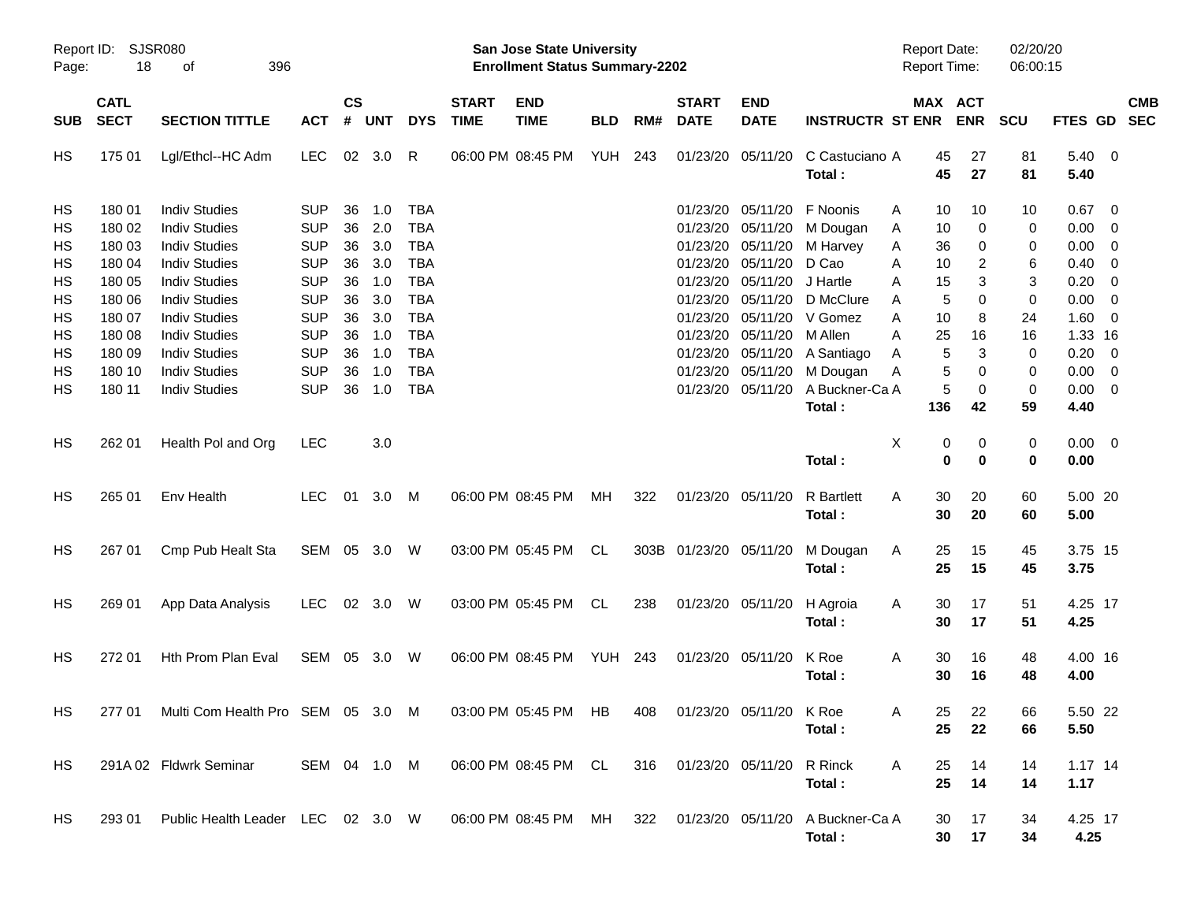| SUB | CATL SECT | SECTION TITTLE | ACT | CS # | UNT | DYS | START TIME | END TIME | BLD | RM# | START DATE | END DATE | INSTRUCTR | ST | MAX ENR | ACT ENR | SCU | FTES | GD | CMB SEC |
|---|---|---|---|---|---|---|---|---|---|---|---|---|---|---|---|---|---|---|---|---|
| HS | 175 01 | Lgl/Ethcl--HC Adm | LEC | 02 | 3.0 | R | 06:00 PM | 08:45 PM | YUH | 243 | 01/23/20 | 05/11/20 | C Castuciano | A | 45 | 27 | 81 | 5.40 | 0 | |
| | | | | | | | | | | | | | **Total :** | | **45** | **27** | **81** | **5.40** | | |
| HS | 180 01 | Indiv Studies | SUP | 36 | 1.0 | TBA | | | | | 01/23/20 | 05/11/20 | F Noonis | A | 10 | 10 | 10 | 0.67 | 0 | |
| HS | 180 02 | Indiv Studies | SUP | 36 | 2.0 | TBA | | | | | 01/23/20 | 05/11/20 | M Dougan | A | 10 | 0 | 0 | 0.00 | 0 | |
| HS | 180 03 | Indiv Studies | SUP | 36 | 3.0 | TBA | | | | | 01/23/20 | 05/11/20 | M Harvey | A | 36 | 0 | 0 | 0.00 | 0 | |
| HS | 180 04 | Indiv Studies | SUP | 36 | 3.0 | TBA | | | | | 01/23/20 | 05/11/20 | D Cao | A | 10 | 2 | 6 | 0.40 | 0 | |
| HS | 180 05 | Indiv Studies | SUP | 36 | 1.0 | TBA | | | | | 01/23/20 | 05/11/20 | J Hartle | A | 15 | 3 | 3 | 0.20 | 0 | |
| HS | 180 06 | Indiv Studies | SUP | 36 | 3.0 | TBA | | | | | 01/23/20 | 05/11/20 | D McClure | A | 5 | 0 | 0 | 0.00 | 0 | |
| HS | 180 07 | Indiv Studies | SUP | 36 | 3.0 | TBA | | | | | 01/23/20 | 05/11/20 | V Gomez | A | 10 | 8 | 24 | 1.60 | 0 | |
| HS | 180 08 | Indiv Studies | SUP | 36 | 1.0 | TBA | | | | | 01/23/20 | 05/11/20 | M Allen | A | 25 | 16 | 16 | 1.33 | 16 | |
| HS | 180 09 | Indiv Studies | SUP | 36 | 1.0 | TBA | | | | | 01/23/20 | 05/11/20 | A Santiago | A | 5 | 3 | 0 | 0.20 | 0 | |
| HS | 180 10 | Indiv Studies | SUP | 36 | 1.0 | TBA | | | | | 01/23/20 | 05/11/20 | M Dougan | A | 5 | 0 | 0 | 0.00 | 0 | |
| HS | 180 11 | Indiv Studies | SUP | 36 | 1.0 | TBA | | | | | 01/23/20 | 05/11/20 | A Buckner-Ca | A | 5 | 0 | 0 | 0.00 | 0 | |
| | | | | | | | | | | | | | **Total :** | | **136** | **42** | **59** | **4.40** | | |
| HS | 262 01 | Health Pol and Org | LEC | | 3.0 | | | | | | | | | X | 0 | 0 | 0 | 0.00 | 0 | |
| | | | | | | | | | | | | | **Total :** | | **0** | **0** | **0** | **0.00** | | |
| HS | 265 01 | Env Health | LEC | 01 | 3.0 | M | 06:00 PM | 08:45 PM | MH | 322 | 01/23/20 | 05/11/20 | R Bartlett | A | 30 | 20 | 60 | 5.00 | 20 | |
| | | | | | | | | | | | | | **Total :** | | **30** | **20** | **60** | **5.00** | | |
| HS | 267 01 | Cmp Pub Healt Sta | SEM | 05 | 3.0 | W | 03:00 PM | 05:45 PM | CL | 303B | 01/23/20 | 05/11/20 | M Dougan | A | 25 | 15 | 45 | 3.75 | 15 | |
| | | | | | | | | | | | | | **Total :** | | **25** | **15** | **45** | **3.75** | | |
| HS | 269 01 | App Data Analysis | LEC | 02 | 3.0 | W | 03:00 PM | 05:45 PM | CL | 238 | 01/23/20 | 05/11/20 | H Agroia | A | 30 | 17 | 51 | 4.25 | 17 | |
| | | | | | | | | | | | | | **Total :** | | **30** | **17** | **51** | **4.25** | | |
| HS | 272 01 | Hth Prom Plan Eval | SEM | 05 | 3.0 | W | 06:00 PM | 08:45 PM | YUH | 243 | 01/23/20 | 05/11/20 | K Roe | A | 30 | 16 | 48 | 4.00 | 16 | |
| | | | | | | | | | | | | | **Total :** | | **30** | **16** | **48** | **4.00** | | |
| HS | 277 01 | Multi Com Health Pro | SEM | 05 | 3.0 | M | 03:00 PM | 05:45 PM | HB | 408 | 01/23/20 | 05/11/20 | K Roe | A | 25 | 22 | 66 | 5.50 | 22 | |
| | | | | | | | | | | | | | **Total :** | | **25** | **22** | **66** | **5.50** | | |
| HS | 291A 02 | Fldwrk Seminar | SEM | 04 | 1.0 | M | 06:00 PM | 08:45 PM | CL | 316 | 01/23/20 | 05/11/20 | R Rinck | A | 25 | 14 | 14 | 1.17 | 14 | |
| | | | | | | | | | | | | | **Total :** | | **25** | **14** | **14** | **1.17** | | |
| HS | 293 01 | Public Health Leader | LEC | 02 | 3.0 | W | 06:00 PM | 08:45 PM | MH | 322 | 01/23/20 | 05/11/20 | A Buckner-Ca | A | 30 | 17 | 34 | 4.25 | 17 | |
| | | | | | | | | | | | | | **Total :** | | **30** | **17** | **34** | **4.25** | | |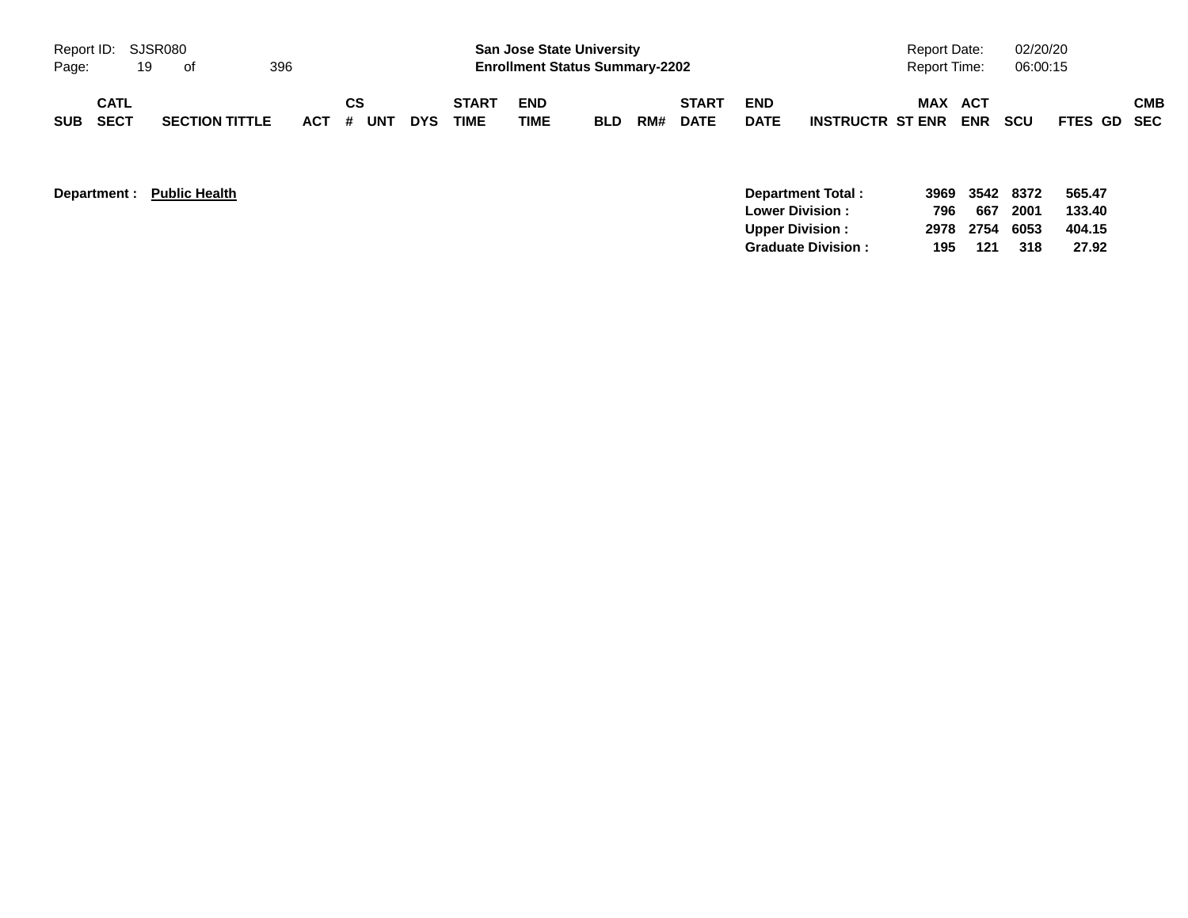| SUB | CATL SECT | SECTION TITTLE | ACT | CS # | UNT | DYS | START TIME | END TIME | BLD | RM# | START DATE | END DATE | INSTRUCTR | MAX ST ENR | ACT ENR | SCU | FTES | GD | CMB SEC |
|---|---|---|---|---|---|---|---|---|---|---|---|---|---|---|---|---|---|---|---|

**Department : Public Health**

| | MAX ST ENR | ACT ENR | SCU | FTES |
|---|---|---|---|---|
| **Department Total :** | 3969 | 3542 | 8372 | 565.47 |
| **Lower Division :** | 796 | 667 | 2001 | 133.40 |
| **Upper Division :** | 2978 | 2754 | 6053 | 404.15 |
| **Graduate Division :** | 195 | 121 | 318 | 27.92 |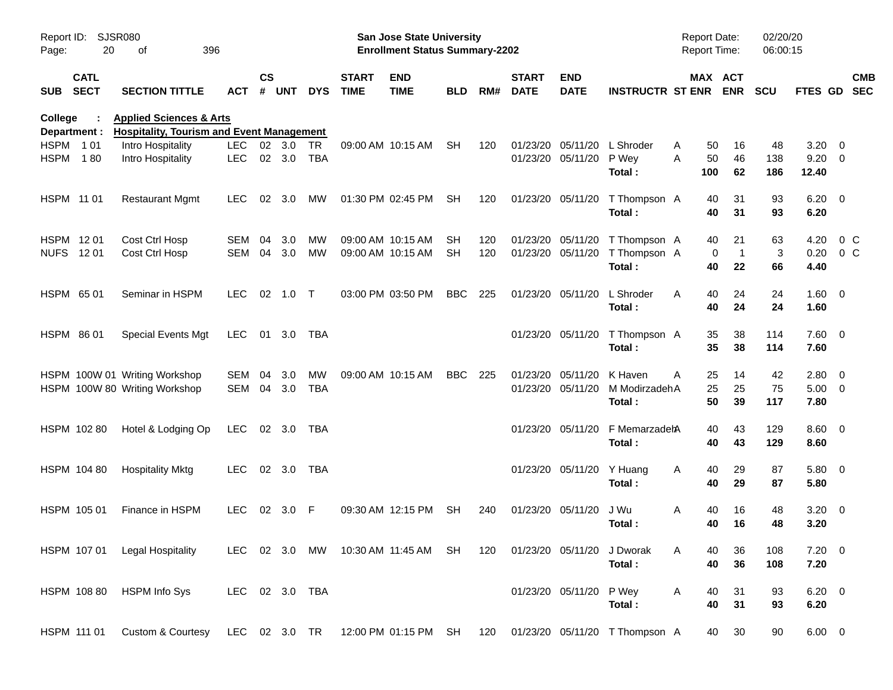Report ID: SJSR080
Page: 20 of 396

**San Jose State University**
**Enrollment Status Summary-2202**

Report Date: 02/20/20
Report Time: 06:00:15

| SUB | CATL SECT | SECTION TITTLE | ACT | CS # | UNT | DYS | START TIME | END TIME | BLD | RM# | START DATE | END DATE | INSTRUCTR | ST | MAX ENR | ACT ENR | SCU | FTES | GD | CMB SEC |
|---|---|---|---|---|---|---|---|---|---|---|---|---|---|---|---|---|---|---|---|---|
| College : | | Applied Sciences & Arts | | | | | | | | | | | | | | | | | | |
| Department : | | Hospitality, Tourism and Event Management | | | | | | | | | | | | | | | | | | |
| HSPM | 1 01 | Intro Hospitality | LEC | 02 | 3.0 | TR | 09:00 AM | 10:15 AM | SH | 120 | 01/23/20 | 05/11/20 | L Shroder | A | 50 | 16 | 48 | 3.20 | 0 | |
| HSPM | 1 80 | Intro Hospitality | LEC | 02 | 3.0 | TBA | | | | | 01/23/20 | 05/11/20 | P Wey | A | 50 | 46 | 138 | 9.20 | 0 | |
| | | | | | | | | | | | | | Total : | | **100** | **62** | **186** | **12.40** | | |
| HSPM | 11 01 | Restaurant Mgmt | LEC | 02 | 3.0 | MW | 01:30 PM | 02:45 PM | SH | 120 | 01/23/20 | 05/11/20 | T Thompson | A | 40 | 31 | 93 | 6.20 | 0 | |
| | | | | | | | | | | | | | Total : | | **40** | **31** | **93** | **6.20** | | |
| HSPM | 12 01 | Cost Ctrl Hosp | SEM | 04 | 3.0 | MW | 09:00 AM | 10:15 AM | SH | 120 | 01/23/20 | 05/11/20 | T Thompson | A | 40 | 21 | 63 | 4.20 | 0 | C |
| NUFS | 12 01 | Cost Ctrl Hosp | SEM | 04 | 3.0 | MW | 09:00 AM | 10:15 AM | SH | 120 | 01/23/20 | 05/11/20 | T Thompson | A | 0 | 1 | 3 | 0.20 | 0 | C |
| | | | | | | | | | | | | | Total : | | **40** | **22** | **66** | **4.40** | | |
| HSPM | 65 01 | Seminar in HSPM | LEC | 02 | 1.0 | T | 03:00 PM | 03:50 PM | BBC | 225 | 01/23/20 | 05/11/20 | L Shroder | A | 40 | 24 | 24 | 1.60 | 0 | |
| | | | | | | | | | | | | | Total : | | **40** | **24** | **24** | **1.60** | | |
| HSPM | 86 01 | Special Events Mgt | LEC | 01 | 3.0 | TBA | | | | | 01/23/20 | 05/11/20 | T Thompson | A | 35 | 38 | 114 | 7.60 | 0 | |
| | | | | | | | | | | | | | Total : | | **35** | **38** | **114** | **7.60** | | |
| HSPM | 100W 01 | Writing Workshop | SEM | 04 | 3.0 | MW | 09:00 AM | 10:15 AM | BBC | 225 | 01/23/20 | 05/11/20 | K Haven | A | 25 | 14 | 42 | 2.80 | 0 | |
| HSPM | 100W 80 | Writing Workshop | SEM | 04 | 3.0 | TBA | | | | | 01/23/20 | 05/11/20 | M Modirzadeh | A | 25 | 25 | 75 | 5.00 | 0 | |
| | | | | | | | | | | | | | Total : | | **50** | **39** | **117** | **7.80** | | |
| HSPM | 102 80 | Hotel & Lodging Op | LEC | 02 | 3.0 | TBA | | | | | 01/23/20 | 05/11/20 | F Memarzadeh | A | 40 | 43 | 129 | 8.60 | 0 | |
| | | | | | | | | | | | | | Total : | | **40** | **43** | **129** | **8.60** | | |
| HSPM | 104 80 | Hospitality Mktg | LEC | 02 | 3.0 | TBA | | | | | 01/23/20 | 05/11/20 | Y Huang | A | 40 | 29 | 87 | 5.80 | 0 | |
| | | | | | | | | | | | | | Total : | | **40** | **29** | **87** | **5.80** | | |
| HSPM | 105 01 | Finance in HSPM | LEC | 02 | 3.0 | F | 09:30 AM | 12:15 PM | SH | 240 | 01/23/20 | 05/11/20 | J Wu | A | 40 | 16 | 48 | 3.20 | 0 | |
| | | | | | | | | | | | | | Total : | | **40** | **16** | **48** | **3.20** | | |
| HSPM | 107 01 | Legal Hospitality | LEC | 02 | 3.0 | MW | 10:30 AM | 11:45 AM | SH | 120 | 01/23/20 | 05/11/20 | J Dworak | A | 40 | 36 | 108 | 7.20 | 0 | |
| | | | | | | | | | | | | | Total : | | **40** | **36** | **108** | **7.20** | | |
| HSPM | 108 80 | HSPM Info Sys | LEC | 02 | 3.0 | TBA | | | | | 01/23/20 | 05/11/20 | P Wey | A | 40 | 31 | 93 | 6.20 | 0 | |
| | | | | | | | | | | | | | Total : | | **40** | **31** | **93** | **6.20** | | |
| HSPM | 111 01 | Custom & Courtesy | LEC | 02 | 3.0 | TR | 12:00 PM | 01:15 PM | SH | 120 | 01/23/20 | 05/11/20 | T Thompson | A | 40 | 30 | 90 | 6.00 | 0 | |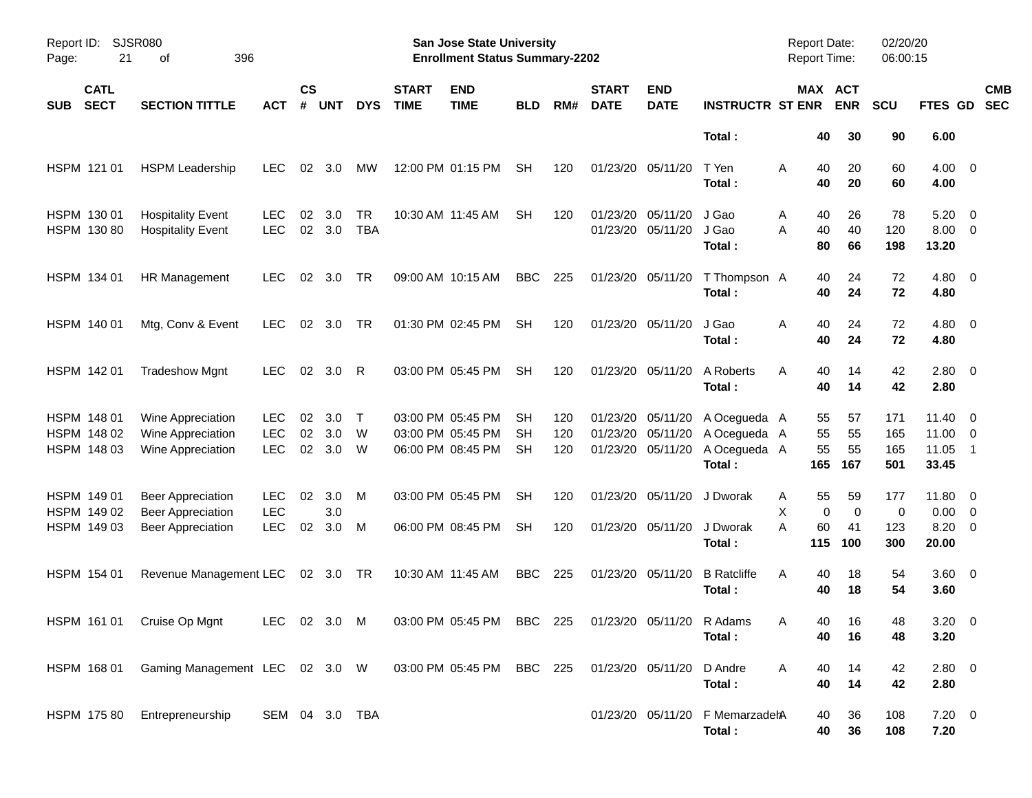| SUB | CATL SECT | SECTION TITTLE | ACT | CS # | UNT | DYS | START TIME | END TIME | BLD | RM# | START DATE | END DATE | INSTRUCTR | ST | MAX ENR | ACT ENR | SCU | FTES | GD | CMB SEC |
|---|---|---|---|---|---|---|---|---|---|---|---|---|---|---|---|---|---|---|---|---|
| | | | | | | | | | | | | | **Total :** | | **40** | **30** | **90** | **6.00** | | |
| HSPM | 121 01 | HSPM Leadership | LEC | 02 | 3.0 | MW | 12:00 PM | 01:15 PM | SH | 120 | 01/23/20 | 05/11/20 | T Yen | A | 40 | 20 | 60 | 4.00 | 0 | |
| | | | | | | | | | | | | | **Total :** | | **40** | **20** | **60** | **4.00** | | |
| HSPM | 130 01 | Hospitality Event | LEC | 02 | 3.0 | TR | 10:30 AM | 11:45 AM | SH | 120 | 01/23/20 | 05/11/20 | J Gao | A | 40 | 26 | 78 | 5.20 | 0 | |
| HSPM | 130 80 | Hospitality Event | LEC | 02 | 3.0 | TBA | | | | | 01/23/20 | 05/11/20 | J Gao | A | 40 | 40 | 120 | 8.00 | 0 | |
| | | | | | | | | | | | | | **Total :** | | **80** | **66** | **198** | **13.20** | | |
| HSPM | 134 01 | HR Management | LEC | 02 | 3.0 | TR | 09:00 AM | 10:15 AM | BBC | 225 | 01/23/20 | 05/11/20 | T Thompson | A | 40 | 24 | 72 | 4.80 | 0 | |
| | | | | | | | | | | | | | **Total :** | | **40** | **24** | **72** | **4.80** | | |
| HSPM | 140 01 | Mtg, Conv & Event | LEC | 02 | 3.0 | TR | 01:30 PM | 02:45 PM | SH | 120 | 01/23/20 | 05/11/20 | J Gao | A | 40 | 24 | 72 | 4.80 | 0 | |
| | | | | | | | | | | | | | **Total :** | | **40** | **24** | **72** | **4.80** | | |
| HSPM | 142 01 | Tradeshow Mgnt | LEC | 02 | 3.0 | R | 03:00 PM | 05:45 PM | SH | 120 | 01/23/20 | 05/11/20 | A Roberts | A | 40 | 14 | 42 | 2.80 | 0 | |
| | | | | | | | | | | | | | **Total :** | | **40** | **14** | **42** | **2.80** | | |
| HSPM | 148 01 | Wine Appreciation | LEC | 02 | 3.0 | T | 03:00 PM | 05:45 PM | SH | 120 | 01/23/20 | 05/11/20 | A Ocegueda | A | 55 | 57 | 171 | 11.40 | 0 | |
| HSPM | 148 02 | Wine Appreciation | LEC | 02 | 3.0 | W | 03:00 PM | 05:45 PM | SH | 120 | 01/23/20 | 05/11/20 | A Ocegueda | A | 55 | 55 | 165 | 11.00 | 0 | |
| HSPM | 148 03 | Wine Appreciation | LEC | 02 | 3.0 | W | 06:00 PM | 08:45 PM | SH | 120 | 01/23/20 | 05/11/20 | A Ocegueda | A | 55 | 55 | 165 | 11.05 | 1 | |
| | | | | | | | | | | | | | **Total :** | | **165** | **167** | **501** | **33.45** | | |
| HSPM | 149 01 | Beer Appreciation | LEC | 02 | 3.0 | M | 03:00 PM | 05:45 PM | SH | 120 | 01/23/20 | 05/11/20 | J Dworak | A | 55 | 59 | 177 | 11.80 | 0 | |
| HSPM | 149 02 | Beer Appreciation | LEC | | 3.0 | | | | | | | | | X | 0 | 0 | 0 | 0.00 | 0 | |
| HSPM | 149 03 | Beer Appreciation | LEC | 02 | 3.0 | M | 06:00 PM | 08:45 PM | SH | 120 | 01/23/20 | 05/11/20 | J Dworak | A | 60 | 41 | 123 | 8.20 | 0 | |
| | | | | | | | | | | | | | **Total :** | | **115** | **100** | **300** | **20.00** | | |
| HSPM | 154 01 | Revenue Management | LEC | 02 | 3.0 | TR | 10:30 AM | 11:45 AM | BBC | 225 | 01/23/20 | 05/11/20 | B Ratcliffe | A | 40 | 18 | 54 | 3.60 | 0 | |
| | | | | | | | | | | | | | **Total :** | | **40** | **18** | **54** | **3.60** | | |
| HSPM | 161 01 | Cruise Op Mgnt | LEC | 02 | 3.0 | M | 03:00 PM | 05:45 PM | BBC | 225 | 01/23/20 | 05/11/20 | R Adams | A | 40 | 16 | 48 | 3.20 | 0 | |
| | | | | | | | | | | | | | **Total :** | | **40** | **16** | **48** | **3.20** | | |
| HSPM | 168 01 | Gaming Management | LEC | 02 | 3.0 | W | 03:00 PM | 05:45 PM | BBC | 225 | 01/23/20 | 05/11/20 | D Andre | A | 40 | 14 | 42 | 2.80 | 0 | |
| | | | | | | | | | | | | | **Total :** | | **40** | **14** | **42** | **2.80** | | |
| HSPM | 175 80 | Entrepreneurship | SEM | 04 | 3.0 | TBA | | | | | 01/23/20 | 05/11/20 | F Memarzadeh | A | 40 | 36 | 108 | 7.20 | 0 | |
| | | | | | | | | | | | | | **Total :** | | **40** | **36** | **108** | **7.20** | | |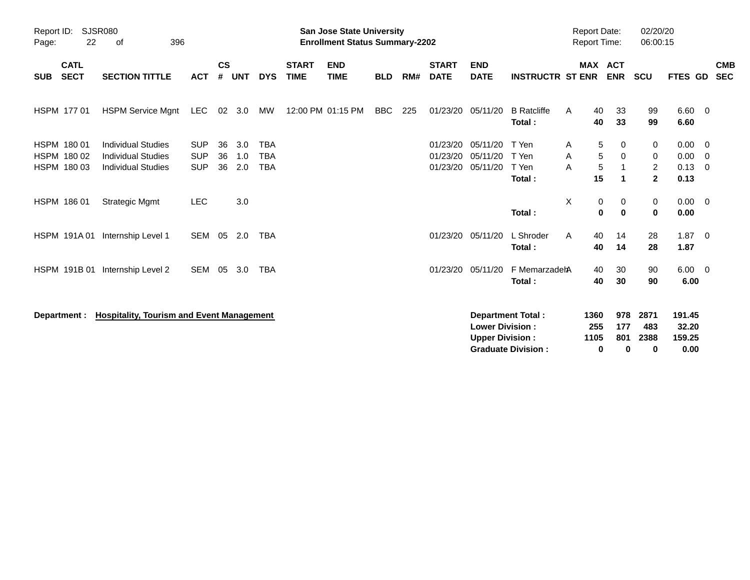Report ID: SJSR080

**San Jose State University**
**Enrollment Status Summary-2202**

Report Date: 02/20/20
Report Time: 06:00:15

| SUB | CATL SECT | SECTION TITTLE | ACT | CS # | UNT | DYS | START TIME | END TIME | BLD | RM# | START DATE | END DATE | INSTRUCTR | ST | MAX ENR | ACT ENR | SCU | FTES | GD | CMB SEC |
|---|---|---|---|---|---|---|---|---|---|---|---|---|---|---|---|---|---|---|---|---|
| HSPM | 177 01 | HSPM Service Mgnt | LEC | 02 | 3.0 | MW | 12:00 PM | 01:15 PM | BBC | 225 | 01/23/20 | 05/11/20 | B Ratcliffe | A | 40 | 33 | 99 | 6.60 | 0 | |
| | | | | | | | | | | | | | **Total :** | | **40** | **33** | **99** | **6.60** | | |
| HSPM | 180 01 | Individual Studies | SUP | 36 | 3.0 | TBA | | | | | 01/23/20 | 05/11/20 | T Yen | A | 5 | 0 | 0 | 0.00 | 0 | |
| HSPM | 180 02 | Individual Studies | SUP | 36 | 1.0 | TBA | | | | | 01/23/20 | 05/11/20 | T Yen | A | 5 | 0 | 0 | 0.00 | 0 | |
| HSPM | 180 03 | Individual Studies | SUP | 36 | 2.0 | TBA | | | | | 01/23/20 | 05/11/20 | T Yen | A | 5 | 1 | 2 | 0.13 | 0 | |
| | | | | | | | | | | | | | **Total :** | | **15** | **1** | **2** | **0.13** | | |
| HSPM | 186 01 | Strategic Mgmt | LEC | | 3.0 | | | | | | | | | X | 0 | 0 | 0 | 0.00 | 0 | |
| | | | | | | | | | | | | | **Total :** | | **0** | **0** | **0** | **0.00** | | |
| HSPM | 191A 01 | Internship Level 1 | SEM | 05 | 2.0 | TBA | | | | | 01/23/20 | 05/11/20 | L Shroder | A | 40 | 14 | 28 | 1.87 | 0 | |
| | | | | | | | | | | | | | **Total :** | | **40** | **14** | **28** | **1.87** | | |
| HSPM | 191B 01 | Internship Level 2 | SEM | 05 | 3.0 | TBA | | | | | 01/23/20 | 05/11/20 | F Memarzadeh | A | 40 | 30 | 90 | 6.00 | 0 | |
| | | | | | | | | | | | | | **Total :** | | **40** | **30** | **90** | **6.00** | | |

**Department :** **Hospitality, Tourism and Event Management**

| | MAX ENR | ACT ENR | SCU | FTES |
|---|---|---|---|---|
| **Department Total :** | **1360** | **978** | **2871** | **191.45** |
| **Lower Division :** | **255** | **177** | **483** | **32.20** |
| **Upper Division :** | **1105** | **801** | **2388** | **159.25** |
| **Graduate Division :** | **0** | **0** | **0** | **0.00** |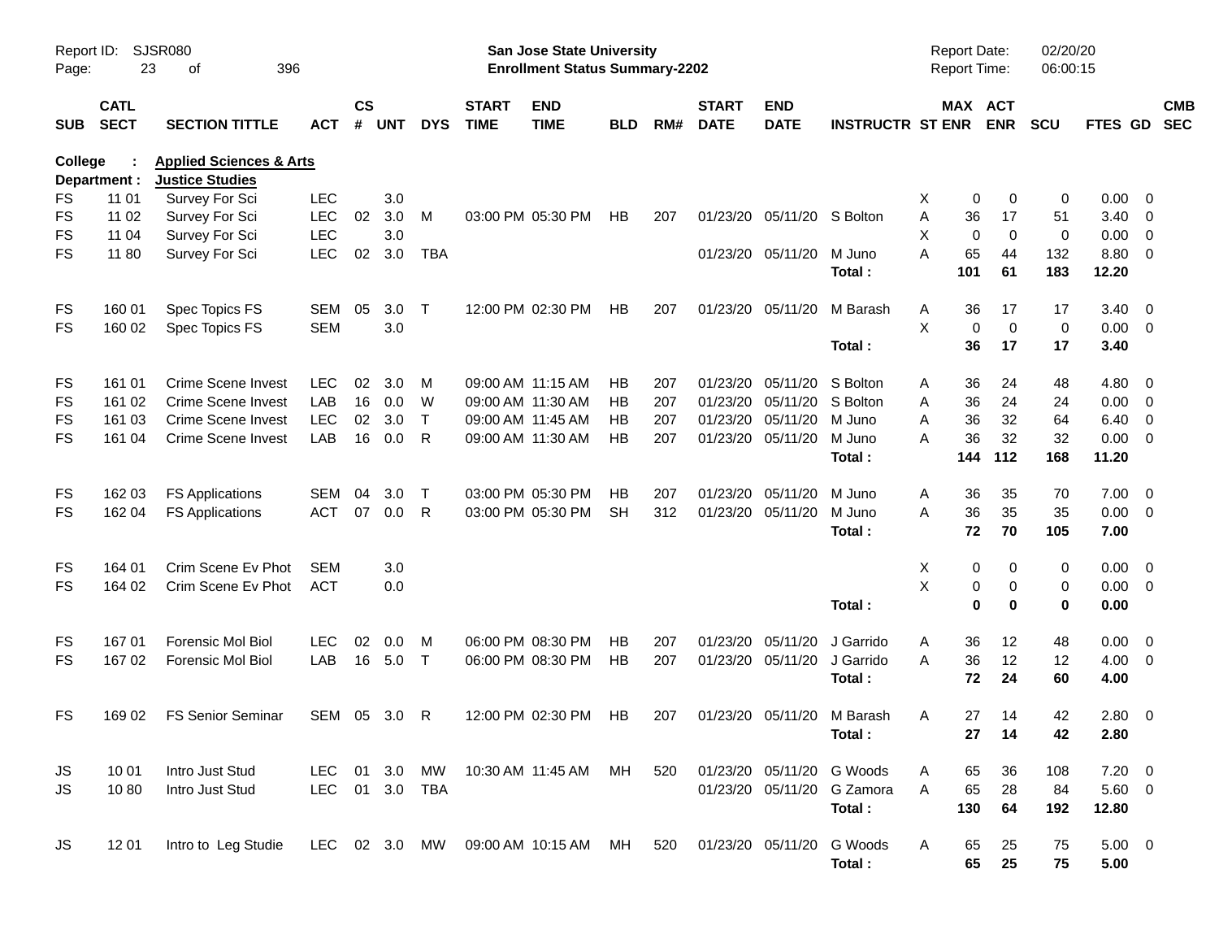Report ID: SJSR080

**San Jose State University**
**Enrollment Status Summary-2202**

Report Date: 02/20/20
Report Time: 06:00:15

**College : Applied Sciences & Arts**
**Department : Justice Studies**

| SUB | CATL SECT | SECTION TITTLE | ACT | CS # | UNT | DYS | START TIME | END TIME | BLD | RM# | START DATE | END DATE | INSTRUCTR | ST | MAX ENR | ACT ENR | SCU | FTES | GD | CMB SEC |
|---|---|---|---|---|---|---|---|---|---|---|---|---|---|---|---|---|---|---|---|---|
| FS | 11 01 | Survey For Sci | LEC | | 3.0 | | | | | | | | | X | 0 | 0 | 0 | 0.00 | 0 | |
| FS | 11 02 | Survey For Sci | LEC | 02 | 3.0 | M | 03:00 PM | 05:30 PM | HB | 207 | 01/23/20 | 05/11/20 | S Bolton | A | 36 | 17 | 51 | 3.40 | 0 | |
| FS | 11 04 | Survey For Sci | LEC | | 3.0 | | | | | | | | | X | 0 | 0 | 0 | 0.00 | 0 | |
| FS | 11 80 | Survey For Sci | LEC | 02 | 3.0 | TBA | | | | | 01/23/20 | 05/11/20 | M Juno | A | 65 | 44 | 132 | 8.80 | 0 | |
| | | | | | | | | | | | | | **Total :** | | **101** | **61** | **183** | **12.20** | | |
| FS | 160 01 | Spec Topics FS | SEM | 05 | 3.0 | T | 12:00 PM | 02:30 PM | HB | 207 | 01/23/20 | 05/11/20 | M Barash | A | 36 | 17 | 17 | 3.40 | 0 | |
| FS | 160 02 | Spec Topics FS | SEM | | 3.0 | | | | | | | | | X | 0 | 0 | 0 | 0.00 | 0 | |
| | | | | | | | | | | | | | **Total :** | | **36** | **17** | **17** | **3.40** | | |
| FS | 161 01 | Crime Scene Invest | LEC | 02 | 3.0 | M | 09:00 AM | 11:15 AM | HB | 207 | 01/23/20 | 05/11/20 | S Bolton | A | 36 | 24 | 48 | 4.80 | 0 | |
| FS | 161 02 | Crime Scene Invest | LAB | 16 | 0.0 | W | 09:00 AM | 11:30 AM | HB | 207 | 01/23/20 | 05/11/20 | S Bolton | A | 36 | 24 | 24 | 0.00 | 0 | |
| FS | 161 03 | Crime Scene Invest | LEC | 02 | 3.0 | T | 09:00 AM | 11:45 AM | HB | 207 | 01/23/20 | 05/11/20 | M Juno | A | 36 | 32 | 64 | 6.40 | 0 | |
| FS | 161 04 | Crime Scene Invest | LAB | 16 | 0.0 | R | 09:00 AM | 11:30 AM | HB | 207 | 01/23/20 | 05/11/20 | M Juno | A | 36 | 32 | 32 | 0.00 | 0 | |
| | | | | | | | | | | | | | **Total :** | | **144** | **112** | **168** | **11.20** | | |
| FS | 162 03 | FS Applications | SEM | 04 | 3.0 | T | 03:00 PM | 05:30 PM | HB | 207 | 01/23/20 | 05/11/20 | M Juno | A | 36 | 35 | 70 | 7.00 | 0 | |
| FS | 162 04 | FS Applications | ACT | 07 | 0.0 | R | 03:00 PM | 05:30 PM | SH | 312 | 01/23/20 | 05/11/20 | M Juno | A | 36 | 35 | 35 | 0.00 | 0 | |
| | | | | | | | | | | | | | **Total :** | | **72** | **70** | **105** | **7.00** | | |
| FS | 164 01 | Crim Scene Ev Phot | SEM | | 3.0 | | | | | | | | | X | 0 | 0 | 0 | 0.00 | 0 | |
| FS | 164 02 | Crim Scene Ev Phot | ACT | | 0.0 | | | | | | | | | X | 0 | 0 | 0 | 0.00 | 0 | |
| | | | | | | | | | | | | | **Total :** | | **0** | **0** | **0** | **0.00** | | |
| FS | 167 01 | Forensic Mol Biol | LEC | 02 | 0.0 | M | 06:00 PM | 08:30 PM | HB | 207 | 01/23/20 | 05/11/20 | J Garrido | A | 36 | 12 | 48 | 0.00 | 0 | |
| FS | 167 02 | Forensic Mol Biol | LAB | 16 | 5.0 | T | 06:00 PM | 08:30 PM | HB | 207 | 01/23/20 | 05/11/20 | J Garrido | A | 36 | 12 | 12 | 4.00 | 0 | |
| | | | | | | | | | | | | | **Total :** | | **72** | **24** | **60** | **4.00** | | |
| FS | 169 02 | FS Senior Seminar | SEM | 05 | 3.0 | R | 12:00 PM | 02:30 PM | HB | 207 | 01/23/20 | 05/11/20 | M Barash | A | 27 | 14 | 42 | 2.80 | 0 | |
| | | | | | | | | | | | | | **Total :** | | **27** | **14** | **42** | **2.80** | | |
| JS | 10 01 | Intro Just Stud | LEC | 01 | 3.0 | MW | 10:30 AM | 11:45 AM | MH | 520 | 01/23/20 | 05/11/20 | G Woods | A | 65 | 36 | 108 | 7.20 | 0 | |
| JS | 10 80 | Intro Just Stud | LEC | 01 | 3.0 | TBA | | | | | 01/23/20 | 05/11/20 | G Zamora | A | 65 | 28 | 84 | 5.60 | 0 | |
| | | | | | | | | | | | | | **Total :** | | **130** | **64** | **192** | **12.80** | | |
| JS | 12 01 | Intro to Leg Studie | LEC | 02 | 3.0 | MW | 09:00 AM | 10:15 AM | MH | 520 | 01/23/20 | 05/11/20 | G Woods | A | 65 | 25 | 75 | 5.00 | 0 | |
| | | | | | | | | | | | | | **Total :** | | **65** | **25** | **75** | **5.00** | | |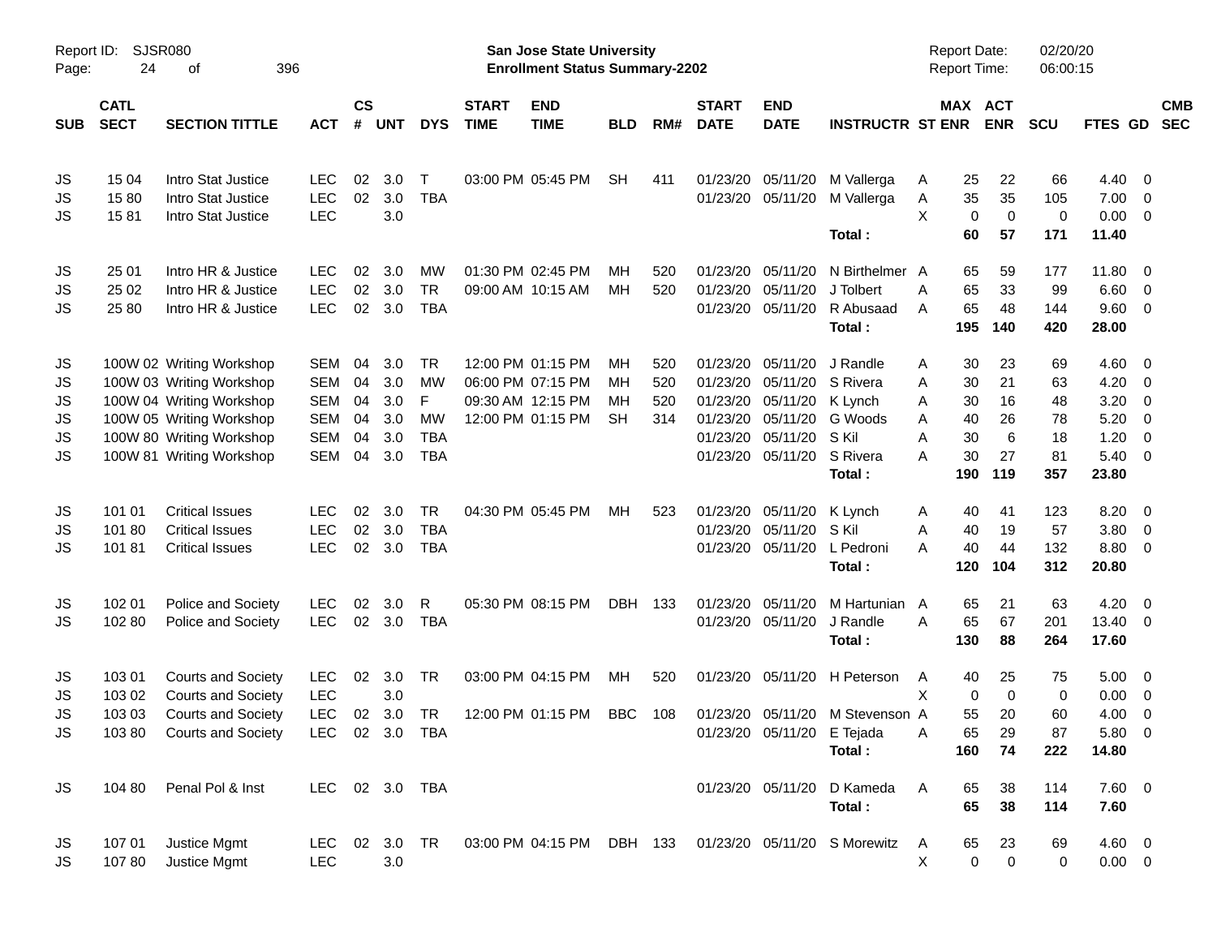Report ID: SJSR080
Page: 24 of 396

**San Jose State University**
**Enrollment Status Summary-2202**

Report Date: 02/20/20
Report Time: 06:00:15

| SUB | CATL SECT | SECTION TITTLE | ACT | CS # | UNT | DYS | START TIME | END TIME | BLD | RM# | START DATE | END DATE | INSTRUCTR | ST | MAX ENR | ACT ENR | SCU | FTES | GD | CMB SEC |
|---|---|---|---|---|---|---|---|---|---|---|---|---|---|---|---|---|---|---|---|---|
| JS | 15 04 | Intro Stat Justice | LEC | 02 | 3.0 | T | 03:00 PM | 05:45 PM | SH | 411 | 01/23/20 | 05/11/20 | M Vallerga | A | 25 | 22 | 66 | 4.40 | 0 | |
| JS | 15 80 | Intro Stat Justice | LEC | 02 | 3.0 | TBA | | | | | 01/23/20 | 05/11/20 | M Vallerga | A | 35 | 35 | 105 | 7.00 | 0 | |
| JS | 15 81 | Intro Stat Justice | LEC | | 3.0 | | | | | | | | | X | 0 | 0 | 0 | 0.00 | 0 | |
| | | | | | | | | | | | | | **Total :** | | **60** | **57** | **171** | **11.40** | | |
| JS | 25 01 | Intro HR & Justice | LEC | 02 | 3.0 | MW | 01:30 PM | 02:45 PM | MH | 520 | 01/23/20 | 05/11/20 | N Birthelmer | A | 65 | 59 | 177 | 11.80 | 0 | |
| JS | 25 02 | Intro HR & Justice | LEC | 02 | 3.0 | TR | 09:00 AM | 10:15 AM | MH | 520 | 01/23/20 | 05/11/20 | J Tolbert | A | 65 | 33 | 99 | 6.60 | 0 | |
| JS | 25 80 | Intro HR & Justice | LEC | 02 | 3.0 | TBA | | | | | 01/23/20 | 05/11/20 | R Abusaad | A | 65 | 48 | 144 | 9.60 | 0 | |
| | | | | | | | | | | | | | **Total :** | | **195** | **140** | **420** | **28.00** | | |
| JS | 100W 02 | Writing Workshop | SEM | 04 | 3.0 | TR | 12:00 PM | 01:15 PM | MH | 520 | 01/23/20 | 05/11/20 | J Randle | A | 30 | 23 | 69 | 4.60 | 0 | |
| JS | 100W 03 | Writing Workshop | SEM | 04 | 3.0 | MW | 06:00 PM | 07:15 PM | MH | 520 | 01/23/20 | 05/11/20 | S Rivera | A | 30 | 21 | 63 | 4.20 | 0 | |
| JS | 100W 04 | Writing Workshop | SEM | 04 | 3.0 | F | 09:30 AM | 12:15 PM | MH | 520 | 01/23/20 | 05/11/20 | K Lynch | A | 30 | 16 | 48 | 3.20 | 0 | |
| JS | 100W 05 | Writing Workshop | SEM | 04 | 3.0 | MW | 12:00 PM | 01:15 PM | SH | 314 | 01/23/20 | 05/11/20 | G Woods | A | 40 | 26 | 78 | 5.20 | 0 | |
| JS | 100W 80 | Writing Workshop | SEM | 04 | 3.0 | TBA | | | | | 01/23/20 | 05/11/20 | S Kil | A | 30 | 6 | 18 | 1.20 | 0 | |
| JS | 100W 81 | Writing Workshop | SEM | 04 | 3.0 | TBA | | | | | 01/23/20 | 05/11/20 | S Rivera | A | 30 | 27 | 81 | 5.40 | 0 | |
| | | | | | | | | | | | | | **Total :** | | **190** | **119** | **357** | **23.80** | | |
| JS | 101 01 | Critical Issues | LEC | 02 | 3.0 | TR | 04:30 PM | 05:45 PM | MH | 523 | 01/23/20 | 05/11/20 | K Lynch | A | 40 | 41 | 123 | 8.20 | 0 | |
| JS | 101 80 | Critical Issues | LEC | 02 | 3.0 | TBA | | | | | 01/23/20 | 05/11/20 | S Kil | A | 40 | 19 | 57 | 3.80 | 0 | |
| JS | 101 81 | Critical Issues | LEC | 02 | 3.0 | TBA | | | | | 01/23/20 | 05/11/20 | L Pedroni | A | 40 | 44 | 132 | 8.80 | 0 | |
| | | | | | | | | | | | | | **Total :** | | **120** | **104** | **312** | **20.80** | | |
| JS | 102 01 | Police and Society | LEC | 02 | 3.0 | R | 05:30 PM | 08:15 PM | DBH | 133 | 01/23/20 | 05/11/20 | M Hartunian | A | 65 | 21 | 63 | 4.20 | 0 | |
| JS | 102 80 | Police and Society | LEC | 02 | 3.0 | TBA | | | | | 01/23/20 | 05/11/20 | J Randle | A | 65 | 67 | 201 | 13.40 | 0 | |
| | | | | | | | | | | | | | **Total :** | | **130** | **88** | **264** | **17.60** | | |
| JS | 103 01 | Courts and Society | LEC | 02 | 3.0 | TR | 03:00 PM | 04:15 PM | MH | 520 | 01/23/20 | 05/11/20 | H Peterson | A | 40 | 25 | 75 | 5.00 | 0 | |
| JS | 103 02 | Courts and Society | LEC | | 3.0 | | | | | | | | | X | 0 | 0 | 0 | 0.00 | 0 | |
| JS | 103 03 | Courts and Society | LEC | 02 | 3.0 | TR | 12:00 PM | 01:15 PM | BBC | 108 | 01/23/20 | 05/11/20 | M Stevenson | A | 55 | 20 | 60 | 4.00 | 0 | |
| JS | 103 80 | Courts and Society | LEC | 02 | 3.0 | TBA | | | | | 01/23/20 | 05/11/20 | E Tejada | A | 65 | 29 | 87 | 5.80 | 0 | |
| | | | | | | | | | | | | | **Total :** | | **160** | **74** | **222** | **14.80** | | |
| JS | 104 80 | Penal Pol & Inst | LEC | 02 | 3.0 | TBA | | | | | 01/23/20 | 05/11/20 | D Kameda | A | 65 | 38 | 114 | 7.60 | 0 | |
| | | | | | | | | | | | | | **Total :** | | **65** | **38** | **114** | **7.60** | | |
| JS | 107 01 | Justice Mgmt | LEC | 02 | 3.0 | TR | 03:00 PM | 04:15 PM | DBH | 133 | 01/23/20 | 05/11/20 | S Morewitz | A | 65 | 23 | 69 | 4.60 | 0 | |
| JS | 107 80 | Justice Mgmt | LEC | | 3.0 | | | | | | | | | X | 0 | 0 | 0 | 0.00 | 0 | |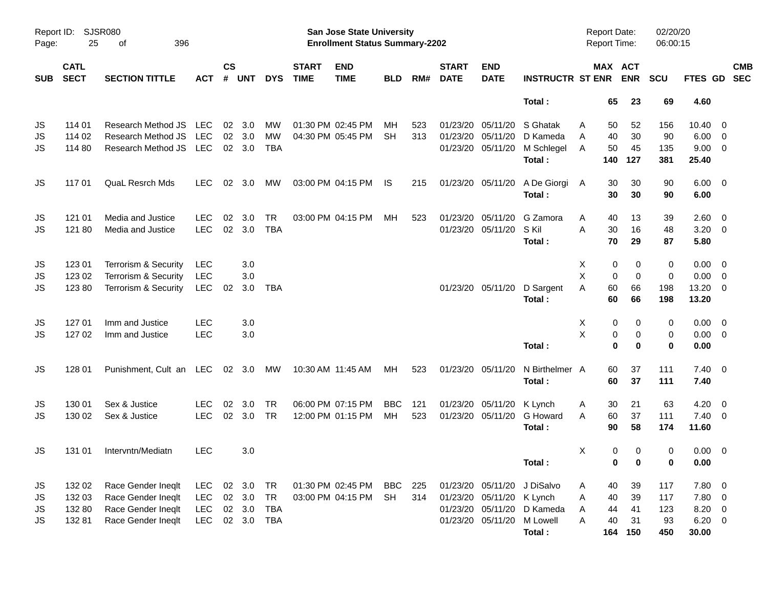Report ID: SJSR080

**San Jose State University**
**Enrollment Status Summary-2202**

Report Date: 02/20/20
Report Time: 06:00:15

| SUB | CATL SECT | SECTION TITTLE | ACT | CS # | UNT | DYS | START TIME | END TIME | BLD | RM# | START DATE | END DATE | INSTRUCTR | ST | MAX ENR | ACT ENR | SCU | FTES | GD | CMB SEC |
|---|---|---|---|---|---|---|---|---|---|---|---|---|---|---|---|---|---|---|---|---|
| | | | | | | | | | | | | | **Total :** | | **65** | **23** | **69** | **4.60** | | |
| JS | 114 01 | Research Method JS | LEC | 02 | 3.0 | MW | 01:30 PM | 02:45 PM | MH | 523 | 01/23/20 | 05/11/20 | S Ghatak | A | 50 | 52 | 156 | 10.40 | 0 | |
| JS | 114 02 | Research Method JS | LEC | 02 | 3.0 | MW | 04:30 PM | 05:45 PM | SH | 313 | 01/23/20 | 05/11/20 | D Kameda | A | 40 | 30 | 90 | 6.00 | 0 | |
| JS | 114 80 | Research Method JS | LEC | 02 | 3.0 | TBA | | | | | 01/23/20 | 05/11/20 | M Schlegel | A | 50 | 45 | 135 | 9.00 | 0 | |
| | | | | | | | | | | | | | **Total :** | | **140** | **127** | **381** | **25.40** | | |
| JS | 117 01 | QuaL Resrch Mds | LEC | 02 | 3.0 | MW | 03:00 PM | 04:15 PM | IS | 215 | 01/23/20 | 05/11/20 | A De Giorgi | A | 30 | 30 | 90 | 6.00 | 0 | |
| | | | | | | | | | | | | | **Total :** | | **30** | **30** | **90** | **6.00** | | |
| JS | 121 01 | Media and Justice | LEC | 02 | 3.0 | TR | 03:00 PM | 04:15 PM | MH | 523 | 01/23/20 | 05/11/20 | G Zamora | A | 40 | 13 | 39 | 2.60 | 0 | |
| JS | 121 80 | Media and Justice | LEC | 02 | 3.0 | TBA | | | | | 01/23/20 | 05/11/20 | S Kil | A | 30 | 16 | 48 | 3.20 | 0 | |
| | | | | | | | | | | | | | **Total :** | | **70** | **29** | **87** | **5.80** | | |
| JS | 123 01 | Terrorism & Security | LEC | | 3.0 | | | | | | | | | X | 0 | 0 | 0 | 0.00 | 0 | |
| JS | 123 02 | Terrorism & Security | LEC | | 3.0 | | | | | | | | | X | 0 | 0 | 0 | 0.00 | 0 | |
| JS | 123 80 | Terrorism & Security | LEC | 02 | 3.0 | TBA | | | | | 01/23/20 | 05/11/20 | D Sargent | A | 60 | 66 | 198 | 13.20 | 0 | |
| | | | | | | | | | | | | | **Total :** | | **60** | **66** | **198** | **13.20** | | |
| JS | 127 01 | Imm and Justice | LEC | | 3.0 | | | | | | | | | X | 0 | 0 | 0 | 0.00 | 0 | |
| JS | 127 02 | Imm and Justice | LEC | | 3.0 | | | | | | | | | X | 0 | 0 | 0 | 0.00 | 0 | |
| | | | | | | | | | | | | | **Total :** | | **0** | **0** | **0** | **0.00** | | |
| JS | 128 01 | Punishment, Cult an | LEC | 02 | 3.0 | MW | 10:30 AM | 11:45 AM | MH | 523 | 01/23/20 | 05/11/20 | N Birthelmer | A | 60 | 37 | 111 | 7.40 | 0 | |
| | | | | | | | | | | | | | **Total :** | | **60** | **37** | **111** | **7.40** | | |
| JS | 130 01 | Sex & Justice | LEC | 02 | 3.0 | TR | 06:00 PM | 07:15 PM | BBC | 121 | 01/23/20 | 05/11/20 | K Lynch | A | 30 | 21 | 63 | 4.20 | 0 | |
| JS | 130 02 | Sex & Justice | LEC | 02 | 3.0 | TR | 12:00 PM | 01:15 PM | MH | 523 | 01/23/20 | 05/11/20 | G Howard | A | 60 | 37 | 111 | 7.40 | 0 | |
| | | | | | | | | | | | | | **Total :** | | **90** | **58** | **174** | **11.60** | | |
| JS | 131 01 | Intervntn/Mediatn | LEC | | 3.0 | | | | | | | | | X | 0 | 0 | 0 | 0.00 | 0 | |
| | | | | | | | | | | | | | **Total :** | | **0** | **0** | **0** | **0.00** | | |
| JS | 132 02 | Race Gender Ineqlt | LEC | 02 | 3.0 | TR | 01:30 PM | 02:45 PM | BBC | 225 | 01/23/20 | 05/11/20 | J DiSalvo | A | 40 | 39 | 117 | 7.80 | 0 | |
| JS | 132 03 | Race Gender Ineqlt | LEC | 02 | 3.0 | TR | 03:00 PM | 04:15 PM | SH | 314 | 01/23/20 | 05/11/20 | K Lynch | A | 40 | 39 | 117 | 7.80 | 0 | |
| JS | 132 80 | Race Gender Ineqlt | LEC | 02 | 3.0 | TBA | | | | | 01/23/20 | 05/11/20 | D Kameda | A | 44 | 41 | 123 | 8.20 | 0 | |
| JS | 132 81 | Race Gender Ineqlt | LEC | 02 | 3.0 | TBA | | | | | 01/23/20 | 05/11/20 | M Lowell | A | 40 | 31 | 93 | 6.20 | 0 | |
| | | | | | | | | | | | | | **Total :** | | **164** | **150** | **450** | **30.00** | | |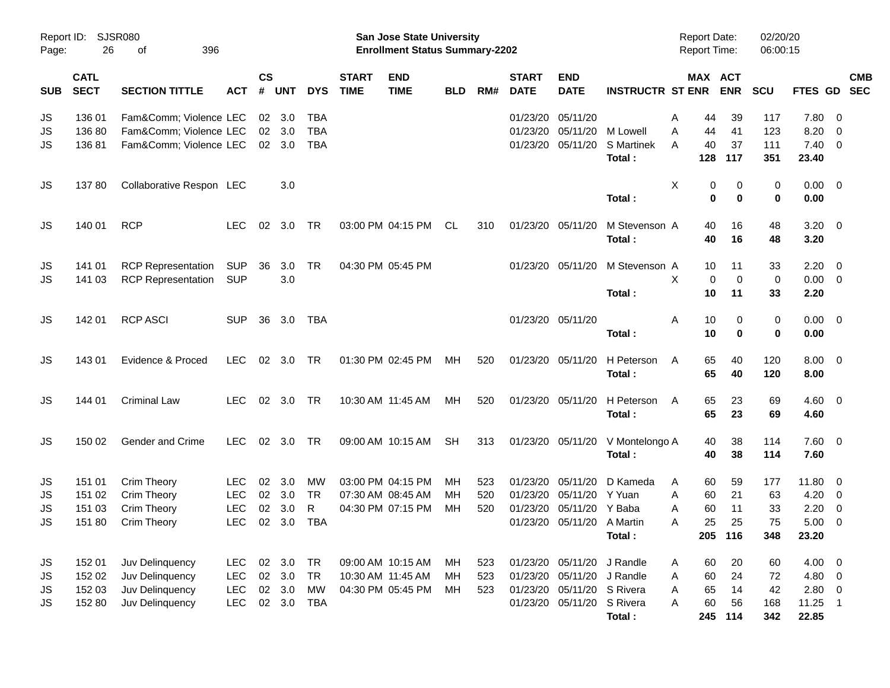Report ID: SJSR080 Page: 26 of 396

**San Jose State University**
**Enrollment Status Summary-2202**

Report Date: 02/20/20 Report Time: 06:00:15

| SUB | CATL SECT | SECTION TITTLE | ACT | CS # | UNT | DYS | START TIME | END TIME | BLD | RM# | START DATE | END DATE | INSTRUCTR | ST | MAX ENR | ACT ENR | SCU | FTES | GD | CMB SEC |
|---|---|---|---|---|---|---|---|---|---|---|---|---|---|---|---|---|---|---|---|---|
| JS | 136 01 | Fam&Comm; Violence | LEC | 02 | 3.0 | TBA | | | | | 01/23/20 | 05/11/20 | | A | 44 | 39 | 117 | 7.80 | 0 | |
| JS | 136 80 | Fam&Comm; Violence | LEC | 02 | 3.0 | TBA | | | | | 01/23/20 | 05/11/20 | M Lowell | A | 44 | 41 | 123 | 8.20 | 0 | |
| JS | 136 81 | Fam&Comm; Violence | LEC | 02 | 3.0 | TBA | | | | | 01/23/20 | 05/11/20 | S Martinek | A | 40 | 37 | 111 | 7.40 | 0 | |
| | | | | | | | | | | | | | **Total :** | | **128** | **117** | **351** | **23.40** | | |
| JS | 137 80 | Collaborative Respon | LEC | | 3.0 | | | | | | | | | X | 0 | 0 | 0 | 0.00 | 0 | |
| | | | | | | | | | | | | | **Total :** | | **0** | **0** | **0** | **0.00** | | |
| JS | 140 01 | RCP | LEC | 02 | 3.0 | TR | 03:00 PM | 04:15 PM | CL | 310 | 01/23/20 | 05/11/20 | M Stevenson | A | 40 | 16 | 48 | 3.20 | 0 | |
| | | | | | | | | | | | | | **Total :** | | **40** | **16** | **48** | **3.20** | | |
| JS | 141 01 | RCP Representation | SUP | 36 | 3.0 | TR | 04:30 PM | 05:45 PM | | | 01/23/20 | 05/11/20 | M Stevenson | A | 10 | 11 | 33 | 2.20 | 0 | |
| JS | 141 03 | RCP Representation | SUP | | 3.0 | | | | | | | | | X | 0 | 0 | 0 | 0.00 | 0 | |
| | | | | | | | | | | | | | **Total :** | | **10** | **11** | **33** | **2.20** | | |
| JS | 142 01 | RCP ASCI | SUP | 36 | 3.0 | TBA | | | | | 01/23/20 | 05/11/20 | | A | 10 | 0 | 0 | 0.00 | 0 | |
| | | | | | | | | | | | | | **Total :** | | **10** | **0** | **0** | **0.00** | | |
| JS | 143 01 | Evidence & Proced | LEC | 02 | 3.0 | TR | 01:30 PM | 02:45 PM | MH | 520 | 01/23/20 | 05/11/20 | H Peterson | A | 65 | 40 | 120 | 8.00 | 0 | |
| | | | | | | | | | | | | | **Total :** | | **65** | **40** | **120** | **8.00** | | |
| JS | 144 01 | Criminal Law | LEC | 02 | 3.0 | TR | 10:30 AM | 11:45 AM | MH | 520 | 01/23/20 | 05/11/20 | H Peterson | A | 65 | 23 | 69 | 4.60 | 0 | |
| | | | | | | | | | | | | | **Total :** | | **65** | **23** | **69** | **4.60** | | |
| JS | 150 02 | Gender and Crime | LEC | 02 | 3.0 | TR | 09:00 AM | 10:15 AM | SH | 313 | 01/23/20 | 05/11/20 | V Montelongo | A | 40 | 38 | 114 | 7.60 | 0 | |
| | | | | | | | | | | | | | **Total :** | | **40** | **38** | **114** | **7.60** | | |
| JS | 151 01 | Crim Theory | LEC | 02 | 3.0 | MW | 03:00 PM | 04:15 PM | MH | 523 | 01/23/20 | 05/11/20 | D Kameda | A | 60 | 59 | 177 | 11.80 | 0 | |
| JS | 151 02 | Crim Theory | LEC | 02 | 3.0 | TR | 07:30 AM | 08:45 AM | MH | 520 | 01/23/20 | 05/11/20 | Y Yuan | A | 60 | 21 | 63 | 4.20 | 0 | |
| JS | 151 03 | Crim Theory | LEC | 02 | 3.0 | R | 04:30 PM | 07:15 PM | MH | 520 | 01/23/20 | 05/11/20 | Y Baba | A | 60 | 11 | 33 | 2.20 | 0 | |
| JS | 151 80 | Crim Theory | LEC | 02 | 3.0 | TBA | | | | | 01/23/20 | 05/11/20 | A Martin | A | 25 | 25 | 75 | 5.00 | 0 | |
| | | | | | | | | | | | | | **Total :** | | **205** | **116** | **348** | **23.20** | | |
| JS | 152 01 | Juv Delinquency | LEC | 02 | 3.0 | TR | 09:00 AM | 10:15 AM | MH | 523 | 01/23/20 | 05/11/20 | J Randle | A | 60 | 20 | 60 | 4.00 | 0 | |
| JS | 152 02 | Juv Delinquency | LEC | 02 | 3.0 | TR | 10:30 AM | 11:45 AM | MH | 523 | 01/23/20 | 05/11/20 | J Randle | A | 60 | 24 | 72 | 4.80 | 0 | |
| JS | 152 03 | Juv Delinquency | LEC | 02 | 3.0 | MW | 04:30 PM | 05:45 PM | MH | 523 | 01/23/20 | 05/11/20 | S Rivera | A | 65 | 14 | 42 | 2.80 | 0 | |
| JS | 152 80 | Juv Delinquency | LEC | 02 | 3.0 | TBA | | | | | 01/23/20 | 05/11/20 | S Rivera | A | 60 | 56 | 168 | 11.25 | 1 | |
| | | | | | | | | | | | | | **Total :** | | **245** | **114** | **342** | **22.85** | | |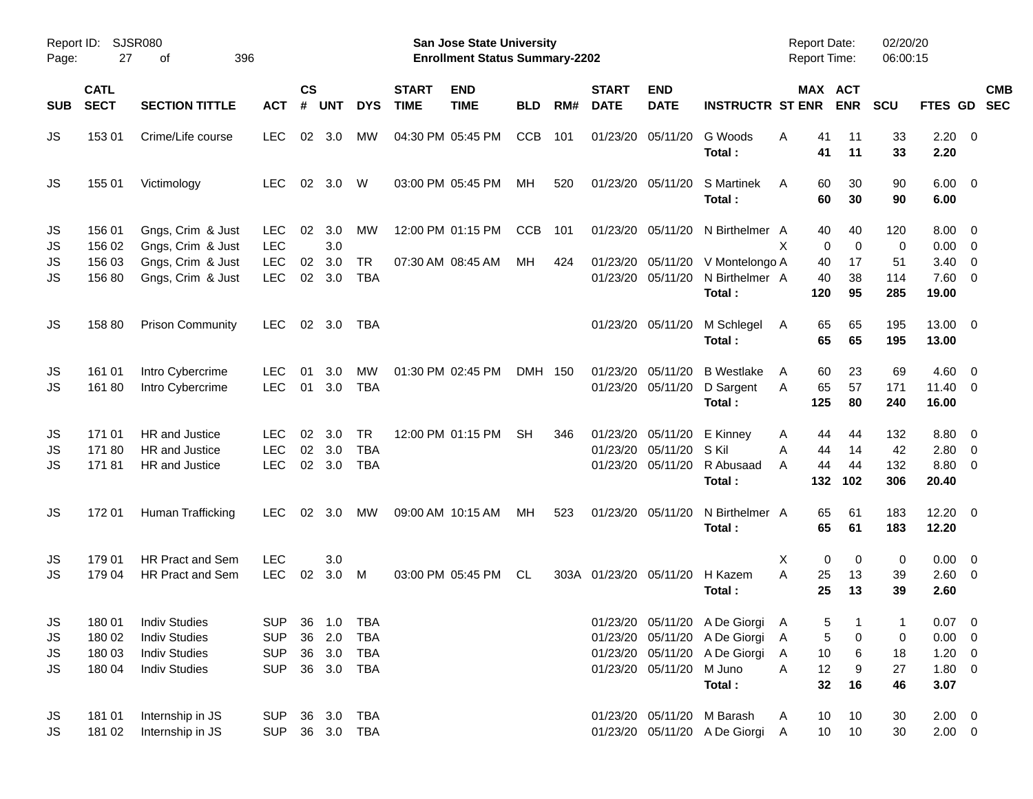Report ID: SJSR080
San Jose State University
Enrollment Status Summary-2202

Report Date: 02/20/20
Report Time: 06:00:15

| SUB | CATL SECT | SECTION TITTLE | ACT | CS # | UNT | DYS | START TIME | END TIME | BLD | RM# | START DATE | END DATE | INSTRUCTR | ST | MAX ENR | ACT ENR | SCU | FTES | GD | CMB SEC |
|---|---|---|---|---|---|---|---|---|---|---|---|---|---|---|---|---|---|---|---|---|
| JS | 153 01 | Crime/Life course | LEC | 02 | 3.0 | MW | 04:30 PM | 05:45 PM | CCB | 101 | 01/23/20 | 05/11/20 | G Woods | A | 41 | 11 | 33 | 2.20 | 0 | |
| | | | | | | | | | | | | | **Total :** | | **41** | **11** | **33** | **2.20** | | |
| JS | 155 01 | Victimology | LEC | 02 | 3.0 | W | 03:00 PM | 05:45 PM | MH | 520 | 01/23/20 | 05/11/20 | S Martinek | A | 60 | 30 | 90 | 6.00 | 0 | |
| | | | | | | | | | | | | | **Total :** | | **60** | **30** | **90** | **6.00** | | |
| JS | 156 01 | Gngs, Crim & Just | LEC | 02 | 3.0 | MW | 12:00 PM | 01:15 PM | CCB | 101 | 01/23/20 | 05/11/20 | N Birthelmer | A | 40 | 40 | 120 | 8.00 | 0 | |
| JS | 156 02 | Gngs, Crim & Just | LEC | | 3.0 | | | | | | | | | X | 0 | 0 | 0 | 0.00 | 0 | |
| JS | 156 03 | Gngs, Crim & Just | LEC | 02 | 3.0 | TR | 07:30 AM | 08:45 AM | MH | 424 | 01/23/20 | 05/11/20 | V Montelongo | A | 40 | 17 | 51 | 3.40 | 0 | |
| JS | 156 80 | Gngs, Crim & Just | LEC | 02 | 3.0 | TBA | | | | | 01/23/20 | 05/11/20 | N Birthelmer | A | 40 | 38 | 114 | 7.60 | 0 | |
| | | | | | | | | | | | | | **Total :** | | **120** | **95** | **285** | **19.00** | | |
| JS | 158 80 | Prison Community | LEC | 02 | 3.0 | TBA | | | | | 01/23/20 | 05/11/20 | M Schlegel | A | 65 | 65 | 195 | 13.00 | 0 | |
| | | | | | | | | | | | | | **Total :** | | **65** | **65** | **195** | **13.00** | | |
| JS | 161 01 | Intro Cybercrime | LEC | 01 | 3.0 | MW | 01:30 PM | 02:45 PM | DMH | 150 | 01/23/20 | 05/11/20 | B Westlake | A | 60 | 23 | 69 | 4.60 | 0 | |
| JS | 161 80 | Intro Cybercrime | LEC | 01 | 3.0 | TBA | | | | | 01/23/20 | 05/11/20 | D Sargent | A | 65 | 57 | 171 | 11.40 | 0 | |
| | | | | | | | | | | | | | **Total :** | | **125** | **80** | **240** | **16.00** | | |
| JS | 171 01 | HR and Justice | LEC | 02 | 3.0 | TR | 12:00 PM | 01:15 PM | SH | 346 | 01/23/20 | 05/11/20 | E Kinney | A | 44 | 44 | 132 | 8.80 | 0 | |
| JS | 171 80 | HR and Justice | LEC | 02 | 3.0 | TBA | | | | | 01/23/20 | 05/11/20 | S Kil | A | 44 | 14 | 42 | 2.80 | 0 | |
| JS | 171 81 | HR and Justice | LEC | 02 | 3.0 | TBA | | | | | 01/23/20 | 05/11/20 | R Abusaad | A | 44 | 44 | 132 | 8.80 | 0 | |
| | | | | | | | | | | | | | **Total :** | | **132** | **102** | **306** | **20.40** | | |
| JS | 172 01 | Human Trafficking | LEC | 02 | 3.0 | MW | 09:00 AM | 10:15 AM | MH | 523 | 01/23/20 | 05/11/20 | N Birthelmer | A | 65 | 61 | 183 | 12.20 | 0 | |
| | | | | | | | | | | | | | **Total :** | | **65** | **61** | **183** | **12.20** | | |
| JS | 179 01 | HR Pract and Sem | LEC | | 3.0 | | | | | | | | | X | 0 | 0 | 0 | 0.00 | 0 | |
| JS | 179 04 | HR Pract and Sem | LEC | 02 | 3.0 | M | 03:00 PM | 05:45 PM | CL | 303A | 01/23/20 | 05/11/20 | H Kazem | A | 25 | 13 | 39 | 2.60 | 0 | |
| | | | | | | | | | | | | | **Total :** | | **25** | **13** | **39** | **2.60** | | |
| JS | 180 01 | Indiv Studies | SUP | 36 | 1.0 | TBA | | | | | 01/23/20 | 05/11/20 | A De Giorgi | A | 5 | 1 | 1 | 0.07 | 0 | |
| JS | 180 02 | Indiv Studies | SUP | 36 | 2.0 | TBA | | | | | 01/23/20 | 05/11/20 | A De Giorgi | A | 5 | 0 | 0 | 0.00 | 0 | |
| JS | 180 03 | Indiv Studies | SUP | 36 | 3.0 | TBA | | | | | 01/23/20 | 05/11/20 | A De Giorgi | A | 10 | 6 | 18 | 1.20 | 0 | |
| JS | 180 04 | Indiv Studies | SUP | 36 | 3.0 | TBA | | | | | 01/23/20 | 05/11/20 | M Juno | A | 12 | 9 | 27 | 1.80 | 0 | |
| | | | | | | | | | | | | | **Total :** | | **32** | **16** | **46** | **3.07** | | |
| JS | 181 01 | Internship in JS | SUP | 36 | 3.0 | TBA | | | | | 01/23/20 | 05/11/20 | M Barash | A | 10 | 10 | 30 | 2.00 | 0 | |
| JS | 181 02 | Internship in JS | SUP | 36 | 3.0 | TBA | | | | | 01/23/20 | 05/11/20 | A De Giorgi | A | 10 | 10 | 30 | 2.00 | 0 | |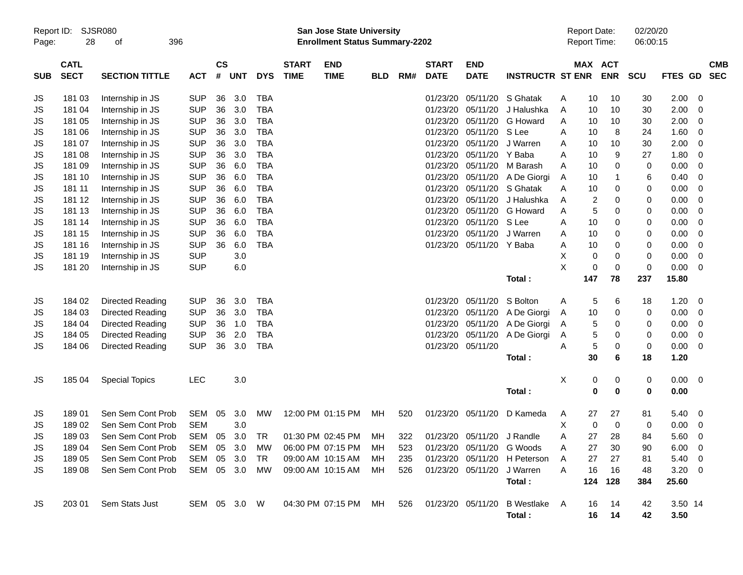Report ID: SJSR080

**San Jose State University**
**Enrollment Status Summary-2202**

Report Date: 02/20/20
Report Time: 06:00:15

| SUB | CATL SECT | SECTION TITTLE | ACT | CS # | UNT | DYS | START TIME | END TIME | BLD | RM# | START DATE | END DATE | INSTRUCTR | ST | MAX ENR | ACT ENR | SCU | FTES | GD | CMB SEC |
|---|---|---|---|---|---|---|---|---|---|---|---|---|---|---|---|---|---|---|---|---|
| JS | 181 03 | Internship in JS | SUP | 36 | 3.0 | TBA | | | | | 01/23/20 | 05/11/20 | S Ghatak | A | 10 | 10 | 30 | 2.00 | 0 | |
| JS | 181 04 | Internship in JS | SUP | 36 | 3.0 | TBA | | | | | 01/23/20 | 05/11/20 | J Halushka | A | 10 | 10 | 30 | 2.00 | 0 | |
| JS | 181 05 | Internship in JS | SUP | 36 | 3.0 | TBA | | | | | 01/23/20 | 05/11/20 | G Howard | A | 10 | 10 | 30 | 2.00 | 0 | |
| JS | 181 06 | Internship in JS | SUP | 36 | 3.0 | TBA | | | | | 01/23/20 | 05/11/20 | S Lee | A | 10 | 8 | 24 | 1.60 | 0 | |
| JS | 181 07 | Internship in JS | SUP | 36 | 3.0 | TBA | | | | | 01/23/20 | 05/11/20 | J Warren | A | 10 | 10 | 30 | 2.00 | 0 | |
| JS | 181 08 | Internship in JS | SUP | 36 | 3.0 | TBA | | | | | 01/23/20 | 05/11/20 | Y Baba | A | 10 | 9 | 27 | 1.80 | 0 | |
| JS | 181 09 | Internship in JS | SUP | 36 | 6.0 | TBA | | | | | 01/23/20 | 05/11/20 | M Barash | A | 10 | 0 | 0 | 0.00 | 0 | |
| JS | 181 10 | Internship in JS | SUP | 36 | 6.0 | TBA | | | | | 01/23/20 | 05/11/20 | A De Giorgi | A | 10 | 1 | 6 | 0.40 | 0 | |
| JS | 181 11 | Internship in JS | SUP | 36 | 6.0 | TBA | | | | | 01/23/20 | 05/11/20 | S Ghatak | A | 10 | 0 | 0 | 0.00 | 0 | |
| JS | 181 12 | Internship in JS | SUP | 36 | 6.0 | TBA | | | | | 01/23/20 | 05/11/20 | J Halushka | A | 2 | 0 | 0 | 0.00 | 0 | |
| JS | 181 13 | Internship in JS | SUP | 36 | 6.0 | TBA | | | | | 01/23/20 | 05/11/20 | G Howard | A | 5 | 0 | 0 | 0.00 | 0 | |
| JS | 181 14 | Internship in JS | SUP | 36 | 6.0 | TBA | | | | | 01/23/20 | 05/11/20 | S Lee | A | 10 | 0 | 0 | 0.00 | 0 | |
| JS | 181 15 | Internship in JS | SUP | 36 | 6.0 | TBA | | | | | 01/23/20 | 05/11/20 | J Warren | A | 10 | 0 | 0 | 0.00 | 0 | |
| JS | 181 16 | Internship in JS | SUP | 36 | 6.0 | TBA | | | | | 01/23/20 | 05/11/20 | Y Baba | A | 10 | 0 | 0 | 0.00 | 0 | |
| JS | 181 19 | Internship in JS | SUP | | 3.0 | | | | | | | | | X | 0 | 0 | 0 | 0.00 | 0 | |
| JS | 181 20 | Internship in JS | SUP | | 6.0 | | | | | | | | | X | 0 | 0 | 0 | 0.00 | 0 | |
| | | | | | | | | | | | | | **Total :** | | **147** | **78** | **237** | **15.80** | | |
| JS | 184 02 | Directed Reading | SUP | 36 | 3.0 | TBA | | | | | 01/23/20 | 05/11/20 | S Bolton | A | 5 | 6 | 18 | 1.20 | 0 | |
| JS | 184 03 | Directed Reading | SUP | 36 | 3.0 | TBA | | | | | 01/23/20 | 05/11/20 | A De Giorgi | A | 10 | 0 | 0 | 0.00 | 0 | |
| JS | 184 04 | Directed Reading | SUP | 36 | 1.0 | TBA | | | | | 01/23/20 | 05/11/20 | A De Giorgi | A | 5 | 0 | 0 | 0.00 | 0 | |
| JS | 184 05 | Directed Reading | SUP | 36 | 2.0 | TBA | | | | | 01/23/20 | 05/11/20 | A De Giorgi | A | 5 | 0 | 0 | 0.00 | 0 | |
| JS | 184 06 | Directed Reading | SUP | 36 | 3.0 | TBA | | | | | 01/23/20 | 05/11/20 | | A | 5 | 0 | 0 | 0.00 | 0 | |
| | | | | | | | | | | | | | **Total :** | | **30** | **6** | **18** | **1.20** | | |
| JS | 185 04 | Special Topics | LEC | | 3.0 | | | | | | | | | X | 0 | 0 | 0 | 0.00 | 0 | |
| | | | | | | | | | | | | | **Total :** | | **0** | **0** | **0** | **0.00** | | |
| JS | 189 01 | Sen Sem Cont Prob | SEM | 05 | 3.0 | MW | 12:00 PM | 01:15 PM | MH | 520 | 01/23/20 | 05/11/20 | D Kameda | A | 27 | 27 | 81 | 5.40 | 0 | |
| JS | 189 02 | Sen Sem Cont Prob | SEM | | 3.0 | | | | | | | | | X | 0 | 0 | 0 | 0.00 | 0 | |
| JS | 189 03 | Sen Sem Cont Prob | SEM | 05 | 3.0 | TR | 01:30 PM | 02:45 PM | MH | 322 | 01/23/20 | 05/11/20 | J Randle | A | 27 | 28 | 84 | 5.60 | 0 | |
| JS | 189 04 | Sen Sem Cont Prob | SEM | 05 | 3.0 | MW | 06:00 PM | 07:15 PM | MH | 523 | 01/23/20 | 05/11/20 | G Woods | A | 27 | 30 | 90 | 6.00 | 0 | |
| JS | 189 05 | Sen Sem Cont Prob | SEM | 05 | 3.0 | TR | 09:00 AM | 10:15 AM | MH | 235 | 01/23/20 | 05/11/20 | H Peterson | A | 27 | 27 | 81 | 5.40 | 0 | |
| JS | 189 08 | Sen Sem Cont Prob | SEM | 05 | 3.0 | MW | 09:00 AM | 10:15 AM | MH | 526 | 01/23/20 | 05/11/20 | J Warren | A | 16 | 16 | 48 | 3.20 | 0 | |
| | | | | | | | | | | | | | **Total :** | | **124** | **128** | **384** | **25.60** | | |
| JS | 203 01 | Sem Stats Just | SEM | 05 | 3.0 | W | 04:30 PM | 07:15 PM | MH | 526 | 01/23/20 | 05/11/20 | B Westlake | A | 16 | 14 | 42 | 3.50 | 14 | |
| | | | | | | | | | | | | | **Total :** | | **16** | **14** | **42** | **3.50** | | |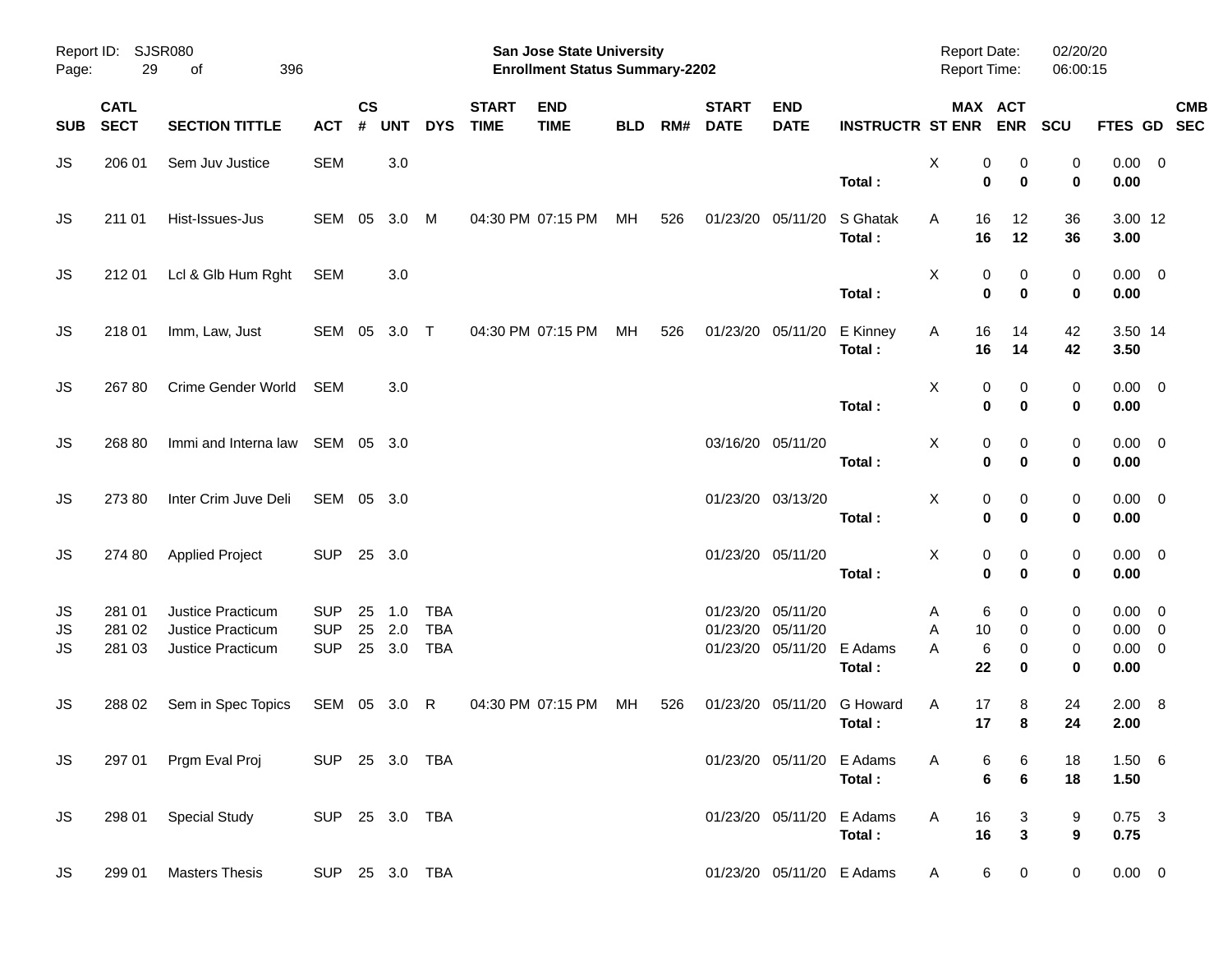Report ID: SJSR080

**San Jose State University**
**Enrollment Status Summary-2202**

Report Date: 02/20/20
Report Time: 06:00:15

| SUB | CATL SECT | SECTION TITTLE | ACT | CS # | UNT | DYS | START TIME | END TIME | BLD | RM# | START DATE | END DATE | INSTRUCTR | ST | MAX ENR | ACT ENR | SCU | FTES | GD | CMB SEC |
|---|---|---|---|---|---|---|---|---|---|---|---|---|---|---|---|---|---|---|---|---|
| JS | 206 01 | Sem Juv Justice | SEM | | 3.0 | | | | | | | | | X | 0 | 0 | 0 | 0.00 | 0 | |
| | | | | | | | | | | | | | **Total :** | | **0** | **0** | **0** | **0.00** | | |
| JS | 211 01 | Hist-Issues-Jus | SEM | 05 | 3.0 | M | 04:30 PM | 07:15 PM | MH | 526 | 01/23/20 | 05/11/20 | S Ghatak | A | 16 | 12 | 36 | 3.00 | 12 | |
| | | | | | | | | | | | | | **Total :** | | **16** | **12** | **36** | **3.00** | | |
| JS | 212 01 | Lcl & Glb Hum Rght | SEM | | 3.0 | | | | | | | | | X | 0 | 0 | 0 | 0.00 | 0 | |
| | | | | | | | | | | | | | **Total :** | | **0** | **0** | **0** | **0.00** | | |
| JS | 218 01 | Imm, Law, Just | SEM | 05 | 3.0 | T | 04:30 PM | 07:15 PM | MH | 526 | 01/23/20 | 05/11/20 | E Kinney | A | 16 | 14 | 42 | 3.50 | 14 | |
| | | | | | | | | | | | | | **Total :** | | **16** | **14** | **42** | **3.50** | | |
| JS | 267 80 | Crime Gender World | SEM | | 3.0 | | | | | | | | | X | 0 | 0 | 0 | 0.00 | 0 | |
| | | | | | | | | | | | | | **Total :** | | **0** | **0** | **0** | **0.00** | | |
| JS | 268 80 | Immi and Interna law | SEM | 05 | 3.0 | | | | | | 03/16/20 | 05/11/20 | | X | 0 | 0 | 0 | 0.00 | 0 | |
| | | | | | | | | | | | | | **Total :** | | **0** | **0** | **0** | **0.00** | | |
| JS | 273 80 | Inter Crim Juve Deli | SEM | 05 | 3.0 | | | | | | 01/23/20 | 03/13/20 | | X | 0 | 0 | 0 | 0.00 | 0 | |
| | | | | | | | | | | | | | **Total :** | | **0** | **0** | **0** | **0.00** | | |
| JS | 274 80 | Applied Project | SUP | 25 | 3.0 | | | | | | 01/23/20 | 05/11/20 | | X | 0 | 0 | 0 | 0.00 | 0 | |
| | | | | | | | | | | | | | **Total :** | | **0** | **0** | **0** | **0.00** | | |
| JS | 281 01 | Justice Practicum | SUP | 25 | 1.0 | TBA | | | | | 01/23/20 | 05/11/20 | | A | 6 | 0 | 0 | 0.00 | 0 | |
| JS | 281 02 | Justice Practicum | SUP | 25 | 2.0 | TBA | | | | | 01/23/20 | 05/11/20 | | A | 10 | 0 | 0 | 0.00 | 0 | |
| JS | 281 03 | Justice Practicum | SUP | 25 | 3.0 | TBA | | | | | 01/23/20 | 05/11/20 | E Adams | A | 6 | 0 | 0 | 0.00 | 0 | |
| | | | | | | | | | | | | | **Total :** | | **22** | **0** | **0** | **0.00** | | |
| JS | 288 02 | Sem in Spec Topics | SEM | 05 | 3.0 | R | 04:30 PM | 07:15 PM | MH | 526 | 01/23/20 | 05/11/20 | G Howard | A | 17 | 8 | 24 | 2.00 | 8 | |
| | | | | | | | | | | | | | **Total :** | | **17** | **8** | **24** | **2.00** | | |
| JS | 297 01 | Prgm Eval Proj | SUP | 25 | 3.0 | TBA | | | | | 01/23/20 | 05/11/20 | E Adams | A | 6 | 6 | 18 | 1.50 | 6 | |
| | | | | | | | | | | | | | **Total :** | | **6** | **6** | **18** | **1.50** | | |
| JS | 298 01 | Special Study | SUP | 25 | 3.0 | TBA | | | | | 01/23/20 | 05/11/20 | E Adams | A | 16 | 3 | 9 | 0.75 | 3 | |
| | | | | | | | | | | | | | **Total :** | | **16** | **3** | **9** | **0.75** | | |
| JS | 299 01 | Masters Thesis | SUP | 25 | 3.0 | TBA | | | | | 01/23/20 | 05/11/20 | E Adams | A | 6 | 0 | 0 | 0.00 | 0 | |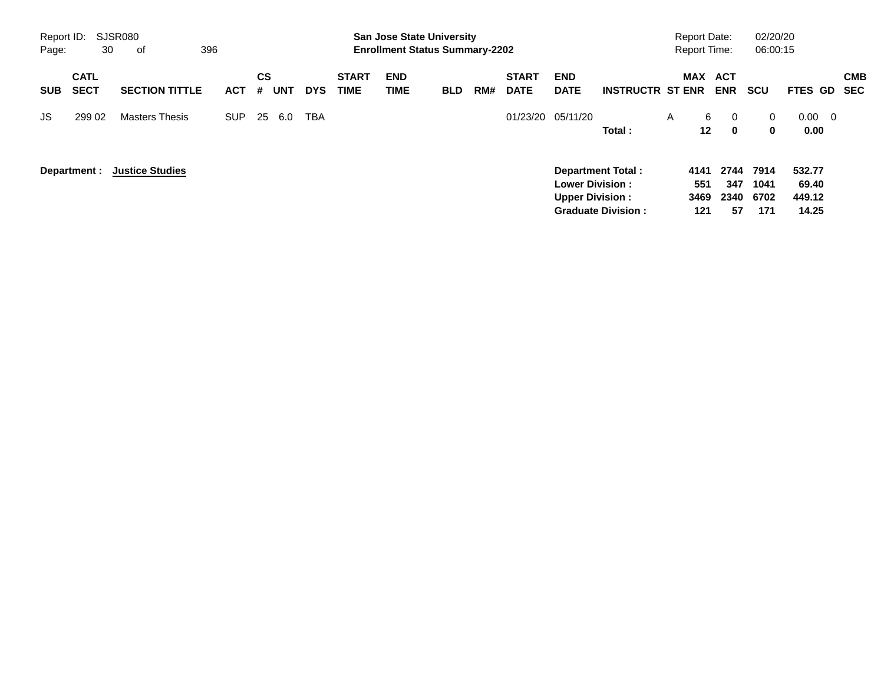San Jose State University
Enrollment Status Summary-2202

Report ID: SJSR080
Report Date: 02/20/20
Report Time: 06:00:15

| SUB | CATL SECT | SECTION TITTLE | ACT | CS # | UNT | DYS | START TIME | END TIME | BLD | RM# | START DATE | END DATE | INSTRUCTR | ST | MAX ENR | ACT ENR | SCU | FTES | GD | CMB SEC |
|---|---|---|---|---|---|---|---|---|---|---|---|---|---|---|---|---|---|---|---|---|
| JS | 299 02 | Masters Thesis | SUP | 25 | 6.0 | TBA | | | | | 01/23/20 | 05/11/20 | | A | 6 | 0 | 0 | 0.00 | 0 | |
| | | | | | | | | | | | | | **Total :** | | **12** | **0** | **0** | **0.00** | | |

**Department : Justice Studies**

| | MAX ENR | ACT ENR | SCU | FTES |
|---|---|---|---|---|
| **Department Total :** | **4141** | **2744** | **7914** | **532.77** |
| **Lower Division :** | **551** | **347** | **1041** | **69.40** |
| **Upper Division :** | **3469** | **2340** | **6702** | **449.12** |
| **Graduate Division :** | **121** | **57** | **171** | **14.25** |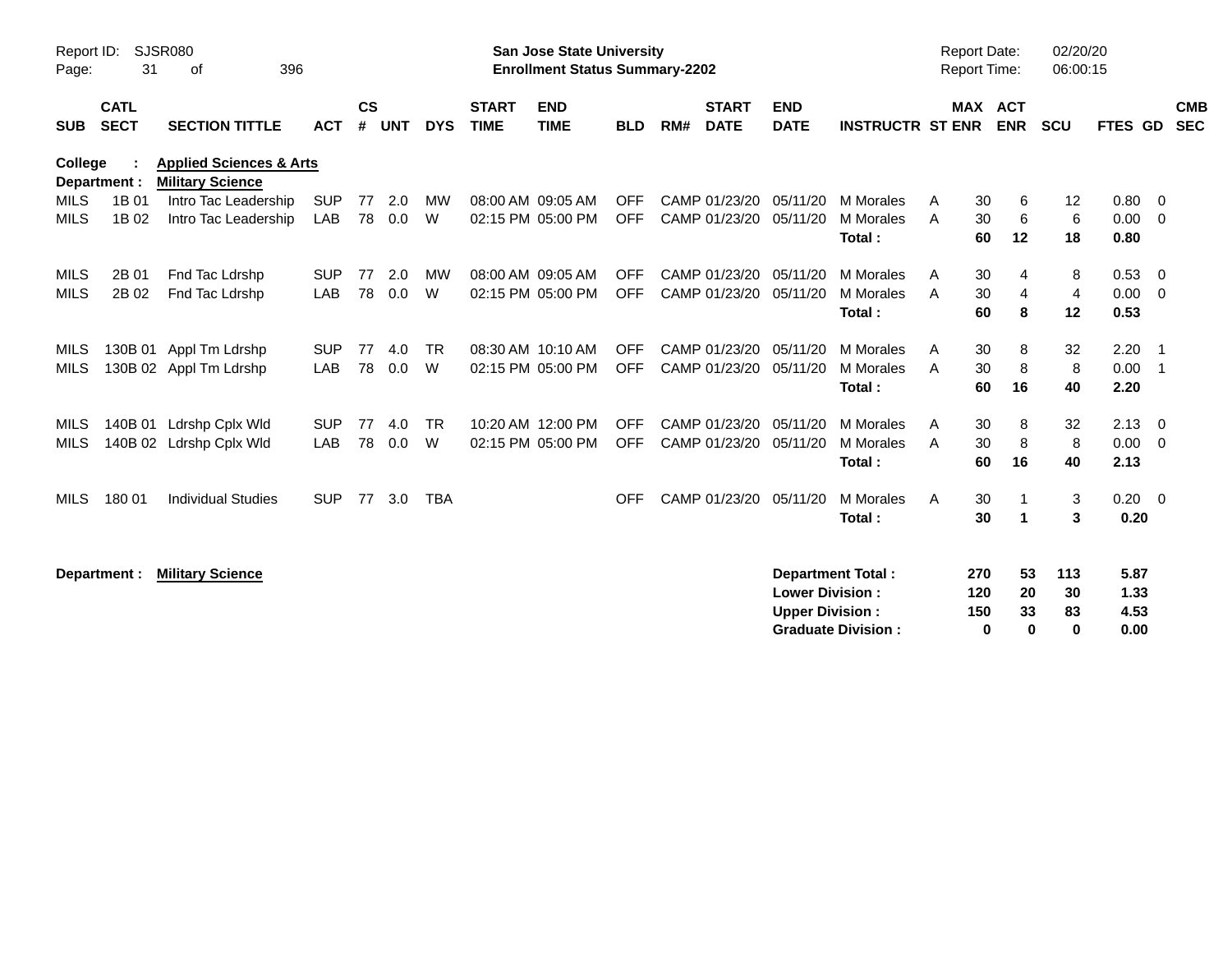Report ID: SJSR080

**San Jose State University**
**Enrollment Status Summary-2202**

Report Date: 02/20/20
Report Time: 06:00:15

| SUB | CATL SECT | SECTION TITTLE | ACT | CS # | UNT | DYS | START TIME | END TIME | BLD | RM# | START DATE | END DATE | INSTRUCTR | ST | MAX ENR | ACT ENR | SCU | FTES | GD | CMB SEC |
|---|---|---|---|---|---|---|---|---|---|---|---|---|---|---|---|---|---|---|---|---|
| **College :** | | **Applied Sciences & Arts** | | | | | | | | | | | | | | | | | | |
| **Department :** | | **Military Science** | | | | | | | | | | | | | | | | | | |
| MILS | 1B 01 | Intro Tac Leadership | SUP | 77 | 2.0 | MW | 08:00 AM | 09:05 AM | OFF | CAMP | 01/23/20 | 05/11/20 | M Morales | A | 30 | 6 | 12 | 0.80 | 0 | |
| MILS | 1B 02 | Intro Tac Leadership | LAB | 78 | 0.0 | W | 02:15 PM | 05:00 PM | OFF | CAMP | 01/23/20 | 05/11/20 | M Morales | A | 30 | 6 | 6 | 0.00 | 0 | |
| | | | | | | | | | | | | | **Total :** | | **60** | **12** | **18** | **0.80** | | |
| MILS | 2B 01 | Fnd Tac Ldrshp | SUP | 77 | 2.0 | MW | 08:00 AM | 09:05 AM | OFF | CAMP | 01/23/20 | 05/11/20 | M Morales | A | 30 | 4 | 8 | 0.53 | 0 | |
| MILS | 2B 02 | Fnd Tac Ldrshp | LAB | 78 | 0.0 | W | 02:15 PM | 05:00 PM | OFF | CAMP | 01/23/20 | 05/11/20 | M Morales | A | 30 | 4 | 4 | 0.00 | 0 | |
| | | | | | | | | | | | | | **Total :** | | **60** | **8** | **12** | **0.53** | | |
| MILS | 130B 01 | Appl Tm Ldrshp | SUP | 77 | 4.0 | TR | 08:30 AM | 10:10 AM | OFF | CAMP | 01/23/20 | 05/11/20 | M Morales | A | 30 | 8 | 32 | 2.20 | 1 | |
| MILS | 130B 02 | Appl Tm Ldrshp | LAB | 78 | 0.0 | W | 02:15 PM | 05:00 PM | OFF | CAMP | 01/23/20 | 05/11/20 | M Morales | A | 30 | 8 | 8 | 0.00 | 1 | |
| | | | | | | | | | | | | | **Total :** | | **60** | **16** | **40** | **2.20** | | |
| MILS | 140B 01 | Ldrshp Cplx Wld | SUP | 77 | 4.0 | TR | 10:20 AM | 12:00 PM | OFF | CAMP | 01/23/20 | 05/11/20 | M Morales | A | 30 | 8 | 32 | 2.13 | 0 | |
| MILS | 140B 02 | Ldrshp Cplx Wld | LAB | 78 | 0.0 | W | 02:15 PM | 05:00 PM | OFF | CAMP | 01/23/20 | 05/11/20 | M Morales | A | 30 | 8 | 8 | 0.00 | 0 | |
| | | | | | | | | | | | | | **Total :** | | **60** | **16** | **40** | **2.13** | | |
| MILS | 180 01 | Individual Studies | SUP | 77 | 3.0 | TBA | | | OFF | CAMP | 01/23/20 | 05/11/20 | M Morales | A | 30 | 1 | 3 | 0.20 | 0 | |
| | | | | | | | | | | | | | **Total :** | | **30** | **1** | **3** | **0.20** | | |

**Department :** **Military Science**

| | MAX ENR | ACT ENR | SCU | FTES |
|---|---|---|---|---|
| **Department Total :** | **270** | **53** | **113** | **5.87** |
| **Lower Division :** | **120** | **20** | **30** | **1.33** |
| **Upper Division :** | **150** | **33** | **83** | **4.53** |
| **Graduate Division :** | **0** | **0** | **0** | **0.00** |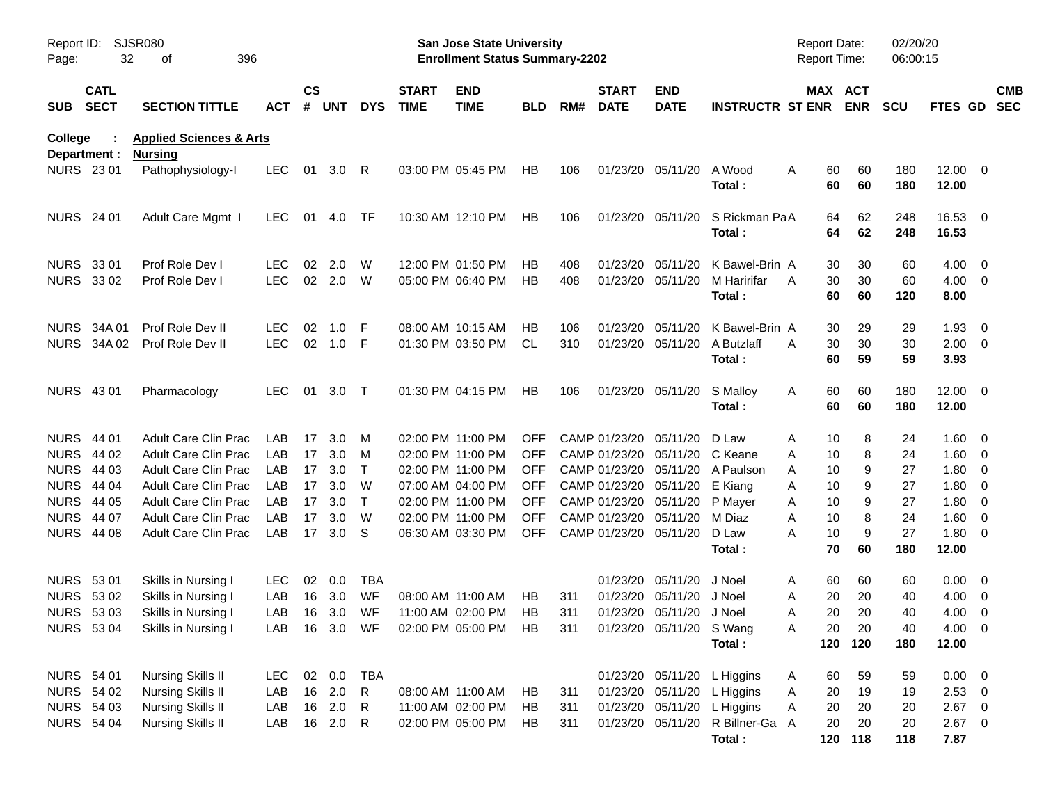Report ID: SJSR080

**San Jose State University**
**Enrollment Status Summary-2202**

Report Date: 02/20/20
Report Time: 06:00:15

**College : Applied Sciences & Arts**
**Department : Nursing**

| SUB | CATL SECT | SECTION TITTLE | ACT | CS # | UNT | DYS | START TIME | END TIME | BLD | RM# | START DATE | END DATE | INSTRUCTR | ST | MAX ENR | ACT ENR | SCU | FTES | GD | CMB SEC |
|---|---|---|---|---|---|---|---|---|---|---|---|---|---|---|---|---|---|---|---|---|
| NURS | 23 01 | Pathophysiology-I | LEC | 01 | 3.0 | R | 03:00 PM | 05:45 PM | HB | 106 | 01/23/20 | 05/11/20 | A Wood | A | 60 | 60 | 180 | 12.00 | 0 | |
| | | | | | | | | | | | | | **Total :** | | **60** | **60** | **180** | **12.00** | | |
| NURS | 24 01 | Adult Care Mgmt I | LEC | 01 | 4.0 | TF | 10:30 AM | 12:10 PM | HB | 106 | 01/23/20 | 05/11/20 | S Rickman Pa | A | 64 | 62 | 248 | 16.53 | 0 | |
| | | | | | | | | | | | | | **Total :** | | **64** | **62** | **248** | **16.53** | | |
| NURS | 33 01 | Prof Role Dev I | LEC | 02 | 2.0 | W | 12:00 PM | 01:50 PM | HB | 408 | 01/23/20 | 05/11/20 | K Bawel-Brin | A | 30 | 30 | 60 | 4.00 | 0 | |
| NURS | 33 02 | Prof Role Dev I | LEC | 02 | 2.0 | W | 05:00 PM | 06:40 PM | HB | 408 | 01/23/20 | 05/11/20 | M Haririfar | A | 30 | 30 | 60 | 4.00 | 0 | |
| | | | | | | | | | | | | | **Total :** | | **60** | **60** | **120** | **8.00** | | |
| NURS | 34A 01 | Prof Role Dev II | LEC | 02 | 1.0 | F | 08:00 AM | 10:15 AM | HB | 106 | 01/23/20 | 05/11/20 | K Bawel-Brin | A | 30 | 29 | 29 | 1.93 | 0 | |
| NURS | 34A 02 | Prof Role Dev II | LEC | 02 | 1.0 | F | 01:30 PM | 03:50 PM | CL | 310 | 01/23/20 | 05/11/20 | A Butzlaff | A | 30 | 30 | 30 | 2.00 | 0 | |
| | | | | | | | | | | | | | **Total :** | | **60** | **59** | **59** | **3.93** | | |
| NURS | 43 01 | Pharmacology | LEC | 01 | 3.0 | T | 01:30 PM | 04:15 PM | HB | 106 | 01/23/20 | 05/11/20 | S Malloy | A | 60 | 60 | 180 | 12.00 | 0 | |
| | | | | | | | | | | | | | **Total :** | | **60** | **60** | **180** | **12.00** | | |
| NURS | 44 01 | Adult Care Clin Prac | LAB | 17 | 3.0 | M | 02:00 PM | 11:00 PM | OFF | CAMP | 01/23/20 | 05/11/20 | D Law | A | 10 | 8 | 24 | 1.60 | 0 | |
| NURS | 44 02 | Adult Care Clin Prac | LAB | 17 | 3.0 | M | 02:00 PM | 11:00 PM | OFF | CAMP | 01/23/20 | 05/11/20 | C Keane | A | 10 | 8 | 24 | 1.60 | 0 | |
| NURS | 44 03 | Adult Care Clin Prac | LAB | 17 | 3.0 | T | 02:00 PM | 11:00 PM | OFF | CAMP | 01/23/20 | 05/11/20 | A Paulson | A | 10 | 9 | 27 | 1.80 | 0 | |
| NURS | 44 04 | Adult Care Clin Prac | LAB | 17 | 3.0 | W | 07:00 AM | 04:00 PM | OFF | CAMP | 01/23/20 | 05/11/20 | E Kiang | A | 10 | 9 | 27 | 1.80 | 0 | |
| NURS | 44 05 | Adult Care Clin Prac | LAB | 17 | 3.0 | T | 02:00 PM | 11:00 PM | OFF | CAMP | 01/23/20 | 05/11/20 | P Mayer | A | 10 | 9 | 27 | 1.80 | 0 | |
| NURS | 44 07 | Adult Care Clin Prac | LAB | 17 | 3.0 | W | 02:00 PM | 11:00 PM | OFF | CAMP | 01/23/20 | 05/11/20 | M Diaz | A | 10 | 8 | 24 | 1.60 | 0 | |
| NURS | 44 08 | Adult Care Clin Prac | LAB | 17 | 3.0 | S | 06:30 AM | 03:30 PM | OFF | CAMP | 01/23/20 | 05/11/20 | D Law | A | 10 | 9 | 27 | 1.80 | 0 | |
| | | | | | | | | | | | | | **Total :** | | **70** | **60** | **180** | **12.00** | | |
| NURS | 53 01 | Skills in Nursing I | LEC | 02 | 0.0 | TBA | | | | | 01/23/20 | 05/11/20 | J Noel | A | 60 | 60 | 60 | 0.00 | 0 | |
| NURS | 53 02 | Skills in Nursing I | LAB | 16 | 3.0 | WF | 08:00 AM | 11:00 AM | HB | 311 | 01/23/20 | 05/11/20 | J Noel | A | 20 | 20 | 40 | 4.00 | 0 | |
| NURS | 53 03 | Skills in Nursing I | LAB | 16 | 3.0 | WF | 11:00 AM | 02:00 PM | HB | 311 | 01/23/20 | 05/11/20 | J Noel | A | 20 | 20 | 40 | 4.00 | 0 | |
| NURS | 53 04 | Skills in Nursing I | LAB | 16 | 3.0 | WF | 02:00 PM | 05:00 PM | HB | 311 | 01/23/20 | 05/11/20 | S Wang | A | 20 | 20 | 40 | 4.00 | 0 | |
| | | | | | | | | | | | | | **Total :** | | **120** | **120** | **180** | **12.00** | | |
| NURS | 54 01 | Nursing Skills II | LEC | 02 | 0.0 | TBA | | | | | 01/23/20 | 05/11/20 | L Higgins | A | 60 | 59 | 59 | 0.00 | 0 | |
| NURS | 54 02 | Nursing Skills II | LAB | 16 | 2.0 | R | 08:00 AM | 11:00 AM | HB | 311 | 01/23/20 | 05/11/20 | L Higgins | A | 20 | 19 | 19 | 2.53 | 0 | |
| NURS | 54 03 | Nursing Skills II | LAB | 16 | 2.0 | R | 11:00 AM | 02:00 PM | HB | 311 | 01/23/20 | 05/11/20 | L Higgins | A | 20 | 20 | 20 | 2.67 | 0 | |
| NURS | 54 04 | Nursing Skills II | LAB | 16 | 2.0 | R | 02:00 PM | 05:00 PM | HB | 311 | 01/23/20 | 05/11/20 | R Billner-Ga | A | 20 | 20 | 20 | 2.67 | 0 | |
| | | | | | | | | | | | | | **Total :** | | **120** | **118** | **118** | **7.87** | | |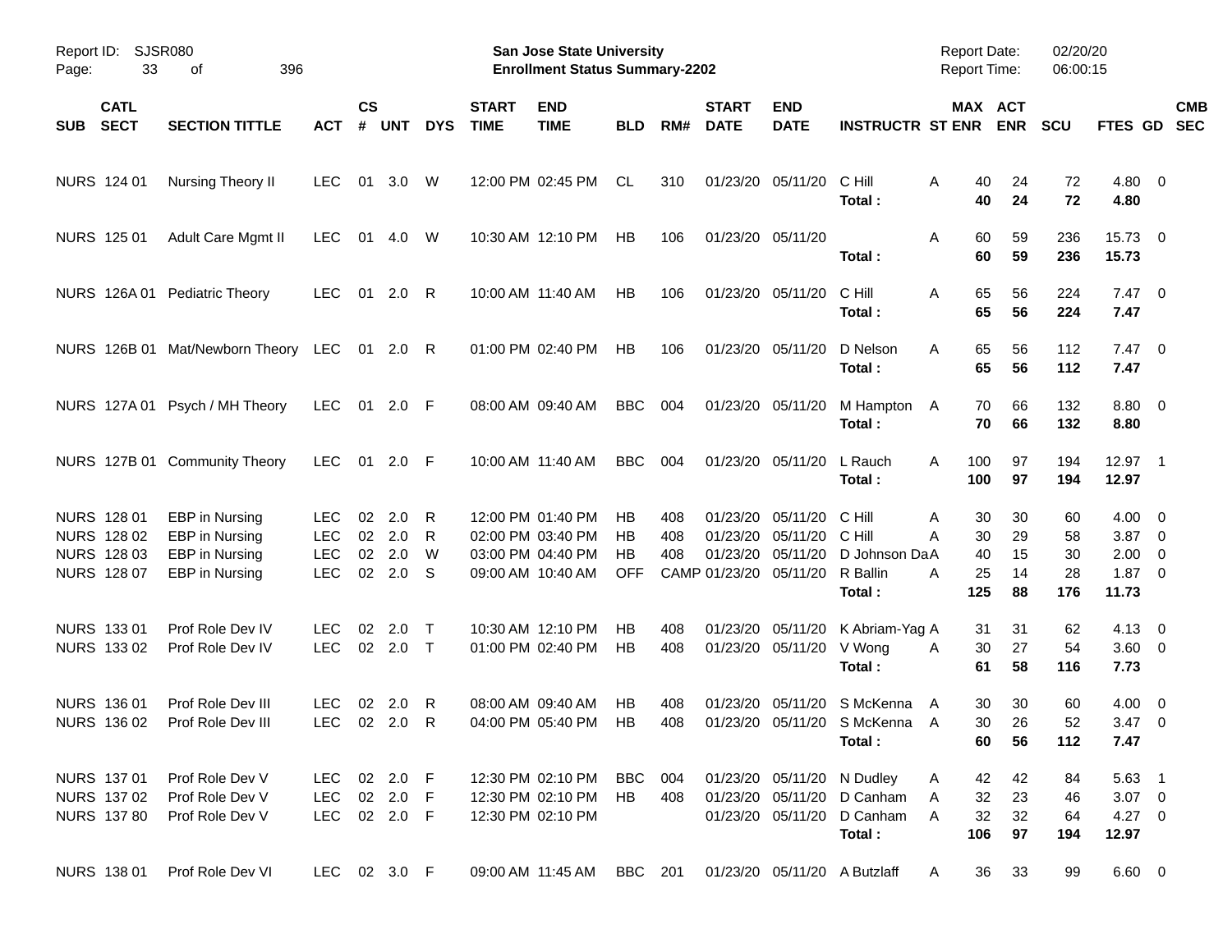Report ID: SJSR080
Page: 33 of 396

**San Jose State University**
**Enrollment Status Summary-2202**

Report Date: 02/20/20
Report Time: 06:00:15

| SUB | CATL SECT | SECTION TITTLE | ACT | CS # | UNT | DYS | START TIME | END TIME | BLD | RM# | START DATE | END DATE | INSTRUCTR | ST | MAX ENR | ACT ENR | SCU | FTES | GD | CMB SEC |
|---|---|---|---|---|---|---|---|---|---|---|---|---|---|---|---|---|---|---|---|---|
| NURS | 124 01 | Nursing Theory II | LEC | 01 | 3.0 | W | 12:00 PM | 02:45 PM | CL | 310 | 01/23/20 | 05/11/20 | C Hill | A | 40 | 24 | 72 | 4.80 | 0 | |
| | | | | | | | | | | | | | **Total :** | | **40** | **24** | **72** | **4.80** | | |
| NURS | 125 01 | Adult Care Mgmt II | LEC | 01 | 4.0 | W | 10:30 AM | 12:10 PM | HB | 106 | 01/23/20 | 05/11/20 | | A | 60 | 59 | 236 | 15.73 | 0 | |
| | | | | | | | | | | | | | **Total :** | | **60** | **59** | **236** | **15.73** | | |
| NURS | 126A 01 | Pediatric Theory | LEC | 01 | 2.0 | R | 10:00 AM | 11:40 AM | HB | 106 | 01/23/20 | 05/11/20 | C Hill | A | 65 | 56 | 224 | 7.47 | 0 | |
| | | | | | | | | | | | | | **Total :** | | **65** | **56** | **224** | **7.47** | | |
| NURS | 126B 01 | Mat/Newborn Theory | LEC | 01 | 2.0 | R | 01:00 PM | 02:40 PM | HB | 106 | 01/23/20 | 05/11/20 | D Nelson | A | 65 | 56 | 112 | 7.47 | 0 | |
| | | | | | | | | | | | | | **Total :** | | **65** | **56** | **112** | **7.47** | | |
| NURS | 127A 01 | Psych / MH Theory | LEC | 01 | 2.0 | F | 08:00 AM | 09:40 AM | BBC | 004 | 01/23/20 | 05/11/20 | M Hampton | A | 70 | 66 | 132 | 8.80 | 0 | |
| | | | | | | | | | | | | | **Total :** | | **70** | **66** | **132** | **8.80** | | |
| NURS | 127B 01 | Community Theory | LEC | 01 | 2.0 | F | 10:00 AM | 11:40 AM | BBC | 004 | 01/23/20 | 05/11/20 | L Rauch | A | 100 | 97 | 194 | 12.97 | 1 | |
| | | | | | | | | | | | | | **Total :** | | **100** | **97** | **194** | **12.97** | | |
| NURS | 128 01 | EBP in Nursing | LEC | 02 | 2.0 | R | 12:00 PM | 01:40 PM | HB | 408 | 01/23/20 | 05/11/20 | C Hill | A | 30 | 30 | 60 | 4.00 | 0 | |
| NURS | 128 02 | EBP in Nursing | LEC | 02 | 2.0 | R | 02:00 PM | 03:40 PM | HB | 408 | 01/23/20 | 05/11/20 | C Hill | A | 30 | 29 | 58 | 3.87 | 0 | |
| NURS | 128 03 | EBP in Nursing | LEC | 02 | 2.0 | W | 03:00 PM | 04:40 PM | HB | 408 | 01/23/20 | 05/11/20 | D Johnson Da | A | 40 | 15 | 30 | 2.00 | 0 | |
| NURS | 128 07 | EBP in Nursing | LEC | 02 | 2.0 | S | 09:00 AM | 10:40 AM | OFF | CAMP | 01/23/20 | 05/11/20 | R Ballin | A | 25 | 14 | 28 | 1.87 | 0 | |
| | | | | | | | | | | | | | **Total :** | | **125** | **88** | **176** | **11.73** | | |
| NURS | 133 01 | Prof Role Dev IV | LEC | 02 | 2.0 | T | 10:30 AM | 12:10 PM | HB | 408 | 01/23/20 | 05/11/20 | K Abriam-Yag | A | 31 | 31 | 62 | 4.13 | 0 | |
| NURS | 133 02 | Prof Role Dev IV | LEC | 02 | 2.0 | T | 01:00 PM | 02:40 PM | HB | 408 | 01/23/20 | 05/11/20 | V Wong | A | 30 | 27 | 54 | 3.60 | 0 | |
| | | | | | | | | | | | | | **Total :** | | **61** | **58** | **116** | **7.73** | | |
| NURS | 136 01 | Prof Role Dev III | LEC | 02 | 2.0 | R | 08:00 AM | 09:40 AM | HB | 408 | 01/23/20 | 05/11/20 | S McKenna | A | 30 | 30 | 60 | 4.00 | 0 | |
| NURS | 136 02 | Prof Role Dev III | LEC | 02 | 2.0 | R | 04:00 PM | 05:40 PM | HB | 408 | 01/23/20 | 05/11/20 | S McKenna | A | 30 | 26 | 52 | 3.47 | 0 | |
| | | | | | | | | | | | | | **Total :** | | **60** | **56** | **112** | **7.47** | | |
| NURS | 137 01 | Prof Role Dev V | LEC | 02 | 2.0 | F | 12:30 PM | 02:10 PM | BBC | 004 | 01/23/20 | 05/11/20 | N Dudley | A | 42 | 42 | 84 | 5.63 | 1 | |
| NURS | 137 02 | Prof Role Dev V | LEC | 02 | 2.0 | F | 12:30 PM | 02:10 PM | HB | 408 | 01/23/20 | 05/11/20 | D Canham | A | 32 | 23 | 46 | 3.07 | 0 | |
| NURS | 137 80 | Prof Role Dev V | LEC | 02 | 2.0 | F | 12:30 PM | 02:10 PM | | | 01/23/20 | 05/11/20 | D Canham | A | 32 | 32 | 64 | 4.27 | 0 | |
| | | | | | | | | | | | | | **Total :** | | **106** | **97** | **194** | **12.97** | | |
| NURS | 138 01 | Prof Role Dev VI | LEC | 02 | 3.0 | F | 09:00 AM | 11:45 AM | BBC | 201 | 01/23/20 | 05/11/20 | A Butzlaff | A | 36 | 33 | 99 | 6.60 | 0 | |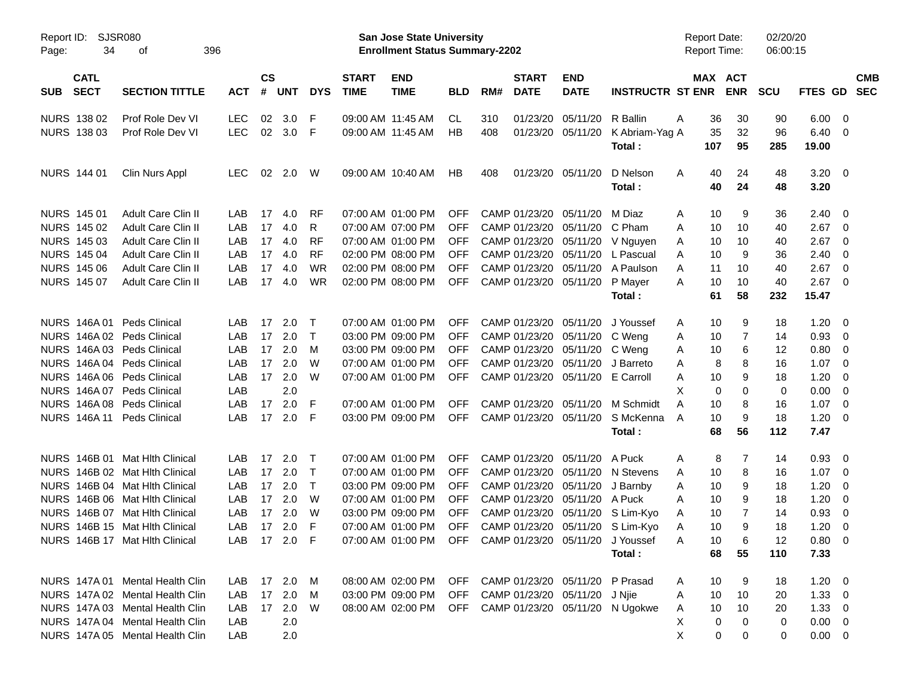Report ID: SJSR080

**San Jose State University**
**Enrollment Status Summary-2202**

Report Date: 02/20/20
Report Time: 06:00:15

| SUB | CATL SECT | SECTION TITTLE | ACT | CS # | UNT | DYS | START TIME | END TIME | BLD | RM# | START DATE | END DATE | INSTRUCTR | ST | MAX ENR | ACT ENR | SCU | FTES | GD | CMB SEC |
|---|---|---|---|---|---|---|---|---|---|---|---|---|---|---|---|---|---|---|---|---|
| NURS | 138 02 | Prof Role Dev VI | LEC | 02 | 3.0 | F | 09:00 AM | 11:45 AM | CL | 310 | 01/23/20 | 05/11/20 | R Ballin | A | 36 | 30 | 90 | 6.00 | 0 | |
| NURS | 138 03 | Prof Role Dev VI | LEC | 02 | 3.0 | F | 09:00 AM | 11:45 AM | HB | 408 | 01/23/20 | 05/11/20 | K Abriam-Yag | A | 35 | 32 | 96 | 6.40 | 0 | |
| | | | | | | | | | | | | | **Total :** | | **107** | **95** | **285** | **19.00** | | |
| NURS | 144 01 | Clin Nurs Appl | LEC | 02 | 2.0 | W | 09:00 AM | 10:40 AM | HB | 408 | 01/23/20 | 05/11/20 | D Nelson | A | 40 | 24 | 48 | 3.20 | 0 | |
| | | | | | | | | | | | | | **Total :** | | **40** | **24** | **48** | **3.20** | | |
| NURS | 145 01 | Adult Care Clin II | LAB | 17 | 4.0 | RF | 07:00 AM | 01:00 PM | OFF | CAMP | 01/23/20 | 05/11/20 | M Diaz | A | 10 | 9 | 36 | 2.40 | 0 | |
| NURS | 145 02 | Adult Care Clin II | LAB | 17 | 4.0 | R | 07:00 AM | 07:00 PM | OFF | CAMP | 01/23/20 | 05/11/20 | C Pham | A | 10 | 10 | 40 | 2.67 | 0 | |
| NURS | 145 03 | Adult Care Clin II | LAB | 17 | 4.0 | RF | 07:00 AM | 01:00 PM | OFF | CAMP | 01/23/20 | 05/11/20 | V Nguyen | A | 10 | 10 | 40 | 2.67 | 0 | |
| NURS | 145 04 | Adult Care Clin II | LAB | 17 | 4.0 | RF | 02:00 PM | 08:00 PM | OFF | CAMP | 01/23/20 | 05/11/20 | L Pascual | A | 10 | 9 | 36 | 2.40 | 0 | |
| NURS | 145 06 | Adult Care Clin II | LAB | 17 | 4.0 | WR | 02:00 PM | 08:00 PM | OFF | CAMP | 01/23/20 | 05/11/20 | A Paulson | A | 11 | 10 | 40 | 2.67 | 0 | |
| NURS | 145 07 | Adult Care Clin II | LAB | 17 | 4.0 | WR | 02:00 PM | 08:00 PM | OFF | CAMP | 01/23/20 | 05/11/20 | P Mayer | A | 10 | 10 | 40 | 2.67 | 0 | |
| | | | | | | | | | | | | | **Total :** | | **61** | **58** | **232** | **15.47** | | |
| NURS | 146A 01 | Peds Clinical | LAB | 17 | 2.0 | T | 07:00 AM | 01:00 PM | OFF | CAMP | 01/23/20 | 05/11/20 | J Youssef | A | 10 | 9 | 18 | 1.20 | 0 | |
| NURS | 146A 02 | Peds Clinical | LAB | 17 | 2.0 | T | 03:00 PM | 09:00 PM | OFF | CAMP | 01/23/20 | 05/11/20 | C Weng | A | 10 | 7 | 14 | 0.93 | 0 | |
| NURS | 146A 03 | Peds Clinical | LAB | 17 | 2.0 | M | 03:00 PM | 09:00 PM | OFF | CAMP | 01/23/20 | 05/11/20 | C Weng | A | 10 | 6 | 12 | 0.80 | 0 | |
| NURS | 146A 04 | Peds Clinical | LAB | 17 | 2.0 | W | 07:00 AM | 01:00 PM | OFF | CAMP | 01/23/20 | 05/11/20 | J Barreto | A | 8 | 8 | 16 | 1.07 | 0 | |
| NURS | 146A 06 | Peds Clinical | LAB | 17 | 2.0 | W | 07:00 AM | 01:00 PM | OFF | CAMP | 01/23/20 | 05/11/20 | E Carroll | A | 10 | 9 | 18 | 1.20 | 0 | |
| NURS | 146A 07 | Peds Clinical | LAB | | 2.0 | | | | | | | | | X | 0 | 0 | 0 | 0.00 | 0 | |
| NURS | 146A 08 | Peds Clinical | LAB | 17 | 2.0 | F | 07:00 AM | 01:00 PM | OFF | CAMP | 01/23/20 | 05/11/20 | M Schmidt | A | 10 | 8 | 16 | 1.07 | 0 | |
| NURS | 146A 11 | Peds Clinical | LAB | 17 | 2.0 | F | 03:00 PM | 09:00 PM | OFF | CAMP | 01/23/20 | 05/11/20 | S McKenna | A | 10 | 9 | 18 | 1.20 | 0 | |
| | | | | | | | | | | | | | **Total :** | | **68** | **56** | **112** | **7.47** | | |
| NURS | 146B 01 | Mat Hlth Clinical | LAB | 17 | 2.0 | T | 07:00 AM | 01:00 PM | OFF | CAMP | 01/23/20 | 05/11/20 | A Puck | A | 8 | 7 | 14 | 0.93 | 0 | |
| NURS | 146B 02 | Mat Hlth Clinical | LAB | 17 | 2.0 | T | 07:00 AM | 01:00 PM | OFF | CAMP | 01/23/20 | 05/11/20 | N Stevens | A | 10 | 8 | 16 | 1.07 | 0 | |
| NURS | 146B 04 | Mat Hlth Clinical | LAB | 17 | 2.0 | T | 03:00 PM | 09:00 PM | OFF | CAMP | 01/23/20 | 05/11/20 | J Barnby | A | 10 | 9 | 18 | 1.20 | 0 | |
| NURS | 146B 06 | Mat Hlth Clinical | LAB | 17 | 2.0 | W | 07:00 AM | 01:00 PM | OFF | CAMP | 01/23/20 | 05/11/20 | A Puck | A | 10 | 9 | 18 | 1.20 | 0 | |
| NURS | 146B 07 | Mat Hlth Clinical | LAB | 17 | 2.0 | W | 03:00 PM | 09:00 PM | OFF | CAMP | 01/23/20 | 05/11/20 | S Lim-Kyo | A | 10 | 7 | 14 | 0.93 | 0 | |
| NURS | 146B 15 | Mat Hlth Clinical | LAB | 17 | 2.0 | F | 07:00 AM | 01:00 PM | OFF | CAMP | 01/23/20 | 05/11/20 | S Lim-Kyo | A | 10 | 9 | 18 | 1.20 | 0 | |
| NURS | 146B 17 | Mat Hlth Clinical | LAB | 17 | 2.0 | F | 07:00 AM | 01:00 PM | OFF | CAMP | 01/23/20 | 05/11/20 | J Youssef | A | 10 | 6 | 12 | 0.80 | 0 | |
| | | | | | | | | | | | | | **Total :** | | **68** | **55** | **110** | **7.33** | | |
| NURS | 147A 01 | Mental Health Clin | LAB | 17 | 2.0 | M | 08:00 AM | 02:00 PM | OFF | CAMP | 01/23/20 | 05/11/20 | P Prasad | A | 10 | 9 | 18 | 1.20 | 0 | |
| NURS | 147A 02 | Mental Health Clin | LAB | 17 | 2.0 | M | 03:00 PM | 09:00 PM | OFF | CAMP | 01/23/20 | 05/11/20 | J Njie | A | 10 | 10 | 20 | 1.33 | 0 | |
| NURS | 147A 03 | Mental Health Clin | LAB | 17 | 2.0 | W | 08:00 AM | 02:00 PM | OFF | CAMP | 01/23/20 | 05/11/20 | N Ugokwe | A | 10 | 10 | 20 | 1.33 | 0 | |
| NURS | 147A 04 | Mental Health Clin | LAB | | 2.0 | | | | | | | | | X | 0 | 0 | 0 | 0.00 | 0 | |
| NURS | 147A 05 | Mental Health Clin | LAB | | 2.0 | | | | | | | | | X | 0 | 0 | 0 | 0.00 | 0 | |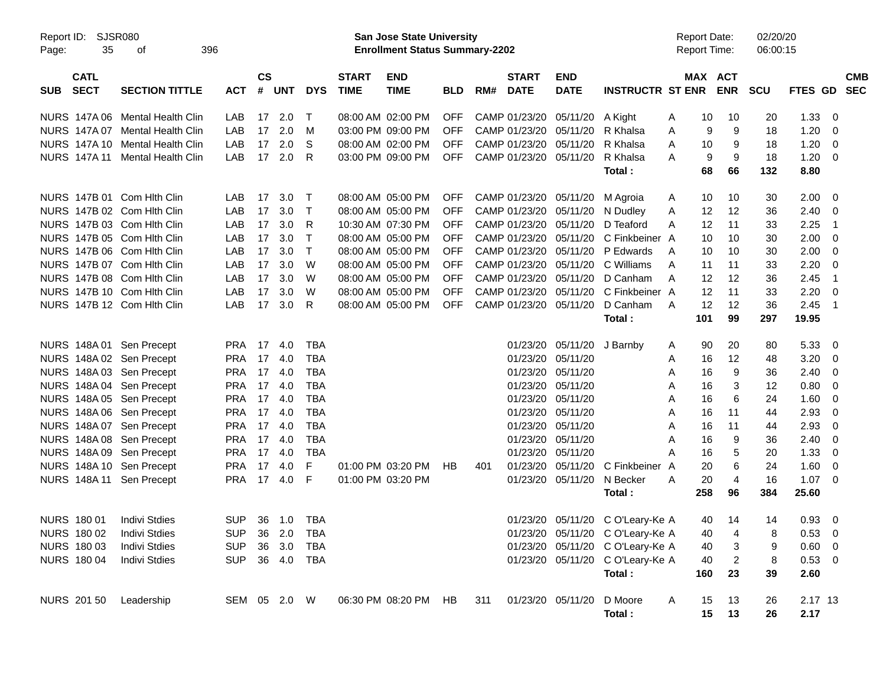Report ID: SJSR080

**San Jose State University**
**Enrollment Status Summary-2202**

Report Date: 02/20/20
Report Time: 06:00:15

| SUB | CATL SECT | SECTION TITTLE | ACT | CS # | UNT | DYS | START TIME | END TIME | BLD | RM# | START DATE | END DATE | INSTRUCTR | ST | MAX ENR | ACT ENR | SCU | FTES | GD | CMB SEC |
|---|---|---|---|---|---|---|---|---|---|---|---|---|---|---|---|---|---|---|---|---|
| NURS | 147A 06 | Mental Health Clin | LAB | 17 | 2.0 | T | 08:00 AM | 02:00 PM | OFF | CAMP | 01/23/20 | 05/11/20 | A Kight | A | 10 | 10 | 20 | 1.33 | 0 | |
| NURS | 147A 07 | Mental Health Clin | LAB | 17 | 2.0 | M | 03:00 PM | 09:00 PM | OFF | CAMP | 01/23/20 | 05/11/20 | R Khalsa | A | 9 | 9 | 18 | 1.20 | 0 | |
| NURS | 147A 10 | Mental Health Clin | LAB | 17 | 2.0 | S | 08:00 AM | 02:00 PM | OFF | CAMP | 01/23/20 | 05/11/20 | R Khalsa | A | 10 | 9 | 18 | 1.20 | 0 | |
| NURS | 147A 11 | Mental Health Clin | LAB | 17 | 2.0 | R | 03:00 PM | 09:00 PM | OFF | CAMP | 01/23/20 | 05/11/20 | R Khalsa | A | 9 | 9 | 18 | 1.20 | 0 | |
| | | | | | | | | | | | | | **Total :** | | **68** | **66** | **132** | **8.80** | | |
| NURS | 147B 01 | Com Hlth Clin | LAB | 17 | 3.0 | T | 08:00 AM | 05:00 PM | OFF | CAMP | 01/23/20 | 05/11/20 | M Agroia | A | 10 | 10 | 30 | 2.00 | 0 | |
| NURS | 147B 02 | Com Hlth Clin | LAB | 17 | 3.0 | T | 08:00 AM | 05:00 PM | OFF | CAMP | 01/23/20 | 05/11/20 | N Dudley | A | 12 | 12 | 36 | 2.40 | 0 | |
| NURS | 147B 03 | Com Hlth Clin | LAB | 17 | 3.0 | R | 10:30 AM | 07:30 PM | OFF | CAMP | 01/23/20 | 05/11/20 | D Teaford | A | 12 | 11 | 33 | 2.25 | 1 | |
| NURS | 147B 05 | Com Hlth Clin | LAB | 17 | 3.0 | T | 08:00 AM | 05:00 PM | OFF | CAMP | 01/23/20 | 05/11/20 | C Finkbeiner | A | 10 | 10 | 30 | 2.00 | 0 | |
| NURS | 147B 06 | Com Hlth Clin | LAB | 17 | 3.0 | T | 08:00 AM | 05:00 PM | OFF | CAMP | 01/23/20 | 05/11/20 | P Edwards | A | 10 | 10 | 30 | 2.00 | 0 | |
| NURS | 147B 07 | Com Hlth Clin | LAB | 17 | 3.0 | W | 08:00 AM | 05:00 PM | OFF | CAMP | 01/23/20 | 05/11/20 | C Williams | A | 11 | 11 | 33 | 2.20 | 0 | |
| NURS | 147B 08 | Com Hlth Clin | LAB | 17 | 3.0 | W | 08:00 AM | 05:00 PM | OFF | CAMP | 01/23/20 | 05/11/20 | D Canham | A | 12 | 12 | 36 | 2.45 | 1 | |
| NURS | 147B 10 | Com Hlth Clin | LAB | 17 | 3.0 | W | 08:00 AM | 05:00 PM | OFF | CAMP | 01/23/20 | 05/11/20 | C Finkbeiner | A | 12 | 11 | 33 | 2.20 | 0 | |
| NURS | 147B 12 | Com Hlth Clin | LAB | 17 | 3.0 | R | 08:00 AM | 05:00 PM | OFF | CAMP | 01/23/20 | 05/11/20 | D Canham | A | 12 | 12 | 36 | 2.45 | 1 | |
| | | | | | | | | | | | | | **Total :** | | **101** | **99** | **297** | **19.95** | | |
| NURS | 148A 01 | Sen Precept | PRA | 17 | 4.0 | TBA | | | | | 01/23/20 | 05/11/20 | J Barnby | A | 90 | 20 | 80 | 5.33 | 0 | |
| NURS | 148A 02 | Sen Precept | PRA | 17 | 4.0 | TBA | | | | | 01/23/20 | 05/11/20 | | A | 16 | 12 | 48 | 3.20 | 0 | |
| NURS | 148A 03 | Sen Precept | PRA | 17 | 4.0 | TBA | | | | | 01/23/20 | 05/11/20 | | A | 16 | 9 | 36 | 2.40 | 0 | |
| NURS | 148A 04 | Sen Precept | PRA | 17 | 4.0 | TBA | | | | | 01/23/20 | 05/11/20 | | A | 16 | 3 | 12 | 0.80 | 0 | |
| NURS | 148A 05 | Sen Precept | PRA | 17 | 4.0 | TBA | | | | | 01/23/20 | 05/11/20 | | A | 16 | 6 | 24 | 1.60 | 0 | |
| NURS | 148A 06 | Sen Precept | PRA | 17 | 4.0 | TBA | | | | | 01/23/20 | 05/11/20 | | A | 16 | 11 | 44 | 2.93 | 0 | |
| NURS | 148A 07 | Sen Precept | PRA | 17 | 4.0 | TBA | | | | | 01/23/20 | 05/11/20 | | A | 16 | 11 | 44 | 2.93 | 0 | |
| NURS | 148A 08 | Sen Precept | PRA | 17 | 4.0 | TBA | | | | | 01/23/20 | 05/11/20 | | A | 16 | 9 | 36 | 2.40 | 0 | |
| NURS | 148A 09 | Sen Precept | PRA | 17 | 4.0 | TBA | | | | | 01/23/20 | 05/11/20 | | A | 16 | 5 | 20 | 1.33 | 0 | |
| NURS | 148A 10 | Sen Precept | PRA | 17 | 4.0 | F | 01:00 PM | 03:20 PM | HB | 401 | 01/23/20 | 05/11/20 | C Finkbeiner | A | 20 | 6 | 24 | 1.60 | 0 | |
| NURS | 148A 11 | Sen Precept | PRA | 17 | 4.0 | F | 01:00 PM | 03:20 PM | | | 01/23/20 | 05/11/20 | N Becker | A | 20 | 4 | 16 | 1.07 | 0 | |
| | | | | | | | | | | | | | **Total :** | | **258** | **96** | **384** | **25.60** | | |
| NURS | 180 01 | Indivi Stdies | SUP | 36 | 1.0 | TBA | | | | | 01/23/20 | 05/11/20 | C O'Leary-Ke | A | 40 | 14 | 14 | 0.93 | 0 | |
| NURS | 180 02 | Indivi Stdies | SUP | 36 | 2.0 | TBA | | | | | 01/23/20 | 05/11/20 | C O'Leary-Ke | A | 40 | 4 | 8 | 0.53 | 0 | |
| NURS | 180 03 | Indivi Stdies | SUP | 36 | 3.0 | TBA | | | | | 01/23/20 | 05/11/20 | C O'Leary-Ke | A | 40 | 3 | 9 | 0.60 | 0 | |
| NURS | 180 04 | Indivi Stdies | SUP | 36 | 4.0 | TBA | | | | | 01/23/20 | 05/11/20 | C O'Leary-Ke | A | 40 | 2 | 8 | 0.53 | 0 | |
| | | | | | | | | | | | | | **Total :** | | **160** | **23** | **39** | **2.60** | | |
| NURS | 201 50 | Leadership | SEM | 05 | 2.0 | W | 06:30 PM | 08:20 PM | HB | 311 | 01/23/20 | 05/11/20 | D Moore | A | 15 | 13 | 26 | 2.17 | 13 | |
| | | | | | | | | | | | | | **Total :** | | **15** | **13** | **26** | **2.17** | | |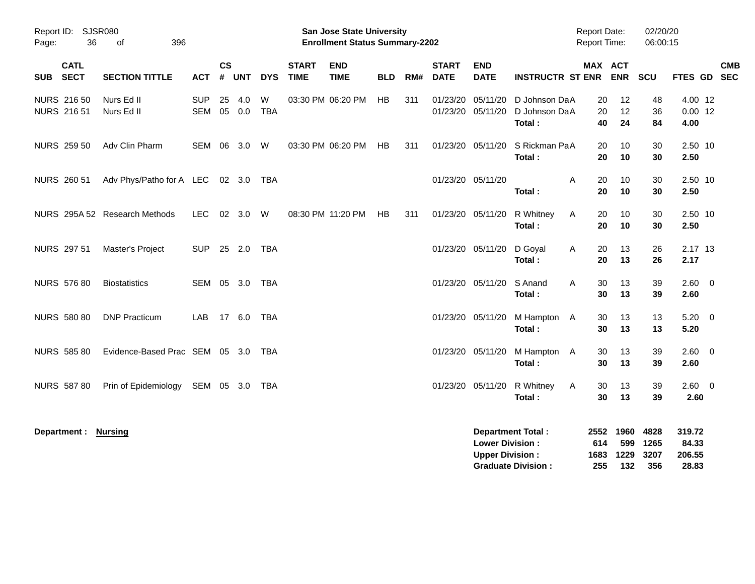Report ID: SJSR080

**San Jose State University**
**Enrollment Status Summary-2202**

Report Date: 02/20/20
Report Time: 06:00:15

| SUB | CATL SECT | SECTION TITTLE | ACT | CS # | UNT | DYS | START TIME | END TIME | BLD | RM# | START DATE | END DATE | INSTRUCTR | ST | MAX ENR | ACT ENR | SCU | FTES | GD | CMB SEC |
|---|---|---|---|---|---|---|---|---|---|---|---|---|---|---|---|---|---|---|---|---|
| NURS | 216 50 | Nurs Ed II | SUP | 25 | 4.0 | W | 03:30 PM | 06:20 PM | HB | 311 | 01/23/20 | 05/11/20 | D Johnson Da | A | 20 | 12 | 48 | 4.00 | 12 | |
| NURS | 216 51 | Nurs Ed II | SEM | 05 | 0.0 | TBA | | | | | 01/23/20 | 05/11/20 | D Johnson Da | A | 20 | 12 | 36 | 0.00 | 12 | |
| | | | | | | | | | | | | | **Total :** | | **40** | **24** | **84** | **4.00** | | |
| NURS | 259 50 | Adv Clin Pharm | SEM | 06 | 3.0 | W | 03:30 PM | 06:20 PM | HB | 311 | 01/23/20 | 05/11/20 | S Rickman Pa | A | 20 | 10 | 30 | 2.50 | 10 | |
| | | | | | | | | | | | | | **Total :** | | **20** | **10** | **30** | **2.50** | | |
| NURS | 260 51 | Adv Phys/Patho for A | LEC | 02 | 3.0 | TBA | | | | | 01/23/20 | 05/11/20 | | A | 20 | 10 | 30 | 2.50 | 10 | |
| | | | | | | | | | | | | | **Total :** | | **20** | **10** | **30** | **2.50** | | |
| NURS | 295A 52 | Research Methods | LEC | 02 | 3.0 | W | 08:30 PM | 11:20 PM | HB | 311 | 01/23/20 | 05/11/20 | R Whitney | A | 20 | 10 | 30 | 2.50 | 10 | |
| | | | | | | | | | | | | | **Total :** | | **20** | **10** | **30** | **2.50** | | |
| NURS | 297 51 | Master's Project | SUP | 25 | 2.0 | TBA | | | | | 01/23/20 | 05/11/20 | D Goyal | A | 20 | 13 | 26 | 2.17 | 13 | |
| | | | | | | | | | | | | | **Total :** | | **20** | **13** | **26** | **2.17** | | |
| NURS | 576 80 | Biostatistics | SEM | 05 | 3.0 | TBA | | | | | 01/23/20 | 05/11/20 | S Anand | A | 30 | 13 | 39 | 2.60 | 0 | |
| | | | | | | | | | | | | | **Total :** | | **30** | **13** | **39** | **2.60** | | |
| NURS | 580 80 | DNP Practicum | LAB | 17 | 6.0 | TBA | | | | | 01/23/20 | 05/11/20 | M Hampton | A | 30 | 13 | 13 | 5.20 | 0 | |
| | | | | | | | | | | | | | **Total :** | | **30** | **13** | **13** | **5.20** | | |
| NURS | 585 80 | Evidence-Based Prac | SEM | 05 | 3.0 | TBA | | | | | 01/23/20 | 05/11/20 | M Hampton | A | 30 | 13 | 39 | 2.60 | 0 | |
| | | | | | | | | | | | | | **Total :** | | **30** | **13** | **39** | **2.60** | | |
| NURS | 587 80 | Prin of Epidemiology | SEM | 05 | 3.0 | TBA | | | | | 01/23/20 | 05/11/20 | R Whitney | A | 30 | 13 | 39 | 2.60 | 0 | |
| | | | | | | | | | | | | | **Total :** | | **30** | **13** | **39** | **2.60** | | |

**Department : Nursing**

| | MAX ENR | ACT ENR | SCU | FTES |
|---|---|---|---|---|
| **Department Total :** | **2552** | **1960** | **4828** | **319.72** |
| **Lower Division :** | **614** | **599** | **1265** | **84.33** |
| **Upper Division :** | **1683** | **1229** | **3207** | **206.55** |
| **Graduate Division :** | **255** | **132** | **356** | **28.83** |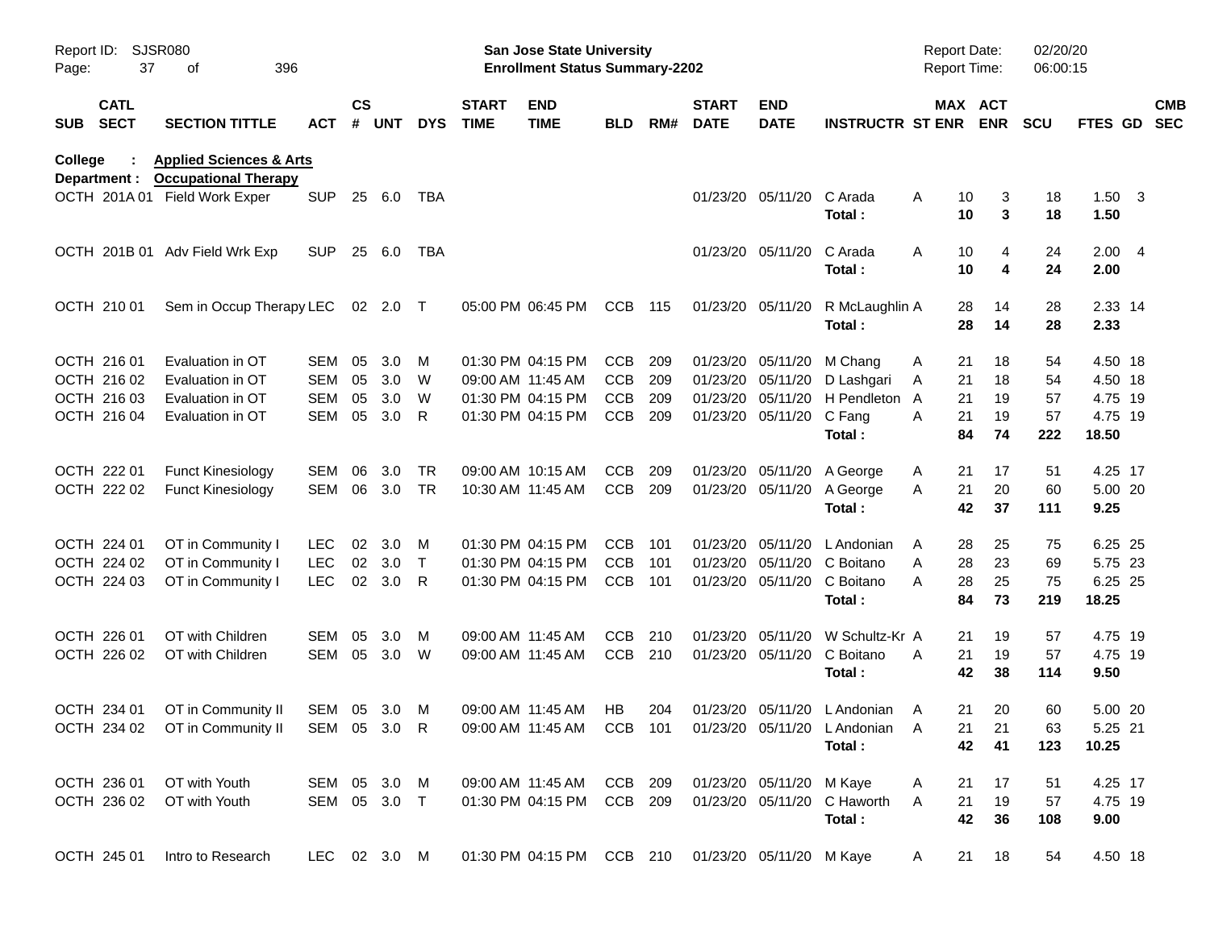**San Jose State University**
**Enrollment Status Summary-2202**

Report ID: SJSR080
Report Date: 02/20/20
Report Time: 06:00:15

| SUB | CATL SECT | SECTION TITTLE | ACT | CS # | UNT | DYS | START TIME | END TIME | BLD | RM# | START DATE | END DATE | INSTRUCTR | ST | MAX ENR | ACT ENR | SCU | FTES | GD | CMB SEC |
|---|---|---|---|---|---|---|---|---|---|---|---|---|---|---|---|---|---|---|---|---|
| **College :** | | **Applied Sciences & Arts** | | | | | | | | | | | | | | | | | | |
| **Department :** | | **Occupational Therapy** | | | | | | | | | | | | | | | | | | |
| OCTH | 201A 01 | Field Work Exper | SUP | 25 | 6.0 | TBA | | | | | 01/23/20 | 05/11/20 | C Arada | A | 10 | 3 | 18 | 1.50 | 3 | |
| | | | | | | | | | | | | | **Total :** | | **10** | **3** | **18** | **1.50** | | |
| OCTH | 201B 01 | Adv Field Wrk Exp | SUP | 25 | 6.0 | TBA | | | | | 01/23/20 | 05/11/20 | C Arada | A | 10 | 4 | 24 | 2.00 | 4 | |
| | | | | | | | | | | | | | **Total :** | | **10** | **4** | **24** | **2.00** | | |
| OCTH | 210 01 | Sem in Occup Therapy | LEC | 02 | 2.0 | T | 05:00 PM | 06:45 PM | CCB | 115 | 01/23/20 | 05/11/20 | R McLaughlin | A | 28 | 14 | 28 | 2.33 | 14 | |
| | | | | | | | | | | | | | **Total :** | | **28** | **14** | **28** | **2.33** | | |
| OCTH | 216 01 | Evaluation in OT | SEM | 05 | 3.0 | M | 01:30 PM | 04:15 PM | CCB | 209 | 01/23/20 | 05/11/20 | M Chang | A | 21 | 18 | 54 | 4.50 | 18 | |
| OCTH | 216 02 | Evaluation in OT | SEM | 05 | 3.0 | W | 09:00 AM | 11:45 AM | CCB | 209 | 01/23/20 | 05/11/20 | D Lashgari | A | 21 | 18 | 54 | 4.50 | 18 | |
| OCTH | 216 03 | Evaluation in OT | SEM | 05 | 3.0 | W | 01:30 PM | 04:15 PM | CCB | 209 | 01/23/20 | 05/11/20 | H Pendleton | A | 21 | 19 | 57 | 4.75 | 19 | |
| OCTH | 216 04 | Evaluation in OT | SEM | 05 | 3.0 | R | 01:30 PM | 04:15 PM | CCB | 209 | 01/23/20 | 05/11/20 | C Fang | A | 21 | 19 | 57 | 4.75 | 19 | |
| | | | | | | | | | | | | | **Total :** | | **84** | **74** | **222** | **18.50** | | |
| OCTH | 222 01 | Funct Kinesiology | SEM | 06 | 3.0 | TR | 09:00 AM | 10:15 AM | CCB | 209 | 01/23/20 | 05/11/20 | A George | A | 21 | 17 | 51 | 4.25 | 17 | |
| OCTH | 222 02 | Funct Kinesiology | SEM | 06 | 3.0 | TR | 10:30 AM | 11:45 AM | CCB | 209 | 01/23/20 | 05/11/20 | A George | A | 21 | 20 | 60 | 5.00 | 20 | |
| | | | | | | | | | | | | | **Total :** | | **42** | **37** | **111** | **9.25** | | |
| OCTH | 224 01 | OT in Community I | LEC | 02 | 3.0 | M | 01:30 PM | 04:15 PM | CCB | 101 | 01/23/20 | 05/11/20 | L Andonian | A | 28 | 25 | 75 | 6.25 | 25 | |
| OCTH | 224 02 | OT in Community I | LEC | 02 | 3.0 | T | 01:30 PM | 04:15 PM | CCB | 101 | 01/23/20 | 05/11/20 | C Boitano | A | 28 | 23 | 69 | 5.75 | 23 | |
| OCTH | 224 03 | OT in Community I | LEC | 02 | 3.0 | R | 01:30 PM | 04:15 PM | CCB | 101 | 01/23/20 | 05/11/20 | C Boitano | A | 28 | 25 | 75 | 6.25 | 25 | |
| | | | | | | | | | | | | | **Total :** | | **84** | **73** | **219** | **18.25** | | |
| OCTH | 226 01 | OT with Children | SEM | 05 | 3.0 | M | 09:00 AM | 11:45 AM | CCB | 210 | 01/23/20 | 05/11/20 | W Schultz-Kr | A | 21 | 19 | 57 | 4.75 | 19 | |
| OCTH | 226 02 | OT with Children | SEM | 05 | 3.0 | W | 09:00 AM | 11:45 AM | CCB | 210 | 01/23/20 | 05/11/20 | C Boitano | A | 21 | 19 | 57 | 4.75 | 19 | |
| | | | | | | | | | | | | | **Total :** | | **42** | **38** | **114** | **9.50** | | |
| OCTH | 234 01 | OT in Community II | SEM | 05 | 3.0 | M | 09:00 AM | 11:45 AM | HB | 204 | 01/23/20 | 05/11/20 | L Andonian | A | 21 | 20 | 60 | 5.00 | 20 | |
| OCTH | 234 02 | OT in Community II | SEM | 05 | 3.0 | R | 09:00 AM | 11:45 AM | CCB | 101 | 01/23/20 | 05/11/20 | L Andonian | A | 21 | 21 | 63 | 5.25 | 21 | |
| | | | | | | | | | | | | | **Total :** | | **42** | **41** | **123** | **10.25** | | |
| OCTH | 236 01 | OT with Youth | SEM | 05 | 3.0 | M | 09:00 AM | 11:45 AM | CCB | 209 | 01/23/20 | 05/11/20 | M Kaye | A | 21 | 17 | 51 | 4.25 | 17 | |
| OCTH | 236 02 | OT with Youth | SEM | 05 | 3.0 | T | 01:30 PM | 04:15 PM | CCB | 209 | 01/23/20 | 05/11/20 | C Haworth | A | 21 | 19 | 57 | 4.75 | 19 | |
| | | | | | | | | | | | | | **Total :** | | **42** | **36** | **108** | **9.00** | | |
| OCTH | 245 01 | Intro to Research | LEC | 02 | 3.0 | M | 01:30 PM | 04:15 PM | CCB | 210 | 01/23/20 | 05/11/20 | M Kaye | A | 21 | 18 | 54 | 4.50 | 18 | |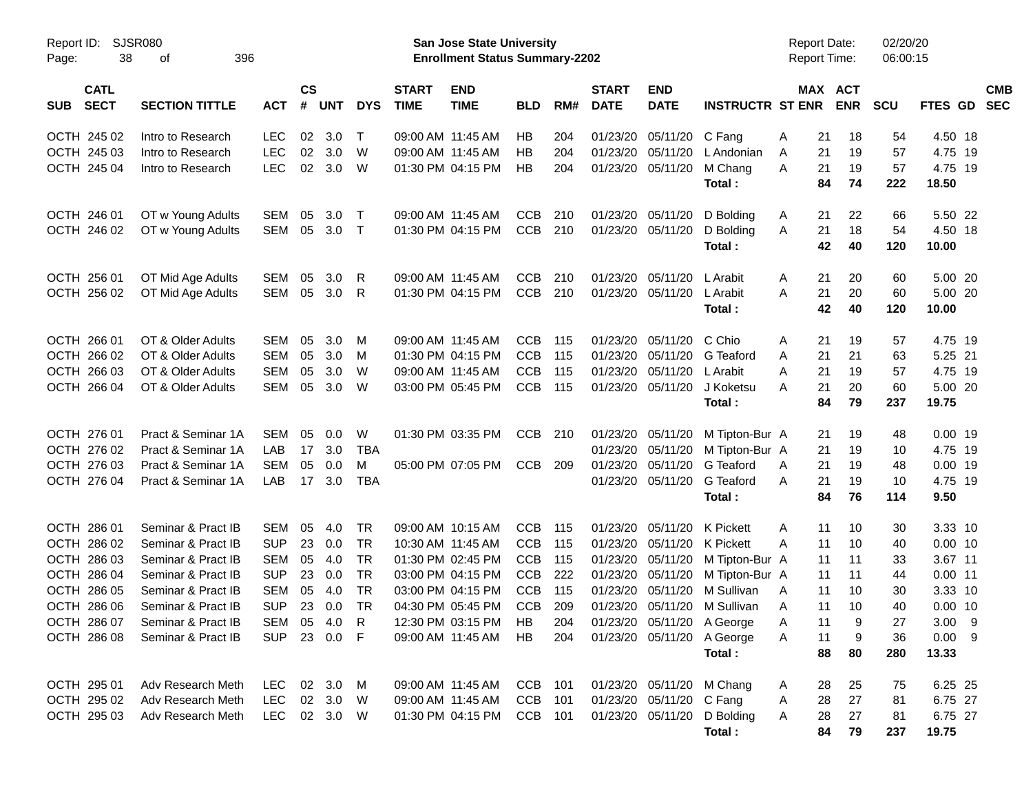Report ID: SJSR080
**San Jose State University**
**Enrollment Status Summary-2202**
Report Date: 02/20/20
Report Time: 06:00:15

| SUB | CATL SECT | SECTION TITTLE | ACT | CS # | UNT | DYS | START TIME | END TIME | BLD | RM# | START DATE | END DATE | INSTRUCTR | ST | MAX ENR | ACT ENR | SCU | FTES | GD | CMB SEC |
|---|---|---|---|---|---|---|---|---|---|---|---|---|---|---|---|---|---|---|---|---|
| OCTH | 245 02 | Intro to Research | LEC | 02 | 3.0 | T | 09:00 AM | 11:45 AM | HB | 204 | 01/23/20 | 05/11/20 | C Fang | A | 21 | 18 | 54 | 4.50 | 18 | |
| OCTH | 245 03 | Intro to Research | LEC | 02 | 3.0 | W | 09:00 AM | 11:45 AM | HB | 204 | 01/23/20 | 05/11/20 | L Andonian | A | 21 | 19 | 57 | 4.75 | 19 | |
| OCTH | 245 04 | Intro to Research | LEC | 02 | 3.0 | W | 01:30 PM | 04:15 PM | HB | 204 | 01/23/20 | 05/11/20 | M Chang | A | 21 | 19 | 57 | 4.75 | 19 | |
| | | | | | | | | | | | | | **Total :** | | **84** | **74** | **222** | **18.50** | | |
| OCTH | 246 01 | OT w Young Adults | SEM | 05 | 3.0 | T | 09:00 AM | 11:45 AM | CCB | 210 | 01/23/20 | 05/11/20 | D Bolding | A | 21 | 22 | 66 | 5.50 | 22 | |
| OCTH | 246 02 | OT w Young Adults | SEM | 05 | 3.0 | T | 01:30 PM | 04:15 PM | CCB | 210 | 01/23/20 | 05/11/20 | D Bolding | A | 21 | 18 | 54 | 4.50 | 18 | |
| | | | | | | | | | | | | | **Total :** | | **42** | **40** | **120** | **10.00** | | |
| OCTH | 256 01 | OT Mid Age Adults | SEM | 05 | 3.0 | R | 09:00 AM | 11:45 AM | CCB | 210 | 01/23/20 | 05/11/20 | L Arabit | A | 21 | 20 | 60 | 5.00 | 20 | |
| OCTH | 256 02 | OT Mid Age Adults | SEM | 05 | 3.0 | R | 01:30 PM | 04:15 PM | CCB | 210 | 01/23/20 | 05/11/20 | L Arabit | A | 21 | 20 | 60 | 5.00 | 20 | |
| | | | | | | | | | | | | | **Total :** | | **42** | **40** | **120** | **10.00** | | |
| OCTH | 266 01 | OT & Older Adults | SEM | 05 | 3.0 | M | 09:00 AM | 11:45 AM | CCB | 115 | 01/23/20 | 05/11/20 | C Chio | A | 21 | 19 | 57 | 4.75 | 19 | |
| OCTH | 266 02 | OT & Older Adults | SEM | 05 | 3.0 | M | 01:30 PM | 04:15 PM | CCB | 115 | 01/23/20 | 05/11/20 | G Teaford | A | 21 | 21 | 63 | 5.25 | 21 | |
| OCTH | 266 03 | OT & Older Adults | SEM | 05 | 3.0 | W | 09:00 AM | 11:45 AM | CCB | 115 | 01/23/20 | 05/11/20 | L Arabit | A | 21 | 19 | 57 | 4.75 | 19 | |
| OCTH | 266 04 | OT & Older Adults | SEM | 05 | 3.0 | W | 03:00 PM | 05:45 PM | CCB | 115 | 01/23/20 | 05/11/20 | J Koketsu | A | 21 | 20 | 60 | 5.00 | 20 | |
| | | | | | | | | | | | | | **Total :** | | **84** | **79** | **237** | **19.75** | | |
| OCTH | 276 01 | Pract & Seminar 1A | SEM | 05 | 0.0 | W | 01:30 PM | 03:35 PM | CCB | 210 | 01/23/20 | 05/11/20 | M Tipton-Bur | A | 21 | 19 | 48 | 0.00 | 19 | |
| OCTH | 276 02 | Pract & Seminar 1A | LAB | 17 | 3.0 | TBA | | | | | 01/23/20 | 05/11/20 | M Tipton-Bur | A | 21 | 19 | 10 | 4.75 | 19 | |
| OCTH | 276 03 | Pract & Seminar 1A | SEM | 05 | 0.0 | M | 05:00 PM | 07:05 PM | CCB | 209 | 01/23/20 | 05/11/20 | G Teaford | A | 21 | 19 | 48 | 0.00 | 19 | |
| OCTH | 276 04 | Pract & Seminar 1A | LAB | 17 | 3.0 | TBA | | | | | 01/23/20 | 05/11/20 | G Teaford | A | 21 | 19 | 10 | 4.75 | 19 | |
| | | | | | | | | | | | | | **Total :** | | **84** | **76** | **114** | **9.50** | | |
| OCTH | 286 01 | Seminar & Pract IB | SEM | 05 | 4.0 | TR | 09:00 AM | 10:15 AM | CCB | 115 | 01/23/20 | 05/11/20 | K Pickett | A | 11 | 10 | 30 | 3.33 | 10 | |
| OCTH | 286 02 | Seminar & Pract IB | SUP | 23 | 0.0 | TR | 10:30 AM | 11:45 AM | CCB | 115 | 01/23/20 | 05/11/20 | K Pickett | A | 11 | 10 | 40 | 0.00 | 10 | |
| OCTH | 286 03 | Seminar & Pract IB | SEM | 05 | 4.0 | TR | 01:30 PM | 02:45 PM | CCB | 115 | 01/23/20 | 05/11/20 | M Tipton-Bur | A | 11 | 11 | 33 | 3.67 | 11 | |
| OCTH | 286 04 | Seminar & Pract IB | SUP | 23 | 0.0 | TR | 03:00 PM | 04:15 PM | CCB | 222 | 01/23/20 | 05/11/20 | M Tipton-Bur | A | 11 | 11 | 44 | 0.00 | 11 | |
| OCTH | 286 05 | Seminar & Pract IB | SEM | 05 | 4.0 | TR | 03:00 PM | 04:15 PM | CCB | 115 | 01/23/20 | 05/11/20 | M Sullivan | A | 11 | 10 | 30 | 3.33 | 10 | |
| OCTH | 286 06 | Seminar & Pract IB | SUP | 23 | 0.0 | TR | 04:30 PM | 05:45 PM | CCB | 209 | 01/23/20 | 05/11/20 | M Sullivan | A | 11 | 10 | 40 | 0.00 | 10 | |
| OCTH | 286 07 | Seminar & Pract IB | SEM | 05 | 4.0 | R | 12:30 PM | 03:15 PM | HB | 204 | 01/23/20 | 05/11/20 | A George | A | 11 | 9 | 27 | 3.00 | 9 | |
| OCTH | 286 08 | Seminar & Pract IB | SUP | 23 | 0.0 | F | 09:00 AM | 11:45 AM | HB | 204 | 01/23/20 | 05/11/20 | A George | A | 11 | 9 | 36 | 0.00 | 9 | |
| | | | | | | | | | | | | | **Total :** | | **88** | **80** | **280** | **13.33** | | |
| OCTH | 295 01 | Adv Research Meth | LEC | 02 | 3.0 | M | 09:00 AM | 11:45 AM | CCB | 101 | 01/23/20 | 05/11/20 | M Chang | A | 28 | 25 | 75 | 6.25 | 25 | |
| OCTH | 295 02 | Adv Research Meth | LEC | 02 | 3.0 | W | 09:00 AM | 11:45 AM | CCB | 101 | 01/23/20 | 05/11/20 | C Fang | A | 28 | 27 | 81 | 6.75 | 27 | |
| OCTH | 295 03 | Adv Research Meth | LEC | 02 | 3.0 | W | 01:30 PM | 04:15 PM | CCB | 101 | 01/23/20 | 05/11/20 | D Bolding | A | 28 | 27 | 81 | 6.75 | 27 | |
| | | | | | | | | | | | | | **Total :** | | **84** | **79** | **237** | **19.75** | | |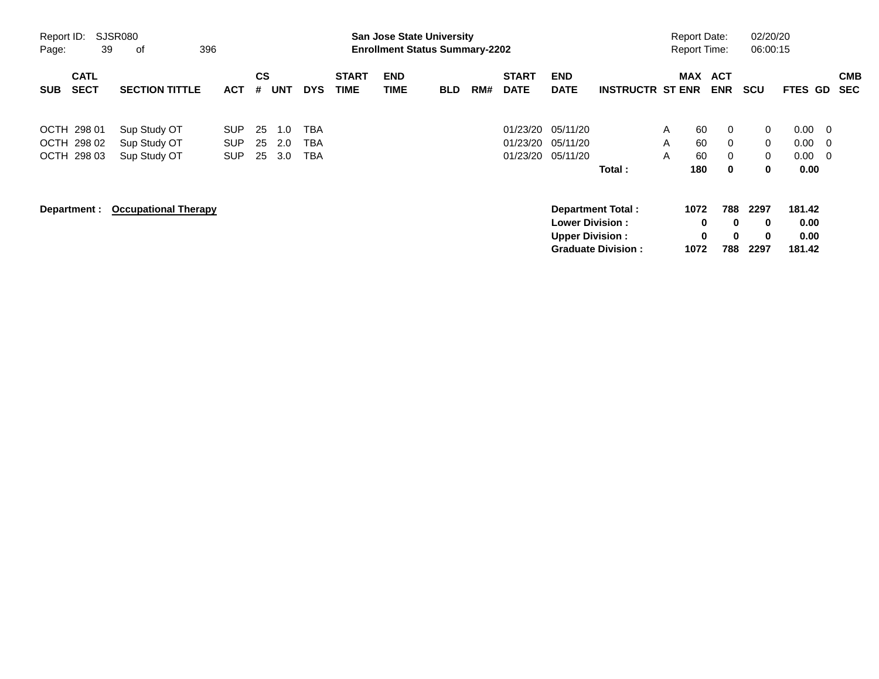| SUB | CATL SECT | SECTION TITTLE | ACT | CS # | UNT | DYS | START TIME | END TIME | BLD | RM# | START DATE | END DATE | INSTRUCTR | ST | MAX ENR | ACT ENR | SCU | FTES | GD | CMB SEC |
|---|---|---|---|---|---|---|---|---|---|---|---|---|---|---|---|---|---|---|---|---|
| OCTH | 298 01 | Sup Study OT | SUP | 25 | 1.0 | TBA | | | | | 01/23/20 | 05/11/20 | | A | 60 | 0 | 0 | 0.00 | 0 | |
| OCTH | 298 02 | Sup Study OT | SUP | 25 | 2.0 | TBA | | | | | 01/23/20 | 05/11/20 | | A | 60 | 0 | 0 | 0.00 | 0 | |
| OCTH | 298 03 | Sup Study OT | SUP | 25 | 3.0 | TBA | | | | | 01/23/20 | 05/11/20 | | A | 60 | 0 | 0 | 0.00 | 0 | |
| | | | | | | | | | | | | | **Total :** | | **180** | **0** | **0** | **0.00** | | |

**Department :** **Occupational Therapy**

| | MAX ENR | ACT ENR | SCU | FTES |
|---|---|---|---|---|
| **Department Total :** | **1072** | **788** | **2297** | **181.42** |
| **Lower Division :** | **0** | **0** | **0** | **0.00** |
| **Upper Division :** | **0** | **0** | **0** | **0.00** |
| **Graduate Division :** | **1072** | **788** | **2297** | **181.42** |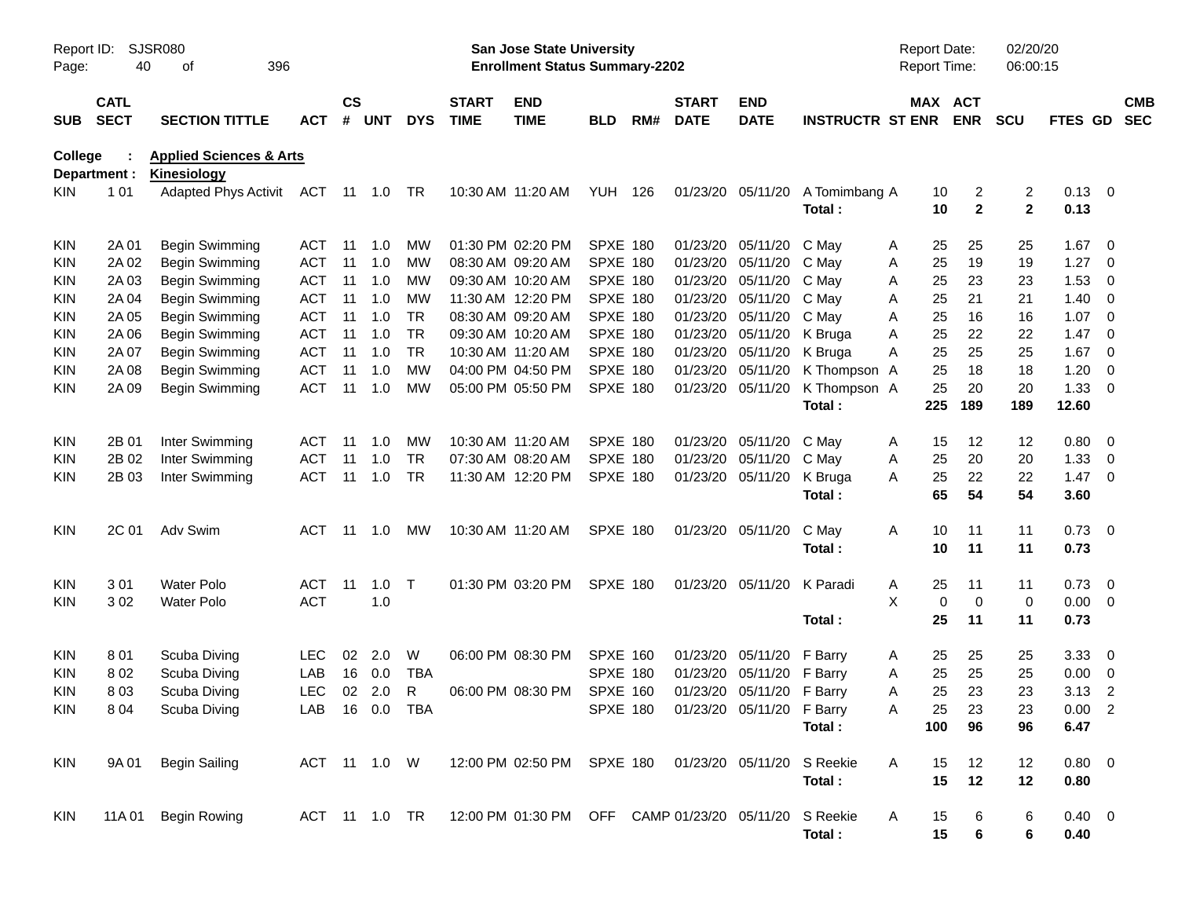Report ID: SJSR080

**San Jose State University**
**Enrollment Status Summary-2202**

Report Date: 02/20/20
Report Time: 06:00:15

**College : Applied Sciences & Arts**
**Department : Kinesiology**

| SUB | CATL SECT | SECTION TITTLE | ACT | CS # | UNT | DYS | START TIME | END TIME | BLD | RM# | START DATE | END DATE | INSTRUCTR | ST | MAX ENR | ACT ENR | SCU | FTES | GD | CMB SEC |
|---|---|---|---|---|---|---|---|---|---|---|---|---|---|---|---|---|---|---|---|---|
| KIN | 1 01 | Adapted Phys Activit | ACT | 11 | 1.0 | TR | 10:30 AM | 11:20 AM | YUH | 126 | 01/23/20 | 05/11/20 | A Tomimbang | A | 10 | 2 | 2 | 0.13 | 0 | |
| | | | | | | | | | | | | | **Total :** | | **10** | **2** | **2** | **0.13** | | |
| KIN | 2A 01 | Begin Swimming | ACT | 11 | 1.0 | MW | 01:30 PM | 02:20 PM | SPXE | 180 | 01/23/20 | 05/11/20 | C May | A | 25 | 25 | 25 | 1.67 | 0 | |
| KIN | 2A 02 | Begin Swimming | ACT | 11 | 1.0 | MW | 08:30 AM | 09:20 AM | SPXE | 180 | 01/23/20 | 05/11/20 | C May | A | 25 | 19 | 19 | 1.27 | 0 | |
| KIN | 2A 03 | Begin Swimming | ACT | 11 | 1.0 | MW | 09:30 AM | 10:20 AM | SPXE | 180 | 01/23/20 | 05/11/20 | C May | A | 25 | 23 | 23 | 1.53 | 0 | |
| KIN | 2A 04 | Begin Swimming | ACT | 11 | 1.0 | MW | 11:30 AM | 12:20 PM | SPXE | 180 | 01/23/20 | 05/11/20 | C May | A | 25 | 21 | 21 | 1.40 | 0 | |
| KIN | 2A 05 | Begin Swimming | ACT | 11 | 1.0 | TR | 08:30 AM | 09:20 AM | SPXE | 180 | 01/23/20 | 05/11/20 | C May | A | 25 | 16 | 16 | 1.07 | 0 | |
| KIN | 2A 06 | Begin Swimming | ACT | 11 | 1.0 | TR | 09:30 AM | 10:20 AM | SPXE | 180 | 01/23/20 | 05/11/20 | K Bruga | A | 25 | 22 | 22 | 1.47 | 0 | |
| KIN | 2A 07 | Begin Swimming | ACT | 11 | 1.0 | TR | 10:30 AM | 11:20 AM | SPXE | 180 | 01/23/20 | 05/11/20 | K Bruga | A | 25 | 25 | 25 | 1.67 | 0 | |
| KIN | 2A 08 | Begin Swimming | ACT | 11 | 1.0 | MW | 04:00 PM | 04:50 PM | SPXE | 180 | 01/23/20 | 05/11/20 | K Thompson | A | 25 | 18 | 18 | 1.20 | 0 | |
| KIN | 2A 09 | Begin Swimming | ACT | 11 | 1.0 | MW | 05:00 PM | 05:50 PM | SPXE | 180 | 01/23/20 | 05/11/20 | K Thompson | A | 25 | 20 | 20 | 1.33 | 0 | |
| | | | | | | | | | | | | | **Total :** | | **225** | **189** | **189** | **12.60** | | |
| KIN | 2B 01 | Inter Swimming | ACT | 11 | 1.0 | MW | 10:30 AM | 11:20 AM | SPXE | 180 | 01/23/20 | 05/11/20 | C May | A | 15 | 12 | 12 | 0.80 | 0 | |
| KIN | 2B 02 | Inter Swimming | ACT | 11 | 1.0 | TR | 07:30 AM | 08:20 AM | SPXE | 180 | 01/23/20 | 05/11/20 | C May | A | 25 | 20 | 20 | 1.33 | 0 | |
| KIN | 2B 03 | Inter Swimming | ACT | 11 | 1.0 | TR | 11:30 AM | 12:20 PM | SPXE | 180 | 01/23/20 | 05/11/20 | K Bruga | A | 25 | 22 | 22 | 1.47 | 0 | |
| | | | | | | | | | | | | | **Total :** | | **65** | **54** | **54** | **3.60** | | |
| KIN | 2C 01 | Adv Swim | ACT | 11 | 1.0 | MW | 10:30 AM | 11:20 AM | SPXE | 180 | 01/23/20 | 05/11/20 | C May | A | 10 | 11 | 11 | 0.73 | 0 | |
| | | | | | | | | | | | | | **Total :** | | **10** | **11** | **11** | **0.73** | | |
| KIN | 3 01 | Water Polo | ACT | 11 | 1.0 | T | 01:30 PM | 03:20 PM | SPXE | 180 | 01/23/20 | 05/11/20 | K Paradi | A | 25 | 11 | 11 | 0.73 | 0 | |
| KIN | 3 02 | Water Polo | ACT | | 1.0 | | | | | | | | | X | 0 | 0 | 0 | 0.00 | 0 | |
| | | | | | | | | | | | | | **Total :** | | **25** | **11** | **11** | **0.73** | | |
| KIN | 8 01 | Scuba Diving | LEC | 02 | 2.0 | W | 06:00 PM | 08:30 PM | SPXE | 160 | 01/23/20 | 05/11/20 | F Barry | A | 25 | 25 | 25 | 3.33 | 0 | |
| KIN | 8 02 | Scuba Diving | LAB | 16 | 0.0 | TBA | | | SPXE | 180 | 01/23/20 | 05/11/20 | F Barry | A | 25 | 25 | 25 | 0.00 | 0 | |
| KIN | 8 03 | Scuba Diving | LEC | 02 | 2.0 | R | 06:00 PM | 08:30 PM | SPXE | 160 | 01/23/20 | 05/11/20 | F Barry | A | 25 | 23 | 23 | 3.13 | 2 | |
| KIN | 8 04 | Scuba Diving | LAB | 16 | 0.0 | TBA | | | SPXE | 180 | 01/23/20 | 05/11/20 | F Barry | A | 25 | 23 | 23 | 0.00 | 2 | |
| | | | | | | | | | | | | | **Total :** | | **100** | **96** | **96** | **6.47** | | |
| KIN | 9A 01 | Begin Sailing | ACT | 11 | 1.0 | W | 12:00 PM | 02:50 PM | SPXE | 180 | 01/23/20 | 05/11/20 | S Reekie | A | 15 | 12 | 12 | 0.80 | 0 | |
| | | | | | | | | | | | | | **Total :** | | **15** | **12** | **12** | **0.80** | | |
| KIN | 11A 01 | Begin Rowing | ACT | 11 | 1.0 | TR | 12:00 PM | 01:30 PM | OFF | CAMP | 01/23/20 | 05/11/20 | S Reekie | A | 15 | 6 | 6 | 0.40 | 0 | |
| | | | | | | | | | | | | | **Total :** | | **15** | **6** | **6** | **0.40** | | |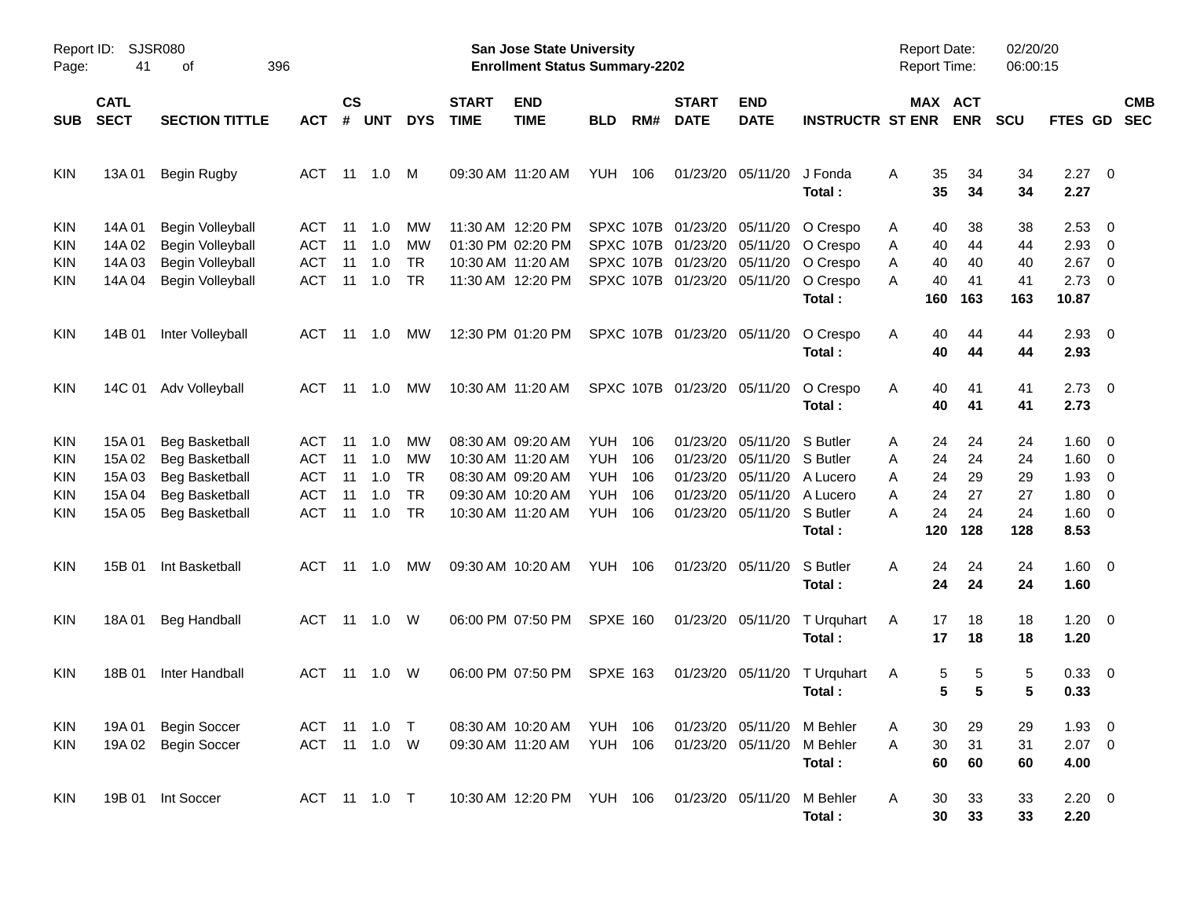Report ID: SJSR080

**San Jose State University**
**Enrollment Status Summary-2202**

Report Date: 02/20/20
Report Time: 06:00:15

| SUB | CATL SECT | SECTION TITTLE | ACT | CS # | UNT | DYS | START TIME | END TIME | BLD | RM# | START DATE | END DATE | INSTRUCTR | ST | MAX ENR | ACT ENR | SCU | FTES | GD | CMB SEC |
|---|---|---|---|---|---|---|---|---|---|---|---|---|---|---|---|---|---|---|---|---|
| KIN | 13A 01 | Begin Rugby | ACT | 11 | 1.0 | M | 09:30 AM | 11:20 AM | YUH | 106 | 01/23/20 | 05/11/20 | J Fonda | A | 35 | 34 | 34 | 2.27 | 0 | |
| | | | | | | | | | | | | | **Total :** | | **35** | **34** | **34** | **2.27** | | |
| KIN | 14A 01 | Begin Volleyball | ACT | 11 | 1.0 | MW | 11:30 AM | 12:20 PM | SPXC | 107B | 01/23/20 | 05/11/20 | O Crespo | A | 40 | 38 | 38 | 2.53 | 0 | |
| KIN | 14A 02 | Begin Volleyball | ACT | 11 | 1.0 | MW | 01:30 PM | 02:20 PM | SPXC | 107B | 01/23/20 | 05/11/20 | O Crespo | A | 40 | 44 | 44 | 2.93 | 0 | |
| KIN | 14A 03 | Begin Volleyball | ACT | 11 | 1.0 | TR | 10:30 AM | 11:20 AM | SPXC | 107B | 01/23/20 | 05/11/20 | O Crespo | A | 40 | 40 | 40 | 2.67 | 0 | |
| KIN | 14A 04 | Begin Volleyball | ACT | 11 | 1.0 | TR | 11:30 AM | 12:20 PM | SPXC | 107B | 01/23/20 | 05/11/20 | O Crespo | A | 40 | 41 | 41 | 2.73 | 0 | |
| | | | | | | | | | | | | | **Total :** | | **160** | **163** | **163** | **10.87** | | |
| KIN | 14B 01 | Inter Volleyball | ACT | 11 | 1.0 | MW | 12:30 PM | 01:20 PM | SPXC | 107B | 01/23/20 | 05/11/20 | O Crespo | A | 40 | 44 | 44 | 2.93 | 0 | |
| | | | | | | | | | | | | | **Total :** | | **40** | **44** | **44** | **2.93** | | |
| KIN | 14C 01 | Adv Volleyball | ACT | 11 | 1.0 | MW | 10:30 AM | 11:20 AM | SPXC | 107B | 01/23/20 | 05/11/20 | O Crespo | A | 40 | 41 | 41 | 2.73 | 0 | |
| | | | | | | | | | | | | | **Total :** | | **40** | **41** | **41** | **2.73** | | |
| KIN | 15A 01 | Beg Basketball | ACT | 11 | 1.0 | MW | 08:30 AM | 09:20 AM | YUH | 106 | 01/23/20 | 05/11/20 | S Butler | A | 24 | 24 | 24 | 1.60 | 0 | |
| KIN | 15A 02 | Beg Basketball | ACT | 11 | 1.0 | MW | 10:30 AM | 11:20 AM | YUH | 106 | 01/23/20 | 05/11/20 | S Butler | A | 24 | 24 | 24 | 1.60 | 0 | |
| KIN | 15A 03 | Beg Basketball | ACT | 11 | 1.0 | TR | 08:30 AM | 09:20 AM | YUH | 106 | 01/23/20 | 05/11/20 | A Lucero | A | 24 | 29 | 29 | 1.93 | 0 | |
| KIN | 15A 04 | Beg Basketball | ACT | 11 | 1.0 | TR | 09:30 AM | 10:20 AM | YUH | 106 | 01/23/20 | 05/11/20 | A Lucero | A | 24 | 27 | 27 | 1.80 | 0 | |
| KIN | 15A 05 | Beg Basketball | ACT | 11 | 1.0 | TR | 10:30 AM | 11:20 AM | YUH | 106 | 01/23/20 | 05/11/20 | S Butler | A | 24 | 24 | 24 | 1.60 | 0 | |
| | | | | | | | | | | | | | **Total :** | | **120** | **128** | **128** | **8.53** | | |
| KIN | 15B 01 | Int Basketball | ACT | 11 | 1.0 | MW | 09:30 AM | 10:20 AM | YUH | 106 | 01/23/20 | 05/11/20 | S Butler | A | 24 | 24 | 24 | 1.60 | 0 | |
| | | | | | | | | | | | | | **Total :** | | **24** | **24** | **24** | **1.60** | | |
| KIN | 18A 01 | Beg Handball | ACT | 11 | 1.0 | W | 06:00 PM | 07:50 PM | SPXE | 160 | 01/23/20 | 05/11/20 | T Urquhart | A | 17 | 18 | 18 | 1.20 | 0 | |
| | | | | | | | | | | | | | **Total :** | | **17** | **18** | **18** | **1.20** | | |
| KIN | 18B 01 | Inter Handball | ACT | 11 | 1.0 | W | 06:00 PM | 07:50 PM | SPXE | 163 | 01/23/20 | 05/11/20 | T Urquhart | A | 5 | 5 | 5 | 0.33 | 0 | |
| | | | | | | | | | | | | | **Total :** | | **5** | **5** | **5** | **0.33** | | |
| KIN | 19A 01 | Begin Soccer | ACT | 11 | 1.0 | T | 08:30 AM | 10:20 AM | YUH | 106 | 01/23/20 | 05/11/20 | M Behler | A | 30 | 29 | 29 | 1.93 | 0 | |
| KIN | 19A 02 | Begin Soccer | ACT | 11 | 1.0 | W | 09:30 AM | 11:20 AM | YUH | 106 | 01/23/20 | 05/11/20 | M Behler | A | 30 | 31 | 31 | 2.07 | 0 | |
| | | | | | | | | | | | | | **Total :** | | **60** | **60** | **60** | **4.00** | | |
| KIN | 19B 01 | Int Soccer | ACT | 11 | 1.0 | T | 10:30 AM | 12:20 PM | YUH | 106 | 01/23/20 | 05/11/20 | M Behler | A | 30 | 33 | 33 | 2.20 | 0 | |
| | | | | | | | | | | | | | **Total :** | | **30** | **33** | **33** | **2.20** | | |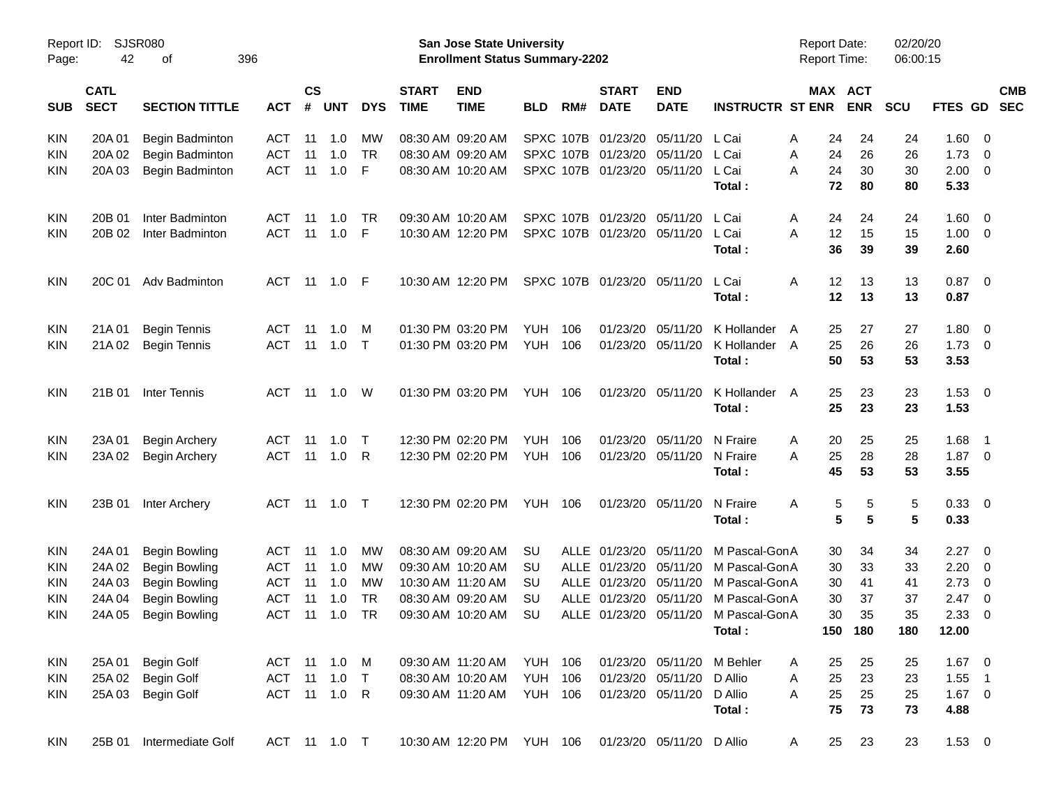Report ID: SJSR080
San Jose State University
Enrollment Status Summary-2202
Report Date: 02/20/20
Report Time: 06:00:15

| SUB | CATL SECT | SECTION TITTLE | ACT | CS # | UNT | DYS | START TIME | END TIME | BLD | RM# | START DATE | END DATE | INSTRUCTR | ST | MAX ENR | ACT ENR | SCU | FTES | GD | CMB SEC |
|---|---|---|---|---|---|---|---|---|---|---|---|---|---|---|---|---|---|---|---|---|
| KIN | 20A 01 | Begin Badminton | ACT | 11 | 1.0 | MW | 08:30 AM | 09:20 AM | SPXC | 107B | 01/23/20 | 05/11/20 | L Cai | A | 24 | 24 | 24 | 1.60 | 0 | |
| KIN | 20A 02 | Begin Badminton | ACT | 11 | 1.0 | TR | 08:30 AM | 09:20 AM | SPXC | 107B | 01/23/20 | 05/11/20 | L Cai | A | 24 | 26 | 26 | 1.73 | 0 | |
| KIN | 20A 03 | Begin Badminton | ACT | 11 | 1.0 | F | 08:30 AM | 10:20 AM | SPXC | 107B | 01/23/20 | 05/11/20 | L Cai | A | 24 | 30 | 30 | 2.00 | 0 | |
| | | | | | | | | | | | | | **Total :** | | **72** | **80** | **80** | **5.33** | | |
| KIN | 20B 01 | Inter Badminton | ACT | 11 | 1.0 | TR | 09:30 AM | 10:20 AM | SPXC | 107B | 01/23/20 | 05/11/20 | L Cai | A | 24 | 24 | 24 | 1.60 | 0 | |
| KIN | 20B 02 | Inter Badminton | ACT | 11 | 1.0 | F | 10:30 AM | 12:20 PM | SPXC | 107B | 01/23/20 | 05/11/20 | L Cai | A | 12 | 15 | 15 | 1.00 | 0 | |
| | | | | | | | | | | | | | **Total :** | | **36** | **39** | **39** | **2.60** | | |
| KIN | 20C 01 | Adv Badminton | ACT | 11 | 1.0 | F | 10:30 AM | 12:20 PM | SPXC | 107B | 01/23/20 | 05/11/20 | L Cai | A | 12 | 13 | 13 | 0.87 | 0 | |
| | | | | | | | | | | | | | **Total :** | | **12** | **13** | **13** | **0.87** | | |
| KIN | 21A 01 | Begin Tennis | ACT | 11 | 1.0 | M | 01:30 PM | 03:20 PM | YUH | 106 | 01/23/20 | 05/11/20 | K Hollander | A | 25 | 27 | 27 | 1.80 | 0 | |
| KIN | 21A 02 | Begin Tennis | ACT | 11 | 1.0 | T | 01:30 PM | 03:20 PM | YUH | 106 | 01/23/20 | 05/11/20 | K Hollander | A | 25 | 26 | 26 | 1.73 | 0 | |
| | | | | | | | | | | | | | **Total :** | | **50** | **53** | **53** | **3.53** | | |
| KIN | 21B 01 | Inter Tennis | ACT | 11 | 1.0 | W | 01:30 PM | 03:20 PM | YUH | 106 | 01/23/20 | 05/11/20 | K Hollander | A | 25 | 23 | 23 | 1.53 | 0 | |
| | | | | | | | | | | | | | **Total :** | | **25** | **23** | **23** | **1.53** | | |
| KIN | 23A 01 | Begin Archery | ACT | 11 | 1.0 | T | 12:30 PM | 02:20 PM | YUH | 106 | 01/23/20 | 05/11/20 | N Fraire | A | 20 | 25 | 25 | 1.68 | 1 | |
| KIN | 23A 02 | Begin Archery | ACT | 11 | 1.0 | R | 12:30 PM | 02:20 PM | YUH | 106 | 01/23/20 | 05/11/20 | N Fraire | A | 25 | 28 | 28 | 1.87 | 0 | |
| | | | | | | | | | | | | | **Total :** | | **45** | **53** | **53** | **3.55** | | |
| KIN | 23B 01 | Inter Archery | ACT | 11 | 1.0 | T | 12:30 PM | 02:20 PM | YUH | 106 | 01/23/20 | 05/11/20 | N Fraire | A | 5 | 5 | 5 | 0.33 | 0 | |
| | | | | | | | | | | | | | **Total :** | | **5** | **5** | **5** | **0.33** | | |
| KIN | 24A 01 | Begin Bowling | ACT | 11 | 1.0 | MW | 08:30 AM | 09:20 AM | SU | ALLE | 01/23/20 | 05/11/20 | M Pascal-Gon | A | 30 | 34 | 34 | 2.27 | 0 | |
| KIN | 24A 02 | Begin Bowling | ACT | 11 | 1.0 | MW | 09:30 AM | 10:20 AM | SU | ALLE | 01/23/20 | 05/11/20 | M Pascal-Gon | A | 30 | 33 | 33 | 2.20 | 0 | |
| KIN | 24A 03 | Begin Bowling | ACT | 11 | 1.0 | MW | 10:30 AM | 11:20 AM | SU | ALLE | 01/23/20 | 05/11/20 | M Pascal-Gon | A | 30 | 41 | 41 | 2.73 | 0 | |
| KIN | 24A 04 | Begin Bowling | ACT | 11 | 1.0 | TR | 08:30 AM | 09:20 AM | SU | ALLE | 01/23/20 | 05/11/20 | M Pascal-Gon | A | 30 | 37 | 37 | 2.47 | 0 | |
| KIN | 24A 05 | Begin Bowling | ACT | 11 | 1.0 | TR | 09:30 AM | 10:20 AM | SU | ALLE | 01/23/20 | 05/11/20 | M Pascal-Gon | A | 30 | 35 | 35 | 2.33 | 0 | |
| | | | | | | | | | | | | | **Total :** | | **150** | **180** | **180** | **12.00** | | |
| KIN | 25A 01 | Begin Golf | ACT | 11 | 1.0 | M | 09:30 AM | 11:20 AM | YUH | 106 | 01/23/20 | 05/11/20 | M Behler | A | 25 | 25 | 25 | 1.67 | 0 | |
| KIN | 25A 02 | Begin Golf | ACT | 11 | 1.0 | T | 08:30 AM | 10:20 AM | YUH | 106 | 01/23/20 | 05/11/20 | D Allio | A | 25 | 23 | 23 | 1.55 | 1 | |
| KIN | 25A 03 | Begin Golf | ACT | 11 | 1.0 | R | 09:30 AM | 11:20 AM | YUH | 106 | 01/23/20 | 05/11/20 | D Allio | A | 25 | 25 | 25 | 1.67 | 0 | |
| | | | | | | | | | | | | | **Total :** | | **75** | **73** | **73** | **4.88** | | |
| KIN | 25B 01 | Intermediate Golf | ACT | 11 | 1.0 | T | 10:30 AM | 12:20 PM | YUH | 106 | 01/23/20 | 05/11/20 | D Allio | A | 25 | 23 | 23 | 1.53 | 0 | |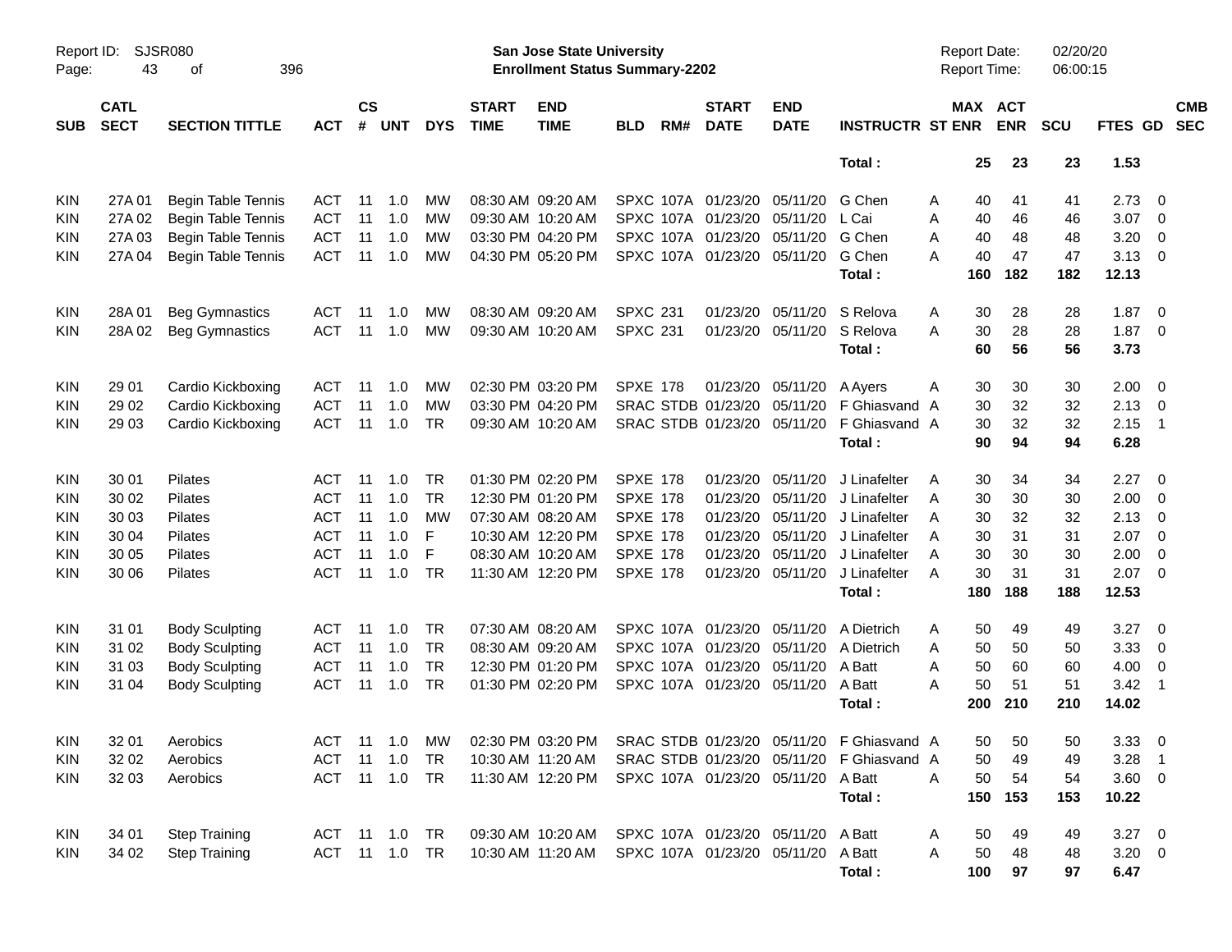Report ID: SJSR080 San Jose State University Report Date: 02/20/20

Enrollment Status Summary-2202 Report Time: 06:00:15

| SUB | CATL SECT | SECTION TITTLE | ACT | CS # | UNT | DYS | START TIME | END TIME | BLD | RM# | START DATE | END DATE | INSTRUCTR | ST | MAX ENR | ACT ENR | SCU | FTES | GD | CMB SEC |
|---|---|---|---|---|---|---|---|---|---|---|---|---|---|---|---|---|---|---|---|---|
| | | | | | | | | | | | | | Total : | | 25 | 23 | 23 | 1.53 | | |
| KIN | 27A 01 | Begin Table Tennis | ACT | 11 | 1.0 | MW | 08:30 AM | 09:20 AM | SPXC | 107A | 01/23/20 | 05/11/20 | G Chen | A | 40 | 41 | 41 | 2.73 | 0 | |
| KIN | 27A 02 | Begin Table Tennis | ACT | 11 | 1.0 | MW | 09:30 AM | 10:20 AM | SPXC | 107A | 01/23/20 | 05/11/20 | L Cai | A | 40 | 46 | 46 | 3.07 | 0 | |
| KIN | 27A 03 | Begin Table Tennis | ACT | 11 | 1.0 | MW | 03:30 PM | 04:20 PM | SPXC | 107A | 01/23/20 | 05/11/20 | G Chen | A | 40 | 48 | 48 | 3.20 | 0 | |
| KIN | 27A 04 | Begin Table Tennis | ACT | 11 | 1.0 | MW | 04:30 PM | 05:20 PM | SPXC | 107A | 01/23/20 | 05/11/20 | G Chen | A | 40 | 47 | 47 | 3.13 | 0 | |
| | | | | | | | | | | | | | Total : | | 160 | 182 | 182 | 12.13 | | |
| KIN | 28A 01 | Beg Gymnastics | ACT | 11 | 1.0 | MW | 08:30 AM | 09:20 AM | SPXC | 231 | 01/23/20 | 05/11/20 | S Relova | A | 30 | 28 | 28 | 1.87 | 0 | |
| KIN | 28A 02 | Beg Gymnastics | ACT | 11 | 1.0 | MW | 09:30 AM | 10:20 AM | SPXC | 231 | 01/23/20 | 05/11/20 | S Relova | A | 30 | 28 | 28 | 1.87 | 0 | |
| | | | | | | | | | | | | | Total : | | 60 | 56 | 56 | 3.73 | | |
| KIN | 29 01 | Cardio Kickboxing | ACT | 11 | 1.0 | MW | 02:30 PM | 03:20 PM | SPXE | 178 | 01/23/20 | 05/11/20 | A Ayers | A | 30 | 30 | 30 | 2.00 | 0 | |
| KIN | 29 02 | Cardio Kickboxing | ACT | 11 | 1.0 | MW | 03:30 PM | 04:20 PM | SRAC | STDB | 01/23/20 | 05/11/20 | F Ghiasvand | A | 30 | 32 | 32 | 2.13 | 0 | |
| KIN | 29 03 | Cardio Kickboxing | ACT | 11 | 1.0 | TR | 09:30 AM | 10:20 AM | SRAC | STDB | 01/23/20 | 05/11/20 | F Ghiasvand | A | 30 | 32 | 32 | 2.15 | 1 | |
| | | | | | | | | | | | | | Total : | | 90 | 94 | 94 | 6.28 | | |
| KIN | 30 01 | Pilates | ACT | 11 | 1.0 | TR | 01:30 PM | 02:20 PM | SPXE | 178 | 01/23/20 | 05/11/20 | J Linafelter | A | 30 | 34 | 34 | 2.27 | 0 | |
| KIN | 30 02 | Pilates | ACT | 11 | 1.0 | TR | 12:30 PM | 01:20 PM | SPXE | 178 | 01/23/20 | 05/11/20 | J Linafelter | A | 30 | 30 | 30 | 2.00 | 0 | |
| KIN | 30 03 | Pilates | ACT | 11 | 1.0 | MW | 07:30 AM | 08:20 AM | SPXE | 178 | 01/23/20 | 05/11/20 | J Linafelter | A | 30 | 32 | 32 | 2.13 | 0 | |
| KIN | 30 04 | Pilates | ACT | 11 | 1.0 | F | 10:30 AM | 12:20 PM | SPXE | 178 | 01/23/20 | 05/11/20 | J Linafelter | A | 30 | 31 | 31 | 2.07 | 0 | |
| KIN | 30 05 | Pilates | ACT | 11 | 1.0 | F | 08:30 AM | 10:20 AM | SPXE | 178 | 01/23/20 | 05/11/20 | J Linafelter | A | 30 | 30 | 30 | 2.00 | 0 | |
| KIN | 30 06 | Pilates | ACT | 11 | 1.0 | TR | 11:30 AM | 12:20 PM | SPXE | 178 | 01/23/20 | 05/11/20 | J Linafelter | A | 30 | 31 | 31 | 2.07 | 0 | |
| | | | | | | | | | | | | | Total : | | 180 | 188 | 188 | 12.53 | | |
| KIN | 31 01 | Body Sculpting | ACT | 11 | 1.0 | TR | 07:30 AM | 08:20 AM | SPXC | 107A | 01/23/20 | 05/11/20 | A Dietrich | A | 50 | 49 | 49 | 3.27 | 0 | |
| KIN | 31 02 | Body Sculpting | ACT | 11 | 1.0 | TR | 08:30 AM | 09:20 AM | SPXC | 107A | 01/23/20 | 05/11/20 | A Dietrich | A | 50 | 50 | 50 | 3.33 | 0 | |
| KIN | 31 03 | Body Sculpting | ACT | 11 | 1.0 | TR | 12:30 PM | 01:20 PM | SPXC | 107A | 01/23/20 | 05/11/20 | A Batt | A | 50 | 60 | 60 | 4.00 | 0 | |
| KIN | 31 04 | Body Sculpting | ACT | 11 | 1.0 | TR | 01:30 PM | 02:20 PM | SPXC | 107A | 01/23/20 | 05/11/20 | A Batt | A | 50 | 51 | 51 | 3.42 | 1 | |
| | | | | | | | | | | | | | Total : | | 200 | 210 | 210 | 14.02 | | |
| KIN | 32 01 | Aerobics | ACT | 11 | 1.0 | MW | 02:30 PM | 03:20 PM | SRAC | STDB | 01/23/20 | 05/11/20 | F Ghiasvand | A | 50 | 50 | 50 | 3.33 | 0 | |
| KIN | 32 02 | Aerobics | ACT | 11 | 1.0 | TR | 10:30 AM | 11:20 AM | SRAC | STDB | 01/23/20 | 05/11/20 | F Ghiasvand | A | 50 | 49 | 49 | 3.28 | 1 | |
| KIN | 32 03 | Aerobics | ACT | 11 | 1.0 | TR | 11:30 AM | 12:20 PM | SPXC | 107A | 01/23/20 | 05/11/20 | A Batt | A | 50 | 54 | 54 | 3.60 | 0 | |
| | | | | | | | | | | | | | Total : | | 150 | 153 | 153 | 10.22 | | |
| KIN | 34 01 | Step Training | ACT | 11 | 1.0 | TR | 09:30 AM | 10:20 AM | SPXC | 107A | 01/23/20 | 05/11/20 | A Batt | A | 50 | 49 | 49 | 3.27 | 0 | |
| KIN | 34 02 | Step Training | ACT | 11 | 1.0 | TR | 10:30 AM | 11:20 AM | SPXC | 107A | 01/23/20 | 05/11/20 | A Batt | A | 50 | 48 | 48 | 3.20 | 0 | |
| | | | | | | | | | | | | | Total : | | 100 | 97 | 97 | 6.47 | | |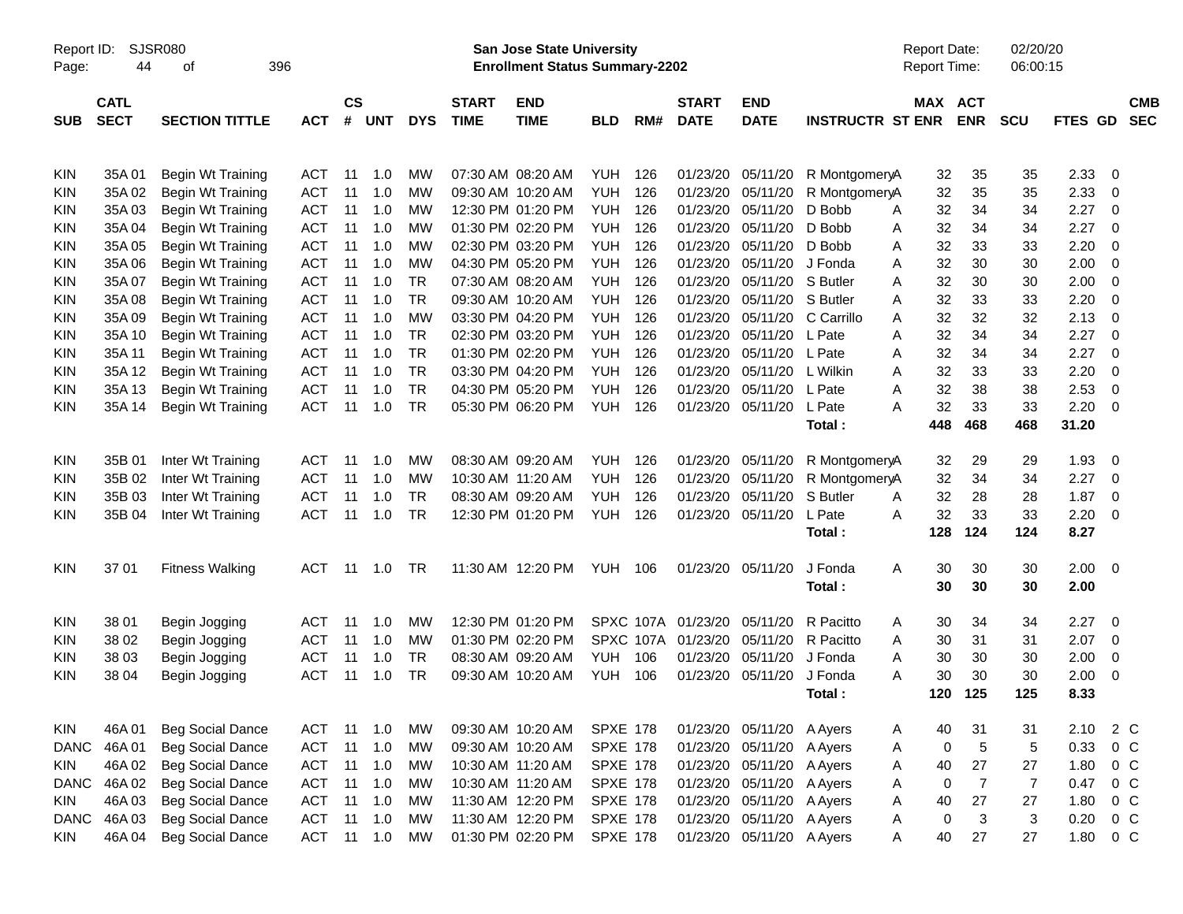# San Jose State University
## Enrollment Status Summary-2202

Report ID: SJSR080
Report Date: 02/20/20
Report Time: 06:00:15

| SUB | CATL SECT | SECTION TITTLE | ACT | CS # | UNT | DYS | START TIME | END TIME | BLD | RM# | START DATE | END DATE | INSTRUCTR | ST | MAX ENR | ACT ENR | SCU | FTES | GD | CMB SEC |
|---|---|---|---|---|---|---|---|---|---|---|---|---|---|---|---|---|---|---|---|---|
| KIN | 35A 01 | Begin Wt Training | ACT | 11 | 1.0 | MW | 07:30 AM | 08:20 AM | YUH | 126 | 01/23/20 | 05/11/20 | R Montgomery | A | 32 | 35 | 35 | 2.33 | 0 | |
| KIN | 35A 02 | Begin Wt Training | ACT | 11 | 1.0 | MW | 09:30 AM | 10:20 AM | YUH | 126 | 01/23/20 | 05/11/20 | R Montgomery | A | 32 | 35 | 35 | 2.33 | 0 | |
| KIN | 35A 03 | Begin Wt Training | ACT | 11 | 1.0 | MW | 12:30 PM | 01:20 PM | YUH | 126 | 01/23/20 | 05/11/20 | D Bobb | A | 32 | 34 | 34 | 2.27 | 0 | |
| KIN | 35A 04 | Begin Wt Training | ACT | 11 | 1.0 | MW | 01:30 PM | 02:20 PM | YUH | 126 | 01/23/20 | 05/11/20 | D Bobb | A | 32 | 34 | 34 | 2.27 | 0 | |
| KIN | 35A 05 | Begin Wt Training | ACT | 11 | 1.0 | MW | 02:30 PM | 03:20 PM | YUH | 126 | 01/23/20 | 05/11/20 | D Bobb | A | 32 | 33 | 33 | 2.20 | 0 | |
| KIN | 35A 06 | Begin Wt Training | ACT | 11 | 1.0 | MW | 04:30 PM | 05:20 PM | YUH | 126 | 01/23/20 | 05/11/20 | J Fonda | A | 32 | 30 | 30 | 2.00 | 0 | |
| KIN | 35A 07 | Begin Wt Training | ACT | 11 | 1.0 | TR | 07:30 AM | 08:20 AM | YUH | 126 | 01/23/20 | 05/11/20 | S Butler | A | 32 | 30 | 30 | 2.00 | 0 | |
| KIN | 35A 08 | Begin Wt Training | ACT | 11 | 1.0 | TR | 09:30 AM | 10:20 AM | YUH | 126 | 01/23/20 | 05/11/20 | S Butler | A | 32 | 33 | 33 | 2.20 | 0 | |
| KIN | 35A 09 | Begin Wt Training | ACT | 11 | 1.0 | MW | 03:30 PM | 04:20 PM | YUH | 126 | 01/23/20 | 05/11/20 | C Carrillo | A | 32 | 32 | 32 | 2.13 | 0 | |
| KIN | 35A 10 | Begin Wt Training | ACT | 11 | 1.0 | TR | 02:30 PM | 03:20 PM | YUH | 126 | 01/23/20 | 05/11/20 | L Pate | A | 32 | 34 | 34 | 2.27 | 0 | |
| KIN | 35A 11 | Begin Wt Training | ACT | 11 | 1.0 | TR | 01:30 PM | 02:20 PM | YUH | 126 | 01/23/20 | 05/11/20 | L Pate | A | 32 | 34 | 34 | 2.27 | 0 | |
| KIN | 35A 12 | Begin Wt Training | ACT | 11 | 1.0 | TR | 03:30 PM | 04:20 PM | YUH | 126 | 01/23/20 | 05/11/20 | L Wilkin | A | 32 | 33 | 33 | 2.20 | 0 | |
| KIN | 35A 13 | Begin Wt Training | ACT | 11 | 1.0 | TR | 04:30 PM | 05:20 PM | YUH | 126 | 01/23/20 | 05/11/20 | L Pate | A | 32 | 38 | 38 | 2.53 | 0 | |
| KIN | 35A 14 | Begin Wt Training | ACT | 11 | 1.0 | TR | 05:30 PM | 06:20 PM | YUH | 126 | 01/23/20 | 05/11/20 | L Pate | A | 32 | 33 | 33 | 2.20 | 0 | |
| | | | | | | | | | | | | | **Total :** | | **448** | **468** | **468** | **31.20** | | |
| KIN | 35B 01 | Inter Wt Training | ACT | 11 | 1.0 | MW | 08:30 AM | 09:20 AM | YUH | 126 | 01/23/20 | 05/11/20 | R Montgomery | A | 32 | 29 | 29 | 1.93 | 0 | |
| KIN | 35B 02 | Inter Wt Training | ACT | 11 | 1.0 | MW | 10:30 AM | 11:20 AM | YUH | 126 | 01/23/20 | 05/11/20 | R Montgomery | A | 32 | 34 | 34 | 2.27 | 0 | |
| KIN | 35B 03 | Inter Wt Training | ACT | 11 | 1.0 | TR | 08:30 AM | 09:20 AM | YUH | 126 | 01/23/20 | 05/11/20 | S Butler | A | 32 | 28 | 28 | 1.87 | 0 | |
| KIN | 35B 04 | Inter Wt Training | ACT | 11 | 1.0 | TR | 12:30 PM | 01:20 PM | YUH | 126 | 01/23/20 | 05/11/20 | L Pate | A | 32 | 33 | 33 | 2.20 | 0 | |
| | | | | | | | | | | | | | **Total :** | | **128** | **124** | **124** | **8.27** | | |
| KIN | 37 01 | Fitness Walking | ACT | 11 | 1.0 | TR | 11:30 AM | 12:20 PM | YUH | 106 | 01/23/20 | 05/11/20 | J Fonda | A | 30 | 30 | 30 | 2.00 | 0 | |
| | | | | | | | | | | | | | **Total :** | | **30** | **30** | **30** | **2.00** | | |
| KIN | 38 01 | Begin Jogging | ACT | 11 | 1.0 | MW | 12:30 PM | 01:20 PM | SPXC | 107A | 01/23/20 | 05/11/20 | R Pacitto | A | 30 | 34 | 34 | 2.27 | 0 | |
| KIN | 38 02 | Begin Jogging | ACT | 11 | 1.0 | MW | 01:30 PM | 02:20 PM | SPXC | 107A | 01/23/20 | 05/11/20 | R Pacitto | A | 30 | 31 | 31 | 2.07 | 0 | |
| KIN | 38 03 | Begin Jogging | ACT | 11 | 1.0 | TR | 08:30 AM | 09:20 AM | YUH | 106 | 01/23/20 | 05/11/20 | J Fonda | A | 30 | 30 | 30 | 2.00 | 0 | |
| KIN | 38 04 | Begin Jogging | ACT | 11 | 1.0 | TR | 09:30 AM | 10:20 AM | YUH | 106 | 01/23/20 | 05/11/20 | J Fonda | A | 30 | 30 | 30 | 2.00 | 0 | |
| | | | | | | | | | | | | | **Total :** | | **120** | **125** | **125** | **8.33** | | |
| KIN | 46A 01 | Beg Social Dance | ACT | 11 | 1.0 | MW | 09:30 AM | 10:20 AM | SPXE | 178 | 01/23/20 | 05/11/20 | A Ayers | A | 40 | 31 | 31 | 2.10 | 2 | C |
| DANC | 46A 01 | Beg Social Dance | ACT | 11 | 1.0 | MW | 09:30 AM | 10:20 AM | SPXE | 178 | 01/23/20 | 05/11/20 | A Ayers | A | 0 | 5 | 5 | 0.33 | 0 | C |
| KIN | 46A 02 | Beg Social Dance | ACT | 11 | 1.0 | MW | 10:30 AM | 11:20 AM | SPXE | 178 | 01/23/20 | 05/11/20 | A Ayers | A | 40 | 27 | 27 | 1.80 | 0 | C |
| DANC | 46A 02 | Beg Social Dance | ACT | 11 | 1.0 | MW | 10:30 AM | 11:20 AM | SPXE | 178 | 01/23/20 | 05/11/20 | A Ayers | A | 0 | 7 | 7 | 0.47 | 0 | C |
| KIN | 46A 03 | Beg Social Dance | ACT | 11 | 1.0 | MW | 11:30 AM | 12:20 PM | SPXE | 178 | 01/23/20 | 05/11/20 | A Ayers | A | 40 | 27 | 27 | 1.80 | 0 | C |
| DANC | 46A 03 | Beg Social Dance | ACT | 11 | 1.0 | MW | 11:30 AM | 12:20 PM | SPXE | 178 | 01/23/20 | 05/11/20 | A Ayers | A | 0 | 3 | 3 | 0.20 | 0 | C |
| KIN | 46A 04 | Beg Social Dance | ACT | 11 | 1.0 | MW | 01:30 PM | 02:20 PM | SPXE | 178 | 01/23/20 | 05/11/20 | A Ayers | A | 40 | 27 | 27 | 1.80 | 0 | C |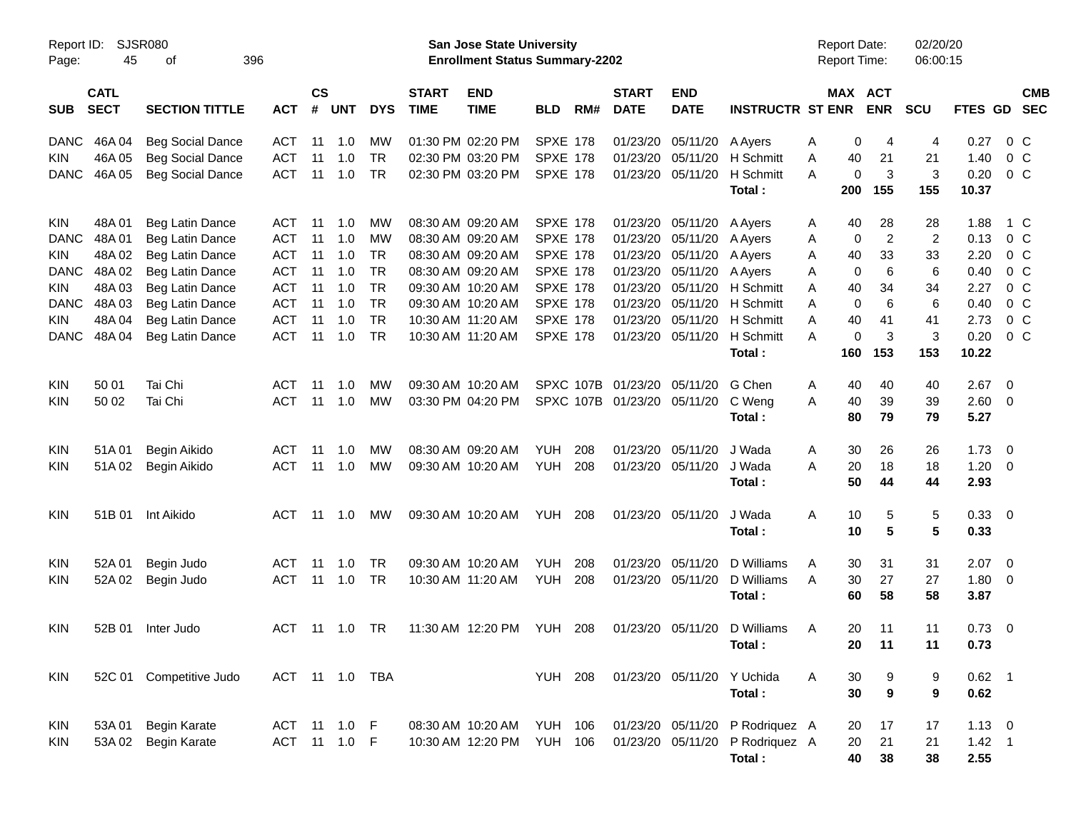Report ID: SJSR080
Page: 45 of 396

**San Jose State University**
**Enrollment Status Summary-2202**

Report Date: 02/20/20
Report Time: 06:00:15

| SUB | CATL SECT | SECTION TITTLE | ACT | CS # | UNT | DYS | START TIME | END TIME | BLD | RM# | START DATE | END DATE | INSTRUCTR | ST | MAX ENR | ACT ENR | SCU | FTES | GD | CMB SEC |
|---|---|---|---|---|---|---|---|---|---|---|---|---|---|---|---|---|---|---|---|---|
| DANC | 46A 04 | Beg Social Dance | ACT | 11 | 1.0 | MW | 01:30 PM | 02:20 PM | SPXE | 178 | 01/23/20 | 05/11/20 | A Ayers | A | 0 | 4 | 4 | 0.27 | 0 | C |
| KIN | 46A 05 | Beg Social Dance | ACT | 11 | 1.0 | TR | 02:30 PM | 03:20 PM | SPXE | 178 | 01/23/20 | 05/11/20 | H Schmitt | A | 40 | 21 | 21 | 1.40 | 0 | C |
| DANC | 46A 05 | Beg Social Dance | ACT | 11 | 1.0 | TR | 02:30 PM | 03:20 PM | SPXE | 178 | 01/23/20 | 05/11/20 | H Schmitt | A | 0 | 3 | 3 | 0.20 | 0 | C |
| | | | | | | | | | | | | | **Total :** | | **200** | **155** | **155** | **10.37** | | |
| KIN | 48A 01 | Beg Latin Dance | ACT | 11 | 1.0 | MW | 08:30 AM | 09:20 AM | SPXE | 178 | 01/23/20 | 05/11/20 | A Ayers | A | 40 | 28 | 28 | 1.88 | 1 | C |
| DANC | 48A 01 | Beg Latin Dance | ACT | 11 | 1.0 | MW | 08:30 AM | 09:20 AM | SPXE | 178 | 01/23/20 | 05/11/20 | A Ayers | A | 0 | 2 | 2 | 0.13 | 0 | C |
| KIN | 48A 02 | Beg Latin Dance | ACT | 11 | 1.0 | TR | 08:30 AM | 09:20 AM | SPXE | 178 | 01/23/20 | 05/11/20 | A Ayers | A | 40 | 33 | 33 | 2.20 | 0 | C |
| DANC | 48A 02 | Beg Latin Dance | ACT | 11 | 1.0 | TR | 08:30 AM | 09:20 AM | SPXE | 178 | 01/23/20 | 05/11/20 | A Ayers | A | 0 | 6 | 6 | 0.40 | 0 | C |
| KIN | 48A 03 | Beg Latin Dance | ACT | 11 | 1.0 | TR | 09:30 AM | 10:20 AM | SPXE | 178 | 01/23/20 | 05/11/20 | H Schmitt | A | 40 | 34 | 34 | 2.27 | 0 | C |
| DANC | 48A 03 | Beg Latin Dance | ACT | 11 | 1.0 | TR | 09:30 AM | 10:20 AM | SPXE | 178 | 01/23/20 | 05/11/20 | H Schmitt | A | 0 | 6 | 6 | 0.40 | 0 | C |
| KIN | 48A 04 | Beg Latin Dance | ACT | 11 | 1.0 | TR | 10:30 AM | 11:20 AM | SPXE | 178 | 01/23/20 | 05/11/20 | H Schmitt | A | 40 | 41 | 41 | 2.73 | 0 | C |
| DANC | 48A 04 | Beg Latin Dance | ACT | 11 | 1.0 | TR | 10:30 AM | 11:20 AM | SPXE | 178 | 01/23/20 | 05/11/20 | H Schmitt | A | 0 | 3 | 3 | 0.20 | 0 | C |
| | | | | | | | | | | | | | **Total :** | | **160** | **153** | **153** | **10.22** | | |
| KIN | 50 01 | Tai Chi | ACT | 11 | 1.0 | MW | 09:30 AM | 10:20 AM | SPXC | 107B | 01/23/20 | 05/11/20 | G Chen | A | 40 | 40 | 40 | 2.67 | 0 | |
| KIN | 50 02 | Tai Chi | ACT | 11 | 1.0 | MW | 03:30 PM | 04:20 PM | SPXC | 107B | 01/23/20 | 05/11/20 | C Weng | A | 40 | 39 | 39 | 2.60 | 0 | |
| | | | | | | | | | | | | | **Total :** | | **80** | **79** | **79** | **5.27** | | |
| KIN | 51A 01 | Begin Aikido | ACT | 11 | 1.0 | MW | 08:30 AM | 09:20 AM | YUH | 208 | 01/23/20 | 05/11/20 | J Wada | A | 30 | 26 | 26 | 1.73 | 0 | |
| KIN | 51A 02 | Begin Aikido | ACT | 11 | 1.0 | MW | 09:30 AM | 10:20 AM | YUH | 208 | 01/23/20 | 05/11/20 | J Wada | A | 20 | 18 | 18 | 1.20 | 0 | |
| | | | | | | | | | | | | | **Total :** | | **50** | **44** | **44** | **2.93** | | |
| KIN | 51B 01 | Int Aikido | ACT | 11 | 1.0 | MW | 09:30 AM | 10:20 AM | YUH | 208 | 01/23/20 | 05/11/20 | J Wada | A | 10 | 5 | 5 | 0.33 | 0 | |
| | | | | | | | | | | | | | **Total :** | | **10** | **5** | **5** | **0.33** | | |
| KIN | 52A 01 | Begin Judo | ACT | 11 | 1.0 | TR | 09:30 AM | 10:20 AM | YUH | 208 | 01/23/20 | 05/11/20 | D Williams | A | 30 | 31 | 31 | 2.07 | 0 | |
| KIN | 52A 02 | Begin Judo | ACT | 11 | 1.0 | TR | 10:30 AM | 11:20 AM | YUH | 208 | 01/23/20 | 05/11/20 | D Williams | A | 30 | 27 | 27 | 1.80 | 0 | |
| | | | | | | | | | | | | | **Total :** | | **60** | **58** | **58** | **3.87** | | |
| KIN | 52B 01 | Inter Judo | ACT | 11 | 1.0 | TR | 11:30 AM | 12:20 PM | YUH | 208 | 01/23/20 | 05/11/20 | D Williams | A | 20 | 11 | 11 | 0.73 | 0 | |
| | | | | | | | | | | | | | **Total :** | | **20** | **11** | **11** | **0.73** | | |
| KIN | 52C 01 | Competitive Judo | ACT | 11 | 1.0 | TBA | | | YUH | 208 | 01/23/20 | 05/11/20 | Y Uchida | A | 30 | 9 | 9 | 0.62 | 1 | |
| | | | | | | | | | | | | | **Total :** | | **30** | **9** | **9** | **0.62** | | |
| KIN | 53A 01 | Begin Karate | ACT | 11 | 1.0 | F | 08:30 AM | 10:20 AM | YUH | 106 | 01/23/20 | 05/11/20 | P Rodriquez | A | 20 | 17 | 17 | 1.13 | 0 | |
| KIN | 53A 02 | Begin Karate | ACT | 11 | 1.0 | F | 10:30 AM | 12:20 PM | YUH | 106 | 01/23/20 | 05/11/20 | P Rodriquez | A | 20 | 21 | 21 | 1.42 | 1 | |
| | | | | | | | | | | | | | **Total :** | | **40** | **38** | **38** | **2.55** | | |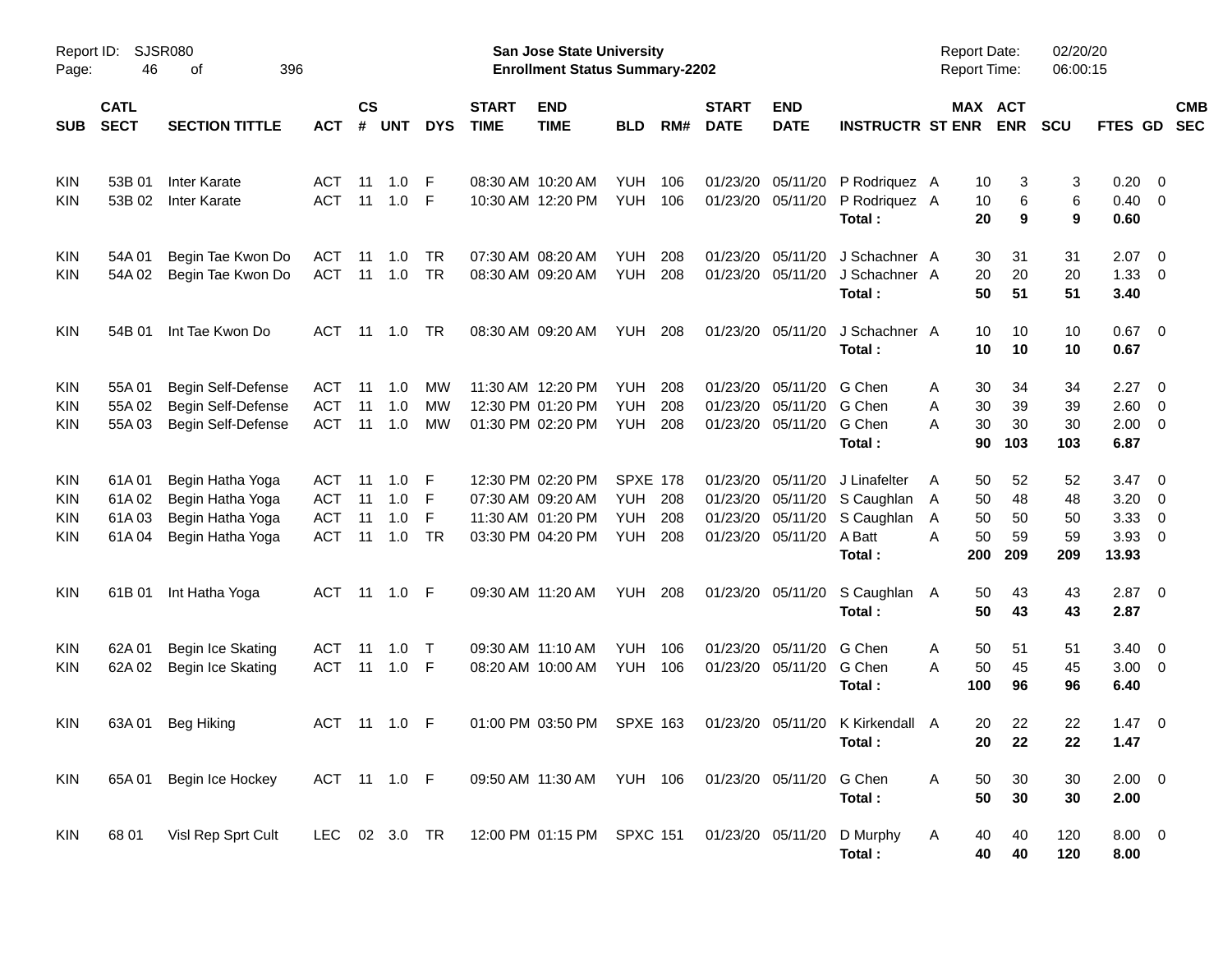Report ID: SJSR080

**San Jose State University**
**Enrollment Status Summary-2202**

Report Date: 02/20/20
Report Time: 06:00:15

| SUB | CATL SECT | SECTION TITTLE | ACT | CS # | UNT | DYS | START TIME | END TIME | BLD | RM# | START DATE | END DATE | INSTRUCTR | ST | MAX ENR | ACT ENR | SCU | FTES | GD | CMB SEC |
|---|---|---|---|---|---|---|---|---|---|---|---|---|---|---|---|---|---|---|---|---|
| KIN | 53B 01 | Inter Karate | ACT | 11 | 1.0 | F | 08:30 AM | 10:20 AM | YUH | 106 | 01/23/20 | 05/11/20 | P Rodriquez | A | 10 | 3 | 3 | 0.20 | 0 | |
| KIN | 53B 02 | Inter Karate | ACT | 11 | 1.0 | F | 10:30 AM | 12:20 PM | YUH | 106 | 01/23/20 | 05/11/20 | P Rodriquez | A | 10 | 6 | 6 | 0.40 | 0 | |
| | | | | | | | | | | | | | **Total :** | | **20** | **9** | **9** | **0.60** | | |
| KIN | 54A 01 | Begin Tae Kwon Do | ACT | 11 | 1.0 | TR | 07:30 AM | 08:20 AM | YUH | 208 | 01/23/20 | 05/11/20 | J Schachner | A | 30 | 31 | 31 | 2.07 | 0 | |
| KIN | 54A 02 | Begin Tae Kwon Do | ACT | 11 | 1.0 | TR | 08:30 AM | 09:20 AM | YUH | 208 | 01/23/20 | 05/11/20 | J Schachner | A | 20 | 20 | 20 | 1.33 | 0 | |
| | | | | | | | | | | | | | **Total :** | | **50** | **51** | **51** | **3.40** | | |
| KIN | 54B 01 | Int Tae Kwon Do | ACT | 11 | 1.0 | TR | 08:30 AM | 09:20 AM | YUH | 208 | 01/23/20 | 05/11/20 | J Schachner | A | 10 | 10 | 10 | 0.67 | 0 | |
| | | | | | | | | | | | | | **Total :** | | **10** | **10** | **10** | **0.67** | | |
| KIN | 55A 01 | Begin Self-Defense | ACT | 11 | 1.0 | MW | 11:30 AM | 12:20 PM | YUH | 208 | 01/23/20 | 05/11/20 | G Chen | A | 30 | 34 | 34 | 2.27 | 0 | |
| KIN | 55A 02 | Begin Self-Defense | ACT | 11 | 1.0 | MW | 12:30 PM | 01:20 PM | YUH | 208 | 01/23/20 | 05/11/20 | G Chen | A | 30 | 39 | 39 | 2.60 | 0 | |
| KIN | 55A 03 | Begin Self-Defense | ACT | 11 | 1.0 | MW | 01:30 PM | 02:20 PM | YUH | 208 | 01/23/20 | 05/11/20 | G Chen | A | 30 | 30 | 30 | 2.00 | 0 | |
| | | | | | | | | | | | | | **Total :** | | **90** | **103** | **103** | **6.87** | | |
| KIN | 61A 01 | Begin Hatha Yoga | ACT | 11 | 1.0 | F | 12:30 PM | 02:20 PM | SPXE | 178 | 01/23/20 | 05/11/20 | J Linafelter | A | 50 | 52 | 52 | 3.47 | 0 | |
| KIN | 61A 02 | Begin Hatha Yoga | ACT | 11 | 1.0 | F | 07:30 AM | 09:20 AM | YUH | 208 | 01/23/20 | 05/11/20 | S Caughlan | A | 50 | 48 | 48 | 3.20 | 0 | |
| KIN | 61A 03 | Begin Hatha Yoga | ACT | 11 | 1.0 | F | 11:30 AM | 01:20 PM | YUH | 208 | 01/23/20 | 05/11/20 | S Caughlan | A | 50 | 50 | 50 | 3.33 | 0 | |
| KIN | 61A 04 | Begin Hatha Yoga | ACT | 11 | 1.0 | TR | 03:30 PM | 04:20 PM | YUH | 208 | 01/23/20 | 05/11/20 | A Batt | A | 50 | 59 | 59 | 3.93 | 0 | |
| | | | | | | | | | | | | | **Total :** | | **200** | **209** | **209** | **13.93** | | |
| KIN | 61B 01 | Int Hatha Yoga | ACT | 11 | 1.0 | F | 09:30 AM | 11:20 AM | YUH | 208 | 01/23/20 | 05/11/20 | S Caughlan | A | 50 | 43 | 43 | 2.87 | 0 | |
| | | | | | | | | | | | | | **Total :** | | **50** | **43** | **43** | **2.87** | | |
| KIN | 62A 01 | Begin Ice Skating | ACT | 11 | 1.0 | T | 09:30 AM | 11:10 AM | YUH | 106 | 01/23/20 | 05/11/20 | G Chen | A | 50 | 51 | 51 | 3.40 | 0 | |
| KIN | 62A 02 | Begin Ice Skating | ACT | 11 | 1.0 | F | 08:20 AM | 10:00 AM | YUH | 106 | 01/23/20 | 05/11/20 | G Chen | A | 50 | 45 | 45 | 3.00 | 0 | |
| | | | | | | | | | | | | | **Total :** | | **100** | **96** | **96** | **6.40** | | |
| KIN | 63A 01 | Beg Hiking | ACT | 11 | 1.0 | F | 01:00 PM | 03:50 PM | SPXE | 163 | 01/23/20 | 05/11/20 | K Kirkendall | A | 20 | 22 | 22 | 1.47 | 0 | |
| | | | | | | | | | | | | | **Total :** | | **20** | **22** | **22** | **1.47** | | |
| KIN | 65A 01 | Begin Ice Hockey | ACT | 11 | 1.0 | F | 09:50 AM | 11:30 AM | YUH | 106 | 01/23/20 | 05/11/20 | G Chen | A | 50 | 30 | 30 | 2.00 | 0 | |
| | | | | | | | | | | | | | **Total :** | | **50** | **30** | **30** | **2.00** | | |
| KIN | 68 01 | Visl Rep Sprt Cult | LEC | 02 | 3.0 | TR | 12:00 PM | 01:15 PM | SPXC | 151 | 01/23/20 | 05/11/20 | D Murphy | A | 40 | 40 | 120 | 8.00 | 0 | |
| | | | | | | | | | | | | | **Total :** | | **40** | **40** | **120** | **8.00** | | |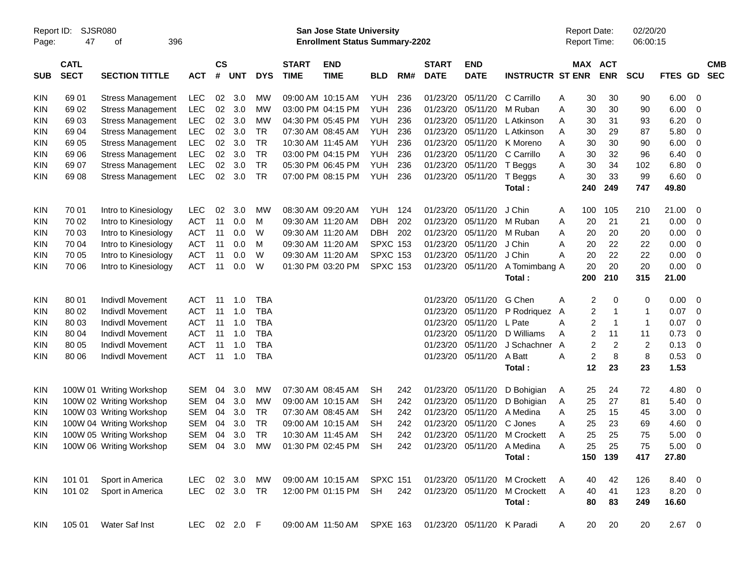Report ID: SJSR080

**San Jose State University**
**Enrollment Status Summary-2202**

Report Date: 02/20/20
Report Time: 06:00:15

| SUB | CATL SECT | SECTION TITTLE | ACT | CS # | UNT | DYS | START TIME | END TIME | BLD | RM# | START DATE | END DATE | INSTRUCTR | ST | MAX ENR | ACT ENR | SCU | FTES | GD | CMB SEC |
|---|---|---|---|---|---|---|---|---|---|---|---|---|---|---|---|---|---|---|---|---|
| KIN | 69 01 | Stress Management | LEC | 02 | 3.0 | MW | 09:00 AM | 10:15 AM | YUH | 236 | 01/23/20 | 05/11/20 | C Carrillo | A | 30 | 30 | 90 | 6.00 | 0 | |
| KIN | 69 02 | Stress Management | LEC | 02 | 3.0 | MW | 03:00 PM | 04:15 PM | YUH | 236 | 01/23/20 | 05/11/20 | M Ruban | A | 30 | 30 | 90 | 6.00 | 0 | |
| KIN | 69 03 | Stress Management | LEC | 02 | 3.0 | MW | 04:30 PM | 05:45 PM | YUH | 236 | 01/23/20 | 05/11/20 | L Atkinson | A | 30 | 31 | 93 | 6.20 | 0 | |
| KIN | 69 04 | Stress Management | LEC | 02 | 3.0 | TR | 07:30 AM | 08:45 AM | YUH | 236 | 01/23/20 | 05/11/20 | L Atkinson | A | 30 | 29 | 87 | 5.80 | 0 | |
| KIN | 69 05 | Stress Management | LEC | 02 | 3.0 | TR | 10:30 AM | 11:45 AM | YUH | 236 | 01/23/20 | 05/11/20 | K Moreno | A | 30 | 30 | 90 | 6.00 | 0 | |
| KIN | 69 06 | Stress Management | LEC | 02 | 3.0 | TR | 03:00 PM | 04:15 PM | YUH | 236 | 01/23/20 | 05/11/20 | C Carrillo | A | 30 | 32 | 96 | 6.40 | 0 | |
| KIN | 69 07 | Stress Management | LEC | 02 | 3.0 | TR | 05:30 PM | 06:45 PM | YUH | 236 | 01/23/20 | 05/11/20 | T Beggs | A | 30 | 34 | 102 | 6.80 | 0 | |
| KIN | 69 08 | Stress Management | LEC | 02 | 3.0 | TR | 07:00 PM | 08:15 PM | YUH | 236 | 01/23/20 | 05/11/20 | T Beggs | A | 30 | 33 | 99 | 6.60 | 0 | |
| | | | | | | | | | | | | | **Total :** | | **240** | **249** | **747** | **49.80** | | |
| KIN | 70 01 | Intro to Kinesiology | LEC | 02 | 3.0 | MW | 08:30 AM | 09:20 AM | YUH | 124 | 01/23/20 | 05/11/20 | J Chin | A | 100 | 105 | 210 | 21.00 | 0 | |
| KIN | 70 02 | Intro to Kinesiology | ACT | 11 | 0.0 | M | 09:30 AM | 11:20 AM | DBH | 202 | 01/23/20 | 05/11/20 | M Ruban | A | 20 | 21 | 21 | 0.00 | 0 | |
| KIN | 70 03 | Intro to Kinesiology | ACT | 11 | 0.0 | W | 09:30 AM | 11:20 AM | DBH | 202 | 01/23/20 | 05/11/20 | M Ruban | A | 20 | 20 | 20 | 0.00 | 0 | |
| KIN | 70 04 | Intro to Kinesiology | ACT | 11 | 0.0 | M | 09:30 AM | 11:20 AM | SPXC | 153 | 01/23/20 | 05/11/20 | J Chin | A | 20 | 22 | 22 | 0.00 | 0 | |
| KIN | 70 05 | Intro to Kinesiology | ACT | 11 | 0.0 | W | 09:30 AM | 11:20 AM | SPXC | 153 | 01/23/20 | 05/11/20 | J Chin | A | 20 | 22 | 22 | 0.00 | 0 | |
| KIN | 70 06 | Intro to Kinesiology | ACT | 11 | 0.0 | W | 01:30 PM | 03:20 PM | SPXC | 153 | 01/23/20 | 05/11/20 | A Tomimbang | A | 20 | 20 | 20 | 0.00 | 0 | |
| | | | | | | | | | | | | | **Total :** | | **200** | **210** | **315** | **21.00** | | |
| KIN | 80 01 | Indivdl Movement | ACT | 11 | 1.0 | TBA | | | | | 01/23/20 | 05/11/20 | G Chen | A | 2 | 0 | 0 | 0.00 | 0 | |
| KIN | 80 02 | Indivdl Movement | ACT | 11 | 1.0 | TBA | | | | | 01/23/20 | 05/11/20 | P Rodriquez | A | 2 | 1 | 1 | 0.07 | 0 | |
| KIN | 80 03 | Indivdl Movement | ACT | 11 | 1.0 | TBA | | | | | 01/23/20 | 05/11/20 | L Pate | A | 2 | 1 | 1 | 0.07 | 0 | |
| KIN | 80 04 | Indivdl Movement | ACT | 11 | 1.0 | TBA | | | | | 01/23/20 | 05/11/20 | D Williams | A | 2 | 11 | 11 | 0.73 | 0 | |
| KIN | 80 05 | Indivdl Movement | ACT | 11 | 1.0 | TBA | | | | | 01/23/20 | 05/11/20 | J Schachner | A | 2 | 2 | 2 | 0.13 | 0 | |
| KIN | 80 06 | Indivdl Movement | ACT | 11 | 1.0 | TBA | | | | | 01/23/20 | 05/11/20 | A Batt | A | 2 | 8 | 8 | 0.53 | 0 | |
| | | | | | | | | | | | | | **Total :** | | **12** | **23** | **23** | **1.53** | | |
| KIN | 100W 01 | Writing Workshop | SEM | 04 | 3.0 | MW | 07:30 AM | 08:45 AM | SH | 242 | 01/23/20 | 05/11/20 | D Bohigian | A | 25 | 24 | 72 | 4.80 | 0 | |
| KIN | 100W 02 | Writing Workshop | SEM | 04 | 3.0 | MW | 09:00 AM | 10:15 AM | SH | 242 | 01/23/20 | 05/11/20 | D Bohigian | A | 25 | 27 | 81 | 5.40 | 0 | |
| KIN | 100W 03 | Writing Workshop | SEM | 04 | 3.0 | TR | 07:30 AM | 08:45 AM | SH | 242 | 01/23/20 | 05/11/20 | A Medina | A | 25 | 15 | 45 | 3.00 | 0 | |
| KIN | 100W 04 | Writing Workshop | SEM | 04 | 3.0 | TR | 09:00 AM | 10:15 AM | SH | 242 | 01/23/20 | 05/11/20 | C Jones | A | 25 | 23 | 69 | 4.60 | 0 | |
| KIN | 100W 05 | Writing Workshop | SEM | 04 | 3.0 | TR | 10:30 AM | 11:45 AM | SH | 242 | 01/23/20 | 05/11/20 | M Crockett | A | 25 | 25 | 75 | 5.00 | 0 | |
| KIN | 100W 06 | Writing Workshop | SEM | 04 | 3.0 | MW | 01:30 PM | 02:45 PM | SH | 242 | 01/23/20 | 05/11/20 | A Medina | A | 25 | 25 | 75 | 5.00 | 0 | |
| | | | | | | | | | | | | | **Total :** | | **150** | **139** | **417** | **27.80** | | |
| KIN | 101 01 | Sport in America | LEC | 02 | 3.0 | MW | 09:00 AM | 10:15 AM | SPXC | 151 | 01/23/20 | 05/11/20 | M Crockett | A | 40 | 42 | 126 | 8.40 | 0 | |
| KIN | 101 02 | Sport in America | LEC | 02 | 3.0 | TR | 12:00 PM | 01:15 PM | SH | 242 | 01/23/20 | 05/11/20 | M Crockett | A | 40 | 41 | 123 | 8.20 | 0 | |
| | | | | | | | | | | | | | **Total :** | | **80** | **83** | **249** | **16.60** | | |
| KIN | 105 01 | Water Saf Inst | LEC | 02 | 2.0 | F | 09:00 AM | 11:50 AM | SPXE | 163 | 01/23/20 | 05/11/20 | K Paradi | A | 20 | 20 | 20 | 2.67 | 0 | |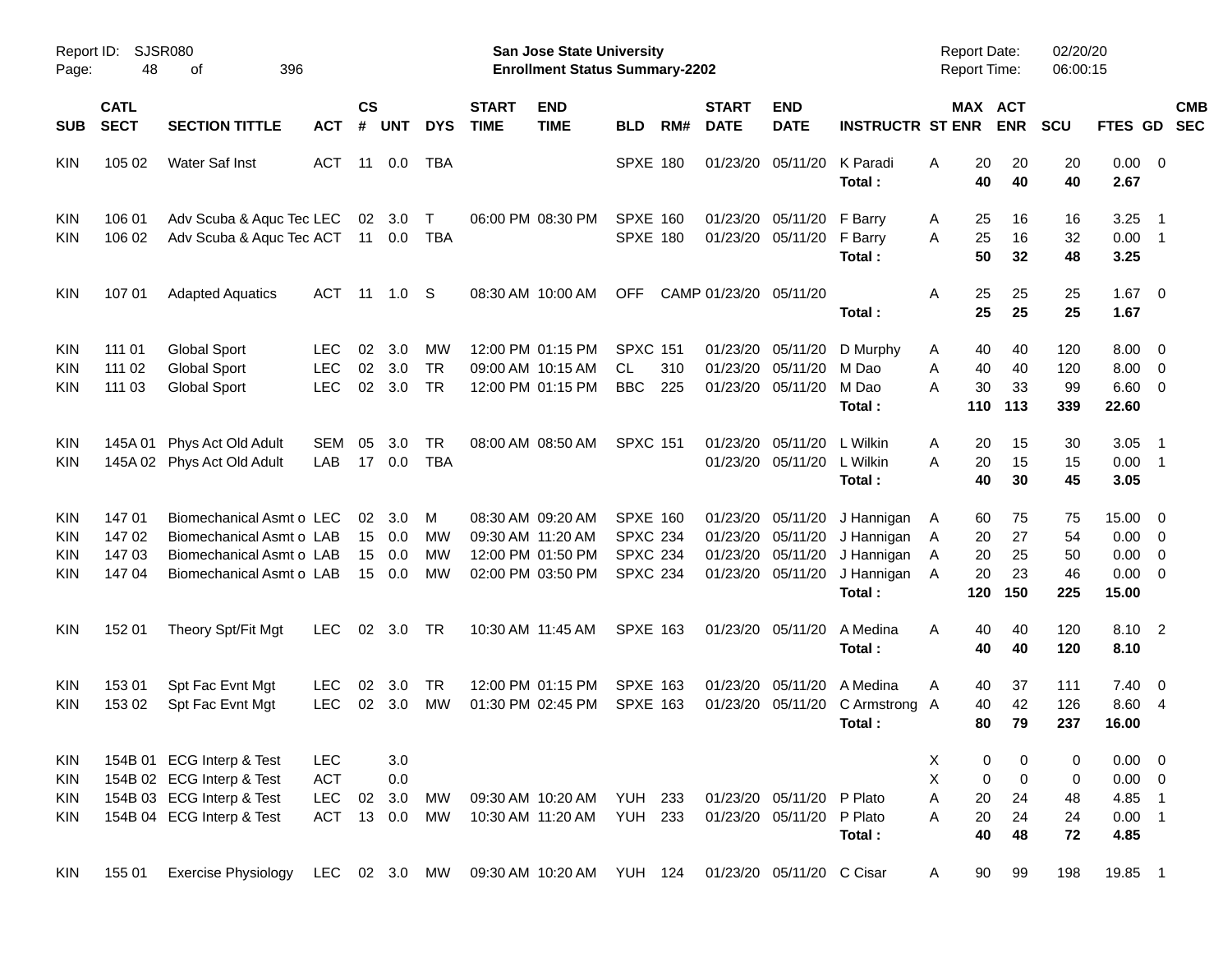Report ID: SJSR080 Page: 48 of 396

**San Jose State University**
**Enrollment Status Summary-2202**

Report Date: 02/20/20
Report Time: 06:00:15

| SUB | CATL SECT | SECTION TITTLE | ACT | CS # | UNT | DYS | START TIME | END TIME | BLD | RM# | START DATE | END DATE | INSTRUCTR | ST | MAX ENR | ACT ENR | SCU | FTES | GD | CMB SEC |
|---|---|---|---|---|---|---|---|---|---|---|---|---|---|---|---|---|---|---|---|---|
| KIN | 105 02 | Water Saf Inst | ACT | 11 | 0.0 | TBA | | | SPXE | 180 | 01/23/20 | 05/11/20 | K Paradi | A | 20 | 20 | 20 | 0.00 | 0 | |
| | | | | | | | | | | | | | **Total :** | | **40** | **40** | **40** | **2.67** | | |
| KIN | 106 01 | Adv Scuba & Aquc Tec | LEC | 02 | 3.0 | T | 06:00 PM | 08:30 PM | SPXE | 160 | 01/23/20 | 05/11/20 | F Barry | A | 25 | 16 | 16 | 3.25 | 1 | |
| KIN | 106 02 | Adv Scuba & Aquc Tec | ACT | 11 | 0.0 | TBA | | | SPXE | 180 | 01/23/20 | 05/11/20 | F Barry | A | 25 | 16 | 32 | 0.00 | 1 | |
| | | | | | | | | | | | | | **Total :** | | **50** | **32** | **48** | **3.25** | | |
| KIN | 107 01 | Adapted Aquatics | ACT | 11 | 1.0 | S | 08:30 AM | 10:00 AM | OFF | CAMP | 01/23/20 | 05/11/20 | | A | 25 | 25 | 25 | 1.67 | 0 | |
| | | | | | | | | | | | | | **Total :** | | **25** | **25** | **25** | **1.67** | | |
| KIN | 111 01 | Global Sport | LEC | 02 | 3.0 | MW | 12:00 PM | 01:15 PM | SPXC | 151 | 01/23/20 | 05/11/20 | D Murphy | A | 40 | 40 | 120 | 8.00 | 0 | |
| KIN | 111 02 | Global Sport | LEC | 02 | 3.0 | TR | 09:00 AM | 10:15 AM | CL | 310 | 01/23/20 | 05/11/20 | M Dao | A | 40 | 40 | 120 | 8.00 | 0 | |
| KIN | 111 03 | Global Sport | LEC | 02 | 3.0 | TR | 12:00 PM | 01:15 PM | BBC | 225 | 01/23/20 | 05/11/20 | M Dao | A | 30 | 33 | 99 | 6.60 | 0 | |
| | | | | | | | | | | | | | **Total :** | | **110** | **113** | **339** | **22.60** | | |
| KIN | 145A 01 | Phys Act Old Adult | SEM | 05 | 3.0 | TR | 08:00 AM | 08:50 AM | SPXC | 151 | 01/23/20 | 05/11/20 | L Wilkin | A | 20 | 15 | 30 | 3.05 | 1 | |
| KIN | 145A 02 | Phys Act Old Adult | LAB | 17 | 0.0 | TBA | | | | | 01/23/20 | 05/11/20 | L Wilkin | A | 20 | 15 | 15 | 0.00 | 1 | |
| | | | | | | | | | | | | | **Total :** | | **40** | **30** | **45** | **3.05** | | |
| KIN | 147 01 | Biomechanical Asmt o | LEC | 02 | 3.0 | M | 08:30 AM | 09:20 AM | SPXE | 160 | 01/23/20 | 05/11/20 | J Hannigan | A | 60 | 75 | 75 | 15.00 | 0 | |
| KIN | 147 02 | Biomechanical Asmt o | LAB | 15 | 0.0 | MW | 09:30 AM | 11:20 AM | SPXC | 234 | 01/23/20 | 05/11/20 | J Hannigan | A | 20 | 27 | 54 | 0.00 | 0 | |
| KIN | 147 03 | Biomechanical Asmt o | LAB | 15 | 0.0 | MW | 12:00 PM | 01:50 PM | SPXC | 234 | 01/23/20 | 05/11/20 | J Hannigan | A | 20 | 25 | 50 | 0.00 | 0 | |
| KIN | 147 04 | Biomechanical Asmt o | LAB | 15 | 0.0 | MW | 02:00 PM | 03:50 PM | SPXC | 234 | 01/23/20 | 05/11/20 | J Hannigan | A | 20 | 23 | 46 | 0.00 | 0 | |
| | | | | | | | | | | | | | **Total :** | | **120** | **150** | **225** | **15.00** | | |
| KIN | 152 01 | Theory Spt/Fit Mgt | LEC | 02 | 3.0 | TR | 10:30 AM | 11:45 AM | SPXE | 163 | 01/23/20 | 05/11/20 | A Medina | A | 40 | 40 | 120 | 8.10 | 2 | |
| | | | | | | | | | | | | | **Total :** | | **40** | **40** | **120** | **8.10** | | |
| KIN | 153 01 | Spt Fac Evnt Mgt | LEC | 02 | 3.0 | TR | 12:00 PM | 01:15 PM | SPXE | 163 | 01/23/20 | 05/11/20 | A Medina | A | 40 | 37 | 111 | 7.40 | 0 | |
| KIN | 153 02 | Spt Fac Evnt Mgt | LEC | 02 | 3.0 | MW | 01:30 PM | 02:45 PM | SPXE | 163 | 01/23/20 | 05/11/20 | C Armstrong | A | 40 | 42 | 126 | 8.60 | 4 | |
| | | | | | | | | | | | | | **Total :** | | **80** | **79** | **237** | **16.00** | | |
| KIN | 154B 01 | ECG Interp & Test | LEC | | 3.0 | | | | | | | | | X | 0 | 0 | 0 | 0.00 | 0 | |
| KIN | 154B 02 | ECG Interp & Test | ACT | | 0.0 | | | | | | | | | X | 0 | 0 | 0 | 0.00 | 0 | |
| KIN | 154B 03 | ECG Interp & Test | LEC | 02 | 3.0 | MW | 09:30 AM | 10:20 AM | YUH | 233 | 01/23/20 | 05/11/20 | P Plato | A | 20 | 24 | 48 | 4.85 | 1 | |
| KIN | 154B 04 | ECG Interp & Test | ACT | 13 | 0.0 | MW | 10:30 AM | 11:20 AM | YUH | 233 | 01/23/20 | 05/11/20 | P Plato | A | 20 | 24 | 24 | 0.00 | 1 | |
| | | | | | | | | | | | | | **Total :** | | **40** | **48** | **72** | **4.85** | | |
| KIN | 155 01 | Exercise Physiology | LEC | 02 | 3.0 | MW | 09:30 AM | 10:20 AM | YUH | 124 | 01/23/20 | 05/11/20 | C Cisar | A | 90 | 99 | 198 | 19.85 | 1 | |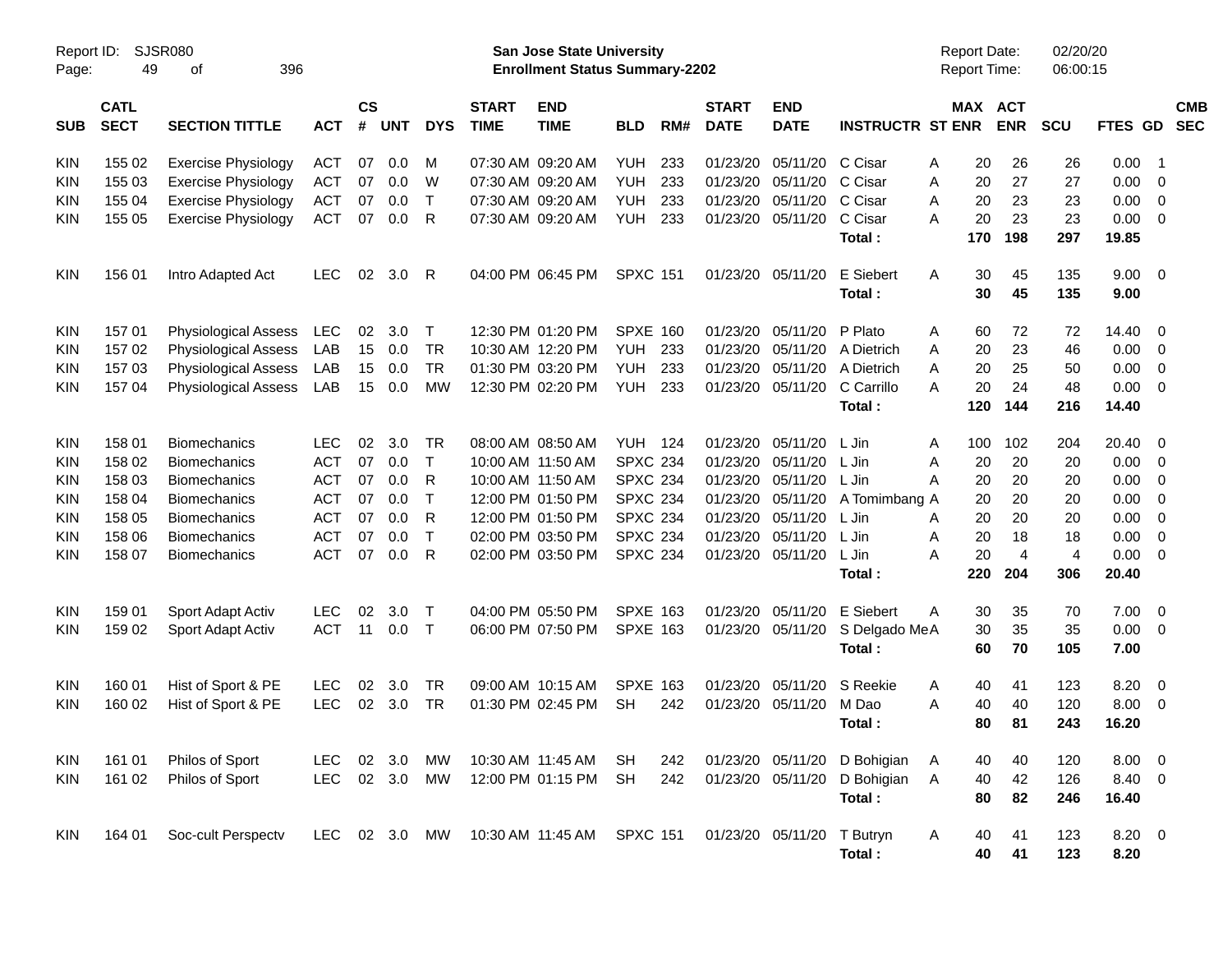Report ID: SJSR080
San Jose State University
Enrollment Status Summary-2202
Report Date: 02/20/20
Report Time: 06:00:15

| SUB | CATL SECT | SECTION TITTLE | ACT | CS # | UNT | DYS | START TIME | END TIME | BLD | RM# | START DATE | END DATE | INSTRUCTR | ST | MAX ENR | ACT ENR | SCU | FTES | GD | CMB SEC |
|---|---|---|---|---|---|---|---|---|---|---|---|---|---|---|---|---|---|---|---|---|
| KIN | 155 02 | Exercise Physiology | ACT | 07 | 0.0 | M | 07:30 AM | 09:20 AM | YUH | 233 | 01/23/20 | 05/11/20 | C Cisar | A | 20 | 26 | 26 | 0.00 | 1 | |
| KIN | 155 03 | Exercise Physiology | ACT | 07 | 0.0 | W | 07:30 AM | 09:20 AM | YUH | 233 | 01/23/20 | 05/11/20 | C Cisar | A | 20 | 27 | 27 | 0.00 | 0 | |
| KIN | 155 04 | Exercise Physiology | ACT | 07 | 0.0 | T | 07:30 AM | 09:20 AM | YUH | 233 | 01/23/20 | 05/11/20 | C Cisar | A | 20 | 23 | 23 | 0.00 | 0 | |
| KIN | 155 05 | Exercise Physiology | ACT | 07 | 0.0 | R | 07:30 AM | 09:20 AM | YUH | 233 | 01/23/20 | 05/11/20 | C Cisar | A | 20 | 23 | 23 | 0.00 | 0 | |
| | | | | | | | | | | | | | **Total :** | | **170** | **198** | **297** | **19.85** | | |
| KIN | 156 01 | Intro Adapted Act | LEC | 02 | 3.0 | R | 04:00 PM | 06:45 PM | SPXC | 151 | 01/23/20 | 05/11/20 | E Siebert | A | 30 | 45 | 135 | 9.00 | 0 | |
| | | | | | | | | | | | | | **Total :** | | **30** | **45** | **135** | **9.00** | | |
| KIN | 157 01 | Physiological Assess | LEC | 02 | 3.0 | T | 12:30 PM | 01:20 PM | SPXE | 160 | 01/23/20 | 05/11/20 | P Plato | A | 60 | 72 | 72 | 14.40 | 0 | |
| KIN | 157 02 | Physiological Assess | LAB | 15 | 0.0 | TR | 10:30 AM | 12:20 PM | YUH | 233 | 01/23/20 | 05/11/20 | A Dietrich | A | 20 | 23 | 46 | 0.00 | 0 | |
| KIN | 157 03 | Physiological Assess | LAB | 15 | 0.0 | TR | 01:30 PM | 03:20 PM | YUH | 233 | 01/23/20 | 05/11/20 | A Dietrich | A | 20 | 25 | 50 | 0.00 | 0 | |
| KIN | 157 04 | Physiological Assess | LAB | 15 | 0.0 | MW | 12:30 PM | 02:20 PM | YUH | 233 | 01/23/20 | 05/11/20 | C Carrillo | A | 20 | 24 | 48 | 0.00 | 0 | |
| | | | | | | | | | | | | | **Total :** | | **120** | **144** | **216** | **14.40** | | |
| KIN | 158 01 | Biomechanics | LEC | 02 | 3.0 | TR | 08:00 AM | 08:50 AM | YUH | 124 | 01/23/20 | 05/11/20 | L Jin | A | 100 | 102 | 204 | 20.40 | 0 | |
| KIN | 158 02 | Biomechanics | ACT | 07 | 0.0 | T | 10:00 AM | 11:50 AM | SPXC | 234 | 01/23/20 | 05/11/20 | L Jin | A | 20 | 20 | 20 | 0.00 | 0 | |
| KIN | 158 03 | Biomechanics | ACT | 07 | 0.0 | R | 10:00 AM | 11:50 AM | SPXC | 234 | 01/23/20 | 05/11/20 | L Jin | A | 20 | 20 | 20 | 0.00 | 0 | |
| KIN | 158 04 | Biomechanics | ACT | 07 | 0.0 | T | 12:00 PM | 01:50 PM | SPXC | 234 | 01/23/20 | 05/11/20 | A Tomimbang | A | 20 | 20 | 20 | 0.00 | 0 | |
| KIN | 158 05 | Biomechanics | ACT | 07 | 0.0 | R | 12:00 PM | 01:50 PM | SPXC | 234 | 01/23/20 | 05/11/20 | L Jin | A | 20 | 20 | 20 | 0.00 | 0 | |
| KIN | 158 06 | Biomechanics | ACT | 07 | 0.0 | T | 02:00 PM | 03:50 PM | SPXC | 234 | 01/23/20 | 05/11/20 | L Jin | A | 20 | 18 | 18 | 0.00 | 0 | |
| KIN | 158 07 | Biomechanics | ACT | 07 | 0.0 | R | 02:00 PM | 03:50 PM | SPXC | 234 | 01/23/20 | 05/11/20 | L Jin | A | 20 | 4 | 4 | 0.00 | 0 | |
| | | | | | | | | | | | | | **Total :** | | **220** | **204** | **306** | **20.40** | | |
| KIN | 159 01 | Sport Adapt Activ | LEC | 02 | 3.0 | T | 04:00 PM | 05:50 PM | SPXE | 163 | 01/23/20 | 05/11/20 | E Siebert | A | 30 | 35 | 70 | 7.00 | 0 | |
| KIN | 159 02 | Sport Adapt Activ | ACT | 11 | 0.0 | T | 06:00 PM | 07:50 PM | SPXE | 163 | 01/23/20 | 05/11/20 | S Delgado Me | A | 30 | 35 | 35 | 0.00 | 0 | |
| | | | | | | | | | | | | | **Total :** | | **60** | **70** | **105** | **7.00** | | |
| KIN | 160 01 | Hist of Sport & PE | LEC | 02 | 3.0 | TR | 09:00 AM | 10:15 AM | SPXE | 163 | 01/23/20 | 05/11/20 | S Reekie | A | 40 | 41 | 123 | 8.20 | 0 | |
| KIN | 160 02 | Hist of Sport & PE | LEC | 02 | 3.0 | TR | 01:30 PM | 02:45 PM | SH | 242 | 01/23/20 | 05/11/20 | M Dao | A | 40 | 40 | 120 | 8.00 | 0 | |
| | | | | | | | | | | | | | **Total :** | | **80** | **81** | **243** | **16.20** | | |
| KIN | 161 01 | Philos of Sport | LEC | 02 | 3.0 | MW | 10:30 AM | 11:45 AM | SH | 242 | 01/23/20 | 05/11/20 | D Bohigian | A | 40 | 40 | 120 | 8.00 | 0 | |
| KIN | 161 02 | Philos of Sport | LEC | 02 | 3.0 | MW | 12:00 PM | 01:15 PM | SH | 242 | 01/23/20 | 05/11/20 | D Bohigian | A | 40 | 42 | 126 | 8.40 | 0 | |
| | | | | | | | | | | | | | **Total :** | | **80** | **82** | **246** | **16.40** | | |
| KIN | 164 01 | Soc-cult Perspectv | LEC | 02 | 3.0 | MW | 10:30 AM | 11:45 AM | SPXC | 151 | 01/23/20 | 05/11/20 | T Butryn | A | 40 | 41 | 123 | 8.20 | 0 | |
| | | | | | | | | | | | | | **Total :** | | **40** | **41** | **123** | **8.20** | | |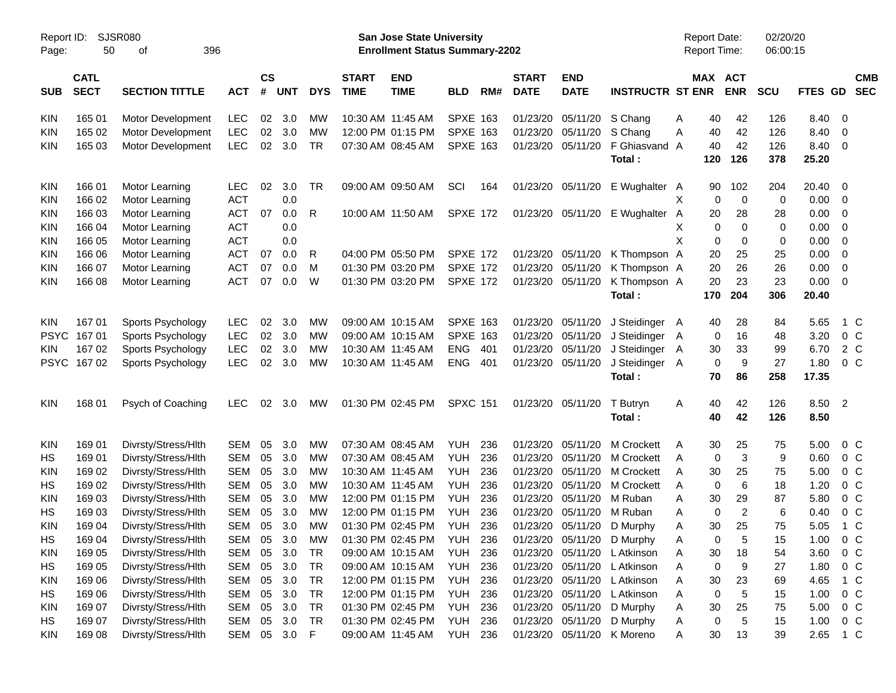Report ID: SJSR080

**San Jose State University**
**Enrollment Status Summary-2202**

Report Date: 02/20/20
Report Time: 06:00:15

| SUB | CATL SECT | SECTION TITTLE | ACT | CS # | UNT | DYS | START TIME | END TIME | BLD | RM# | START DATE | END DATE | INSTRUCTR | ST | MAX ENR | ACT ENR | SCU | FTES | GD | CMB SEC |
|---|---|---|---|---|---|---|---|---|---|---|---|---|---|---|---|---|---|---|---|---|
| KIN | 165 01 | Motor Development | LEC | 02 | 3.0 | MW | 10:30 AM | 11:45 AM | SPXE | 163 | 01/23/20 | 05/11/20 | S Chang | A | 40 | 42 | 126 | 8.40 | 0 | |
| KIN | 165 02 | Motor Development | LEC | 02 | 3.0 | MW | 12:00 PM | 01:15 PM | SPXE | 163 | 01/23/20 | 05/11/20 | S Chang | A | 40 | 42 | 126 | 8.40 | 0 | |
| KIN | 165 03 | Motor Development | LEC | 02 | 3.0 | TR | 07:30 AM | 08:45 AM | SPXE | 163 | 01/23/20 | 05/11/20 | F Ghiasvand | A | 40 | 42 | 126 | 8.40 | 0 | |
| | | | | | | | | | | | | | **Total :** | | **120** | **126** | **378** | **25.20** | | |
| KIN | 166 01 | Motor Learning | LEC | 02 | 3.0 | TR | 09:00 AM | 09:50 AM | SCI | 164 | 01/23/20 | 05/11/20 | E Wughalter | A | 90 | 102 | 204 | 20.40 | 0 | |
| KIN | 166 02 | Motor Learning | ACT | | 0.0 | | | | | | | | | X | 0 | 0 | 0 | 0.00 | 0 | |
| KIN | 166 03 | Motor Learning | ACT | 07 | 0.0 | R | 10:00 AM | 11:50 AM | SPXE | 172 | 01/23/20 | 05/11/20 | E Wughalter | A | 20 | 28 | 28 | 0.00 | 0 | |
| KIN | 166 04 | Motor Learning | ACT | | 0.0 | | | | | | | | | X | 0 | 0 | 0 | 0.00 | 0 | |
| KIN | 166 05 | Motor Learning | ACT | | 0.0 | | | | | | | | | X | 0 | 0 | 0 | 0.00 | 0 | |
| KIN | 166 06 | Motor Learning | ACT | 07 | 0.0 | R | 04:00 PM | 05:50 PM | SPXE | 172 | 01/23/20 | 05/11/20 | K Thompson | A | 20 | 25 | 25 | 0.00 | 0 | |
| KIN | 166 07 | Motor Learning | ACT | 07 | 0.0 | M | 01:30 PM | 03:20 PM | SPXE | 172 | 01/23/20 | 05/11/20 | K Thompson | A | 20 | 26 | 26 | 0.00 | 0 | |
| KIN | 166 08 | Motor Learning | ACT | 07 | 0.0 | W | 01:30 PM | 03:20 PM | SPXE | 172 | 01/23/20 | 05/11/20 | K Thompson | A | 20 | 23 | 23 | 0.00 | 0 | |
| | | | | | | | | | | | | | **Total :** | | **170** | **204** | **306** | **20.40** | | |
| KIN | 167 01 | Sports Psychology | LEC | 02 | 3.0 | MW | 09:00 AM | 10:15 AM | SPXE | 163 | 01/23/20 | 05/11/20 | J Steidinger | A | 40 | 28 | 84 | 5.65 | 1 | C |
| PSYC | 167 01 | Sports Psychology | LEC | 02 | 3.0 | MW | 09:00 AM | 10:15 AM | SPXE | 163 | 01/23/20 | 05/11/20 | J Steidinger | A | 0 | 16 | 48 | 3.20 | 0 | C |
| KIN | 167 02 | Sports Psychology | LEC | 02 | 3.0 | MW | 10:30 AM | 11:45 AM | ENG | 401 | 01/23/20 | 05/11/20 | J Steidinger | A | 30 | 33 | 99 | 6.70 | 2 | C |
| PSYC | 167 02 | Sports Psychology | LEC | 02 | 3.0 | MW | 10:30 AM | 11:45 AM | ENG | 401 | 01/23/20 | 05/11/20 | J Steidinger | A | 0 | 9 | 27 | 1.80 | 0 | C |
| | | | | | | | | | | | | | **Total :** | | **70** | **86** | **258** | **17.35** | | |
| KIN | 168 01 | Psych of Coaching | LEC | 02 | 3.0 | MW | 01:30 PM | 02:45 PM | SPXC | 151 | 01/23/20 | 05/11/20 | T Butryn | A | 40 | 42 | 126 | 8.50 | 2 | |
| | | | | | | | | | | | | | **Total :** | | **40** | **42** | **126** | **8.50** | | |
| KIN | 169 01 | Divrsty/Stress/Hlth | SEM | 05 | 3.0 | MW | 07:30 AM | 08:45 AM | YUH | 236 | 01/23/20 | 05/11/20 | M Crockett | A | 30 | 25 | 75 | 5.00 | 0 | C |
| HS | 169 01 | Divrsty/Stress/Hlth | SEM | 05 | 3.0 | MW | 07:30 AM | 08:45 AM | YUH | 236 | 01/23/20 | 05/11/20 | M Crockett | A | 0 | 3 | 9 | 0.60 | 0 | C |
| KIN | 169 02 | Divrsty/Stress/Hlth | SEM | 05 | 3.0 | MW | 10:30 AM | 11:45 AM | YUH | 236 | 01/23/20 | 05/11/20 | M Crockett | A | 30 | 25 | 75 | 5.00 | 0 | C |
| HS | 169 02 | Divrsty/Stress/Hlth | SEM | 05 | 3.0 | MW | 10:30 AM | 11:45 AM | YUH | 236 | 01/23/20 | 05/11/20 | M Crockett | A | 0 | 6 | 18 | 1.20 | 0 | C |
| KIN | 169 03 | Divrsty/Stress/Hlth | SEM | 05 | 3.0 | MW | 12:00 PM | 01:15 PM | YUH | 236 | 01/23/20 | 05/11/20 | M Ruban | A | 30 | 29 | 87 | 5.80 | 0 | C |
| HS | 169 03 | Divrsty/Stress/Hlth | SEM | 05 | 3.0 | MW | 12:00 PM | 01:15 PM | YUH | 236 | 01/23/20 | 05/11/20 | M Ruban | A | 0 | 2 | 6 | 0.40 | 0 | C |
| KIN | 169 04 | Divrsty/Stress/Hlth | SEM | 05 | 3.0 | MW | 01:30 PM | 02:45 PM | YUH | 236 | 01/23/20 | 05/11/20 | D Murphy | A | 30 | 25 | 75 | 5.05 | 1 | C |
| HS | 169 04 | Divrsty/Stress/Hlth | SEM | 05 | 3.0 | MW | 01:30 PM | 02:45 PM | YUH | 236 | 01/23/20 | 05/11/20 | D Murphy | A | 0 | 5 | 15 | 1.00 | 0 | C |
| KIN | 169 05 | Divrsty/Stress/Hlth | SEM | 05 | 3.0 | TR | 09:00 AM | 10:15 AM | YUH | 236 | 01/23/20 | 05/11/20 | L Atkinson | A | 30 | 18 | 54 | 3.60 | 0 | C |
| HS | 169 05 | Divrsty/Stress/Hlth | SEM | 05 | 3.0 | TR | 09:00 AM | 10:15 AM | YUH | 236 | 01/23/20 | 05/11/20 | L Atkinson | A | 0 | 9 | 27 | 1.80 | 0 | C |
| KIN | 169 06 | Divrsty/Stress/Hlth | SEM | 05 | 3.0 | TR | 12:00 PM | 01:15 PM | YUH | 236 | 01/23/20 | 05/11/20 | L Atkinson | A | 30 | 23 | 69 | 4.65 | 1 | C |
| HS | 169 06 | Divrsty/Stress/Hlth | SEM | 05 | 3.0 | TR | 12:00 PM | 01:15 PM | YUH | 236 | 01/23/20 | 05/11/20 | L Atkinson | A | 0 | 5 | 15 | 1.00 | 0 | C |
| KIN | 169 07 | Divrsty/Stress/Hlth | SEM | 05 | 3.0 | TR | 01:30 PM | 02:45 PM | YUH | 236 | 01/23/20 | 05/11/20 | D Murphy | A | 30 | 25 | 75 | 5.00 | 0 | C |
| HS | 169 07 | Divrsty/Stress/Hlth | SEM | 05 | 3.0 | TR | 01:30 PM | 02:45 PM | YUH | 236 | 01/23/20 | 05/11/20 | D Murphy | A | 0 | 5 | 15 | 1.00 | 0 | C |
| KIN | 169 08 | Divrsty/Stress/Hlth | SEM | 05 | 3.0 | F | 09:00 AM | 11:45 AM | YUH | 236 | 01/23/20 | 05/11/20 | K Moreno | A | 30 | 13 | 39 | 2.65 | 1 | C |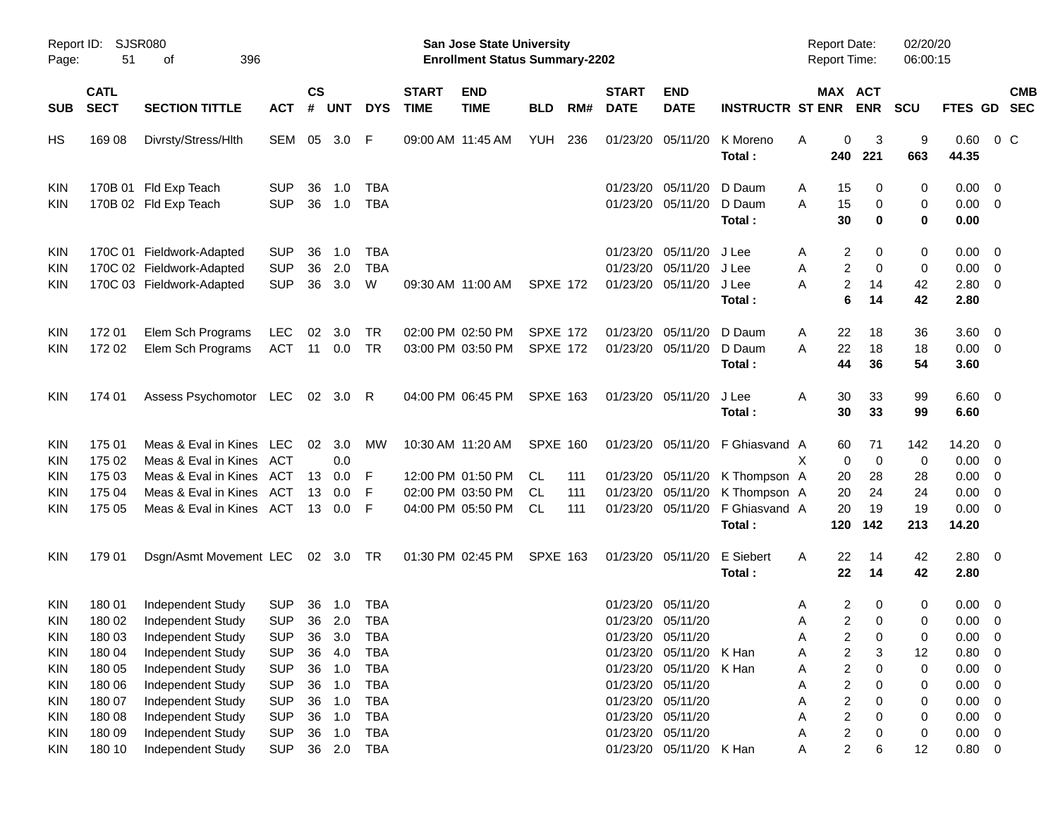Report ID: SJSR080

**San Jose State University**
**Enrollment Status Summary-2202**

Report Date: 02/20/20
Report Time: 06:00:15

| SUB | CATL SECT | SECTION TITTLE | ACT | CS # | UNT | DYS | START TIME | END TIME | BLD | RM# | START DATE | END DATE | INSTRUCTR | ST | MAX ENR | ACT ENR | SCU | FTES | GD | CMB SEC |
|---|---|---|---|---|---|---|---|---|---|---|---|---|---|---|---|---|---|---|---|---|
| HS | 169 08 | Divrsty/Stress/Hlth | SEM | 05 | 3.0 | F | 09:00 AM | 11:45 AM | YUH | 236 | 01/23/20 | 05/11/20 | K Moreno | A | 0 | 3 | 9 | 0.60 | 0 | C |
| | | | | | | | | | | | | | **Total :** | | **240** | **221** | **663** | **44.35** | | |
| KIN | 170B 01 | Fld Exp Teach | SUP | 36 | 1.0 | TBA | | | | | 01/23/20 | 05/11/20 | D Daum | A | 15 | 0 | 0 | 0.00 | 0 | |
| KIN | 170B 02 | Fld Exp Teach | SUP | 36 | 1.0 | TBA | | | | | 01/23/20 | 05/11/20 | D Daum | A | 15 | 0 | 0 | 0.00 | 0 | |
| | | | | | | | | | | | | | **Total :** | | **30** | **0** | **0** | **0.00** | | |
| KIN | 170C 01 | Fieldwork-Adapted | SUP | 36 | 1.0 | TBA | | | | | 01/23/20 | 05/11/20 | J Lee | A | 2 | 0 | 0 | 0.00 | 0 | |
| KIN | 170C 02 | Fieldwork-Adapted | SUP | 36 | 2.0 | TBA | | | | | 01/23/20 | 05/11/20 | J Lee | A | 2 | 0 | 0 | 0.00 | 0 | |
| KIN | 170C 03 | Fieldwork-Adapted | SUP | 36 | 3.0 | W | 09:30 AM | 11:00 AM | SPXE | 172 | 01/23/20 | 05/11/20 | J Lee | A | 2 | 14 | 42 | 2.80 | 0 | |
| | | | | | | | | | | | | | **Total :** | | **6** | **14** | **42** | **2.80** | | |
| KIN | 172 01 | Elem Sch Programs | LEC | 02 | 3.0 | TR | 02:00 PM | 02:50 PM | SPXE | 172 | 01/23/20 | 05/11/20 | D Daum | A | 22 | 18 | 36 | 3.60 | 0 | |
| KIN | 172 02 | Elem Sch Programs | ACT | 11 | 0.0 | TR | 03:00 PM | 03:50 PM | SPXE | 172 | 01/23/20 | 05/11/20 | D Daum | A | 22 | 18 | 18 | 0.00 | 0 | |
| | | | | | | | | | | | | | **Total :** | | **44** | **36** | **54** | **3.60** | | |
| KIN | 174 01 | Assess Psychomotor | LEC | 02 | 3.0 | R | 04:00 PM | 06:45 PM | SPXE | 163 | 01/23/20 | 05/11/20 | J Lee | A | 30 | 33 | 99 | 6.60 | 0 | |
| | | | | | | | | | | | | | **Total :** | | **30** | **33** | **99** | **6.60** | | |
| KIN | 175 01 | Meas & Eval in Kines | LEC | 02 | 3.0 | MW | 10:30 AM | 11:20 AM | SPXE | 160 | 01/23/20 | 05/11/20 | F Ghiasvand | A | 60 | 71 | 142 | 14.20 | 0 | |
| KIN | 175 02 | Meas & Eval in Kines | ACT | | 0.0 | | | | | | | | | X | 0 | 0 | 0 | 0.00 | 0 | |
| KIN | 175 03 | Meas & Eval in Kines | ACT | 13 | 0.0 | F | 12:00 PM | 01:50 PM | CL | 111 | 01/23/20 | 05/11/20 | K Thompson | A | 20 | 28 | 28 | 0.00 | 0 | |
| KIN | 175 04 | Meas & Eval in Kines | ACT | 13 | 0.0 | F | 02:00 PM | 03:50 PM | CL | 111 | 01/23/20 | 05/11/20 | K Thompson | A | 20 | 24 | 24 | 0.00 | 0 | |
| KIN | 175 05 | Meas & Eval in Kines | ACT | 13 | 0.0 | F | 04:00 PM | 05:50 PM | CL | 111 | 01/23/20 | 05/11/20 | F Ghiasvand | A | 20 | 19 | 19 | 0.00 | 0 | |
| | | | | | | | | | | | | | **Total :** | | **120** | **142** | **213** | **14.20** | | |
| KIN | 179 01 | Dsgn/Asmt Movement | LEC | 02 | 3.0 | TR | 01:30 PM | 02:45 PM | SPXE | 163 | 01/23/20 | 05/11/20 | E Siebert | A | 22 | 14 | 42 | 2.80 | 0 | |
| | | | | | | | | | | | | | **Total :** | | **22** | **14** | **42** | **2.80** | | |
| KIN | 180 01 | Independent Study | SUP | 36 | 1.0 | TBA | | | | | 01/23/20 | 05/11/20 | | A | 2 | 0 | 0 | 0.00 | 0 | |
| KIN | 180 02 | Independent Study | SUP | 36 | 2.0 | TBA | | | | | 01/23/20 | 05/11/20 | | A | 2 | 0 | 0 | 0.00 | 0 | |
| KIN | 180 03 | Independent Study | SUP | 36 | 3.0 | TBA | | | | | 01/23/20 | 05/11/20 | | A | 2 | 0 | 0 | 0.00 | 0 | |
| KIN | 180 04 | Independent Study | SUP | 36 | 4.0 | TBA | | | | | 01/23/20 | 05/11/20 | K Han | A | 2 | 3 | 12 | 0.80 | 0 | |
| KIN | 180 05 | Independent Study | SUP | 36 | 1.0 | TBA | | | | | 01/23/20 | 05/11/20 | K Han | A | 2 | 0 | 0 | 0.00 | 0 | |
| KIN | 180 06 | Independent Study | SUP | 36 | 1.0 | TBA | | | | | 01/23/20 | 05/11/20 | | A | 2 | 0 | 0 | 0.00 | 0 | |
| KIN | 180 07 | Independent Study | SUP | 36 | 1.0 | TBA | | | | | 01/23/20 | 05/11/20 | | A | 2 | 0 | 0 | 0.00 | 0 | |
| KIN | 180 08 | Independent Study | SUP | 36 | 1.0 | TBA | | | | | 01/23/20 | 05/11/20 | | A | 2 | 0 | 0 | 0.00 | 0 | |
| KIN | 180 09 | Independent Study | SUP | 36 | 1.0 | TBA | | | | | 01/23/20 | 05/11/20 | | A | 2 | 0 | 0 | 0.00 | 0 | |
| KIN | 180 10 | Independent Study | SUP | 36 | 2.0 | TBA | | | | | 01/23/20 | 05/11/20 | K Han | A | 2 | 6 | 12 | 0.80 | 0 | |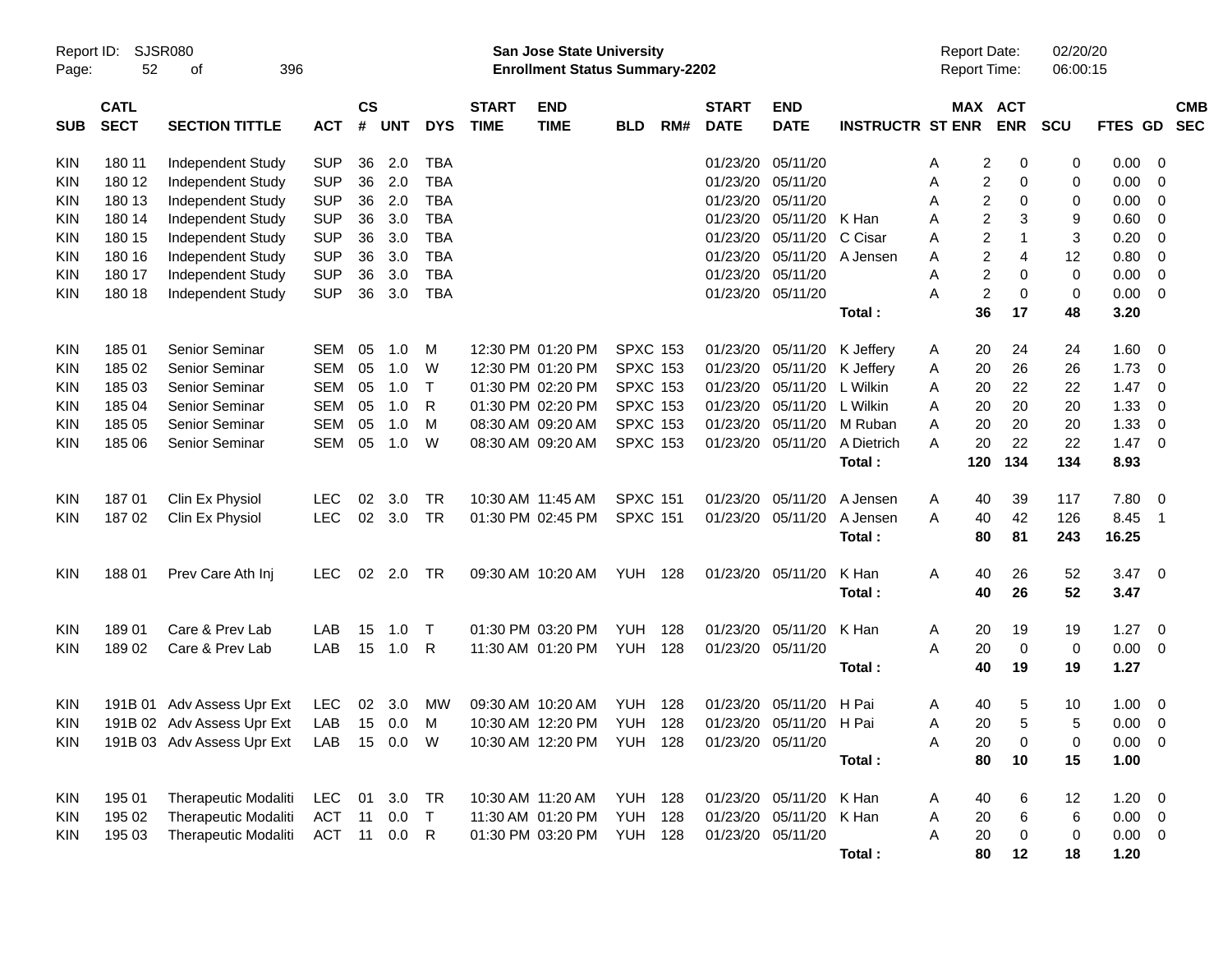Report ID: SJSR080
Page: 52 of 396

**San Jose State University**
**Enrollment Status Summary-2202**

Report Date: 02/20/20
Report Time: 06:00:15

| SUB | CATL SECT | SECTION TITTLE | ACT | CS # | UNT | DYS | START TIME | END TIME | BLD | RM# | START DATE | END DATE | INSTRUCTR | ST | MAX ENR | ACT ENR | SCU | FTES | GD | CMB SEC |
|---|---|---|---|---|---|---|---|---|---|---|---|---|---|---|---|---|---|---|---|---|
| KIN | 180 11 | Independent Study | SUP | 36 | 2.0 | TBA | | | | | 01/23/20 | 05/11/20 | | A | 2 | 0 | 0 | 0.00 | 0 | |
| KIN | 180 12 | Independent Study | SUP | 36 | 2.0 | TBA | | | | | 01/23/20 | 05/11/20 | | A | 2 | 0 | 0 | 0.00 | 0 | |
| KIN | 180 13 | Independent Study | SUP | 36 | 2.0 | TBA | | | | | 01/23/20 | 05/11/20 | | A | 2 | 0 | 0 | 0.00 | 0 | |
| KIN | 180 14 | Independent Study | SUP | 36 | 3.0 | TBA | | | | | 01/23/20 | 05/11/20 | K Han | A | 2 | 3 | 9 | 0.60 | 0 | |
| KIN | 180 15 | Independent Study | SUP | 36 | 3.0 | TBA | | | | | 01/23/20 | 05/11/20 | C Cisar | A | 2 | 1 | 3 | 0.20 | 0 | |
| KIN | 180 16 | Independent Study | SUP | 36 | 3.0 | TBA | | | | | 01/23/20 | 05/11/20 | A Jensen | A | 2 | 4 | 12 | 0.80 | 0 | |
| KIN | 180 17 | Independent Study | SUP | 36 | 3.0 | TBA | | | | | 01/23/20 | 05/11/20 | | A | 2 | 0 | 0 | 0.00 | 0 | |
| KIN | 180 18 | Independent Study | SUP | 36 | 3.0 | TBA | | | | | 01/23/20 | 05/11/20 | | A | 2 | 0 | 0 | 0.00 | 0 | |
| | | | | | | | | | | | | | **Total :** | | **36** | **17** | **48** | **3.20** | | |
| KIN | 185 01 | Senior Seminar | SEM | 05 | 1.0 | M | 12:30 PM | 01:20 PM | SPXC | 153 | 01/23/20 | 05/11/20 | K Jeffery | A | 20 | 24 | 24 | 1.60 | 0 | |
| KIN | 185 02 | Senior Seminar | SEM | 05 | 1.0 | W | 12:30 PM | 01:20 PM | SPXC | 153 | 01/23/20 | 05/11/20 | K Jeffery | A | 20 | 26 | 26 | 1.73 | 0 | |
| KIN | 185 03 | Senior Seminar | SEM | 05 | 1.0 | T | 01:30 PM | 02:20 PM | SPXC | 153 | 01/23/20 | 05/11/20 | L Wilkin | A | 20 | 22 | 22 | 1.47 | 0 | |
| KIN | 185 04 | Senior Seminar | SEM | 05 | 1.0 | R | 01:30 PM | 02:20 PM | SPXC | 153 | 01/23/20 | 05/11/20 | L Wilkin | A | 20 | 20 | 20 | 1.33 | 0 | |
| KIN | 185 05 | Senior Seminar | SEM | 05 | 1.0 | M | 08:30 AM | 09:20 AM | SPXC | 153 | 01/23/20 | 05/11/20 | M Ruban | A | 20 | 20 | 20 | 1.33 | 0 | |
| KIN | 185 06 | Senior Seminar | SEM | 05 | 1.0 | W | 08:30 AM | 09:20 AM | SPXC | 153 | 01/23/20 | 05/11/20 | A Dietrich | A | 20 | 22 | 22 | 1.47 | 0 | |
| | | | | | | | | | | | | | **Total :** | | **120** | **134** | **134** | **8.93** | | |
| KIN | 187 01 | Clin Ex Physiol | LEC | 02 | 3.0 | TR | 10:30 AM | 11:45 AM | SPXC | 151 | 01/23/20 | 05/11/20 | A Jensen | A | 40 | 39 | 117 | 7.80 | 0 | |
| KIN | 187 02 | Clin Ex Physiol | LEC | 02 | 3.0 | TR | 01:30 PM | 02:45 PM | SPXC | 151 | 01/23/20 | 05/11/20 | A Jensen | A | 40 | 42 | 126 | 8.45 | 1 | |
| | | | | | | | | | | | | | **Total :** | | **80** | **81** | **243** | **16.25** | | |
| KIN | 188 01 | Prev Care Ath Inj | LEC | 02 | 2.0 | TR | 09:30 AM | 10:20 AM | YUH | 128 | 01/23/20 | 05/11/20 | K Han | A | 40 | 26 | 52 | 3.47 | 0 | |
| | | | | | | | | | | | | | **Total :** | | **40** | **26** | **52** | **3.47** | | |
| KIN | 189 01 | Care & Prev Lab | LAB | 15 | 1.0 | T | 01:30 PM | 03:20 PM | YUH | 128 | 01/23/20 | 05/11/20 | K Han | A | 20 | 19 | 19 | 1.27 | 0 | |
| KIN | 189 02 | Care & Prev Lab | LAB | 15 | 1.0 | R | 11:30 AM | 01:20 PM | YUH | 128 | 01/23/20 | 05/11/20 | | A | 20 | 0 | 0 | 0.00 | 0 | |
| | | | | | | | | | | | | | **Total :** | | **40** | **19** | **19** | **1.27** | | |
| KIN | 191B 01 | Adv Assess Upr Ext | LEC | 02 | 3.0 | MW | 09:30 AM | 10:20 AM | YUH | 128 | 01/23/20 | 05/11/20 | H Pai | A | 40 | 5 | 10 | 1.00 | 0 | |
| KIN | 191B 02 | Adv Assess Upr Ext | LAB | 15 | 0.0 | M | 10:30 AM | 12:20 PM | YUH | 128 | 01/23/20 | 05/11/20 | H Pai | A | 20 | 5 | 5 | 0.00 | 0 | |
| KIN | 191B 03 | Adv Assess Upr Ext | LAB | 15 | 0.0 | W | 10:30 AM | 12:20 PM | YUH | 128 | 01/23/20 | 05/11/20 | | A | 20 | 0 | 0 | 0.00 | 0 | |
| | | | | | | | | | | | | | **Total :** | | **80** | **10** | **15** | **1.00** | | |
| KIN | 195 01 | Therapeutic Modaliti | LEC | 01 | 3.0 | TR | 10:30 AM | 11:20 AM | YUH | 128 | 01/23/20 | 05/11/20 | K Han | A | 40 | 6 | 12 | 1.20 | 0 | |
| KIN | 195 02 | Therapeutic Modaliti | ACT | 11 | 0.0 | T | 11:30 AM | 01:20 PM | YUH | 128 | 01/23/20 | 05/11/20 | K Han | A | 20 | 6 | 6 | 0.00 | 0 | |
| KIN | 195 03 | Therapeutic Modaliti | ACT | 11 | 0.0 | R | 01:30 PM | 03:20 PM | YUH | 128 | 01/23/20 | 05/11/20 | | A | 20 | 0 | 0 | 0.00 | 0 | |
| | | | | | | | | | | | | | **Total :** | | **80** | **12** | **18** | **1.20** | | |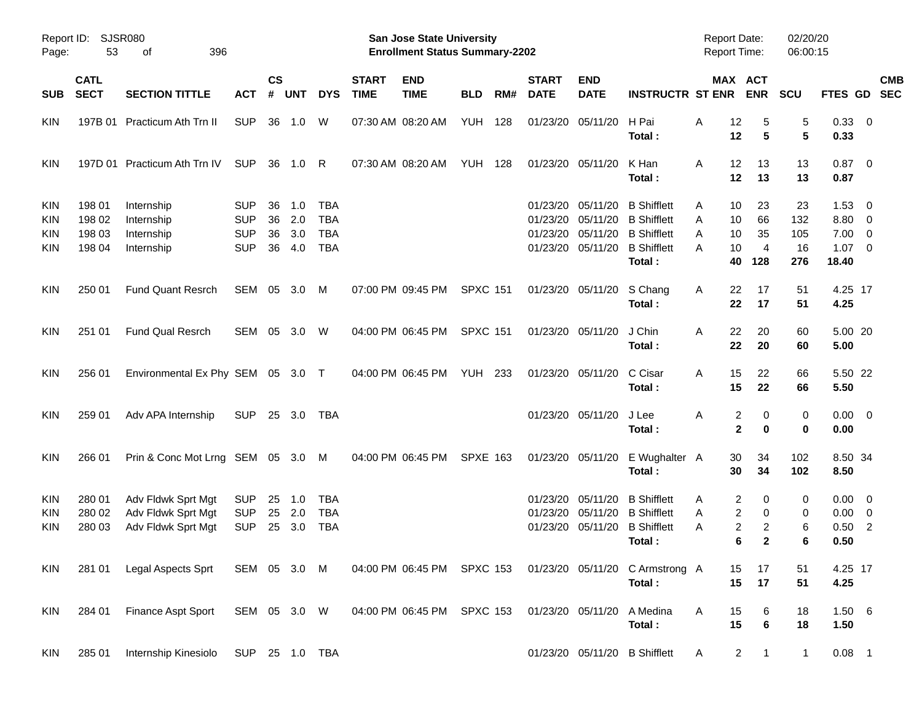Report ID: SJSR080

**San Jose State University**
**Enrollment Status Summary-2202**

Report Date: 02/20/20
Report Time: 06:00:15

| SUB | CATL SECT | SECTION TITTLE | ACT | CS # | UNT | DYS | START TIME | END TIME | BLD | RM# | START DATE | END DATE | INSTRUCTR | ST | MAX ENR | ACT ENR | SCU | FTES | GD | CMB SEC |
|---|---|---|---|---|---|---|---|---|---|---|---|---|---|---|---|---|---|---|---|---|
| KIN | 197B 01 | Practicum Ath Trn II | SUP | 36 | 1.0 | W | 07:30 AM | 08:20 AM | YUH | 128 | 01/23/20 | 05/11/20 | H Pai | A | 12 | 5 | 5 | 0.33 | 0 | |
| | | | | | | | | | | | | | **Total :** | | **12** | **5** | **5** | **0.33** | | |
| KIN | 197D 01 | Practicum Ath Trn IV | SUP | 36 | 1.0 | R | 07:30 AM | 08:20 AM | YUH | 128 | 01/23/20 | 05/11/20 | K Han | A | 12 | 13 | 13 | 0.87 | 0 | |
| | | | | | | | | | | | | | **Total :** | | **12** | **13** | **13** | **0.87** | | |
| KIN | 198 01 | Internship | SUP | 36 | 1.0 | TBA | | | | | 01/23/20 | 05/11/20 | B Shifflett | A | 10 | 23 | 23 | 1.53 | 0 | |
| KIN | 198 02 | Internship | SUP | 36 | 2.0 | TBA | | | | | 01/23/20 | 05/11/20 | B Shifflett | A | 10 | 66 | 132 | 8.80 | 0 | |
| KIN | 198 03 | Internship | SUP | 36 | 3.0 | TBA | | | | | 01/23/20 | 05/11/20 | B Shifflett | A | 10 | 35 | 105 | 7.00 | 0 | |
| KIN | 198 04 | Internship | SUP | 36 | 4.0 | TBA | | | | | 01/23/20 | 05/11/20 | B Shifflett | A | 10 | 4 | 16 | 1.07 | 0 | |
| | | | | | | | | | | | | | **Total :** | | **40** | **128** | **276** | **18.40** | | |
| KIN | 250 01 | Fund Quant Resrch | SEM | 05 | 3.0 | M | 07:00 PM | 09:45 PM | SPXC | 151 | 01/23/20 | 05/11/20 | S Chang | A | 22 | 17 | 51 | 4.25 | 17 | |
| | | | | | | | | | | | | | **Total :** | | **22** | **17** | **51** | **4.25** | | |
| KIN | 251 01 | Fund Qual Resrch | SEM | 05 | 3.0 | W | 04:00 PM | 06:45 PM | SPXC | 151 | 01/23/20 | 05/11/20 | J Chin | A | 22 | 20 | 60 | 5.00 | 20 | |
| | | | | | | | | | | | | | **Total :** | | **22** | **20** | **60** | **5.00** | | |
| KIN | 256 01 | Environmental Ex Phy | SEM | 05 | 3.0 | T | 04:00 PM | 06:45 PM | YUH | 233 | 01/23/20 | 05/11/20 | C Cisar | A | 15 | 22 | 66 | 5.50 | 22 | |
| | | | | | | | | | | | | | **Total :** | | **15** | **22** | **66** | **5.50** | | |
| KIN | 259 01 | Adv APA Internship | SUP | 25 | 3.0 | TBA | | | | | 01/23/20 | 05/11/20 | J Lee | A | 2 | 0 | 0 | 0.00 | 0 | |
| | | | | | | | | | | | | | **Total :** | | **2** | **0** | **0** | **0.00** | | |
| KIN | 266 01 | Prin & Conc Mot Lrng | SEM | 05 | 3.0 | M | 04:00 PM | 06:45 PM | SPXE | 163 | 01/23/20 | 05/11/20 | E Wughalter | A | 30 | 34 | 102 | 8.50 | 34 | |
| | | | | | | | | | | | | | **Total :** | | **30** | **34** | **102** | **8.50** | | |
| KIN | 280 01 | Adv Fldwk Sprt Mgt | SUP | 25 | 1.0 | TBA | | | | | 01/23/20 | 05/11/20 | B Shifflett | A | 2 | 0 | 0 | 0.00 | 0 | |
| KIN | 280 02 | Adv Fldwk Sprt Mgt | SUP | 25 | 2.0 | TBA | | | | | 01/23/20 | 05/11/20 | B Shifflett | A | 2 | 0 | 0 | 0.00 | 0 | |
| KIN | 280 03 | Adv Fldwk Sprt Mgt | SUP | 25 | 3.0 | TBA | | | | | 01/23/20 | 05/11/20 | B Shifflett | A | 2 | 2 | 6 | 0.50 | 2 | |
| | | | | | | | | | | | | | **Total :** | | **6** | **2** | **6** | **0.50** | | |
| KIN | 281 01 | Legal Aspects Sprt | SEM | 05 | 3.0 | M | 04:00 PM | 06:45 PM | SPXC | 153 | 01/23/20 | 05/11/20 | C Armstrong | A | 15 | 17 | 51 | 4.25 | 17 | |
| | | | | | | | | | | | | | **Total :** | | **15** | **17** | **51** | **4.25** | | |
| KIN | 284 01 | Finance Aspt Sport | SEM | 05 | 3.0 | W | 04:00 PM | 06:45 PM | SPXC | 153 | 01/23/20 | 05/11/20 | A Medina | A | 15 | 6 | 18 | 1.50 | 6 | |
| | | | | | | | | | | | | | **Total :** | | **15** | **6** | **18** | **1.50** | | |
| KIN | 285 01 | Internship Kinesiolo | SUP | 25 | 1.0 | TBA | | | | | 01/23/20 | 05/11/20 | B Shifflett | A | 2 | 1 | 1 | 0.08 | 1 | |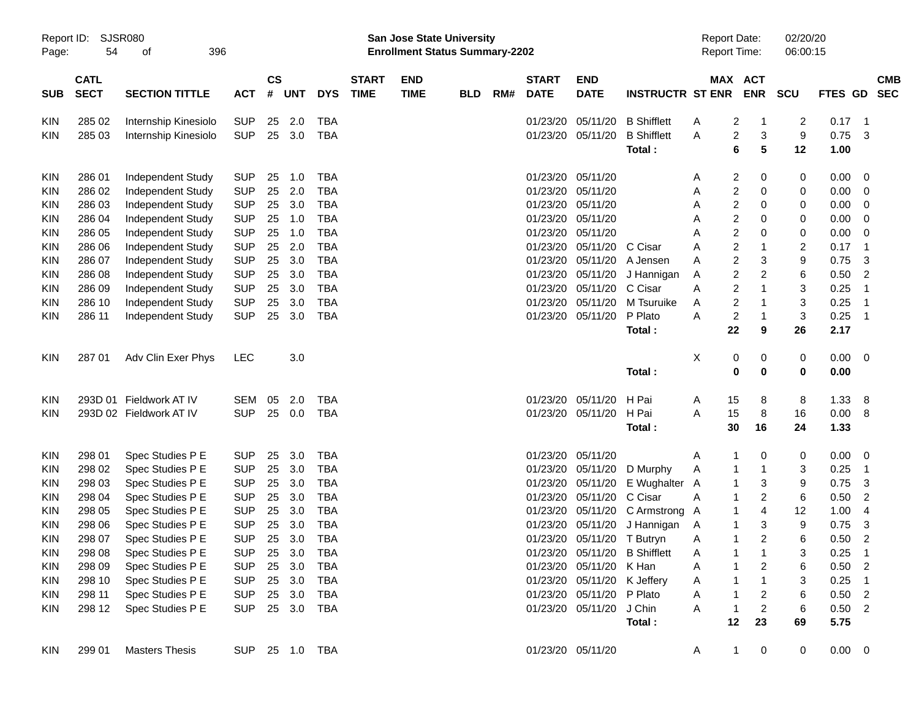Report ID: SJSR080
Page: 54 of 396

**San Jose State University**
**Enrollment Status Summary-2202**

Report Date: 02/20/20
Report Time: 06:00:15

| SUB | CATL SECT | SECTION TITTLE | ACT | CS # | UNT | DYS | START TIME | END TIME | BLD | RM# | START DATE | END DATE | INSTRUCTR | ST | MAX ENR | ACT ENR | SCU | FTES | GD | CMB SEC |
|---|---|---|---|---|---|---|---|---|---|---|---|---|---|---|---|---|---|---|---|---|
| KIN | 285 02 | Internship Kinesiolo | SUP | 25 | 2.0 | TBA | | | | | 01/23/20 | 05/11/20 | B Shifflett | A | 2 | 1 | 2 | 0.17 | 1 | |
| KIN | 285 03 | Internship Kinesiolo | SUP | 25 | 3.0 | TBA | | | | | 01/23/20 | 05/11/20 | B Shifflett | A | 2 | 3 | 9 | 0.75 | 3 | |
| | | | | | | | | | | | | | **Total :** | | **6** | **5** | **12** | **1.00** | | |
| KIN | 286 01 | Independent Study | SUP | 25 | 1.0 | TBA | | | | | 01/23/20 | 05/11/20 | | A | 2 | 0 | 0 | 0.00 | 0 | |
| KIN | 286 02 | Independent Study | SUP | 25 | 2.0 | TBA | | | | | 01/23/20 | 05/11/20 | | A | 2 | 0 | 0 | 0.00 | 0 | |
| KIN | 286 03 | Independent Study | SUP | 25 | 3.0 | TBA | | | | | 01/23/20 | 05/11/20 | | A | 2 | 0 | 0 | 0.00 | 0 | |
| KIN | 286 04 | Independent Study | SUP | 25 | 1.0 | TBA | | | | | 01/23/20 | 05/11/20 | | A | 2 | 0 | 0 | 0.00 | 0 | |
| KIN | 286 05 | Independent Study | SUP | 25 | 1.0 | TBA | | | | | 01/23/20 | 05/11/20 | | A | 2 | 0 | 0 | 0.00 | 0 | |
| KIN | 286 06 | Independent Study | SUP | 25 | 2.0 | TBA | | | | | 01/23/20 | 05/11/20 | C Cisar | A | 2 | 1 | 2 | 0.17 | 1 | |
| KIN | 286 07 | Independent Study | SUP | 25 | 3.0 | TBA | | | | | 01/23/20 | 05/11/20 | A Jensen | A | 2 | 3 | 9 | 0.75 | 3 | |
| KIN | 286 08 | Independent Study | SUP | 25 | 3.0 | TBA | | | | | 01/23/20 | 05/11/20 | J Hannigan | A | 2 | 2 | 6 | 0.50 | 2 | |
| KIN | 286 09 | Independent Study | SUP | 25 | 3.0 | TBA | | | | | 01/23/20 | 05/11/20 | C Cisar | A | 2 | 1 | 3 | 0.25 | 1 | |
| KIN | 286 10 | Independent Study | SUP | 25 | 3.0 | TBA | | | | | 01/23/20 | 05/11/20 | M Tsuruike | A | 2 | 1 | 3 | 0.25 | 1 | |
| KIN | 286 11 | Independent Study | SUP | 25 | 3.0 | TBA | | | | | 01/23/20 | 05/11/20 | P Plato | A | 2 | 1 | 3 | 0.25 | 1 | |
| | | | | | | | | | | | | | **Total :** | | **22** | **9** | **26** | **2.17** | | |
| KIN | 287 01 | Adv Clin Exer Phys | LEC | | 3.0 | | | | | | | | | X | 0 | 0 | 0 | 0.00 | 0 | |
| | | | | | | | | | | | | | **Total :** | | **0** | **0** | **0** | **0.00** | | |
| KIN | 293D 01 | Fieldwork AT IV | SEM | 05 | 2.0 | TBA | | | | | 01/23/20 | 05/11/20 | H Pai | A | 15 | 8 | 8 | 1.33 | 8 | |
| KIN | 293D 02 | Fieldwork AT IV | SUP | 25 | 0.0 | TBA | | | | | 01/23/20 | 05/11/20 | H Pai | A | 15 | 8 | 16 | 0.00 | 8 | |
| | | | | | | | | | | | | | **Total :** | | **30** | **16** | **24** | **1.33** | | |
| KIN | 298 01 | Spec Studies P E | SUP | 25 | 3.0 | TBA | | | | | 01/23/20 | 05/11/20 | | A | 1 | 0 | 0 | 0.00 | 0 | |
| KIN | 298 02 | Spec Studies P E | SUP | 25 | 3.0 | TBA | | | | | 01/23/20 | 05/11/20 | D Murphy | A | 1 | 1 | 3 | 0.25 | 1 | |
| KIN | 298 03 | Spec Studies P E | SUP | 25 | 3.0 | TBA | | | | | 01/23/20 | 05/11/20 | E Wughalter | A | 1 | 3 | 9 | 0.75 | 3 | |
| KIN | 298 04 | Spec Studies P E | SUP | 25 | 3.0 | TBA | | | | | 01/23/20 | 05/11/20 | C Cisar | A | 1 | 2 | 6 | 0.50 | 2 | |
| KIN | 298 05 | Spec Studies P E | SUP | 25 | 3.0 | TBA | | | | | 01/23/20 | 05/11/20 | C Armstrong | A | 1 | 4 | 12 | 1.00 | 4 | |
| KIN | 298 06 | Spec Studies P E | SUP | 25 | 3.0 | TBA | | | | | 01/23/20 | 05/11/20 | J Hannigan | A | 1 | 3 | 9 | 0.75 | 3 | |
| KIN | 298 07 | Spec Studies P E | SUP | 25 | 3.0 | TBA | | | | | 01/23/20 | 05/11/20 | T Butryn | A | 1 | 2 | 6 | 0.50 | 2 | |
| KIN | 298 08 | Spec Studies P E | SUP | 25 | 3.0 | TBA | | | | | 01/23/20 | 05/11/20 | B Shifflett | A | 1 | 1 | 3 | 0.25 | 1 | |
| KIN | 298 09 | Spec Studies P E | SUP | 25 | 3.0 | TBA | | | | | 01/23/20 | 05/11/20 | K Han | A | 1 | 2 | 6 | 0.50 | 2 | |
| KIN | 298 10 | Spec Studies P E | SUP | 25 | 3.0 | TBA | | | | | 01/23/20 | 05/11/20 | K Jeffery | A | 1 | 1 | 3 | 0.25 | 1 | |
| KIN | 298 11 | Spec Studies P E | SUP | 25 | 3.0 | TBA | | | | | 01/23/20 | 05/11/20 | P Plato | A | 1 | 2 | 6 | 0.50 | 2 | |
| KIN | 298 12 | Spec Studies P E | SUP | 25 | 3.0 | TBA | | | | | 01/23/20 | 05/11/20 | J Chin | A | 1 | 2 | 6 | 0.50 | 2 | |
| | | | | | | | | | | | | | **Total :** | | **12** | **23** | **69** | **5.75** | | |
| KIN | 299 01 | Masters Thesis | SUP | 25 | 1.0 | TBA | | | | | 01/23/20 | 05/11/20 | | A | 1 | 0 | 0 | 0.00 | 0 | |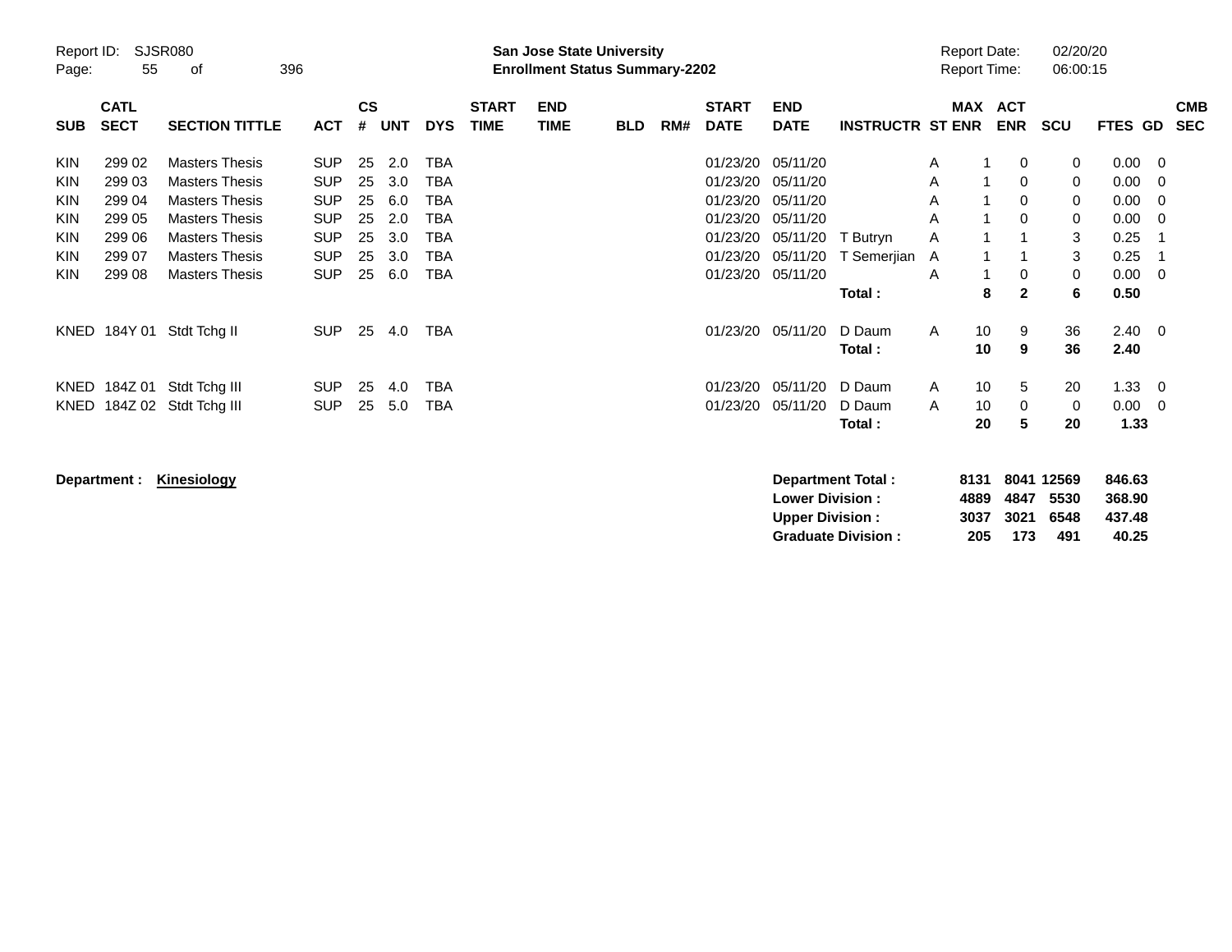| SUB | CATL SECT | SECTION TITTLE | ACT | CS # | UNT | DYS | START TIME | END TIME | BLD | RM# | START DATE | END DATE | INSTRUCTR | ST | MAX ENR | ACT ENR | SCU | FTES | GD | CMB SEC |
|---|---|---|---|---|---|---|---|---|---|---|---|---|---|---|---|---|---|---|---|---|
| KIN | 299 02 | Masters Thesis | SUP | 25 | 2.0 | TBA | | | | | 01/23/20 | 05/11/20 | | A | 1 | 0 | 0 | 0.00 | 0 | |
| KIN | 299 03 | Masters Thesis | SUP | 25 | 3.0 | TBA | | | | | 01/23/20 | 05/11/20 | | A | 1 | 0 | 0 | 0.00 | 0 | |
| KIN | 299 04 | Masters Thesis | SUP | 25 | 6.0 | TBA | | | | | 01/23/20 | 05/11/20 | | A | 1 | 0 | 0 | 0.00 | 0 | |
| KIN | 299 05 | Masters Thesis | SUP | 25 | 2.0 | TBA | | | | | 01/23/20 | 05/11/20 | | A | 1 | 0 | 0 | 0.00 | 0 | |
| KIN | 299 06 | Masters Thesis | SUP | 25 | 3.0 | TBA | | | | | 01/23/20 | 05/11/20 | T Butryn | A | 1 | 1 | 3 | 0.25 | 1 | |
| KIN | 299 07 | Masters Thesis | SUP | 25 | 3.0 | TBA | | | | | 01/23/20 | 05/11/20 | T Semerjian | A | 1 | 1 | 3 | 0.25 | 1 | |
| KIN | 299 08 | Masters Thesis | SUP | 25 | 6.0 | TBA | | | | | 01/23/20 | 05/11/20 | | A | 1 | 0 | 0 | 0.00 | 0 | |
| | | | | | | | | | | | | | **Total :** | | **8** | **2** | **6** | **0.50** | | |
| KNED | 184Y 01 | Stdt Tchg II | SUP | 25 | 4.0 | TBA | | | | | 01/23/20 | 05/11/20 | D Daum | A | 10 | 9 | 36 | 2.40 | 0 | |
| | | | | | | | | | | | | | **Total :** | | **10** | **9** | **36** | **2.40** | | |
| KNED | 184Z 01 | Stdt Tchg III | SUP | 25 | 4.0 | TBA | | | | | 01/23/20 | 05/11/20 | D Daum | A | 10 | 5 | 20 | 1.33 | 0 | |
| KNED | 184Z 02 | Stdt Tchg III | SUP | 25 | 5.0 | TBA | | | | | 01/23/20 | 05/11/20 | D Daum | A | 10 | 0 | 0 | 0.00 | 0 | |
| | | | | | | | | | | | | | **Total :** | | **20** | **5** | **20** | **1.33** | | |

**Department :** **Kinesiology**

| | MAX ENR | ACT ENR | SCU | FTES |
|---|---|---|---|---|
| **Department Total :** | **8131** | **8041** | **12569** | **846.63** |
| **Lower Division :** | **4889** | **4847** | **5530** | **368.90** |
| **Upper Division :** | **3037** | **3021** | **6548** | **437.48** |
| **Graduate Division :** | **205** | **173** | **491** | **40.25** |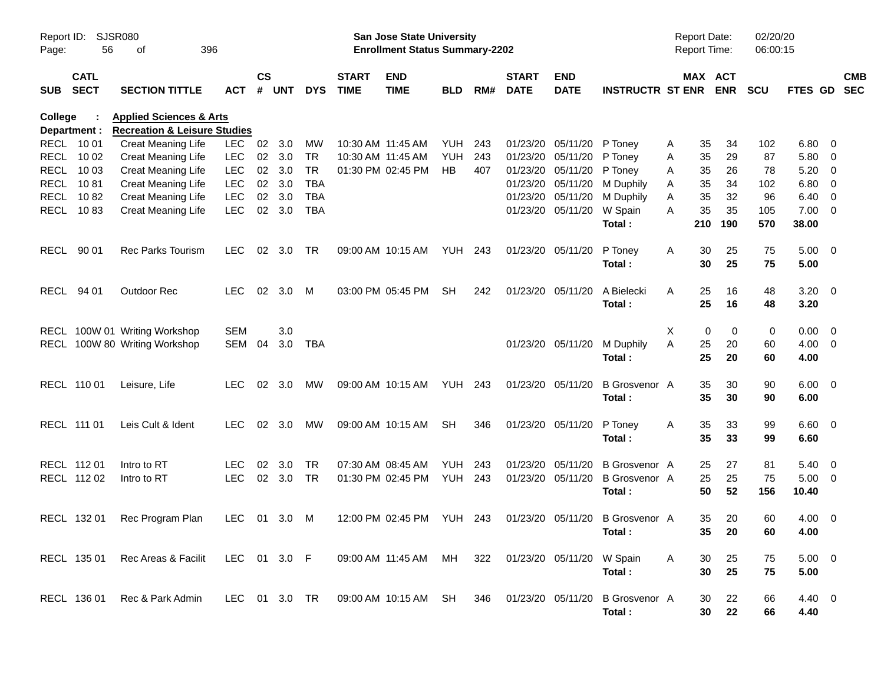Report ID: SJSR080
Page: 56 of 396

**San Jose State University**
**Enrollment Status Summary-2202**

Report Date: 02/20/20
Report Time: 06:00:15

**College : Applied Sciences & Arts**
**Department : Recreation & Leisure Studies**

| SUB | CATL SECT | SECTION TITTLE | ACT | CS # | UNT | DYS | START TIME | END TIME | BLD | RM# | START DATE | END DATE | INSTRUCTR | ST | MAX ENR | ACT ENR | SCU | FTES | GD | CMB SEC |
|---|---|---|---|---|---|---|---|---|---|---|---|---|---|---|---|---|---|---|---|---|
| RECL | 10 01 | Creat Meaning Life | LEC | 02 | 3.0 | MW | 10:30 AM | 11:45 AM | YUH | 243 | 01/23/20 | 05/11/20 | P Toney | A | 35 | 34 | 102 | 6.80 | 0 | |
| RECL | 10 02 | Creat Meaning Life | LEC | 02 | 3.0 | TR | 10:30 AM | 11:45 AM | YUH | 243 | 01/23/20 | 05/11/20 | P Toney | A | 35 | 29 | 87 | 5.80 | 0 | |
| RECL | 10 03 | Creat Meaning Life | LEC | 02 | 3.0 | TR | 01:30 PM | 02:45 PM | HB | 407 | 01/23/20 | 05/11/20 | P Toney | A | 35 | 26 | 78 | 5.20 | 0 | |
| RECL | 10 81 | Creat Meaning Life | LEC | 02 | 3.0 | TBA | | | | | 01/23/20 | 05/11/20 | M Duphily | A | 35 | 34 | 102 | 6.80 | 0 | |
| RECL | 10 82 | Creat Meaning Life | LEC | 02 | 3.0 | TBA | | | | | 01/23/20 | 05/11/20 | M Duphily | A | 35 | 32 | 96 | 6.40 | 0 | |
| RECL | 10 83 | Creat Meaning Life | LEC | 02 | 3.0 | TBA | | | | | 01/23/20 | 05/11/20 | W Spain | A | 35 | 35 | 105 | 7.00 | 0 | |
| | | | | | | | | | | | | | **Total :** | | **210** | **190** | **570** | **38.00** | | |
| RECL | 90 01 | Rec Parks Tourism | LEC | 02 | 3.0 | TR | 09:00 AM | 10:15 AM | YUH | 243 | 01/23/20 | 05/11/20 | P Toney | A | 30 | 25 | 75 | 5.00 | 0 | |
| | | | | | | | | | | | | | **Total :** | | **30** | **25** | **75** | **5.00** | | |
| RECL | 94 01 | Outdoor Rec | LEC | 02 | 3.0 | M | 03:00 PM | 05:45 PM | SH | 242 | 01/23/20 | 05/11/20 | A Bielecki | A | 25 | 16 | 48 | 3.20 | 0 | |
| | | | | | | | | | | | | | **Total :** | | **25** | **16** | **48** | **3.20** | | |
| RECL | 100W 01 | Writing Workshop | SEM | | 3.0 | | | | | | | | | X | 0 | 0 | 0 | 0.00 | 0 | |
| RECL | 100W 80 | Writing Workshop | SEM | 04 | 3.0 | TBA | | | | | 01/23/20 | 05/11/20 | M Duphily | A | 25 | 20 | 60 | 4.00 | 0 | |
| | | | | | | | | | | | | | **Total :** | | **25** | **20** | **60** | **4.00** | | |
| RECL | 110 01 | Leisure, Life | LEC | 02 | 3.0 | MW | 09:00 AM | 10:15 AM | YUH | 243 | 01/23/20 | 05/11/20 | B Grosvenor | A | 35 | 30 | 90 | 6.00 | 0 | |
| | | | | | | | | | | | | | **Total :** | | **35** | **30** | **90** | **6.00** | | |
| RECL | 111 01 | Leis Cult & Ident | LEC | 02 | 3.0 | MW | 09:00 AM | 10:15 AM | SH | 346 | 01/23/20 | 05/11/20 | P Toney | A | 35 | 33 | 99 | 6.60 | 0 | |
| | | | | | | | | | | | | | **Total :** | | **35** | **33** | **99** | **6.60** | | |
| RECL | 112 01 | Intro to RT | LEC | 02 | 3.0 | TR | 07:30 AM | 08:45 AM | YUH | 243 | 01/23/20 | 05/11/20 | B Grosvenor | A | 25 | 27 | 81 | 5.40 | 0 | |
| RECL | 112 02 | Intro to RT | LEC | 02 | 3.0 | TR | 01:30 PM | 02:45 PM | YUH | 243 | 01/23/20 | 05/11/20 | B Grosvenor | A | 25 | 25 | 75 | 5.00 | 0 | |
| | | | | | | | | | | | | | **Total :** | | **50** | **52** | **156** | **10.40** | | |
| RECL | 132 01 | Rec Program Plan | LEC | 01 | 3.0 | M | 12:00 PM | 02:45 PM | YUH | 243 | 01/23/20 | 05/11/20 | B Grosvenor | A | 35 | 20 | 60 | 4.00 | 0 | |
| | | | | | | | | | | | | | **Total :** | | **35** | **20** | **60** | **4.00** | | |
| RECL | 135 01 | Rec Areas & Facilit | LEC | 01 | 3.0 | F | 09:00 AM | 11:45 AM | MH | 322 | 01/23/20 | 05/11/20 | W Spain | A | 30 | 25 | 75 | 5.00 | 0 | |
| | | | | | | | | | | | | | **Total :** | | **30** | **25** | **75** | **5.00** | | |
| RECL | 136 01 | Rec & Park Admin | LEC | 01 | 3.0 | TR | 09:00 AM | 10:15 AM | SH | 346 | 01/23/20 | 05/11/20 | B Grosvenor | A | 30 | 22 | 66 | 4.40 | 0 | |
| | | | | | | | | | | | | | **Total :** | | **30** | **22** | **66** | **4.40** | | |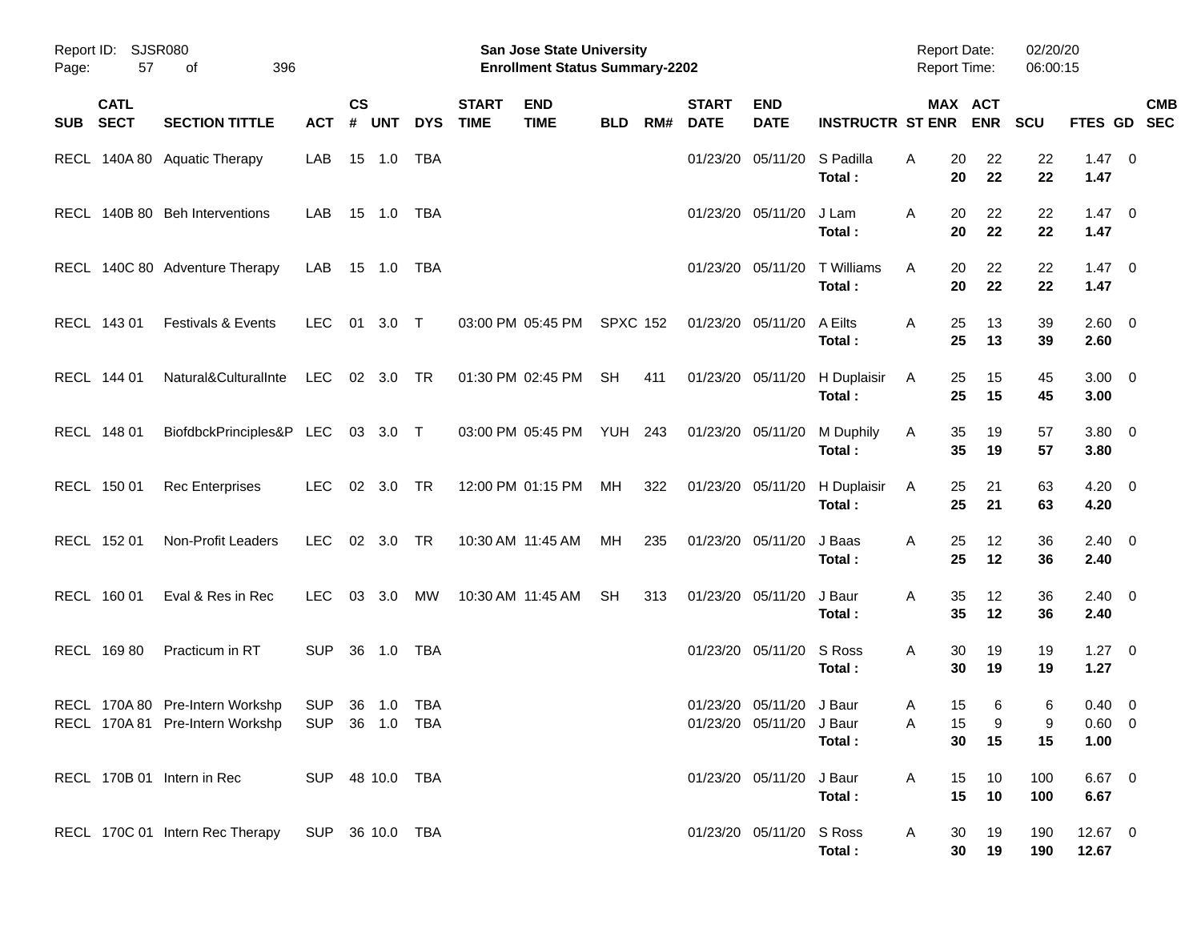Report ID: SJSR080
Page: 57 of 396

**San Jose State University**
**Enrollment Status Summary-2202**

Report Date: 02/20/20
Report Time: 06:00:15

| SUB | CATL SECT | SECTION TITTLE | ACT | CS # | UNT | DYS | START TIME | END TIME | BLD | RM# | START DATE | END DATE | INSTRUCTR | ST | MAX ENR | ACT ENR | SCU | FTES | GD | CMB SEC |
|---|---|---|---|---|---|---|---|---|---|---|---|---|---|---|---|---|---|---|---|---|
| RECL | 140A 80 | Aquatic Therapy | LAB | 15 | 1.0 | TBA | | | | | 01/23/20 | 05/11/20 | S Padilla | A | 20 | 22 | 22 | 1.47 | 0 | |
| | | | | | | | | | | | | | **Total :** | | **20** | **22** | **22** | **1.47** | | |
| RECL | 140B 80 | Beh Interventions | LAB | 15 | 1.0 | TBA | | | | | 01/23/20 | 05/11/20 | J Lam | A | 20 | 22 | 22 | 1.47 | 0 | |
| | | | | | | | | | | | | | **Total :** | | **20** | **22** | **22** | **1.47** | | |
| RECL | 140C 80 | Adventure Therapy | LAB | 15 | 1.0 | TBA | | | | | 01/23/20 | 05/11/20 | T Williams | A | 20 | 22 | 22 | 1.47 | 0 | |
| | | | | | | | | | | | | | **Total :** | | **20** | **22** | **22** | **1.47** | | |
| RECL | 143 01 | Festivals & Events | LEC | 01 | 3.0 | T | 03:00 PM | 05:45 PM | SPXC | 152 | 01/23/20 | 05/11/20 | A Eilts | A | 25 | 13 | 39 | 2.60 | 0 | |
| | | | | | | | | | | | | | **Total :** | | **25** | **13** | **39** | **2.60** | | |
| RECL | 144 01 | Natural&CulturalInte | LEC | 02 | 3.0 | TR | 01:30 PM | 02:45 PM | SH | 411 | 01/23/20 | 05/11/20 | H Duplaisir | A | 25 | 15 | 45 | 3.00 | 0 | |
| | | | | | | | | | | | | | **Total :** | | **25** | **15** | **45** | **3.00** | | |
| RECL | 148 01 | BiofdbckPrinciples&P | LEC | 03 | 3.0 | T | 03:00 PM | 05:45 PM | YUH | 243 | 01/23/20 | 05/11/20 | M Duphily | A | 35 | 19 | 57 | 3.80 | 0 | |
| | | | | | | | | | | | | | **Total :** | | **35** | **19** | **57** | **3.80** | | |
| RECL | 150 01 | Rec Enterprises | LEC | 02 | 3.0 | TR | 12:00 PM | 01:15 PM | MH | 322 | 01/23/20 | 05/11/20 | H Duplaisir | A | 25 | 21 | 63 | 4.20 | 0 | |
| | | | | | | | | | | | | | **Total :** | | **25** | **21** | **63** | **4.20** | | |
| RECL | 152 01 | Non-Profit Leaders | LEC | 02 | 3.0 | TR | 10:30 AM | 11:45 AM | MH | 235 | 01/23/20 | 05/11/20 | J Baas | A | 25 | 12 | 36 | 2.40 | 0 | |
| | | | | | | | | | | | | | **Total :** | | **25** | **12** | **36** | **2.40** | | |
| RECL | 160 01 | Eval & Res in Rec | LEC | 03 | 3.0 | MW | 10:30 AM | 11:45 AM | SH | 313 | 01/23/20 | 05/11/20 | J Baur | A | 35 | 12 | 36 | 2.40 | 0 | |
| | | | | | | | | | | | | | **Total :** | | **35** | **12** | **36** | **2.40** | | |
| RECL | 169 80 | Practicum in RT | SUP | 36 | 1.0 | TBA | | | | | 01/23/20 | 05/11/20 | S Ross | A | 30 | 19 | 19 | 1.27 | 0 | |
| | | | | | | | | | | | | | **Total :** | | **30** | **19** | **19** | **1.27** | | |
| RECL | 170A 80 | Pre-Intern Workshp | SUP | 36 | 1.0 | TBA | | | | | 01/23/20 | 05/11/20 | J Baur | A | 15 | 6 | 6 | 0.40 | 0 | |
| RECL | 170A 81 | Pre-Intern Workshp | SUP | 36 | 1.0 | TBA | | | | | 01/23/20 | 05/11/20 | J Baur | A | 15 | 9 | 9 | 0.60 | 0 | |
| | | | | | | | | | | | | | **Total :** | | **30** | **15** | **15** | **1.00** | | |
| RECL | 170B 01 | Intern in Rec | SUP | 48 | 10.0 | TBA | | | | | 01/23/20 | 05/11/20 | J Baur | A | 15 | 10 | 100 | 6.67 | 0 | |
| | | | | | | | | | | | | | **Total :** | | **15** | **10** | **100** | **6.67** | | |
| RECL | 170C 01 | Intern Rec Therapy | SUP | 36 | 10.0 | TBA | | | | | 01/23/20 | 05/11/20 | S Ross | A | 30 | 19 | 190 | 12.67 | 0 | |
| | | | | | | | | | | | | | **Total :** | | **30** | **19** | **190** | **12.67** | | |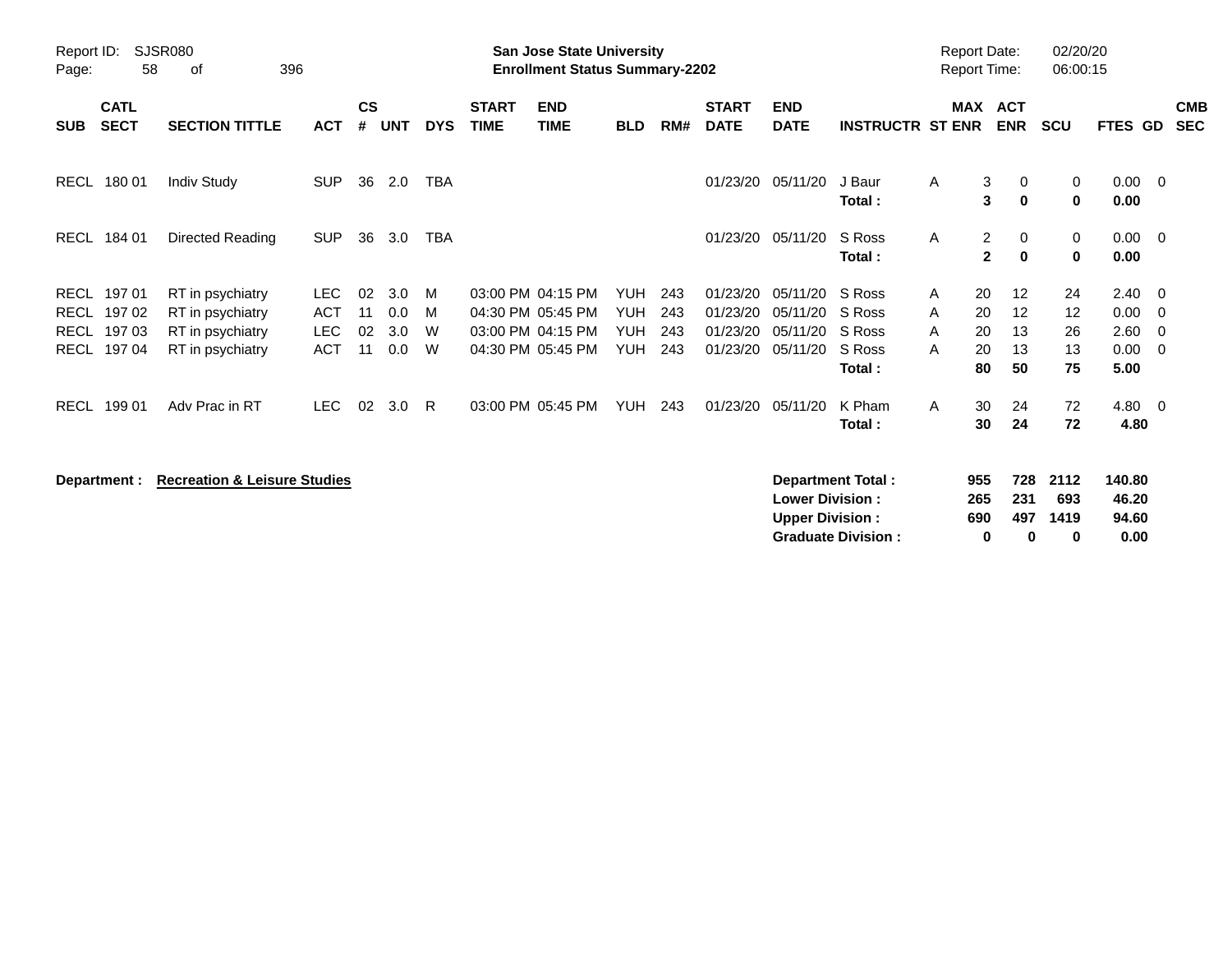Report ID: SJSR080

**San Jose State University**
**Enrollment Status Summary-2202**

Report Date: 02/20/20
Report Time: 06:00:15

| SUB | CATL SECT | SECTION TITTLE | ACT | CS # | UNT | DYS | START TIME | END TIME | BLD | RM# | START DATE | END DATE | INSTRUCTR | ST | MAX ENR | ACT ENR | SCU | FTES | GD | CMB SEC |
|---|---|---|---|---|---|---|---|---|---|---|---|---|---|---|---|---|---|---|---|---|
| RECL | 180 01 | Indiv Study | SUP | 36 | 2.0 | TBA | | | | | 01/23/20 | 05/11/20 | J Baur | A | 3 | 0 | 0 | 0.00 | 0 | |
| | | | | | | | | | | | | | **Total :** | | **3** | **0** | **0** | **0.00** | | |
| RECL | 184 01 | Directed Reading | SUP | 36 | 3.0 | TBA | | | | | 01/23/20 | 05/11/20 | S Ross | A | 2 | 0 | 0 | 0.00 | 0 | |
| | | | | | | | | | | | | | **Total :** | | **2** | **0** | **0** | **0.00** | | |
| RECL | 197 01 | RT in psychiatry | LEC | 02 | 3.0 | M | 03:00 PM | 04:15 PM | YUH | 243 | 01/23/20 | 05/11/20 | S Ross | A | 20 | 12 | 24 | 2.40 | 0 | |
| RECL | 197 02 | RT in psychiatry | ACT | 11 | 0.0 | M | 04:30 PM | 05:45 PM | YUH | 243 | 01/23/20 | 05/11/20 | S Ross | A | 20 | 12 | 12 | 0.00 | 0 | |
| RECL | 197 03 | RT in psychiatry | LEC | 02 | 3.0 | W | 03:00 PM | 04:15 PM | YUH | 243 | 01/23/20 | 05/11/20 | S Ross | A | 20 | 13 | 26 | 2.60 | 0 | |
| RECL | 197 04 | RT in psychiatry | ACT | 11 | 0.0 | W | 04:30 PM | 05:45 PM | YUH | 243 | 01/23/20 | 05/11/20 | S Ross | A | 20 | 13 | 13 | 0.00 | 0 | |
| | | | | | | | | | | | | | **Total :** | | **80** | **50** | **75** | **5.00** | | |
| RECL | 199 01 | Adv Prac in RT | LEC | 02 | 3.0 | R | 03:00 PM | 05:45 PM | YUH | 243 | 01/23/20 | 05/11/20 | K Pham | A | 30 | 24 | 72 | 4.80 | 0 | |
| | | | | | | | | | | | | | **Total :** | | **30** | **24** | **72** | **4.80** | | |

**Department :** **Recreation & Leisure Studies**

| | MAX ENR | ACT ENR | SCU | FTES |
|---|---|---|---|---|
| **Department Total :** | **955** | **728** | **2112** | **140.80** |
| **Lower Division :** | **265** | **231** | **693** | **46.20** |
| **Upper Division :** | **690** | **497** | **1419** | **94.60** |
| **Graduate Division :** | **0** | **0** | **0** | **0.00** |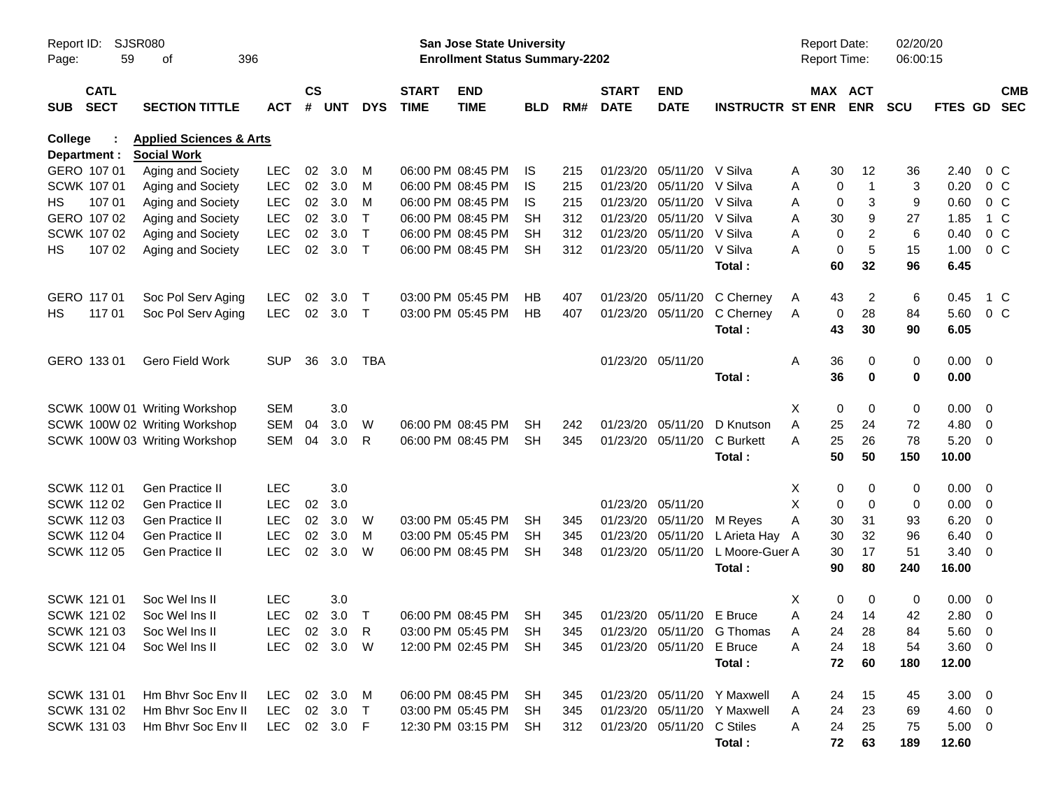Report ID: SJSR080

**San Jose State University**
**Enrollment Status Summary-2202**

Report Date: 02/20/20
Report Time: 06:00:15

**College : Applied Sciences & Arts**
**Department : Social Work**

| SUB | CATL SECT | SECTION TITTLE | ACT | CS # | UNT | DYS | START TIME | END TIME | BLD | RM# | START DATE | END DATE | INSTRUCTR | ST | MAX ENR | ACT ENR | SCU | FTES | GD | CMB SEC |
|---|---|---|---|---|---|---|---|---|---|---|---|---|---|---|---|---|---|---|---|---|
| GERO | 107 01 | Aging and Society | LEC | 02 | 3.0 | M | 06:00 PM | 08:45 PM | IS | 215 | 01/23/20 | 05/11/20 | V Silva | A | 30 | 12 | 36 | 2.40 | 0 | C |
| SCWK | 107 01 | Aging and Society | LEC | 02 | 3.0 | M | 06:00 PM | 08:45 PM | IS | 215 | 01/23/20 | 05/11/20 | V Silva | A | 0 | 1 | 3 | 0.20 | 0 | C |
| HS | 107 01 | Aging and Society | LEC | 02 | 3.0 | M | 06:00 PM | 08:45 PM | IS | 215 | 01/23/20 | 05/11/20 | V Silva | A | 0 | 3 | 9 | 0.60 | 0 | C |
| GERO | 107 02 | Aging and Society | LEC | 02 | 3.0 | T | 06:00 PM | 08:45 PM | SH | 312 | 01/23/20 | 05/11/20 | V Silva | A | 30 | 9 | 27 | 1.85 | 1 | C |
| SCWK | 107 02 | Aging and Society | LEC | 02 | 3.0 | T | 06:00 PM | 08:45 PM | SH | 312 | 01/23/20 | 05/11/20 | V Silva | A | 0 | 2 | 6 | 0.40 | 0 | C |
| HS | 107 02 | Aging and Society | LEC | 02 | 3.0 | T | 06:00 PM | 08:45 PM | SH | 312 | 01/23/20 | 05/11/20 | V Silva | A | 0 | 5 | 15 | 1.00 | 0 | C |
| | | | | | | | | | | | | | **Total :** | | **60** | **32** | **96** | **6.45** | | |
| GERO | 117 01 | Soc Pol Serv Aging | LEC | 02 | 3.0 | T | 03:00 PM | 05:45 PM | HB | 407 | 01/23/20 | 05/11/20 | C Cherney | A | 43 | 2 | 6 | 0.45 | 1 | C |
| HS | 117 01 | Soc Pol Serv Aging | LEC | 02 | 3.0 | T | 03:00 PM | 05:45 PM | HB | 407 | 01/23/20 | 05/11/20 | C Cherney | A | 0 | 28 | 84 | 5.60 | 0 | C |
| | | | | | | | | | | | | | **Total :** | | **43** | **30** | **90** | **6.05** | | |
| GERO | 133 01 | Gero Field Work | SUP | 36 | 3.0 | TBA | | | | | 01/23/20 | 05/11/20 | | A | 36 | 0 | 0 | 0.00 | 0 | |
| | | | | | | | | | | | | | **Total :** | | **36** | **0** | **0** | **0.00** | | |
| SCWK | 100W 01 | Writing Workshop | SEM | | 3.0 | | | | | | | | | X | 0 | 0 | 0 | 0.00 | 0 | |
| SCWK | 100W 02 | Writing Workshop | SEM | 04 | 3.0 | W | 06:00 PM | 08:45 PM | SH | 242 | 01/23/20 | 05/11/20 | D Knutson | A | 25 | 24 | 72 | 4.80 | 0 | |
| SCWK | 100W 03 | Writing Workshop | SEM | 04 | 3.0 | R | 06:00 PM | 08:45 PM | SH | 345 | 01/23/20 | 05/11/20 | C Burkett | A | 25 | 26 | 78 | 5.20 | 0 | |
| | | | | | | | | | | | | | **Total :** | | **50** | **50** | **150** | **10.00** | | |
| SCWK | 112 01 | Gen Practice II | LEC | | 3.0 | | | | | | | | | X | 0 | 0 | 0 | 0.00 | 0 | |
| SCWK | 112 02 | Gen Practice II | LEC | 02 | 3.0 | | | | | | 01/23/20 | 05/11/20 | | X | 0 | 0 | 0 | 0.00 | 0 | |
| SCWK | 112 03 | Gen Practice II | LEC | 02 | 3.0 | W | 03:00 PM | 05:45 PM | SH | 345 | 01/23/20 | 05/11/20 | M Reyes | A | 30 | 31 | 93 | 6.20 | 0 | |
| SCWK | 112 04 | Gen Practice II | LEC | 02 | 3.0 | M | 03:00 PM | 05:45 PM | SH | 345 | 01/23/20 | 05/11/20 | L Arieta Hay | A | 30 | 32 | 96 | 6.40 | 0 | |
| SCWK | 112 05 | Gen Practice II | LEC | 02 | 3.0 | W | 06:00 PM | 08:45 PM | SH | 348 | 01/23/20 | 05/11/20 | L Moore-Guer | A | 30 | 17 | 51 | 3.40 | 0 | |
| | | | | | | | | | | | | | **Total :** | | **90** | **80** | **240** | **16.00** | | |
| SCWK | 121 01 | Soc Wel Ins II | LEC | | 3.0 | | | | | | | | | X | 0 | 0 | 0 | 0.00 | 0 | |
| SCWK | 121 02 | Soc Wel Ins II | LEC | 02 | 3.0 | T | 06:00 PM | 08:45 PM | SH | 345 | 01/23/20 | 05/11/20 | E Bruce | A | 24 | 14 | 42 | 2.80 | 0 | |
| SCWK | 121 03 | Soc Wel Ins II | LEC | 02 | 3.0 | R | 03:00 PM | 05:45 PM | SH | 345 | 01/23/20 | 05/11/20 | G Thomas | A | 24 | 28 | 84 | 5.60 | 0 | |
| SCWK | 121 04 | Soc Wel Ins II | LEC | 02 | 3.0 | W | 12:00 PM | 02:45 PM | SH | 345 | 01/23/20 | 05/11/20 | E Bruce | A | 24 | 18 | 54 | 3.60 | 0 | |
| | | | | | | | | | | | | | **Total :** | | **72** | **60** | **180** | **12.00** | | |
| SCWK | 131 01 | Hm Bhvr Soc Env II | LEC | 02 | 3.0 | M | 06:00 PM | 08:45 PM | SH | 345 | 01/23/20 | 05/11/20 | Y Maxwell | A | 24 | 15 | 45 | 3.00 | 0 | |
| SCWK | 131 02 | Hm Bhvr Soc Env II | LEC | 02 | 3.0 | T | 03:00 PM | 05:45 PM | SH | 345 | 01/23/20 | 05/11/20 | Y Maxwell | A | 24 | 23 | 69 | 4.60 | 0 | |
| SCWK | 131 03 | Hm Bhvr Soc Env II | LEC | 02 | 3.0 | F | 12:30 PM | 03:15 PM | SH | 312 | 01/23/20 | 05/11/20 | C Stiles | A | 24 | 25 | 75 | 5.00 | 0 | |
| | | | | | | | | | | | | | **Total :** | | **72** | **63** | **189** | **12.60** | | |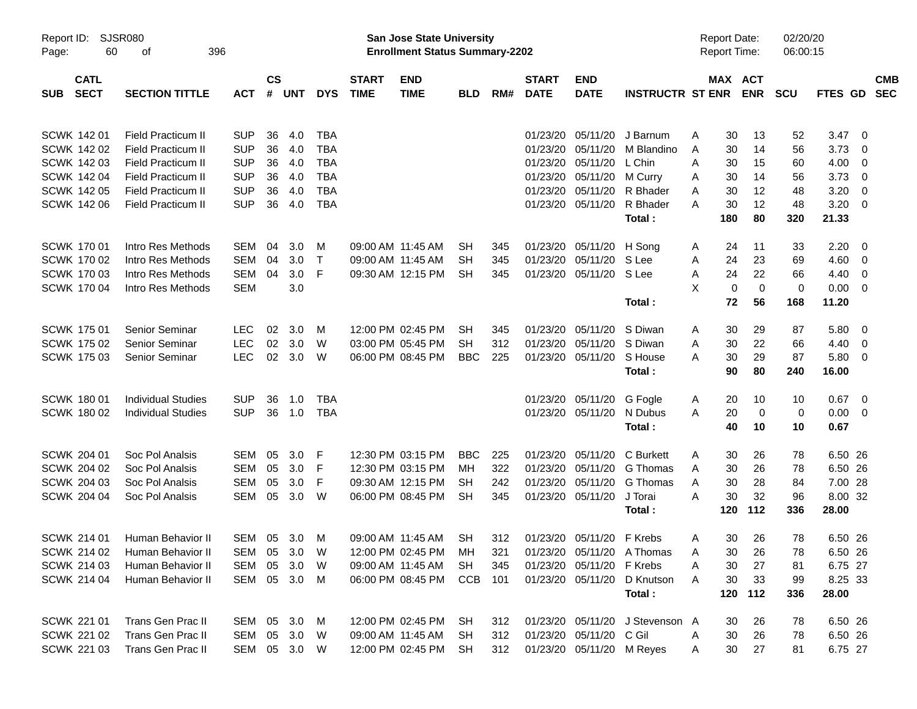Report ID: SJSR080

**San Jose State University**
**Enrollment Status Summary-2202**

Report Date: 02/20/20
Report Time: 06:00:15

| SUB | CATL SECT | SECTION TITTLE | ACT | CS # | UNT | DYS | START TIME | END TIME | BLD | RM# | START DATE | END DATE | INSTRUCTR | ST | MAX ENR | ACT ENR | SCU | FTES | GD | CMB SEC |
|---|---|---|---|---|---|---|---|---|---|---|---|---|---|---|---|---|---|---|---|---|
| SCWK | 142 01 | Field Practicum II | SUP | 36 | 4.0 | TBA | | | | | 01/23/20 | 05/11/20 | J Barnum | A | 30 | 13 | 52 | 3.47 | 0 | |
| SCWK | 142 02 | Field Practicum II | SUP | 36 | 4.0 | TBA | | | | | 01/23/20 | 05/11/20 | M Blandino | A | 30 | 14 | 56 | 3.73 | 0 | |
| SCWK | 142 03 | Field Practicum II | SUP | 36 | 4.0 | TBA | | | | | 01/23/20 | 05/11/20 | L Chin | A | 30 | 15 | 60 | 4.00 | 0 | |
| SCWK | 142 04 | Field Practicum II | SUP | 36 | 4.0 | TBA | | | | | 01/23/20 | 05/11/20 | M Curry | A | 30 | 14 | 56 | 3.73 | 0 | |
| SCWK | 142 05 | Field Practicum II | SUP | 36 | 4.0 | TBA | | | | | 01/23/20 | 05/11/20 | R Bhader | A | 30 | 12 | 48 | 3.20 | 0 | |
| SCWK | 142 06 | Field Practicum II | SUP | 36 | 4.0 | TBA | | | | | 01/23/20 | 05/11/20 | R Bhader | A | 30 | 12 | 48 | 3.20 | 0 | |
| | | | | | | | | | | | | | **Total :** | | **180** | **80** | **320** | **21.33** | | |
| SCWK | 170 01 | Intro Res Methods | SEM | 04 | 3.0 | M | 09:00 AM | 11:45 AM | SH | 345 | 01/23/20 | 05/11/20 | H Song | A | 24 | 11 | 33 | 2.20 | 0 | |
| SCWK | 170 02 | Intro Res Methods | SEM | 04 | 3.0 | T | 09:00 AM | 11:45 AM | SH | 345 | 01/23/20 | 05/11/20 | S Lee | A | 24 | 23 | 69 | 4.60 | 0 | |
| SCWK | 170 03 | Intro Res Methods | SEM | 04 | 3.0 | F | 09:30 AM | 12:15 PM | SH | 345 | 01/23/20 | 05/11/20 | S Lee | A | 24 | 22 | 66 | 4.40 | 0 | |
| SCWK | 170 04 | Intro Res Methods | SEM | | 3.0 | | | | | | | | | X | 0 | 0 | 0 | 0.00 | 0 | |
| | | | | | | | | | | | | | **Total :** | | **72** | **56** | **168** | **11.20** | | |
| SCWK | 175 01 | Senior Seminar | LEC | 02 | 3.0 | M | 12:00 PM | 02:45 PM | SH | 345 | 01/23/20 | 05/11/20 | S Diwan | A | 30 | 29 | 87 | 5.80 | 0 | |
| SCWK | 175 02 | Senior Seminar | LEC | 02 | 3.0 | W | 03:00 PM | 05:45 PM | SH | 312 | 01/23/20 | 05/11/20 | S Diwan | A | 30 | 22 | 66 | 4.40 | 0 | |
| SCWK | 175 03 | Senior Seminar | LEC | 02 | 3.0 | W | 06:00 PM | 08:45 PM | BBC | 225 | 01/23/20 | 05/11/20 | S House | A | 30 | 29 | 87 | 5.80 | 0 | |
| | | | | | | | | | | | | | **Total :** | | **90** | **80** | **240** | **16.00** | | |
| SCWK | 180 01 | Individual Studies | SUP | 36 | 1.0 | TBA | | | | | 01/23/20 | 05/11/20 | G Fogle | A | 20 | 10 | 10 | 0.67 | 0 | |
| SCWK | 180 02 | Individual Studies | SUP | 36 | 1.0 | TBA | | | | | 01/23/20 | 05/11/20 | N Dubus | A | 20 | 0 | 0 | 0.00 | 0 | |
| | | | | | | | | | | | | | **Total :** | | **40** | **10** | **10** | **0.67** | | |
| SCWK | 204 01 | Soc Pol Analsis | SEM | 05 | 3.0 | F | 12:30 PM | 03:15 PM | BBC | 225 | 01/23/20 | 05/11/20 | C Burkett | A | 30 | 26 | 78 | 6.50 | 26 | |
| SCWK | 204 02 | Soc Pol Analsis | SEM | 05 | 3.0 | F | 12:30 PM | 03:15 PM | MH | 322 | 01/23/20 | 05/11/20 | G Thomas | A | 30 | 26 | 78 | 6.50 | 26 | |
| SCWK | 204 03 | Soc Pol Analsis | SEM | 05 | 3.0 | F | 09:30 AM | 12:15 PM | SH | 242 | 01/23/20 | 05/11/20 | G Thomas | A | 30 | 28 | 84 | 7.00 | 28 | |
| SCWK | 204 04 | Soc Pol Analsis | SEM | 05 | 3.0 | W | 06:00 PM | 08:45 PM | SH | 345 | 01/23/20 | 05/11/20 | J Torai | A | 30 | 32 | 96 | 8.00 | 32 | |
| | | | | | | | | | | | | | **Total :** | | **120** | **112** | **336** | **28.00** | | |
| SCWK | 214 01 | Human Behavior II | SEM | 05 | 3.0 | M | 09:00 AM | 11:45 AM | SH | 312 | 01/23/20 | 05/11/20 | F Krebs | A | 30 | 26 | 78 | 6.50 | 26 | |
| SCWK | 214 02 | Human Behavior II | SEM | 05 | 3.0 | W | 12:00 PM | 02:45 PM | MH | 321 | 01/23/20 | 05/11/20 | A Thomas | A | 30 | 26 | 78 | 6.50 | 26 | |
| SCWK | 214 03 | Human Behavior II | SEM | 05 | 3.0 | W | 09:00 AM | 11:45 AM | SH | 345 | 01/23/20 | 05/11/20 | F Krebs | A | 30 | 27 | 81 | 6.75 | 27 | |
| SCWK | 214 04 | Human Behavior II | SEM | 05 | 3.0 | M | 06:00 PM | 08:45 PM | CCB | 101 | 01/23/20 | 05/11/20 | D Knutson | A | 30 | 33 | 99 | 8.25 | 33 | |
| | | | | | | | | | | | | | **Total :** | | **120** | **112** | **336** | **28.00** | | |
| SCWK | 221 01 | Trans Gen Prac II | SEM | 05 | 3.0 | M | 12:00 PM | 02:45 PM | SH | 312 | 01/23/20 | 05/11/20 | J Stevenson | A | 30 | 26 | 78 | 6.50 | 26 | |
| SCWK | 221 02 | Trans Gen Prac II | SEM | 05 | 3.0 | W | 09:00 AM | 11:45 AM | SH | 312 | 01/23/20 | 05/11/20 | C Gil | A | 30 | 26 | 78 | 6.50 | 26 | |
| SCWK | 221 03 | Trans Gen Prac II | SEM | 05 | 3.0 | W | 12:00 PM | 02:45 PM | SH | 312 | 01/23/20 | 05/11/20 | M Reyes | A | 30 | 27 | 81 | 6.75 | 27 | |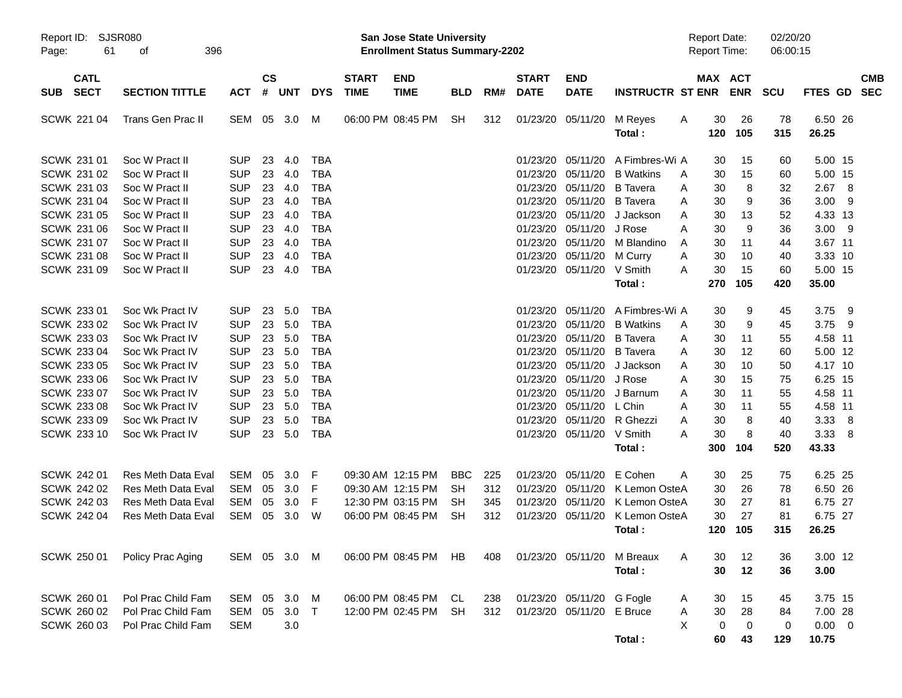Report ID: SJSR080
San Jose State University
Enrollment Status Summary-2202
Report Date: 02/20/20
Report Time: 06:00:15

| SUB | CATL SECT | SECTION TITTLE | ACT | CS # | UNT | DYS | START TIME | END TIME | BLD | RM# | START DATE | END DATE | INSTRUCTR | ST | MAX ENR | ACT ENR | SCU | FTES | GD | CMB SEC |
|---|---|---|---|---|---|---|---|---|---|---|---|---|---|---|---|---|---|---|---|---|
| SCWK | 221 04 | Trans Gen Prac II | SEM | 05 | 3.0 | M | 06:00 PM | 08:45 PM | SH | 312 | 01/23/20 | 05/11/20 | M Reyes | A | 30 | 26 | 78 | 6.50 | 26 | |
| | | | | | | | | | | | | | Total : | | 120 | 105 | 315 | 26.25 | | |
| SCWK | 231 01 | Soc W Pract II | SUP | 23 | 4.0 | TBA | | | | | 01/23/20 | 05/11/20 | A Fimbres-Wi | A | 30 | 15 | 60 | 5.00 | 15 | |
| SCWK | 231 02 | Soc W Pract II | SUP | 23 | 4.0 | TBA | | | | | 01/23/20 | 05/11/20 | B Watkins | A | 30 | 15 | 60 | 5.00 | 15 | |
| SCWK | 231 03 | Soc W Pract II | SUP | 23 | 4.0 | TBA | | | | | 01/23/20 | 05/11/20 | B Tavera | A | 30 | 8 | 32 | 2.67 | 8 | |
| SCWK | 231 04 | Soc W Pract II | SUP | 23 | 4.0 | TBA | | | | | 01/23/20 | 05/11/20 | B Tavera | A | 30 | 9 | 36 | 3.00 | 9 | |
| SCWK | 231 05 | Soc W Pract II | SUP | 23 | 4.0 | TBA | | | | | 01/23/20 | 05/11/20 | J Jackson | A | 30 | 13 | 52 | 4.33 | 13 | |
| SCWK | 231 06 | Soc W Pract II | SUP | 23 | 4.0 | TBA | | | | | 01/23/20 | 05/11/20 | J Rose | A | 30 | 9 | 36 | 3.00 | 9 | |
| SCWK | 231 07 | Soc W Pract II | SUP | 23 | 4.0 | TBA | | | | | 01/23/20 | 05/11/20 | M Blandino | A | 30 | 11 | 44 | 3.67 | 11 | |
| SCWK | 231 08 | Soc W Pract II | SUP | 23 | 4.0 | TBA | | | | | 01/23/20 | 05/11/20 | M Curry | A | 30 | 10 | 40 | 3.33 | 10 | |
| SCWK | 231 09 | Soc W Pract II | SUP | 23 | 4.0 | TBA | | | | | 01/23/20 | 05/11/20 | V Smith | A | 30 | 15 | 60 | 5.00 | 15 | |
| | | | | | | | | | | | | | Total : | | 270 | 105 | 420 | 35.00 | | |
| SCWK | 233 01 | Soc Wk Pract IV | SUP | 23 | 5.0 | TBA | | | | | 01/23/20 | 05/11/20 | A Fimbres-Wi | A | 30 | 9 | 45 | 3.75 | 9 | |
| SCWK | 233 02 | Soc Wk Pract IV | SUP | 23 | 5.0 | TBA | | | | | 01/23/20 | 05/11/20 | B Watkins | A | 30 | 9 | 45 | 3.75 | 9 | |
| SCWK | 233 03 | Soc Wk Pract IV | SUP | 23 | 5.0 | TBA | | | | | 01/23/20 | 05/11/20 | B Tavera | A | 30 | 11 | 55 | 4.58 | 11 | |
| SCWK | 233 04 | Soc Wk Pract IV | SUP | 23 | 5.0 | TBA | | | | | 01/23/20 | 05/11/20 | B Tavera | A | 30 | 12 | 60 | 5.00 | 12 | |
| SCWK | 233 05 | Soc Wk Pract IV | SUP | 23 | 5.0 | TBA | | | | | 01/23/20 | 05/11/20 | J Jackson | A | 30 | 10 | 50 | 4.17 | 10 | |
| SCWK | 233 06 | Soc Wk Pract IV | SUP | 23 | 5.0 | TBA | | | | | 01/23/20 | 05/11/20 | J Rose | A | 30 | 15 | 75 | 6.25 | 15 | |
| SCWK | 233 07 | Soc Wk Pract IV | SUP | 23 | 5.0 | TBA | | | | | 01/23/20 | 05/11/20 | J Barnum | A | 30 | 11 | 55 | 4.58 | 11 | |
| SCWK | 233 08 | Soc Wk Pract IV | SUP | 23 | 5.0 | TBA | | | | | 01/23/20 | 05/11/20 | L Chin | A | 30 | 11 | 55 | 4.58 | 11 | |
| SCWK | 233 09 | Soc Wk Pract IV | SUP | 23 | 5.0 | TBA | | | | | 01/23/20 | 05/11/20 | R Ghezzi | A | 30 | 8 | 40 | 3.33 | 8 | |
| SCWK | 233 10 | Soc Wk Pract IV | SUP | 23 | 5.0 | TBA | | | | | 01/23/20 | 05/11/20 | V Smith | A | 30 | 8 | 40 | 3.33 | 8 | |
| | | | | | | | | | | | | | Total : | | 300 | 104 | 520 | 43.33 | | |
| SCWK | 242 01 | Res Meth Data Eval | SEM | 05 | 3.0 | F | 09:30 AM | 12:15 PM | BBC | 225 | 01/23/20 | 05/11/20 | E Cohen | A | 30 | 25 | 75 | 6.25 | 25 | |
| SCWK | 242 02 | Res Meth Data Eval | SEM | 05 | 3.0 | F | 09:30 AM | 12:15 PM | SH | 312 | 01/23/20 | 05/11/20 | K Lemon Oste | A | 30 | 26 | 78 | 6.50 | 26 | |
| SCWK | 242 03 | Res Meth Data Eval | SEM | 05 | 3.0 | F | 12:30 PM | 03:15 PM | SH | 345 | 01/23/20 | 05/11/20 | K Lemon Oste | A | 30 | 27 | 81 | 6.75 | 27 | |
| SCWK | 242 04 | Res Meth Data Eval | SEM | 05 | 3.0 | W | 06:00 PM | 08:45 PM | SH | 312 | 01/23/20 | 05/11/20 | K Lemon Oste | A | 30 | 27 | 81 | 6.75 | 27 | |
| | | | | | | | | | | | | | Total : | | 120 | 105 | 315 | 26.25 | | |
| SCWK | 250 01 | Policy Prac Aging | SEM | 05 | 3.0 | M | 06:00 PM | 08:45 PM | HB | 408 | 01/23/20 | 05/11/20 | M Breaux | A | 30 | 12 | 36 | 3.00 | 12 | |
| | | | | | | | | | | | | | Total : | | 30 | 12 | 36 | 3.00 | | |
| SCWK | 260 01 | Pol Prac Child Fam | SEM | 05 | 3.0 | M | 06:00 PM | 08:45 PM | CL | 238 | 01/23/20 | 05/11/20 | G Fogle | A | 30 | 15 | 45 | 3.75 | 15 | |
| SCWK | 260 02 | Pol Prac Child Fam | SEM | 05 | 3.0 | T | 12:00 PM | 02:45 PM | SH | 312 | 01/23/20 | 05/11/20 | E Bruce | A | 30 | 28 | 84 | 7.00 | 28 | |
| SCWK | 260 03 | Pol Prac Child Fam | SEM | | 3.0 | | | | | | | | | X | 0 | 0 | 0 | 0.00 | 0 | |
| | | | | | | | | | | | | | Total : | | 60 | 43 | 129 | 10.75 | | |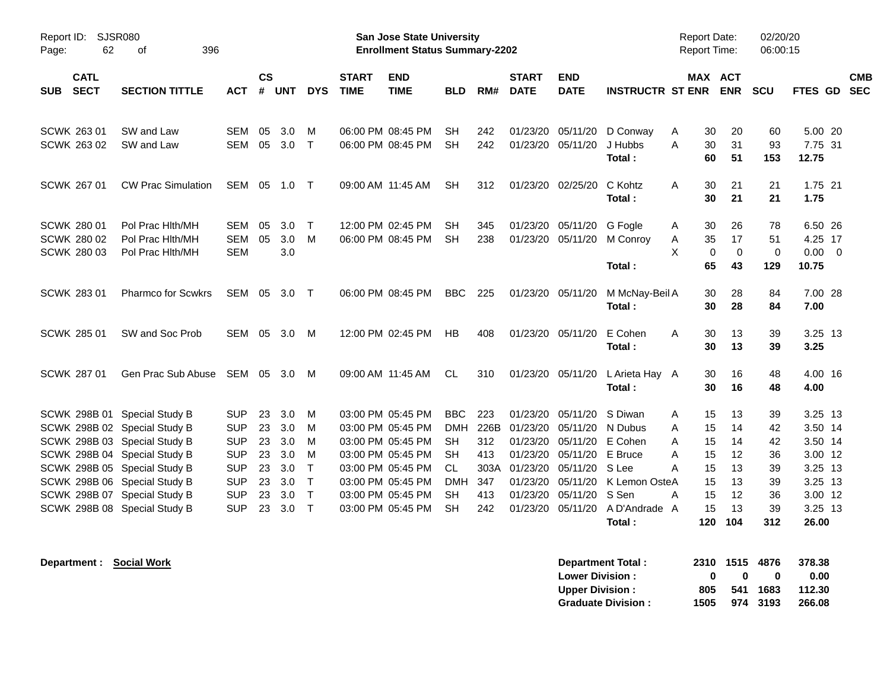Report ID: SJSR080
Page: 62 of 396

**San Jose State University**
**Enrollment Status Summary-2202**

Report Date: 02/20/20
Report Time: 06:00:15

| SUB | CATL SECT | SECTION TITTLE | ACT | CS # | UNT | DYS | START TIME | END TIME | BLD | RM# | START DATE | END DATE | INSTRUCTR | ST | MAX ENR | ACT ENR | SCU | FTES | GD | CMB SEC |
|---|---|---|---|---|---|---|---|---|---|---|---|---|---|---|---|---|---|---|---|---|
| SCWK | 263 01 | SW and Law | SEM | 05 | 3.0 | M | 06:00 PM | 08:45 PM | SH | 242 | 01/23/20 | 05/11/20 | D Conway | A | 30 | 20 | 60 | 5.00 | 20 | |
| SCWK | 263 02 | SW and Law | SEM | 05 | 3.0 | T | 06:00 PM | 08:45 PM | SH | 242 | 01/23/20 | 05/11/20 | J Hubbs | A | 30 | 31 | 93 | 7.75 | 31 | |
| | | | | | | | | | | | | | **Total :** | | **60** | **51** | **153** | **12.75** | | |
| SCWK | 267 01 | CW Prac Simulation | SEM | 05 | 1.0 | T | 09:00 AM | 11:45 AM | SH | 312 | 01/23/20 | 02/25/20 | C Kohtz | A | 30 | 21 | 21 | 1.75 | 21 | |
| | | | | | | | | | | | | | **Total :** | | **30** | **21** | **21** | **1.75** | | |
| SCWK | 280 01 | Pol Prac Hlth/MH | SEM | 05 | 3.0 | T | 12:00 PM | 02:45 PM | SH | 345 | 01/23/20 | 05/11/20 | G Fogle | A | 30 | 26 | 78 | 6.50 | 26 | |
| SCWK | 280 02 | Pol Prac Hlth/MH | SEM | 05 | 3.0 | M | 06:00 PM | 08:45 PM | SH | 238 | 01/23/20 | 05/11/20 | M Conroy | A | 35 | 17 | 51 | 4.25 | 17 | |
| SCWK | 280 03 | Pol Prac Hlth/MH | SEM | | 3.0 | | | | | | | | | X | 0 | 0 | 0 | 0.00 | 0 | |
| | | | | | | | | | | | | | **Total :** | | **65** | **43** | **129** | **10.75** | | |
| SCWK | 283 01 | Pharmco for Scwkrs | SEM | 05 | 3.0 | T | 06:00 PM | 08:45 PM | BBC | 225 | 01/23/20 | 05/11/20 | M McNay-Beil | A | 30 | 28 | 84 | 7.00 | 28 | |
| | | | | | | | | | | | | | **Total :** | | **30** | **28** | **84** | **7.00** | | |
| SCWK | 285 01 | SW and Soc Prob | SEM | 05 | 3.0 | M | 12:00 PM | 02:45 PM | HB | 408 | 01/23/20 | 05/11/20 | E Cohen | A | 30 | 13 | 39 | 3.25 | 13 | |
| | | | | | | | | | | | | | **Total :** | | **30** | **13** | **39** | **3.25** | | |
| SCWK | 287 01 | Gen Prac Sub Abuse | SEM | 05 | 3.0 | M | 09:00 AM | 11:45 AM | CL | 310 | 01/23/20 | 05/11/20 | L Arieta Hay | A | 30 | 16 | 48 | 4.00 | 16 | |
| | | | | | | | | | | | | | **Total :** | | **30** | **16** | **48** | **4.00** | | |
| SCWK | 298B 01 | Special Study B | SUP | 23 | 3.0 | M | 03:00 PM | 05:45 PM | BBC | 223 | 01/23/20 | 05/11/20 | S Diwan | A | 15 | 13 | 39 | 3.25 | 13 | |
| SCWK | 298B 02 | Special Study B | SUP | 23 | 3.0 | M | 03:00 PM | 05:45 PM | DMH | 226B | 01/23/20 | 05/11/20 | N Dubus | A | 15 | 14 | 42 | 3.50 | 14 | |
| SCWK | 298B 03 | Special Study B | SUP | 23 | 3.0 | M | 03:00 PM | 05:45 PM | SH | 312 | 01/23/20 | 05/11/20 | E Cohen | A | 15 | 14 | 42 | 3.50 | 14 | |
| SCWK | 298B 04 | Special Study B | SUP | 23 | 3.0 | M | 03:00 PM | 05:45 PM | SH | 413 | 01/23/20 | 05/11/20 | E Bruce | A | 15 | 12 | 36 | 3.00 | 12 | |
| SCWK | 298B 05 | Special Study B | SUP | 23 | 3.0 | T | 03:00 PM | 05:45 PM | CL | 303A | 01/23/20 | 05/11/20 | S Lee | A | 15 | 13 | 39 | 3.25 | 13 | |
| SCWK | 298B 06 | Special Study B | SUP | 23 | 3.0 | T | 03:00 PM | 05:45 PM | DMH | 347 | 01/23/20 | 05/11/20 | K Lemon Oste | A | 15 | 13 | 39 | 3.25 | 13 | |
| SCWK | 298B 07 | Special Study B | SUP | 23 | 3.0 | T | 03:00 PM | 05:45 PM | SH | 413 | 01/23/20 | 05/11/20 | S Sen | A | 15 | 12 | 36 | 3.00 | 12 | |
| SCWK | 298B 08 | Special Study B | SUP | 23 | 3.0 | T | 03:00 PM | 05:45 PM | SH | 242 | 01/23/20 | 05/11/20 | A D'Andrade | A | 15 | 13 | 39 | 3.25 | 13 | |
| | | | | | | | | | | | | | **Total :** | | **120** | **104** | **312** | **26.00** | | |

**Department : Social Work**

| | MAX ENR | ACT ENR | SCU | FTES |
|---|---|---|---|---|
| **Department Total :** | **2310** | **1515** | **4876** | **378.38** |
| **Lower Division :** | **0** | **0** | **0** | **0.00** |
| **Upper Division :** | **805** | **541** | **1683** | **112.30** |
| **Graduate Division :** | **1505** | **974** | **3193** | **266.08** |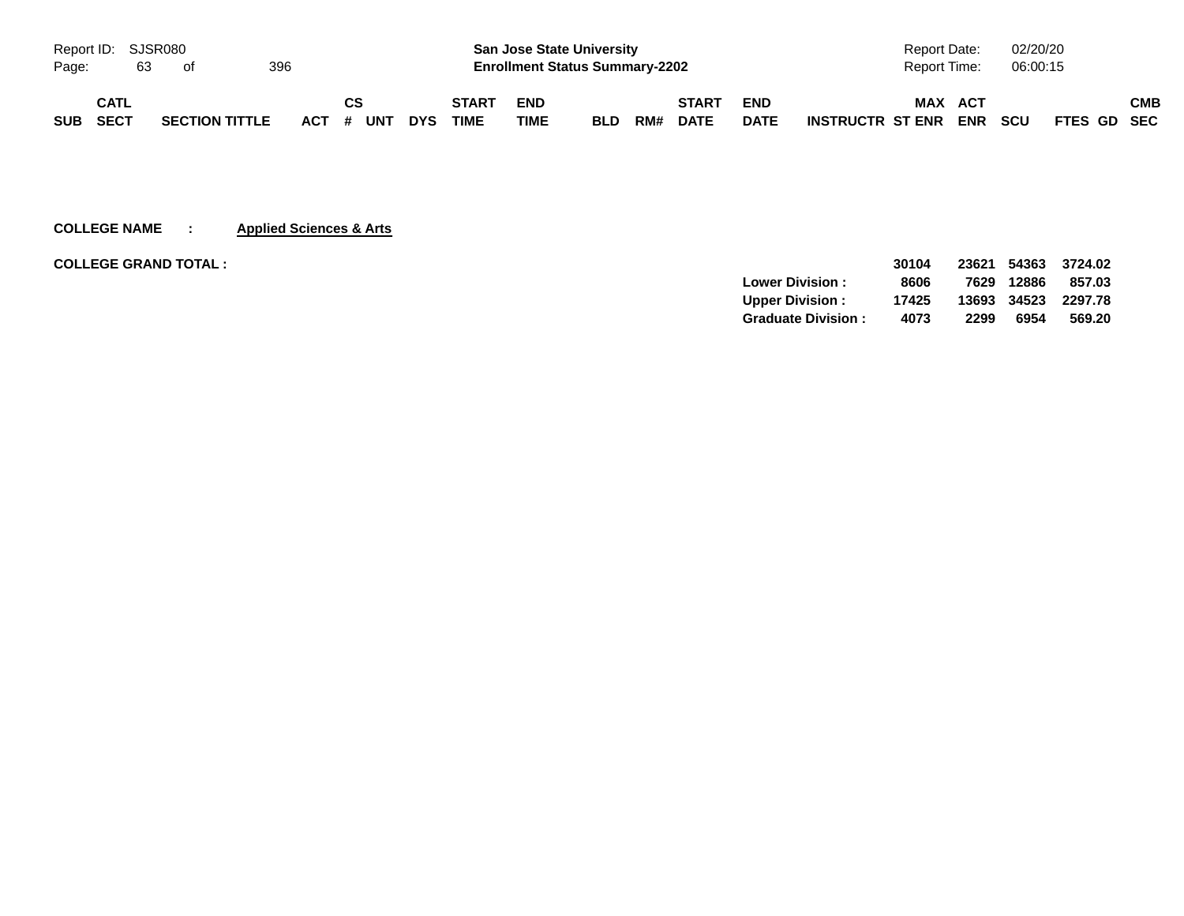| SUB | CATL SECT | SECTION TITTLE | ACT | CS # | UNT | DYS | START TIME | END TIME | BLD | RM# | START DATE | END DATE | INSTRUCTR | MAX ST ENR | ACT ENR | SCU | FTES | GD | CMB SEC |
|---|---|---|---|---|---|---|---|---|---|---|---|---|---|---|---|---|---|---|---|

**COLLEGE NAME : Applied Sciences & Arts**

| | | MAX ST ENR | ACT ENR | SCU | FTES |
|---|---|---|---|---|---|
| **COLLEGE GRAND TOTAL :** | | **30104** | **23621** | **54363** | **3724.02** |
| | **Lower Division :** | **8606** | **7629** | **12886** | **857.03** |
| | **Upper Division :** | **17425** | **13693** | **34523** | **2297.78** |
| | **Graduate Division :** | **4073** | **2299** | **6954** | **569.20** |